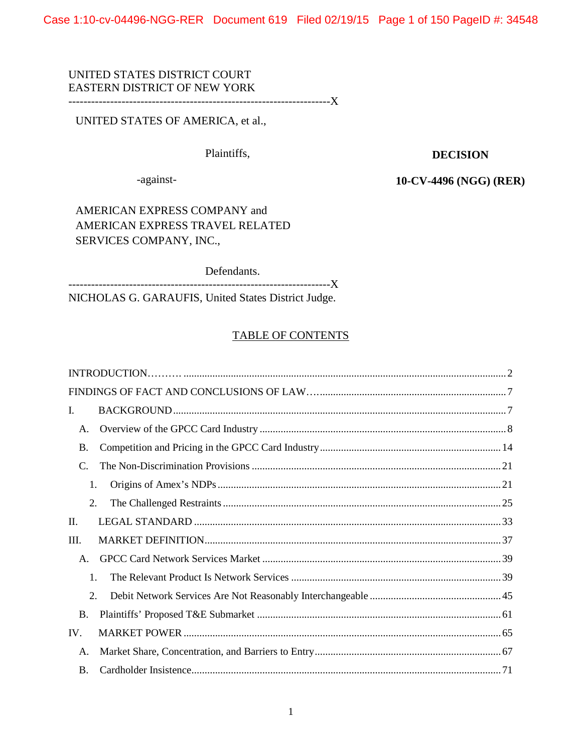UNITED STATES DISTRICT COURT
EASTERN DISTRICT OF NEW YORK

---------------------------------------------------------------------X

UNITED STATES OF AMERICA, et al.,

Plaintiffs,

-against-

AMERICAN EXPRESS COMPANY and AMERICAN EXPRESS TRAVEL RELATED SERVICES COMPANY, INC.,

Defendants.

---------------------------------------------------------------------X

**DECISION**

**10-CV-4496 (NGG) (RER)**

NICHOLAS G. GARAUFIS, United States District Judge.

## TABLE OF CONTENTS

INTRODUCTION………. .......... 2

FINDINGS OF FACT AND CONCLUSIONS OF LAW…........ 7

I. BACKGROUND .......... 7

- A. Overview of the GPCC Card Industry .......... 8
- B. Competition and Pricing in the GPCC Card Industry .......... 14
- C. The Non-Discrimination Provisions .......... 21
  1. Origins of Amex's NDPs .......... 21
  2. The Challenged Restraints .......... 25

II. LEGAL STANDARD .......... 33

III. MARKET DEFINITION .......... 37

- A. GPCC Card Network Services Market .......... 39
  1. The Relevant Product Is Network Services .......... 39
  2. Debit Network Services Are Not Reasonably Interchangeable .......... 45
- B. Plaintiffs' Proposed T&E Submarket .......... 61

IV. MARKET POWER .......... 65

- A. Market Share, Concentration, and Barriers to Entry .......... 67
- B. Cardholder Insistence .......... 71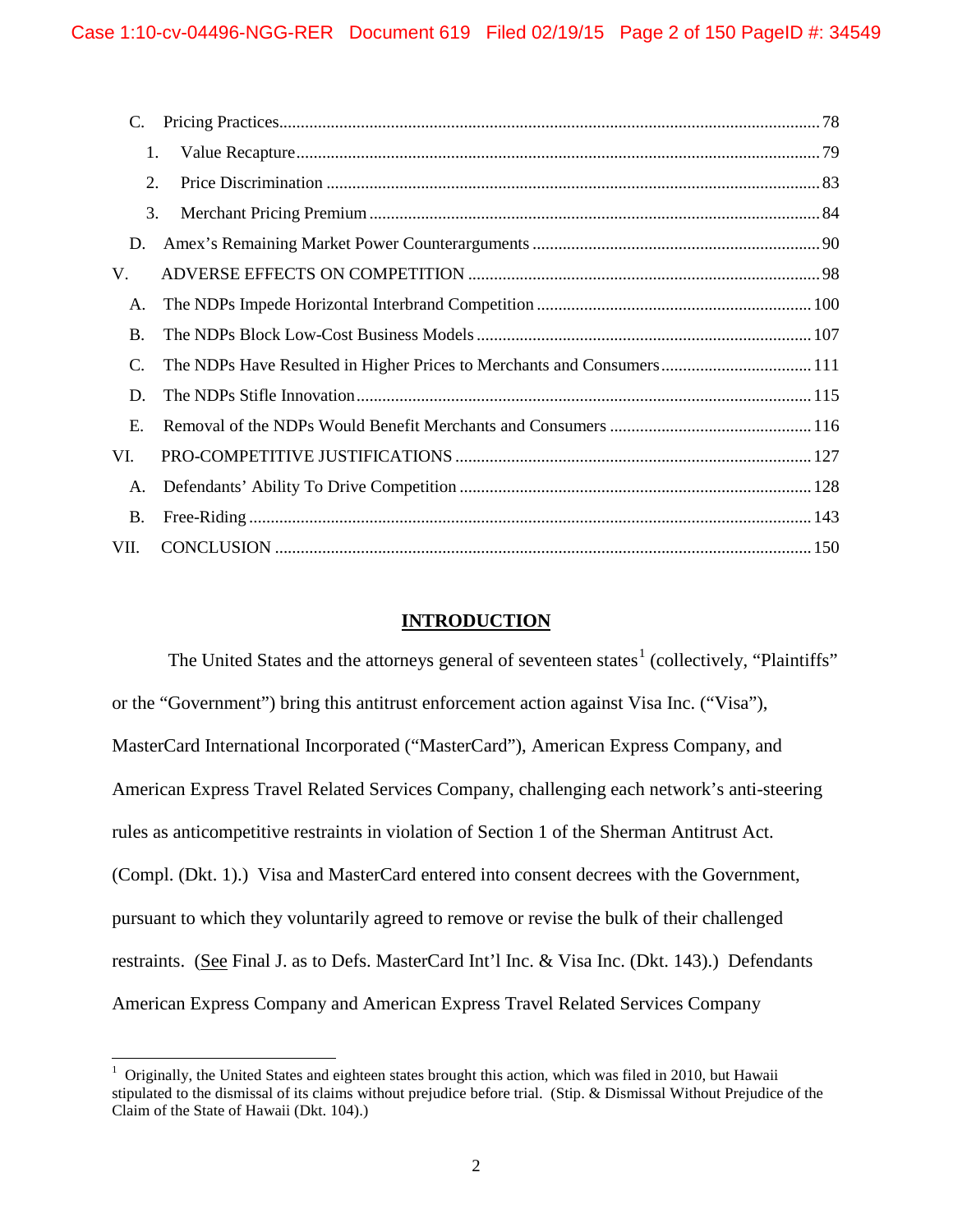C. Pricing Practices ..... 78

1. Value Recapture ..... 79

2. Price Discrimination ..... 83

3. Merchant Pricing Premium ..... 84

D. Amex's Remaining Market Power Counterarguments ..... 90

V. ADVERSE EFFECTS ON COMPETITION ..... 98

A. The NDPs Impede Horizontal Interbrand Competition ..... 100

B. The NDPs Block Low-Cost Business Models ..... 107

C. The NDPs Have Resulted in Higher Prices to Merchants and Consumers ..... 111

D. The NDPs Stifle Innovation ..... 115

E. Removal of the NDPs Would Benefit Merchants and Consumers ..... 116

VI. PRO-COMPETITIVE JUSTIFICATIONS ..... 127

A. Defendants' Ability To Drive Competition ..... 128

B. Free-Riding ..... 143

VII. CONCLUSION ..... 150

# INTRODUCTION

The United States and the attorneys general of seventeen states[1] (collectively, "Plaintiffs" or the "Government") bring this antitrust enforcement action against Visa Inc. ("Visa"), MasterCard International Incorporated ("MasterCard"), American Express Company, and American Express Travel Related Services Company, challenging each network's anti-steering rules as anticompetitive restraints in violation of Section 1 of the Sherman Antitrust Act. (Compl. (Dkt. 1).) Visa and MasterCard entered into consent decrees with the Government, pursuant to which they voluntarily agreed to remove or revise the bulk of their challenged restraints. (See Final J. as to Defs. MasterCard Int'l Inc. & Visa Inc. (Dkt. 143).) Defendants American Express Company and American Express Travel Related Services Company

[1] Originally, the United States and eighteen states brought this action, which was filed in 2010, but Hawaii stipulated to the dismissal of its claims without prejudice before trial. (Stip. & Dismissal Without Prejudice of the Claim of the State of Hawaii (Dkt. 104).)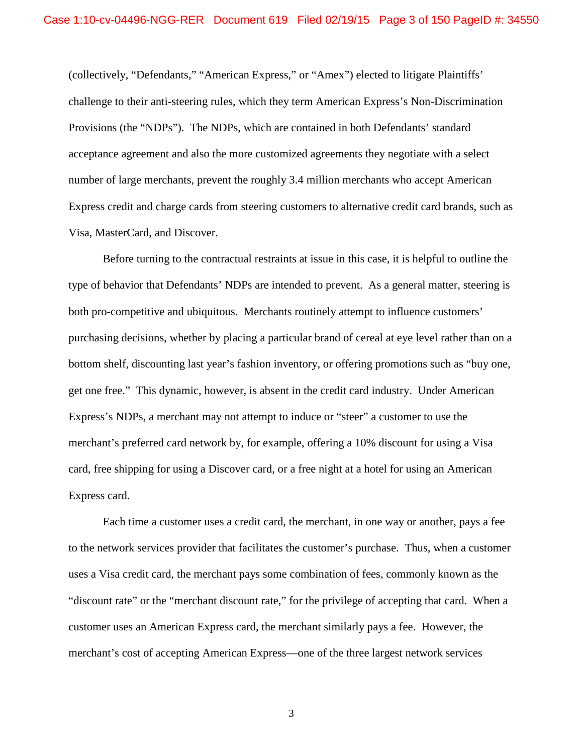(collectively, "Defendants," "American Express," or "Amex") elected to litigate Plaintiffs' challenge to their anti-steering rules, which they term American Express's Non-Discrimination Provisions (the "NDPs"). The NDPs, which are contained in both Defendants' standard acceptance agreement and also the more customized agreements they negotiate with a select number of large merchants, prevent the roughly 3.4 million merchants who accept American Express credit and charge cards from steering customers to alternative credit card brands, such as Visa, MasterCard, and Discover.

Before turning to the contractual restraints at issue in this case, it is helpful to outline the type of behavior that Defendants' NDPs are intended to prevent. As a general matter, steering is both pro-competitive and ubiquitous. Merchants routinely attempt to influence customers' purchasing decisions, whether by placing a particular brand of cereal at eye level rather than on a bottom shelf, discounting last year's fashion inventory, or offering promotions such as "buy one, get one free." This dynamic, however, is absent in the credit card industry. Under American Express's NDPs, a merchant may not attempt to induce or "steer" a customer to use the merchant's preferred card network by, for example, offering a 10% discount for using a Visa card, free shipping for using a Discover card, or a free night at a hotel for using an American Express card.

Each time a customer uses a credit card, the merchant, in one way or another, pays a fee to the network services provider that facilitates the customer's purchase. Thus, when a customer uses a Visa credit card, the merchant pays some combination of fees, commonly known as the "discount rate" or the "merchant discount rate," for the privilege of accepting that card. When a customer uses an American Express card, the merchant similarly pays a fee. However, the merchant's cost of accepting American Express—one of the three largest network services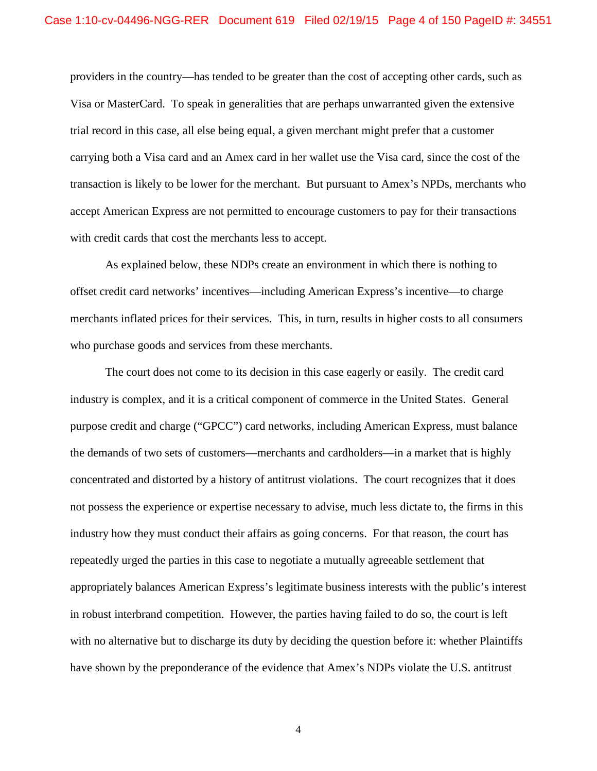providers in the country—has tended to be greater than the cost of accepting other cards, such as Visa or MasterCard. To speak in generalities that are perhaps unwarranted given the extensive trial record in this case, all else being equal, a given merchant might prefer that a customer carrying both a Visa card and an Amex card in her wallet use the Visa card, since the cost of the transaction is likely to be lower for the merchant. But pursuant to Amex's NPDs, merchants who accept American Express are not permitted to encourage customers to pay for their transactions with credit cards that cost the merchants less to accept.

As explained below, these NDPs create an environment in which there is nothing to offset credit card networks' incentives—including American Express's incentive—to charge merchants inflated prices for their services. This, in turn, results in higher costs to all consumers who purchase goods and services from these merchants.

The court does not come to its decision in this case eagerly or easily. The credit card industry is complex, and it is a critical component of commerce in the United States. General purpose credit and charge ("GPCC") card networks, including American Express, must balance the demands of two sets of customers—merchants and cardholders—in a market that is highly concentrated and distorted by a history of antitrust violations. The court recognizes that it does not possess the experience or expertise necessary to advise, much less dictate to, the firms in this industry how they must conduct their affairs as going concerns. For that reason, the court has repeatedly urged the parties in this case to negotiate a mutually agreeable settlement that appropriately balances American Express's legitimate business interests with the public's interest in robust interbrand competition. However, the parties having failed to do so, the court is left with no alternative but to discharge its duty by deciding the question before it: whether Plaintiffs have shown by the preponderance of the evidence that Amex's NDPs violate the U.S. antitrust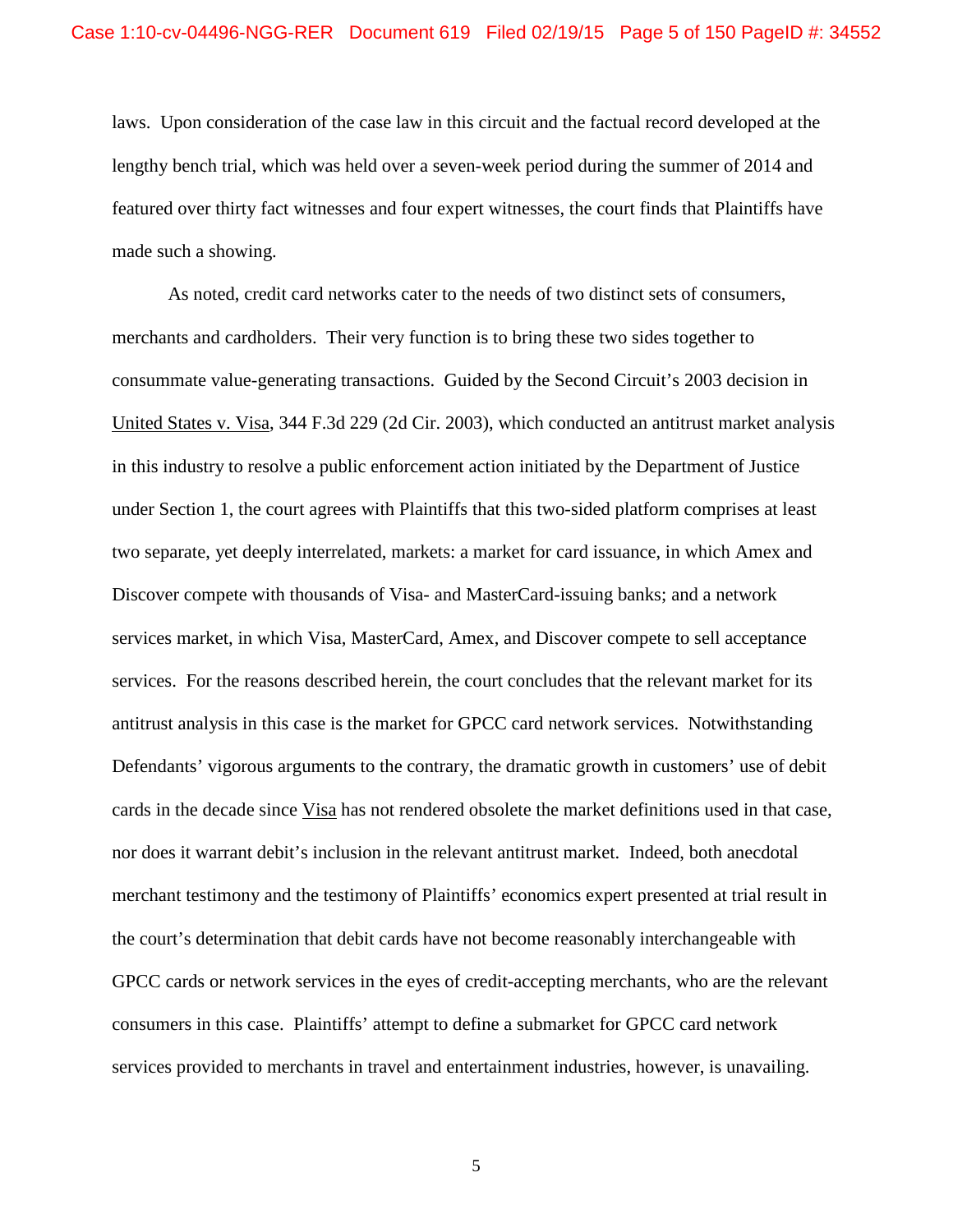laws. Upon consideration of the case law in this circuit and the factual record developed at the lengthy bench trial, which was held over a seven-week period during the summer of 2014 and featured over thirty fact witnesses and four expert witnesses, the court finds that Plaintiffs have made such a showing.

As noted, credit card networks cater to the needs of two distinct sets of consumers, merchants and cardholders. Their very function is to bring these two sides together to consummate value-generating transactions. Guided by the Second Circuit's 2003 decision in United States v. Visa, 344 F.3d 229 (2d Cir. 2003), which conducted an antitrust market analysis in this industry to resolve a public enforcement action initiated by the Department of Justice under Section 1, the court agrees with Plaintiffs that this two-sided platform comprises at least two separate, yet deeply interrelated, markets: a market for card issuance, in which Amex and Discover compete with thousands of Visa- and MasterCard-issuing banks; and a network services market, in which Visa, MasterCard, Amex, and Discover compete to sell acceptance services. For the reasons described herein, the court concludes that the relevant market for its antitrust analysis in this case is the market for GPCC card network services. Notwithstanding Defendants' vigorous arguments to the contrary, the dramatic growth in customers' use of debit cards in the decade since Visa has not rendered obsolete the market definitions used in that case, nor does it warrant debit's inclusion in the relevant antitrust market. Indeed, both anecdotal merchant testimony and the testimony of Plaintiffs' economics expert presented at trial result in the court's determination that debit cards have not become reasonably interchangeable with GPCC cards or network services in the eyes of credit-accepting merchants, who are the relevant consumers in this case. Plaintiffs' attempt to define a submarket for GPCC card network services provided to merchants in travel and entertainment industries, however, is unavailing.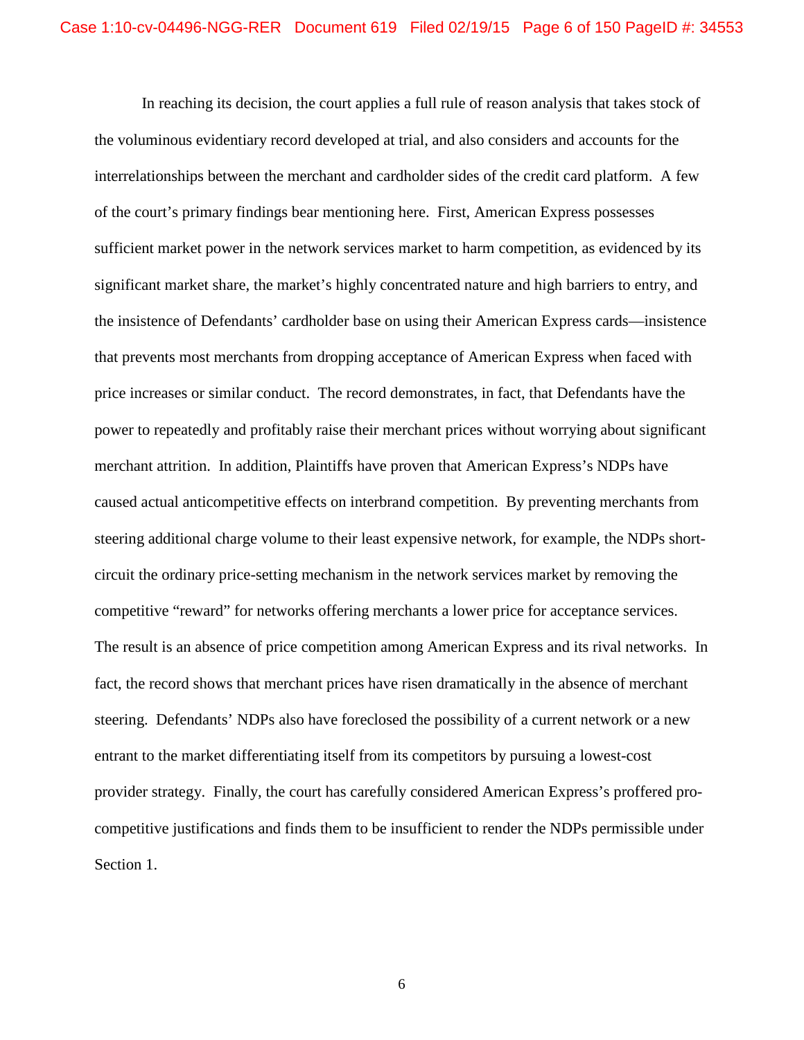In reaching its decision, the court applies a full rule of reason analysis that takes stock of the voluminous evidentiary record developed at trial, and also considers and accounts for the interrelationships between the merchant and cardholder sides of the credit card platform. A few of the court's primary findings bear mentioning here. First, American Express possesses sufficient market power in the network services market to harm competition, as evidenced by its significant market share, the market's highly concentrated nature and high barriers to entry, and the insistence of Defendants' cardholder base on using their American Express cards—insistence that prevents most merchants from dropping acceptance of American Express when faced with price increases or similar conduct. The record demonstrates, in fact, that Defendants have the power to repeatedly and profitably raise their merchant prices without worrying about significant merchant attrition. In addition, Plaintiffs have proven that American Express's NDPs have caused actual anticompetitive effects on interbrand competition. By preventing merchants from steering additional charge volume to their least expensive network, for example, the NDPs short-circuit the ordinary price-setting mechanism in the network services market by removing the competitive "reward" for networks offering merchants a lower price for acceptance services. The result is an absence of price competition among American Express and its rival networks. In fact, the record shows that merchant prices have risen dramatically in the absence of merchant steering. Defendants' NDPs also have foreclosed the possibility of a current network or a new entrant to the market differentiating itself from its competitors by pursuing a lowest-cost provider strategy. Finally, the court has carefully considered American Express's proffered pro-competitive justifications and finds them to be insufficient to render the NDPs permissible under Section 1.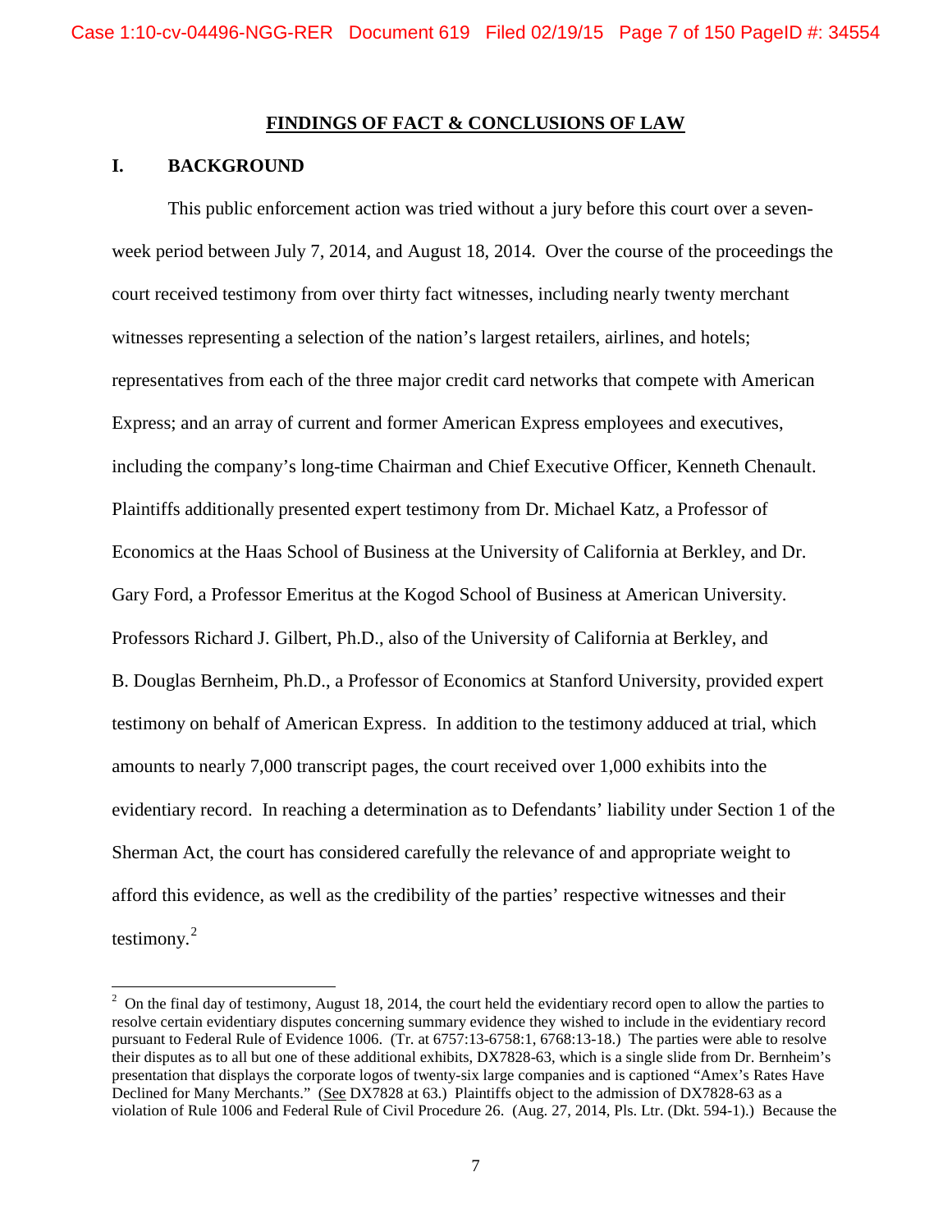## FINDINGS OF FACT & CONCLUSIONS OF LAW

### I. BACKGROUND

This public enforcement action was tried without a jury before this court over a seven-week period between July 7, 2014, and August 18, 2014. Over the course of the proceedings the court received testimony from over thirty fact witnesses, including nearly twenty merchant witnesses representing a selection of the nation's largest retailers, airlines, and hotels; representatives from each of the three major credit card networks that compete with American Express; and an array of current and former American Express employees and executives, including the company's long-time Chairman and Chief Executive Officer, Kenneth Chenault. Plaintiffs additionally presented expert testimony from Dr. Michael Katz, a Professor of Economics at the Haas School of Business at the University of California at Berkley, and Dr. Gary Ford, a Professor Emeritus at the Kogod School of Business at American University. Professors Richard J. Gilbert, Ph.D., also of the University of California at Berkley, and B. Douglas Bernheim, Ph.D., a Professor of Economics at Stanford University, provided expert testimony on behalf of American Express. In addition to the testimony adduced at trial, which amounts to nearly 7,000 transcript pages, the court received over 1,000 exhibits into the evidentiary record. In reaching a determination as to Defendants' liability under Section 1 of the Sherman Act, the court has considered carefully the relevance of and appropriate weight to afford this evidence, as well as the credibility of the parties' respective witnesses and their testimony.[2]

[2] On the final day of testimony, August 18, 2014, the court held the evidentiary record open to allow the parties to resolve certain evidentiary disputes concerning summary evidence they wished to include in the evidentiary record pursuant to Federal Rule of Evidence 1006. (Tr. at 6757:13-6758:1, 6768:13-18.) The parties were able to resolve their disputes as to all but one of these additional exhibits, DX7828-63, which is a single slide from Dr. Bernheim's presentation that displays the corporate logos of twenty-six large companies and is captioned "Amex's Rates Have Declined for Many Merchants." (See DX7828 at 63.) Plaintiffs object to the admission of DX7828-63 as a violation of Rule 1006 and Federal Rule of Civil Procedure 26. (Aug. 27, 2014, Pls. Ltr. (Dkt. 594-1).) Because the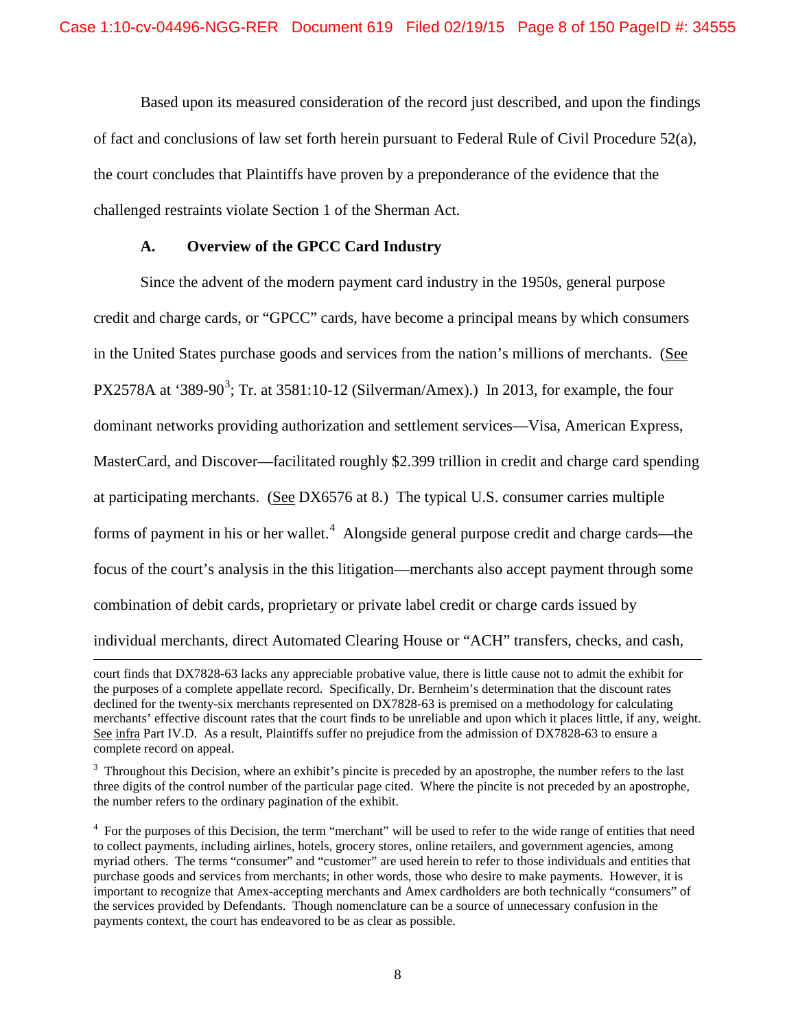Based upon its measured consideration of the record just described, and upon the findings of fact and conclusions of law set forth herein pursuant to Federal Rule of Civil Procedure 52(a), the court concludes that Plaintiffs have proven by a preponderance of the evidence that the challenged restraints violate Section 1 of the Sherman Act.

### A. Overview of the GPCC Card Industry

Since the advent of the modern payment card industry in the 1950s, general purpose credit and charge cards, or "GPCC" cards, have become a principal means by which consumers in the United States purchase goods and services from the nation's millions of merchants. (See PX2578A at '389-90[3]; Tr. at 3581:10-12 (Silverman/Amex).) In 2013, for example, the four dominant networks providing authorization and settlement services—Visa, American Express, MasterCard, and Discover—facilitated roughly $2.399 trillion in credit and charge card spending at participating merchants. (See DX6576 at 8.) The typical U.S. consumer carries multiple forms of payment in his or her wallet.[4] Alongside general purpose credit and charge cards—the focus of the court's analysis in the this litigation—merchants also accept payment through some combination of debit cards, proprietary or private label credit or charge cards issued by individual merchants, direct Automated Clearing House or "ACH" transfers, checks, and cash,

---

court finds that DX7828-63 lacks any appreciable probative value, there is little cause not to admit the exhibit for the purposes of a complete appellate record. Specifically, Dr. Bernheim's determination that the discount rates declined for the twenty-six merchants represented on DX7828-63 is premised on a methodology for calculating merchants' effective discount rates that the court finds to be unreliable and upon which it places little, if any, weight. See infra Part IV.D. As a result, Plaintiffs suffer no prejudice from the admission of DX7828-63 to ensure a complete record on appeal.

[3] Throughout this Decision, where an exhibit's pincite is preceded by an apostrophe, the number refers to the last three digits of the control number of the particular page cited. Where the pincite is not preceded by an apostrophe, the number refers to the ordinary pagination of the exhibit.

[4] For the purposes of this Decision, the term "merchant" will be used to refer to the wide range of entities that need to collect payments, including airlines, hotels, grocery stores, online retailers, and government agencies, among myriad others. The terms "consumer" and "customer" are used herein to refer to those individuals and entities that purchase goods and services from merchants; in other words, those who desire to make payments. However, it is important to recognize that Amex-accepting merchants and Amex cardholders are both technically "consumers" of the services provided by Defendants. Though nomenclature can be a source of unnecessary confusion in the payments context, the court has endeavored to be as clear as possible.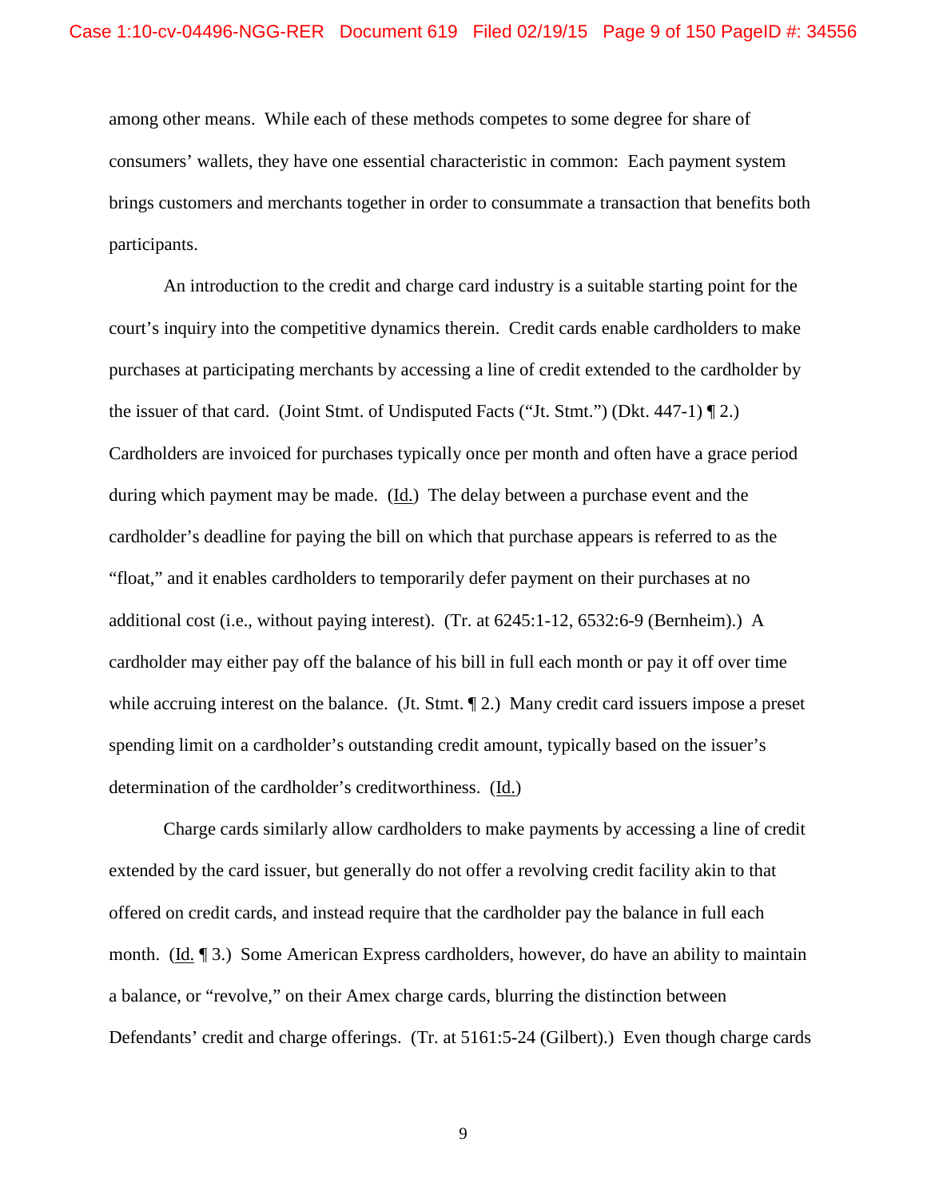among other means. While each of these methods competes to some degree for share of consumers' wallets, they have one essential characteristic in common: Each payment system brings customers and merchants together in order to consummate a transaction that benefits both participants.

An introduction to the credit and charge card industry is a suitable starting point for the court's inquiry into the competitive dynamics therein. Credit cards enable cardholders to make purchases at participating merchants by accessing a line of credit extended to the cardholder by the issuer of that card. (Joint Stmt. of Undisputed Facts ("Jt. Stmt.") (Dkt. 447-1) ¶ 2.) Cardholders are invoiced for purchases typically once per month and often have a grace period during which payment may be made. (Id.) The delay between a purchase event and the cardholder's deadline for paying the bill on which that purchase appears is referred to as the "float," and it enables cardholders to temporarily defer payment on their purchases at no additional cost (i.e., without paying interest). (Tr. at 6245:1-12, 6532:6-9 (Bernheim).) A cardholder may either pay off the balance of his bill in full each month or pay it off over time while accruing interest on the balance. (Jt. Stmt. ¶ 2.) Many credit card issuers impose a preset spending limit on a cardholder's outstanding credit amount, typically based on the issuer's determination of the cardholder's creditworthiness. (Id.)

Charge cards similarly allow cardholders to make payments by accessing a line of credit extended by the card issuer, but generally do not offer a revolving credit facility akin to that offered on credit cards, and instead require that the cardholder pay the balance in full each month. (Id. ¶ 3.) Some American Express cardholders, however, do have an ability to maintain a balance, or "revolve," on their Amex charge cards, blurring the distinction between Defendants' credit and charge offerings. (Tr. at 5161:5-24 (Gilbert).) Even though charge cards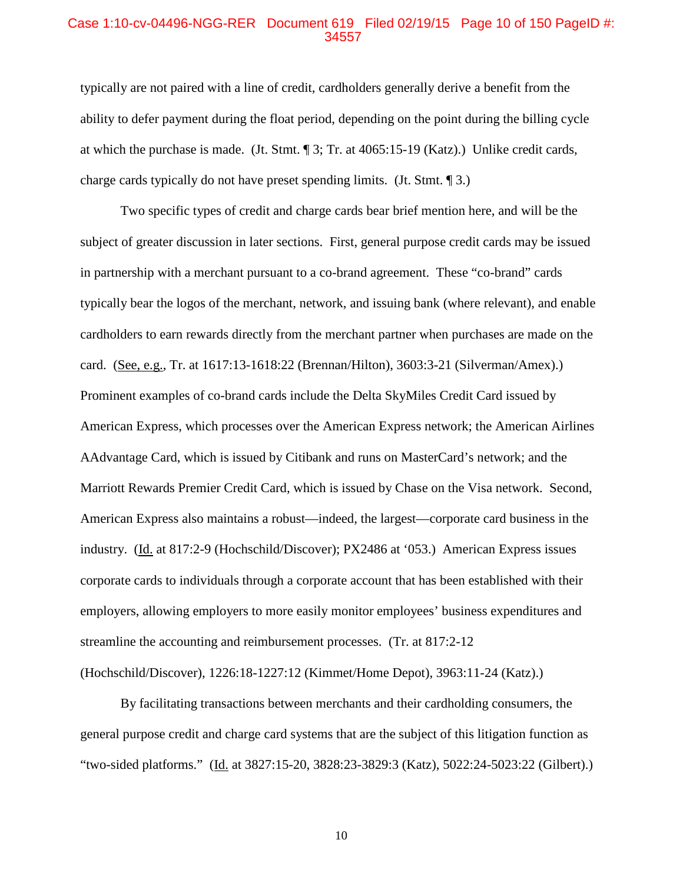typically are not paired with a line of credit, cardholders generally derive a benefit from the ability to defer payment during the float period, depending on the point during the billing cycle at which the purchase is made. (Jt. Stmt. ¶ 3; Tr. at 4065:15-19 (Katz).) Unlike credit cards, charge cards typically do not have preset spending limits. (Jt. Stmt. ¶ 3.)

Two specific types of credit and charge cards bear brief mention here, and will be the subject of greater discussion in later sections. First, general purpose credit cards may be issued in partnership with a merchant pursuant to a co-brand agreement. These "co-brand" cards typically bear the logos of the merchant, network, and issuing bank (where relevant), and enable cardholders to earn rewards directly from the merchant partner when purchases are made on the card. (See, e.g., Tr. at 1617:13-1618:22 (Brennan/Hilton), 3603:3-21 (Silverman/Amex).) Prominent examples of co-brand cards include the Delta SkyMiles Credit Card issued by American Express, which processes over the American Express network; the American Airlines AAdvantage Card, which is issued by Citibank and runs on MasterCard's network; and the Marriott Rewards Premier Credit Card, which is issued by Chase on the Visa network. Second, American Express also maintains a robust—indeed, the largest—corporate card business in the industry. (Id. at 817:2-9 (Hochschild/Discover); PX2486 at '053.) American Express issues corporate cards to individuals through a corporate account that has been established with their employers, allowing employers to more easily monitor employees' business expenditures and streamline the accounting and reimbursement processes. (Tr. at 817:2-12 (Hochschild/Discover), 1226:18-1227:12 (Kimmet/Home Depot), 3963:11-24 (Katz).)

By facilitating transactions between merchants and their cardholding consumers, the general purpose credit and charge card systems that are the subject of this litigation function as "two-sided platforms." (Id. at 3827:15-20, 3828:23-3829:3 (Katz), 5022:24-5023:22 (Gilbert).)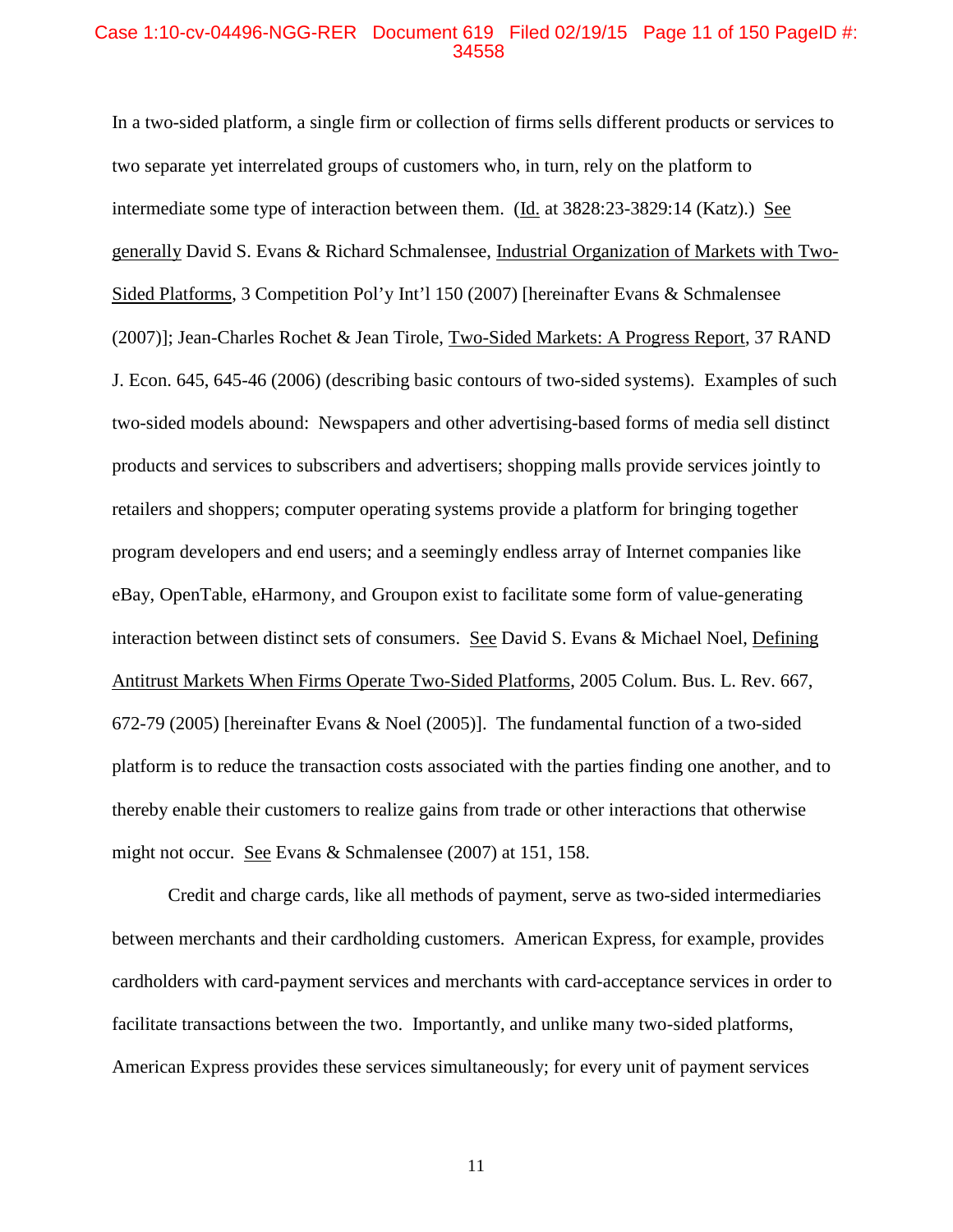In a two-sided platform, a single firm or collection of firms sells different products or services to two separate yet interrelated groups of customers who, in turn, rely on the platform to intermediate some type of interaction between them. (Id. at 3828:23-3829:14 (Katz).) See generally David S. Evans & Richard Schmalensee, Industrial Organization of Markets with Two-Sided Platforms, 3 Competition Pol'y Int'l 150 (2007) [hereinafter Evans & Schmalensee (2007)]; Jean-Charles Rochet & Jean Tirole, Two-Sided Markets: A Progress Report, 37 RAND J. Econ. 645, 645-46 (2006) (describing basic contours of two-sided systems). Examples of such two-sided models abound: Newspapers and other advertising-based forms of media sell distinct products and services to subscribers and advertisers; shopping malls provide services jointly to retailers and shoppers; computer operating systems provide a platform for bringing together program developers and end users; and a seemingly endless array of Internet companies like eBay, OpenTable, eHarmony, and Groupon exist to facilitate some form of value-generating interaction between distinct sets of consumers. See David S. Evans & Michael Noel, Defining Antitrust Markets When Firms Operate Two-Sided Platforms, 2005 Colum. Bus. L. Rev. 667, 672-79 (2005) [hereinafter Evans & Noel (2005)]. The fundamental function of a two-sided platform is to reduce the transaction costs associated with the parties finding one another, and to thereby enable their customers to realize gains from trade or other interactions that otherwise might not occur. See Evans & Schmalensee (2007) at 151, 158.

Credit and charge cards, like all methods of payment, serve as two-sided intermediaries between merchants and their cardholding customers. American Express, for example, provides cardholders with card-payment services and merchants with card-acceptance services in order to facilitate transactions between the two. Importantly, and unlike many two-sided platforms, American Express provides these services simultaneously; for every unit of payment services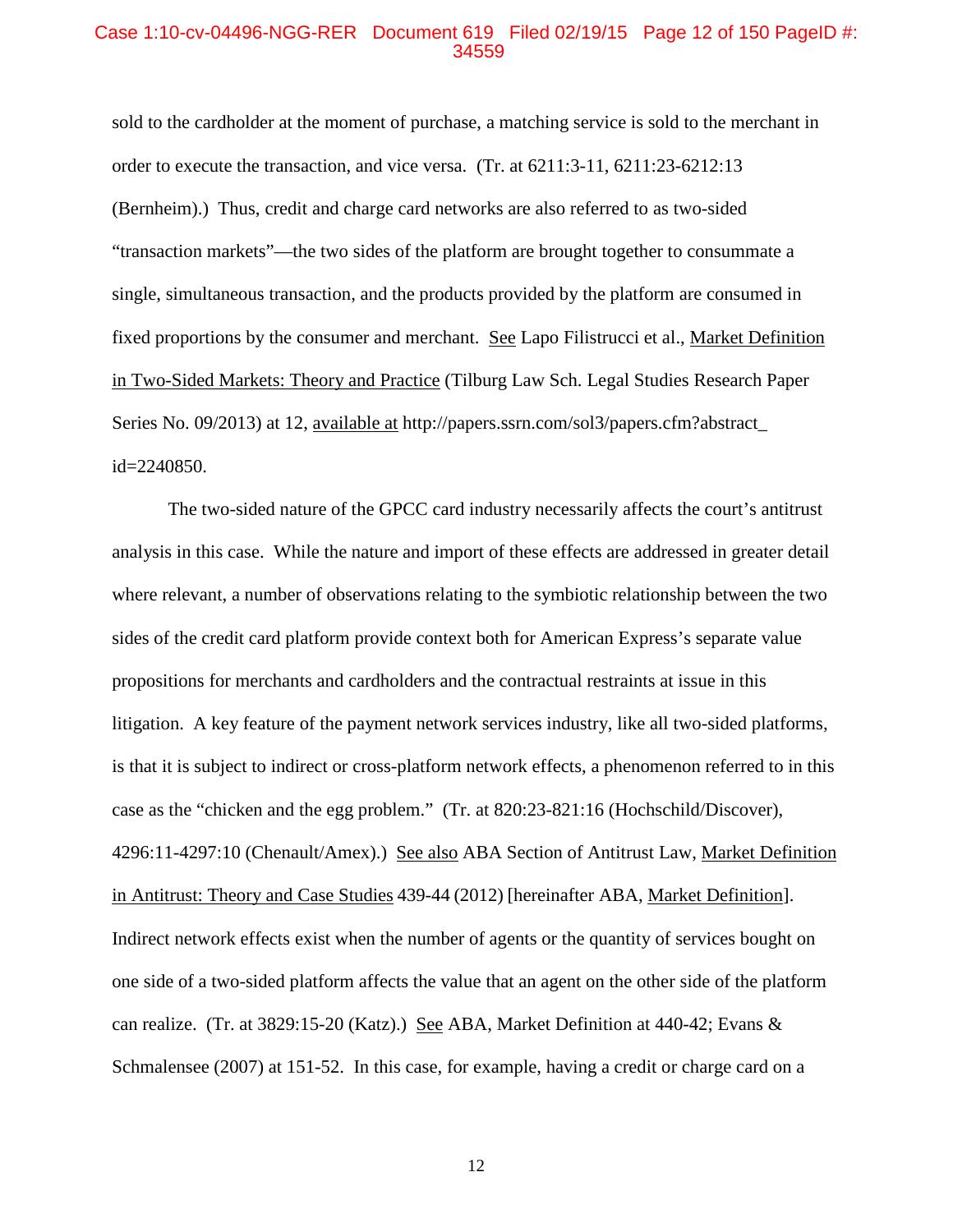sold to the cardholder at the moment of purchase, a matching service is sold to the merchant in order to execute the transaction, and vice versa. (Tr. at 6211:3-11, 6211:23-6212:13 (Bernheim).) Thus, credit and charge card networks are also referred to as two-sided "transaction markets"—the two sides of the platform are brought together to consummate a single, simultaneous transaction, and the products provided by the platform are consumed in fixed proportions by the consumer and merchant. See Lapo Filistrucci et al., Market Definition in Two-Sided Markets: Theory and Practice (Tilburg Law Sch. Legal Studies Research Paper Series No. 09/2013) at 12, available at http://papers.ssrn.com/sol3/papers.cfm?abstract_id=2240850.

The two-sided nature of the GPCC card industry necessarily affects the court's antitrust analysis in this case. While the nature and import of these effects are addressed in greater detail where relevant, a number of observations relating to the symbiotic relationship between the two sides of the credit card platform provide context both for American Express's separate value propositions for merchants and cardholders and the contractual restraints at issue in this litigation. A key feature of the payment network services industry, like all two-sided platforms, is that it is subject to indirect or cross-platform network effects, a phenomenon referred to in this case as the "chicken and the egg problem." (Tr. at 820:23-821:16 (Hochschild/Discover), 4296:11-4297:10 (Chenault/Amex).) See also ABA Section of Antitrust Law, Market Definition in Antitrust: Theory and Case Studies 439-44 (2012) [hereinafter ABA, Market Definition]. Indirect network effects exist when the number of agents or the quantity of services bought on one side of a two-sided platform affects the value that an agent on the other side of the platform can realize. (Tr. at 3829:15-20 (Katz).) See ABA, Market Definition at 440-42; Evans & Schmalensee (2007) at 151-52. In this case, for example, having a credit or charge card on a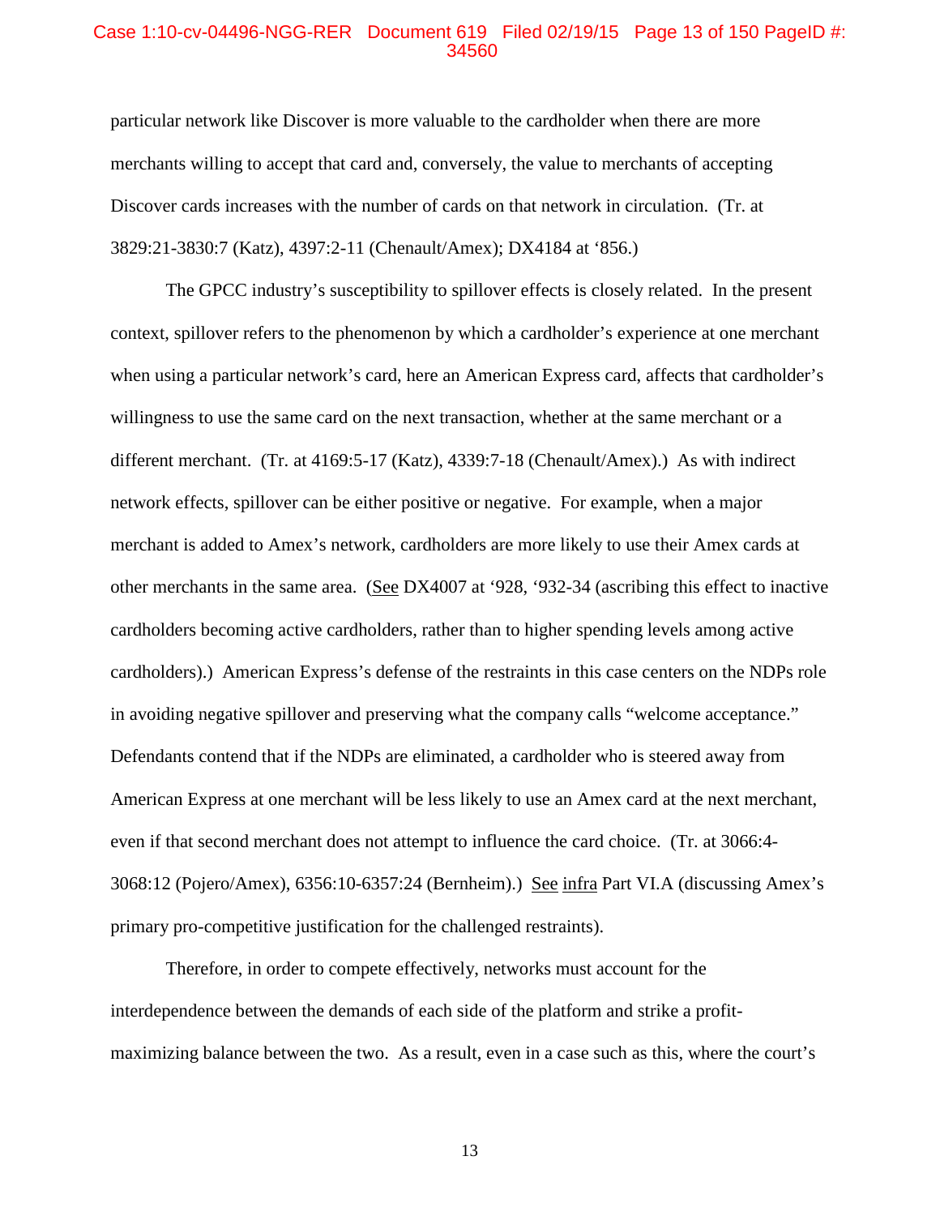particular network like Discover is more valuable to the cardholder when there are more merchants willing to accept that card and, conversely, the value to merchants of accepting Discover cards increases with the number of cards on that network in circulation. (Tr. at 3829:21-3830:7 (Katz), 4397:2-11 (Chenault/Amex); DX4184 at '856.)

The GPCC industry's susceptibility to spillover effects is closely related. In the present context, spillover refers to the phenomenon by which a cardholder's experience at one merchant when using a particular network's card, here an American Express card, affects that cardholder's willingness to use the same card on the next transaction, whether at the same merchant or a different merchant. (Tr. at 4169:5-17 (Katz), 4339:7-18 (Chenault/Amex).) As with indirect network effects, spillover can be either positive or negative. For example, when a major merchant is added to Amex's network, cardholders are more likely to use their Amex cards at other merchants in the same area. (See DX4007 at '928, '932-34 (ascribing this effect to inactive cardholders becoming active cardholders, rather than to higher spending levels among active cardholders).) American Express's defense of the restraints in this case centers on the NDPs role in avoiding negative spillover and preserving what the company calls "welcome acceptance." Defendants contend that if the NDPs are eliminated, a cardholder who is steered away from American Express at one merchant will be less likely to use an Amex card at the next merchant, even if that second merchant does not attempt to influence the card choice. (Tr. at 3066:4-3068:12 (Pojero/Amex), 6356:10-6357:24 (Bernheim).) See infra Part VI.A (discussing Amex's primary pro-competitive justification for the challenged restraints).

Therefore, in order to compete effectively, networks must account for the interdependence between the demands of each side of the platform and strike a profit-maximizing balance between the two. As a result, even in a case such as this, where the court's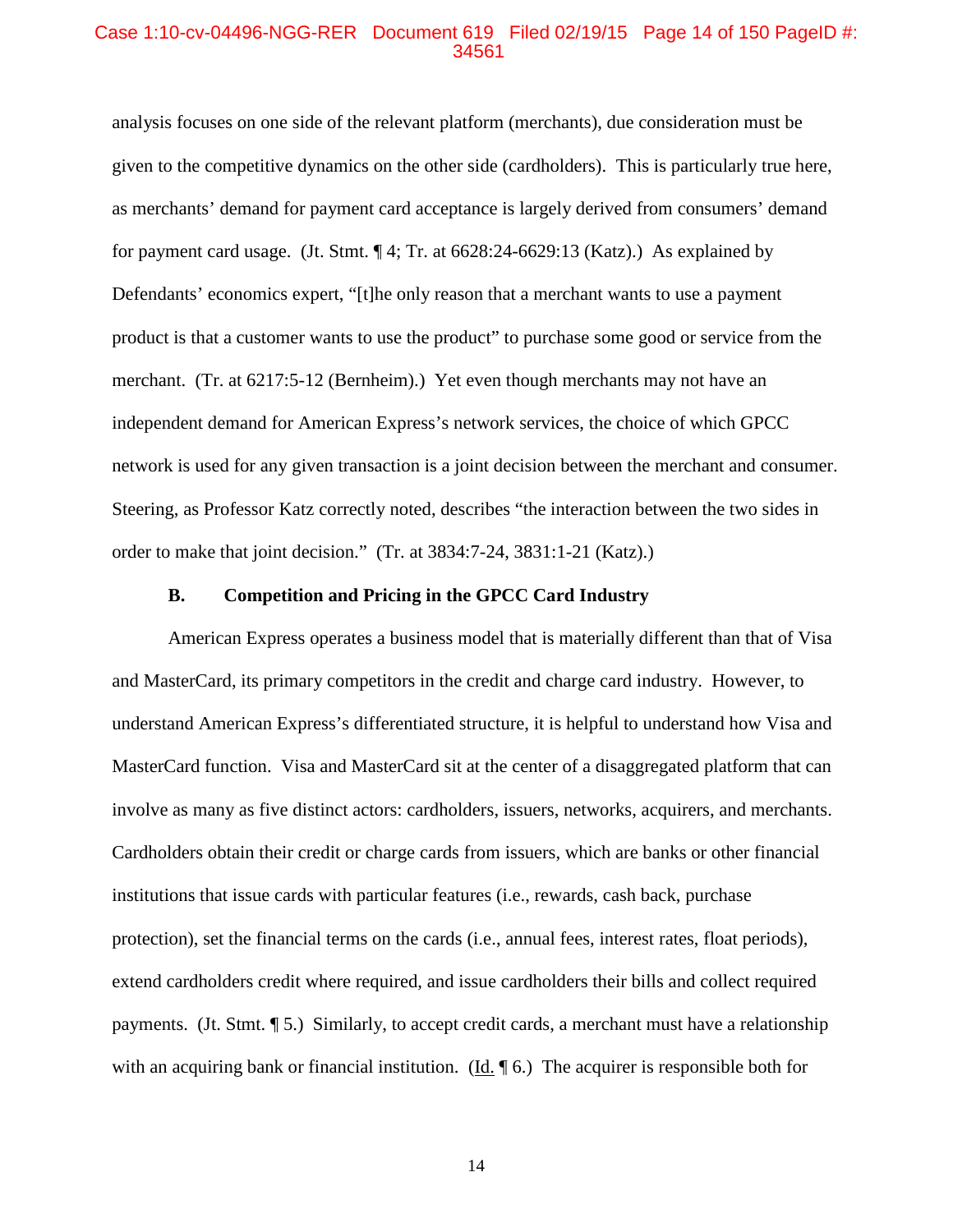analysis focuses on one side of the relevant platform (merchants), due consideration must be given to the competitive dynamics on the other side (cardholders). This is particularly true here, as merchants' demand for payment card acceptance is largely derived from consumers' demand for payment card usage. (Jt. Stmt. ¶ 4; Tr. at 6628:24-6629:13 (Katz).) As explained by Defendants' economics expert, "[t]he only reason that a merchant wants to use a payment product is that a customer wants to use the product" to purchase some good or service from the merchant. (Tr. at 6217:5-12 (Bernheim).) Yet even though merchants may not have an independent demand for American Express's network services, the choice of which GPCC network is used for any given transaction is a joint decision between the merchant and consumer. Steering, as Professor Katz correctly noted, describes "the interaction between the two sides in order to make that joint decision." (Tr. at 3834:7-24, 3831:1-21 (Katz).)

### B. Competition and Pricing in the GPCC Card Industry

American Express operates a business model that is materially different than that of Visa and MasterCard, its primary competitors in the credit and charge card industry. However, to understand American Express's differentiated structure, it is helpful to understand how Visa and MasterCard function. Visa and MasterCard sit at the center of a disaggregated platform that can involve as many as five distinct actors: cardholders, issuers, networks, acquirers, and merchants. Cardholders obtain their credit or charge cards from issuers, which are banks or other financial institutions that issue cards with particular features (i.e., rewards, cash back, purchase protection), set the financial terms on the cards (i.e., annual fees, interest rates, float periods), extend cardholders credit where required, and issue cardholders their bills and collect required payments. (Jt. Stmt. ¶ 5.) Similarly, to accept credit cards, a merchant must have a relationship with an acquiring bank or financial institution. (Id. ¶ 6.) The acquirer is responsible both for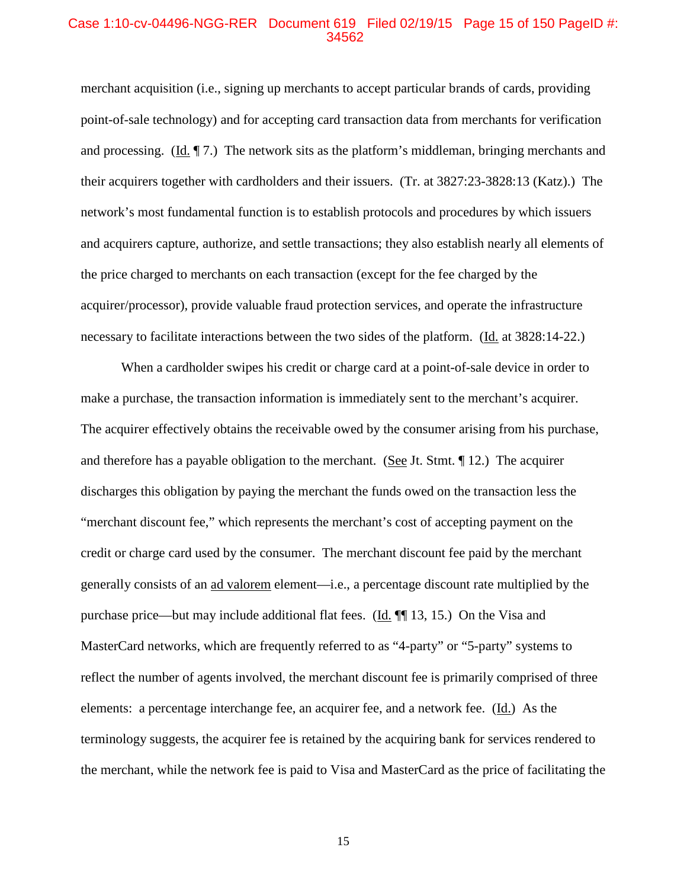merchant acquisition (i.e., signing up merchants to accept particular brands of cards, providing point-of-sale technology) and for accepting card transaction data from merchants for verification and processing. (Id. ¶ 7.) The network sits as the platform's middleman, bringing merchants and their acquirers together with cardholders and their issuers. (Tr. at 3827:23-3828:13 (Katz).) The network's most fundamental function is to establish protocols and procedures by which issuers and acquirers capture, authorize, and settle transactions; they also establish nearly all elements of the price charged to merchants on each transaction (except for the fee charged by the acquirer/processor), provide valuable fraud protection services, and operate the infrastructure necessary to facilitate interactions between the two sides of the platform. (Id. at 3828:14-22.)

When a cardholder swipes his credit or charge card at a point-of-sale device in order to make a purchase, the transaction information is immediately sent to the merchant's acquirer. The acquirer effectively obtains the receivable owed by the consumer arising from his purchase, and therefore has a payable obligation to the merchant. (See Jt. Stmt. ¶ 12.) The acquirer discharges this obligation by paying the merchant the funds owed on the transaction less the "merchant discount fee," which represents the merchant's cost of accepting payment on the credit or charge card used by the consumer. The merchant discount fee paid by the merchant generally consists of an ad valorem element—i.e., a percentage discount rate multiplied by the purchase price—but may include additional flat fees. (Id. ¶¶ 13, 15.) On the Visa and MasterCard networks, which are frequently referred to as "4-party" or "5-party" systems to reflect the number of agents involved, the merchant discount fee is primarily comprised of three elements: a percentage interchange fee, an acquirer fee, and a network fee. (Id.) As the terminology suggests, the acquirer fee is retained by the acquiring bank for services rendered to the merchant, while the network fee is paid to Visa and MasterCard as the price of facilitating the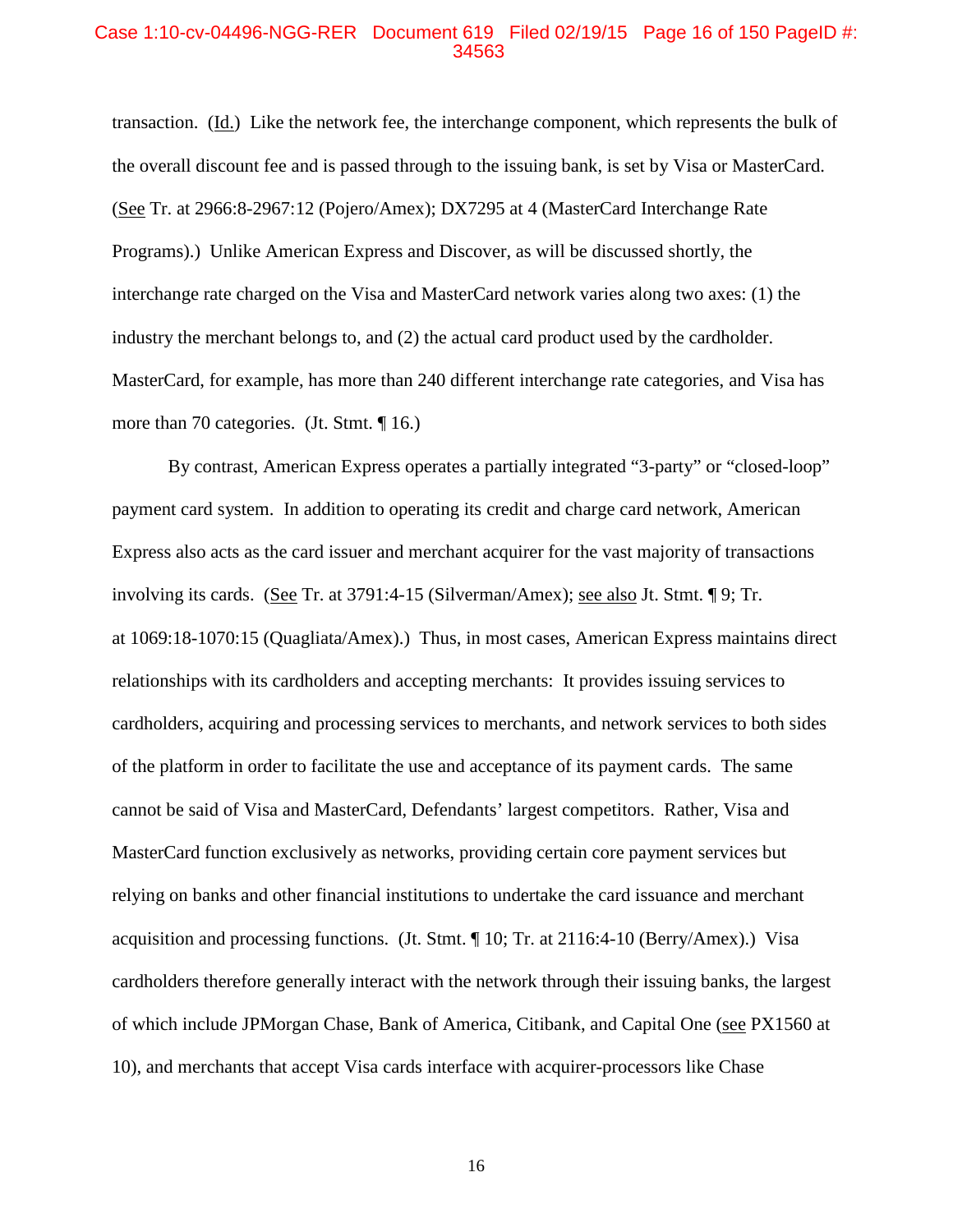transaction. (Id.) Like the network fee, the interchange component, which represents the bulk of the overall discount fee and is passed through to the issuing bank, is set by Visa or MasterCard. (See Tr. at 2966:8-2967:12 (Pojero/Amex); DX7295 at 4 (MasterCard Interchange Rate Programs).) Unlike American Express and Discover, as will be discussed shortly, the interchange rate charged on the Visa and MasterCard network varies along two axes: (1) the industry the merchant belongs to, and (2) the actual card product used by the cardholder. MasterCard, for example, has more than 240 different interchange rate categories, and Visa has more than 70 categories. (Jt. Stmt. ¶ 16.)

By contrast, American Express operates a partially integrated "3-party" or "closed-loop" payment card system. In addition to operating its credit and charge card network, American Express also acts as the card issuer and merchant acquirer for the vast majority of transactions involving its cards. (See Tr. at 3791:4-15 (Silverman/Amex); see also Jt. Stmt. ¶ 9; Tr. at 1069:18-1070:15 (Quagliata/Amex).) Thus, in most cases, American Express maintains direct relationships with its cardholders and accepting merchants: It provides issuing services to cardholders, acquiring and processing services to merchants, and network services to both sides of the platform in order to facilitate the use and acceptance of its payment cards. The same cannot be said of Visa and MasterCard, Defendants' largest competitors. Rather, Visa and MasterCard function exclusively as networks, providing certain core payment services but relying on banks and other financial institutions to undertake the card issuance and merchant acquisition and processing functions. (Jt. Stmt. ¶ 10; Tr. at 2116:4-10 (Berry/Amex).) Visa cardholders therefore generally interact with the network through their issuing banks, the largest of which include JPMorgan Chase, Bank of America, Citibank, and Capital One (see PX1560 at 10), and merchants that accept Visa cards interface with acquirer-processors like Chase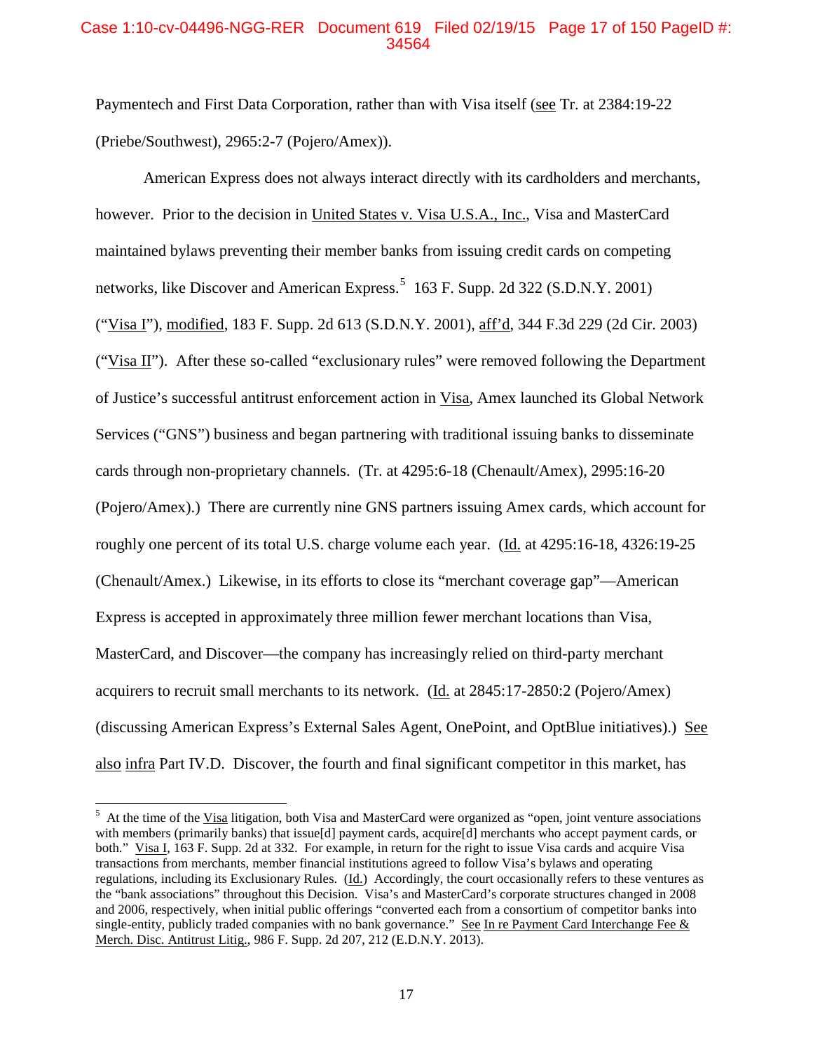Paymentech and First Data Corporation, rather than with Visa itself (see Tr. at 2384:19-22 (Priebe/Southwest), 2965:2-7 (Pojero/Amex)).

American Express does not always interact directly with its cardholders and merchants, however. Prior to the decision in United States v. Visa U.S.A., Inc., Visa and MasterCard maintained bylaws preventing their member banks from issuing credit cards on competing networks, like Discover and American Express.[5] 163 F. Supp. 2d 322 (S.D.N.Y. 2001) ("Visa I"), modified, 183 F. Supp. 2d 613 (S.D.N.Y. 2001), aff'd, 344 F.3d 229 (2d Cir. 2003) ("Visa II"). After these so-called "exclusionary rules" were removed following the Department of Justice's successful antitrust enforcement action in Visa, Amex launched its Global Network Services ("GNS") business and began partnering with traditional issuing banks to disseminate cards through non-proprietary channels. (Tr. at 4295:6-18 (Chenault/Amex), 2995:16-20 (Pojero/Amex).) There are currently nine GNS partners issuing Amex cards, which account for roughly one percent of its total U.S. charge volume each year. (Id. at 4295:16-18, 4326:19-25 (Chenault/Amex.) Likewise, in its efforts to close its "merchant coverage gap"—American Express is accepted in approximately three million fewer merchant locations than Visa, MasterCard, and Discover—the company has increasingly relied on third-party merchant acquirers to recruit small merchants to its network. (Id. at 2845:17-2850:2 (Pojero/Amex) (discussing American Express's External Sales Agent, OnePoint, and OptBlue initiatives).) See also infra Part IV.D. Discover, the fourth and final significant competitor in this market, has

---

[5] At the time of the Visa litigation, both Visa and MasterCard were organized as "open, joint venture associations with members (primarily banks) that issue[d] payment cards, acquire[d] merchants who accept payment cards, or both." Visa I, 163 F. Supp. 2d at 332. For example, in return for the right to issue Visa cards and acquire Visa transactions from merchants, member financial institutions agreed to follow Visa's bylaws and operating regulations, including its Exclusionary Rules. (Id.) Accordingly, the court occasionally refers to these ventures as the "bank associations" throughout this Decision. Visa's and MasterCard's corporate structures changed in 2008 and 2006, respectively, when initial public offerings "converted each from a consortium of competitor banks into single-entity, publicly traded companies with no bank governance." See In re Payment Card Interchange Fee & Merch. Disc. Antitrust Litig., 986 F. Supp. 2d 207, 212 (E.D.N.Y. 2013).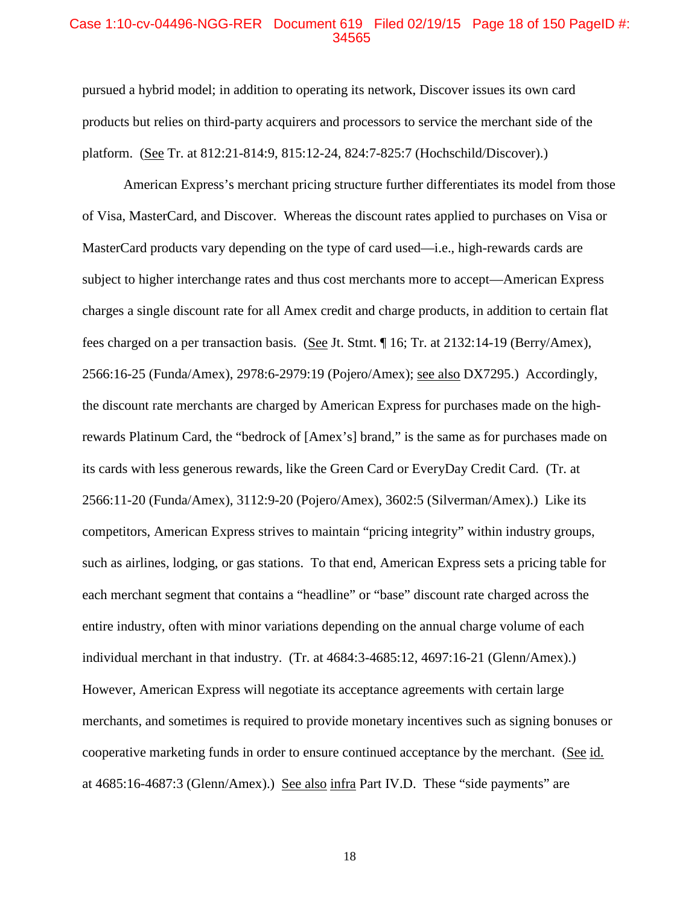pursued a hybrid model; in addition to operating its network, Discover issues its own card products but relies on third-party acquirers and processors to service the merchant side of the platform. (See Tr. at 812:21-814:9, 815:12-24, 824:7-825:7 (Hochschild/Discover).)

American Express's merchant pricing structure further differentiates its model from those of Visa, MasterCard, and Discover. Whereas the discount rates applied to purchases on Visa or MasterCard products vary depending on the type of card used—i.e., high-rewards cards are subject to higher interchange rates and thus cost merchants more to accept—American Express charges a single discount rate for all Amex credit and charge products, in addition to certain flat fees charged on a per transaction basis. (See Jt. Stmt. ¶ 16; Tr. at 2132:14-19 (Berry/Amex), 2566:16-25 (Funda/Amex), 2978:6-2979:19 (Pojero/Amex); see also DX7295.) Accordingly, the discount rate merchants are charged by American Express for purchases made on the high-rewards Platinum Card, the "bedrock of [Amex's] brand," is the same as for purchases made on its cards with less generous rewards, like the Green Card or EveryDay Credit Card. (Tr. at 2566:11-20 (Funda/Amex), 3112:9-20 (Pojero/Amex), 3602:5 (Silverman/Amex).) Like its competitors, American Express strives to maintain "pricing integrity" within industry groups, such as airlines, lodging, or gas stations. To that end, American Express sets a pricing table for each merchant segment that contains a "headline" or "base" discount rate charged across the entire industry, often with minor variations depending on the annual charge volume of each individual merchant in that industry. (Tr. at 4684:3-4685:12, 4697:16-21 (Glenn/Amex).) However, American Express will negotiate its acceptance agreements with certain large merchants, and sometimes is required to provide monetary incentives such as signing bonuses or cooperative marketing funds in order to ensure continued acceptance by the merchant. (See id. at 4685:16-4687:3 (Glenn/Amex).) See also infra Part IV.D. These "side payments" are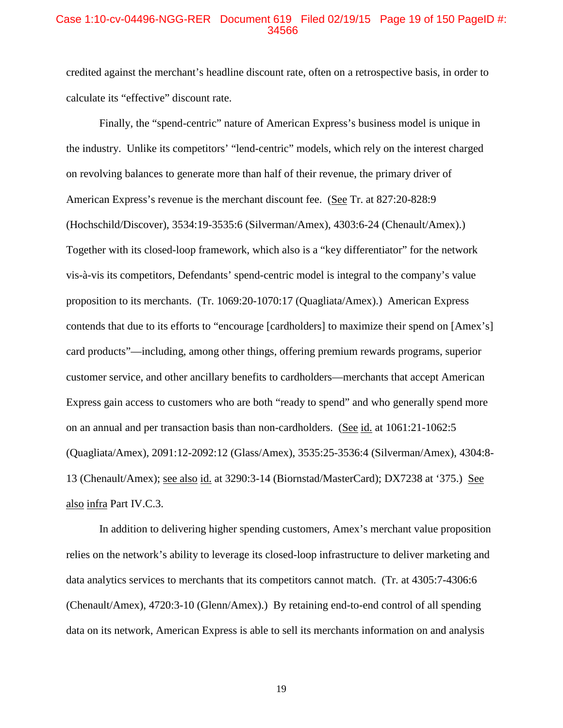credited against the merchant's headline discount rate, often on a retrospective basis, in order to calculate its "effective" discount rate.

Finally, the "spend-centric" nature of American Express's business model is unique in the industry. Unlike its competitors' "lend-centric" models, which rely on the interest charged on revolving balances to generate more than half of their revenue, the primary driver of American Express's revenue is the merchant discount fee. (See Tr. at 827:20-828:9 (Hochschild/Discover), 3534:19-3535:6 (Silverman/Amex), 4303:6-24 (Chenault/Amex).) Together with its closed-loop framework, which also is a "key differentiator" for the network vis-à-vis its competitors, Defendants' spend-centric model is integral to the company's value proposition to its merchants. (Tr. 1069:20-1070:17 (Quagliata/Amex).) American Express contends that due to its efforts to "encourage [cardholders] to maximize their spend on [Amex's] card products"—including, among other things, offering premium rewards programs, superior customer service, and other ancillary benefits to cardholders—merchants that accept American Express gain access to customers who are both "ready to spend" and who generally spend more on an annual and per transaction basis than non-cardholders. (See id. at 1061:21-1062:5 (Quagliata/Amex), 2091:12-2092:12 (Glass/Amex), 3535:25-3536:4 (Silverman/Amex), 4304:8-13 (Chenault/Amex); see also id. at 3290:3-14 (Biornstad/MasterCard); DX7238 at '375.) See also infra Part IV.C.3.

In addition to delivering higher spending customers, Amex's merchant value proposition relies on the network's ability to leverage its closed-loop infrastructure to deliver marketing and data analytics services to merchants that its competitors cannot match. (Tr. at 4305:7-4306:6 (Chenault/Amex), 4720:3-10 (Glenn/Amex).) By retaining end-to-end control of all spending data on its network, American Express is able to sell its merchants information on and analysis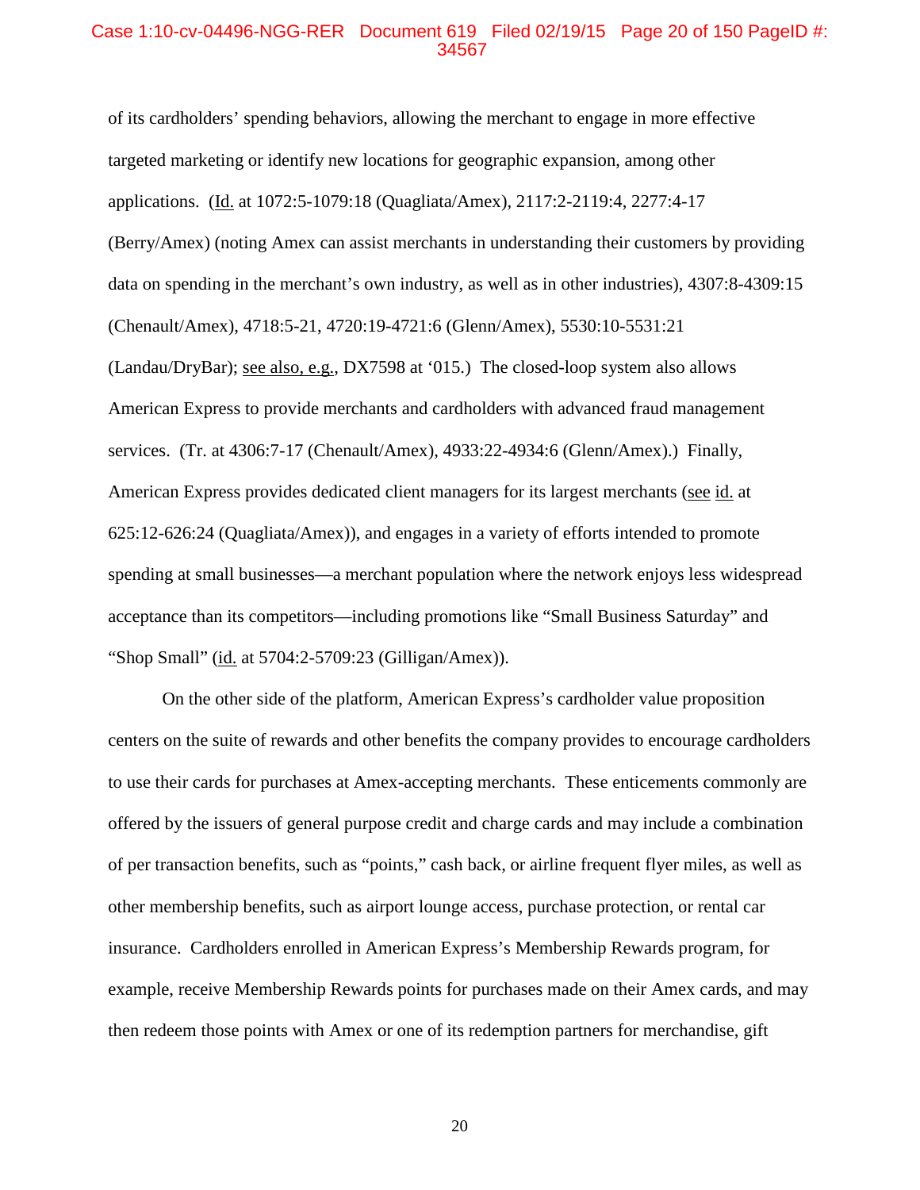of its cardholders' spending behaviors, allowing the merchant to engage in more effective targeted marketing or identify new locations for geographic expansion, among other applications. (Id. at 1072:5-1079:18 (Quagliata/Amex), 2117:2-2119:4, 2277:4-17 (Berry/Amex) (noting Amex can assist merchants in understanding their customers by providing data on spending in the merchant's own industry, as well as in other industries), 4307:8-4309:15 (Chenault/Amex), 4718:5-21, 4720:19-4721:6 (Glenn/Amex), 5530:10-5531:21 (Landau/DryBar); see also, e.g., DX7598 at '015.) The closed-loop system also allows American Express to provide merchants and cardholders with advanced fraud management services. (Tr. at 4306:7-17 (Chenault/Amex), 4933:22-4934:6 (Glenn/Amex).) Finally, American Express provides dedicated client managers for its largest merchants (see id. at 625:12-626:24 (Quagliata/Amex)), and engages in a variety of efforts intended to promote spending at small businesses—a merchant population where the network enjoys less widespread acceptance than its competitors—including promotions like "Small Business Saturday" and "Shop Small" (id. at 5704:2-5709:23 (Gilligan/Amex)).

On the other side of the platform, American Express's cardholder value proposition centers on the suite of rewards and other benefits the company provides to encourage cardholders to use their cards for purchases at Amex-accepting merchants. These enticements commonly are offered by the issuers of general purpose credit and charge cards and may include a combination of per transaction benefits, such as "points," cash back, or airline frequent flyer miles, as well as other membership benefits, such as airport lounge access, purchase protection, or rental car insurance. Cardholders enrolled in American Express's Membership Rewards program, for example, receive Membership Rewards points for purchases made on their Amex cards, and may then redeem those points with Amex or one of its redemption partners for merchandise, gift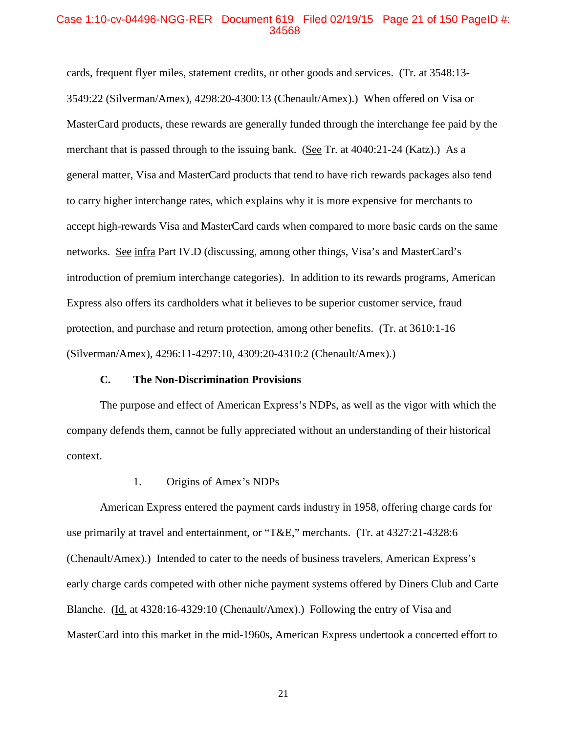cards, frequent flyer miles, statement credits, or other goods and services. (Tr. at 3548:13-3549:22 (Silverman/Amex), 4298:20-4300:13 (Chenault/Amex).) When offered on Visa or MasterCard products, these rewards are generally funded through the interchange fee paid by the merchant that is passed through to the issuing bank. (See Tr. at 4040:21-24 (Katz).) As a general matter, Visa and MasterCard products that tend to have rich rewards packages also tend to carry higher interchange rates, which explains why it is more expensive for merchants to accept high-rewards Visa and MasterCard cards when compared to more basic cards on the same networks. See infra Part IV.D (discussing, among other things, Visa's and MasterCard's introduction of premium interchange categories). In addition to its rewards programs, American Express also offers its cardholders what it believes to be superior customer service, fraud protection, and purchase and return protection, among other benefits. (Tr. at 3610:1-16 (Silverman/Amex), 4296:11-4297:10, 4309:20-4310:2 (Chenault/Amex).)

### C. The Non-Discrimination Provisions

The purpose and effect of American Express's NDPs, as well as the vigor with which the company defends them, cannot be fully appreciated without an understanding of their historical context.

#### 1. Origins of Amex's NDPs

American Express entered the payment cards industry in 1958, offering charge cards for use primarily at travel and entertainment, or "T&E," merchants. (Tr. at 4327:21-4328:6 (Chenault/Amex).) Intended to cater to the needs of business travelers, American Express's early charge cards competed with other niche payment systems offered by Diners Club and Carte Blanche. (Id. at 4328:16-4329:10 (Chenault/Amex).) Following the entry of Visa and MasterCard into this market in the mid-1960s, American Express undertook a concerted effort to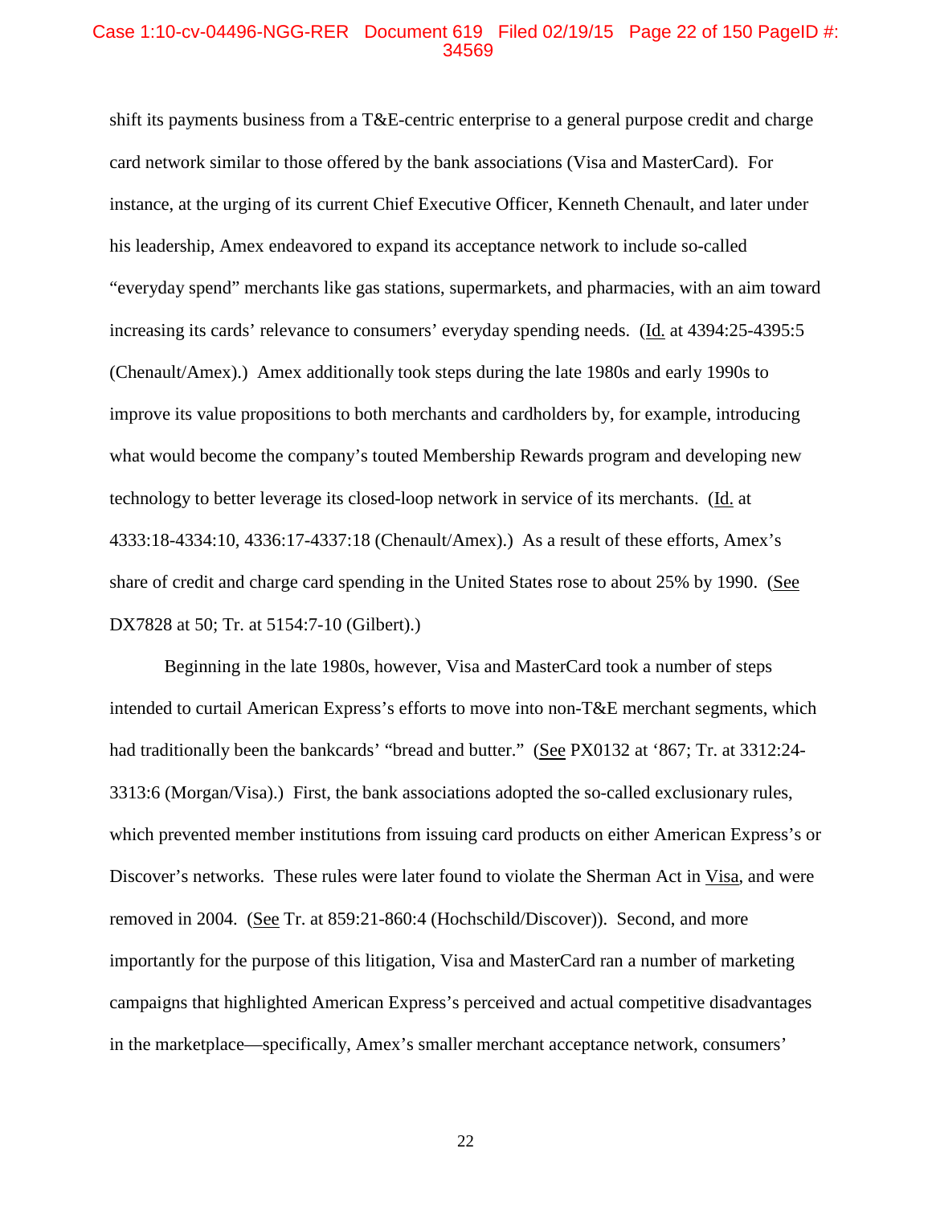shift its payments business from a T&E-centric enterprise to a general purpose credit and charge card network similar to those offered by the bank associations (Visa and MasterCard). For instance, at the urging of its current Chief Executive Officer, Kenneth Chenault, and later under his leadership, Amex endeavored to expand its acceptance network to include so-called "everyday spend" merchants like gas stations, supermarkets, and pharmacies, with an aim toward increasing its cards' relevance to consumers' everyday spending needs. (Id. at 4394:25-4395:5 (Chenault/Amex).) Amex additionally took steps during the late 1980s and early 1990s to improve its value propositions to both merchants and cardholders by, for example, introducing what would become the company's touted Membership Rewards program and developing new technology to better leverage its closed-loop network in service of its merchants. (Id. at 4333:18-4334:10, 4336:17-4337:18 (Chenault/Amex).) As a result of these efforts, Amex's share of credit and charge card spending in the United States rose to about 25% by 1990. (See DX7828 at 50; Tr. at 5154:7-10 (Gilbert).)

Beginning in the late 1980s, however, Visa and MasterCard took a number of steps intended to curtail American Express's efforts to move into non-T&E merchant segments, which had traditionally been the bankcards' "bread and butter." (See PX0132 at '867; Tr. at 3312:24-3313:6 (Morgan/Visa).) First, the bank associations adopted the so-called exclusionary rules, which prevented member institutions from issuing card products on either American Express's or Discover's networks. These rules were later found to violate the Sherman Act in Visa, and were removed in 2004. (See Tr. at 859:21-860:4 (Hochschild/Discover)). Second, and more importantly for the purpose of this litigation, Visa and MasterCard ran a number of marketing campaigns that highlighted American Express's perceived and actual competitive disadvantages in the marketplace—specifically, Amex's smaller merchant acceptance network, consumers'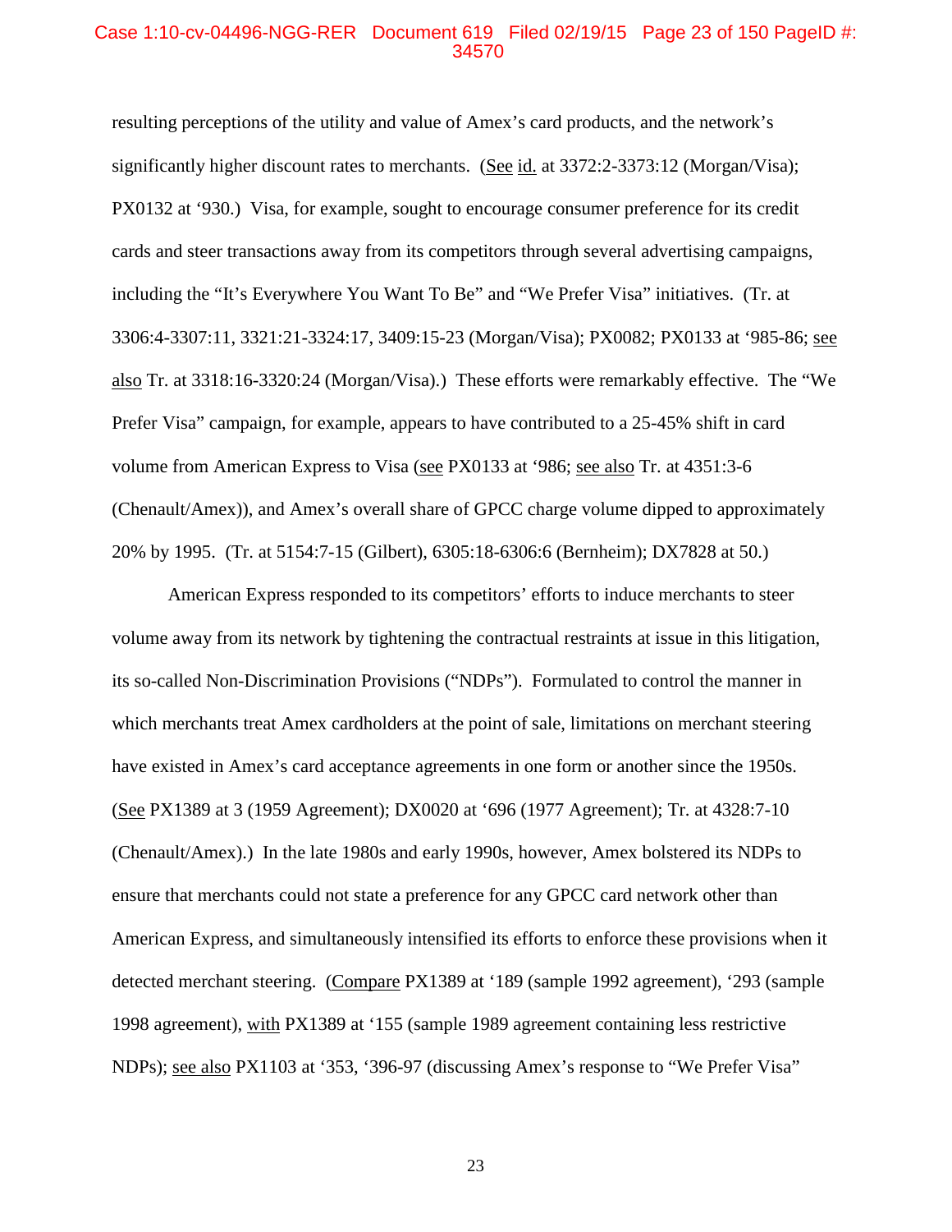resulting perceptions of the utility and value of Amex's card products, and the network's significantly higher discount rates to merchants. (See id. at 3372:2-3373:12 (Morgan/Visa); PX0132 at '930.) Visa, for example, sought to encourage consumer preference for its credit cards and steer transactions away from its competitors through several advertising campaigns, including the "It's Everywhere You Want To Be" and "We Prefer Visa" initiatives. (Tr. at 3306:4-3307:11, 3321:21-3324:17, 3409:15-23 (Morgan/Visa); PX0082; PX0133 at '985-86; see also Tr. at 3318:16-3320:24 (Morgan/Visa).) These efforts were remarkably effective. The "We Prefer Visa" campaign, for example, appears to have contributed to a 25-45% shift in card volume from American Express to Visa (see PX0133 at '986; see also Tr. at 4351:3-6 (Chenault/Amex)), and Amex's overall share of GPCC charge volume dipped to approximately 20% by 1995. (Tr. at 5154:7-15 (Gilbert), 6305:18-6306:6 (Bernheim); DX7828 at 50.)

American Express responded to its competitors' efforts to induce merchants to steer volume away from its network by tightening the contractual restraints at issue in this litigation, its so-called Non-Discrimination Provisions ("NDPs"). Formulated to control the manner in which merchants treat Amex cardholders at the point of sale, limitations on merchant steering have existed in Amex's card acceptance agreements in one form or another since the 1950s. (See PX1389 at 3 (1959 Agreement); DX0020 at '696 (1977 Agreement); Tr. at 4328:7-10 (Chenault/Amex).) In the late 1980s and early 1990s, however, Amex bolstered its NDPs to ensure that merchants could not state a preference for any GPCC card network other than American Express, and simultaneously intensified its efforts to enforce these provisions when it detected merchant steering. (Compare PX1389 at '189 (sample 1992 agreement), '293 (sample 1998 agreement), with PX1389 at '155 (sample 1989 agreement containing less restrictive NDPs); see also PX1103 at '353, '396-97 (discussing Amex's response to "We Prefer Visa"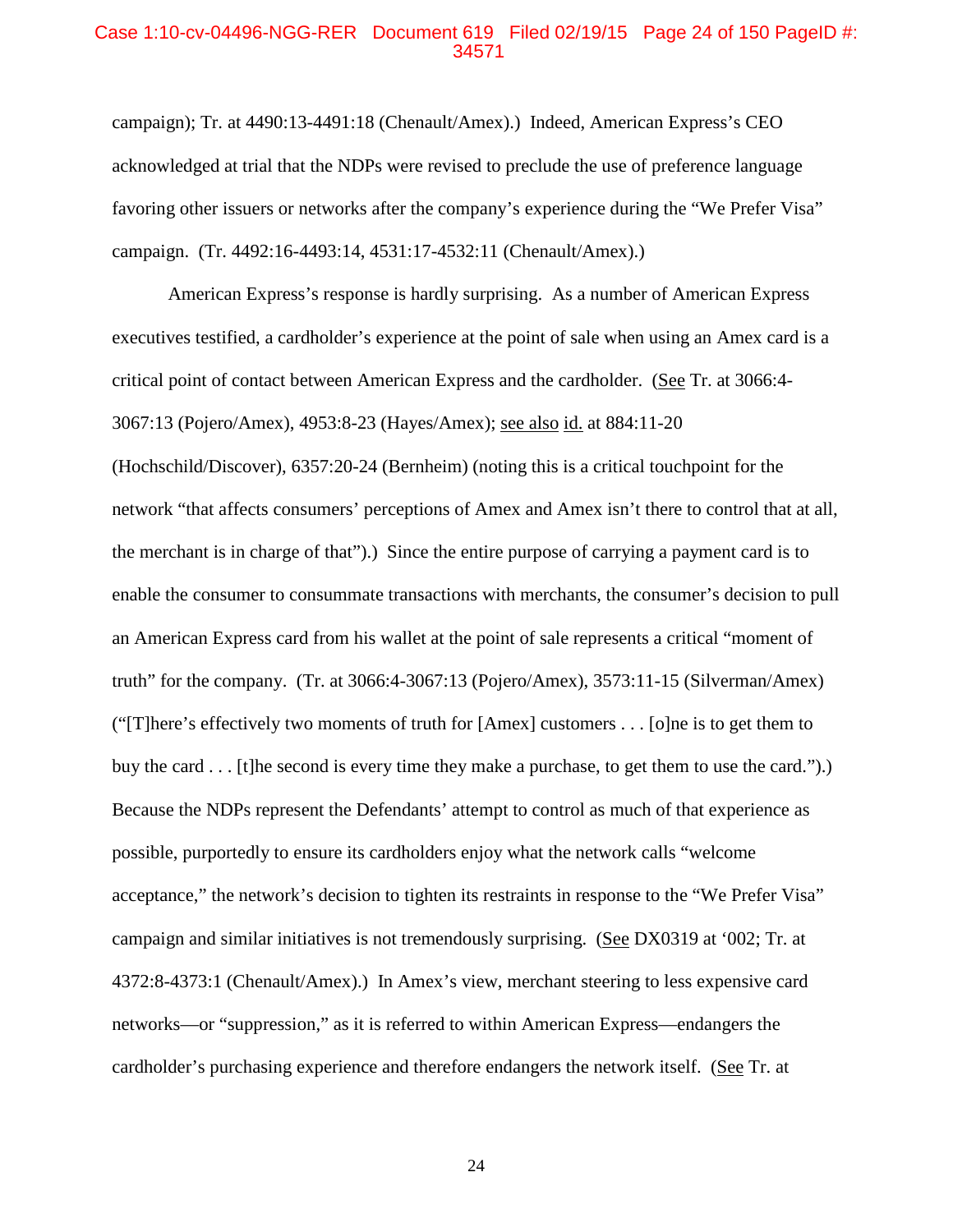campaign); Tr. at 4490:13-4491:18 (Chenault/Amex).) Indeed, American Express's CEO acknowledged at trial that the NDPs were revised to preclude the use of preference language favoring other issuers or networks after the company's experience during the "We Prefer Visa" campaign. (Tr. 4492:16-4493:14, 4531:17-4532:11 (Chenault/Amex).)

American Express's response is hardly surprising. As a number of American Express executives testified, a cardholder's experience at the point of sale when using an Amex card is a critical point of contact between American Express and the cardholder. (See Tr. at 3066:4-3067:13 (Pojero/Amex), 4953:8-23 (Hayes/Amex); see also id. at 884:11-20 (Hochschild/Discover), 6357:20-24 (Bernheim) (noting this is a critical touchpoint for the network "that affects consumers' perceptions of Amex and Amex isn't there to control that at all, the merchant is in charge of that").) Since the entire purpose of carrying a payment card is to enable the consumer to consummate transactions with merchants, the consumer's decision to pull an American Express card from his wallet at the point of sale represents a critical "moment of truth" for the company. (Tr. at 3066:4-3067:13 (Pojero/Amex), 3573:11-15 (Silverman/Amex) ("[T]here's effectively two moments of truth for [Amex] customers . . . [o]ne is to get them to buy the card . . . [t]he second is every time they make a purchase, to get them to use the card.").) Because the NDPs represent the Defendants' attempt to control as much of that experience as possible, purportedly to ensure its cardholders enjoy what the network calls "welcome acceptance," the network's decision to tighten its restraints in response to the "We Prefer Visa" campaign and similar initiatives is not tremendously surprising. (See DX0319 at '002; Tr. at 4372:8-4373:1 (Chenault/Amex).) In Amex's view, merchant steering to less expensive card networks—or "suppression," as it is referred to within American Express—endangers the cardholder's purchasing experience and therefore endangers the network itself. (See Tr. at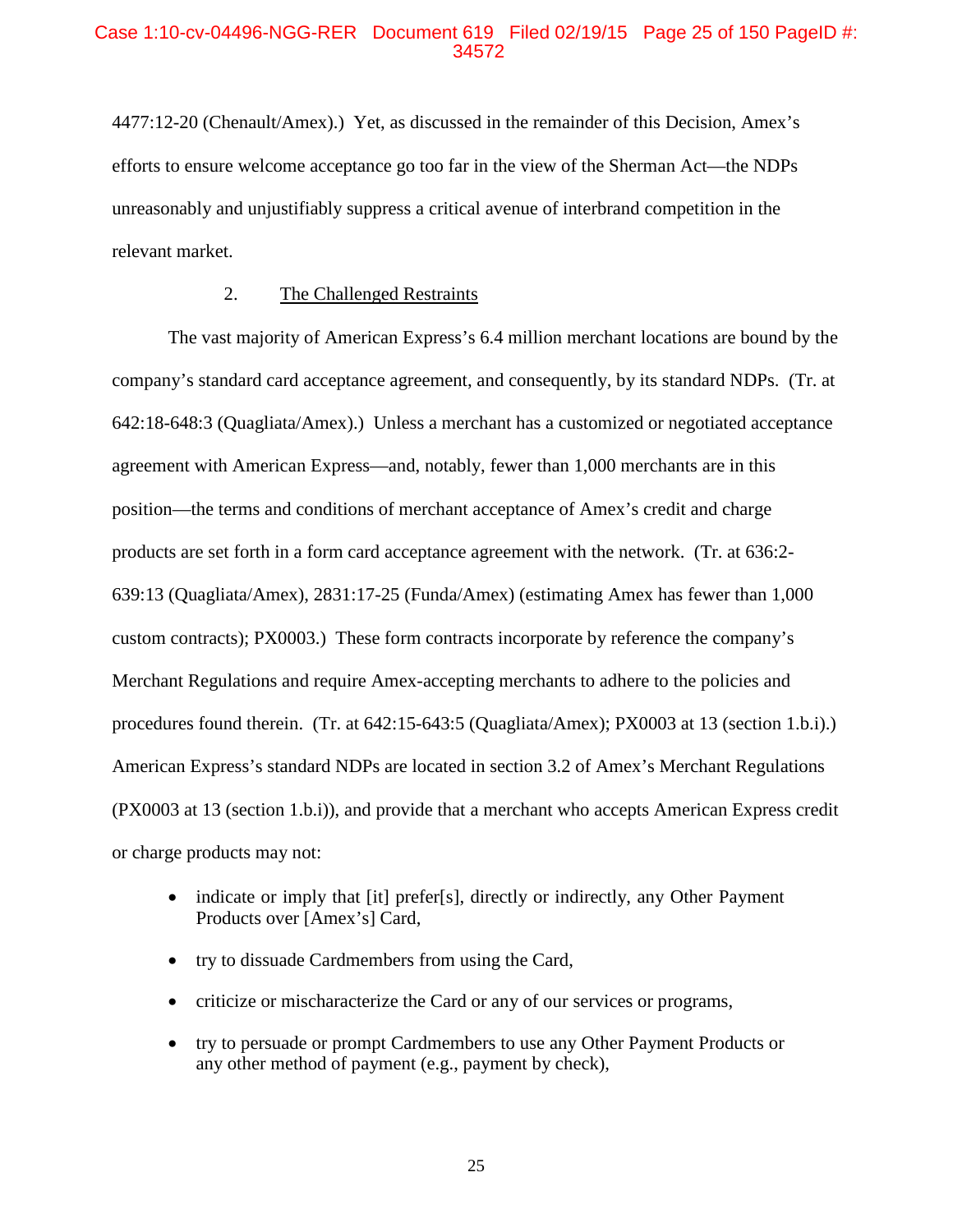4477:12-20 (Chenault/Amex).) Yet, as discussed in the remainder of this Decision, Amex's efforts to ensure welcome acceptance go too far in the view of the Sherman Act—the NDPs unreasonably and unjustifiably suppress a critical avenue of interbrand competition in the relevant market.

2. The Challenged Restraints

The vast majority of American Express's 6.4 million merchant locations are bound by the company's standard card acceptance agreement, and consequently, by its standard NDPs. (Tr. at 642:18-648:3 (Quagliata/Amex).) Unless a merchant has a customized or negotiated acceptance agreement with American Express—and, notably, fewer than 1,000 merchants are in this position—the terms and conditions of merchant acceptance of Amex's credit and charge products are set forth in a form card acceptance agreement with the network. (Tr. at 636:2-639:13 (Quagliata/Amex), 2831:17-25 (Funda/Amex) (estimating Amex has fewer than 1,000 custom contracts); PX0003.) These form contracts incorporate by reference the company's Merchant Regulations and require Amex-accepting merchants to adhere to the policies and procedures found therein. (Tr. at 642:15-643:5 (Quagliata/Amex); PX0003 at 13 (section 1.b.i).) American Express's standard NDPs are located in section 3.2 of Amex's Merchant Regulations (PX0003 at 13 (section 1.b.i)), and provide that a merchant who accepts American Express credit or charge products may not:

- indicate or imply that [it] prefer[s], directly or indirectly, any Other Payment Products over [Amex's] Card,
- try to dissuade Cardmembers from using the Card,
- criticize or mischaracterize the Card or any of our services or programs,
- try to persuade or prompt Cardmembers to use any Other Payment Products or any other method of payment (e.g., payment by check),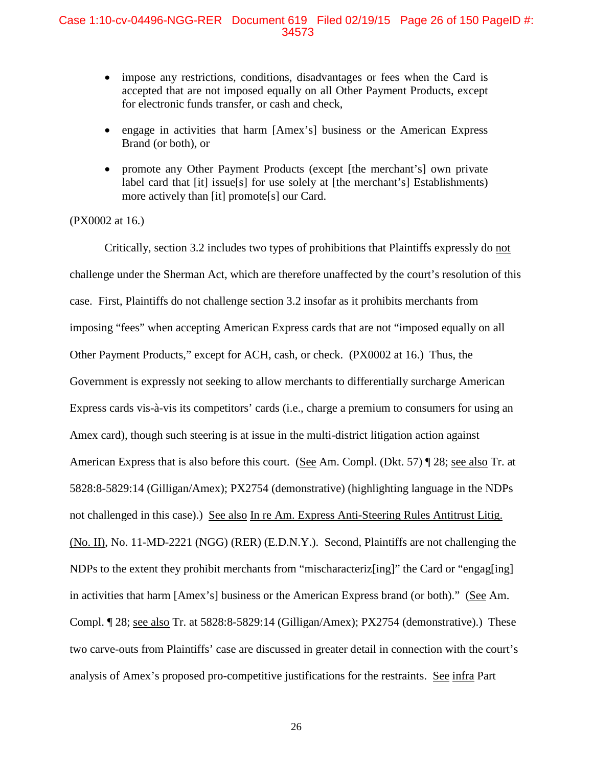- impose any restrictions, conditions, disadvantages or fees when the Card is accepted that are not imposed equally on all Other Payment Products, except for electronic funds transfer, or cash and check,

- engage in activities that harm [Amex's] business or the American Express Brand (or both), or

- promote any Other Payment Products (except [the merchant's] own private label card that [it] issue[s] for use solely at [the merchant's] Establishments) more actively than [it] promote[s] our Card.

(PX0002 at 16.)

Critically, section 3.2 includes two types of prohibitions that Plaintiffs expressly do not challenge under the Sherman Act, which are therefore unaffected by the court's resolution of this case. First, Plaintiffs do not challenge section 3.2 insofar as it prohibits merchants from imposing "fees" when accepting American Express cards that are not "imposed equally on all Other Payment Products," except for ACH, cash, or check. (PX0002 at 16.) Thus, the Government is expressly not seeking to allow merchants to differentially surcharge American Express cards vis-à-vis its competitors' cards (i.e., charge a premium to consumers for using an Amex card), though such steering is at issue in the multi-district litigation action against American Express that is also before this court. (See Am. Compl. (Dkt. 57) ¶ 28; see also Tr. at 5828:8-5829:14 (Gilligan/Amex); PX2754 (demonstrative) (highlighting language in the NDPs not challenged in this case).) See also In re Am. Express Anti-Steering Rules Antitrust Litig. (No. II), No. 11-MD-2221 (NGG) (RER) (E.D.N.Y.). Second, Plaintiffs are not challenging the NDPs to the extent they prohibit merchants from "mischaracteriz[ing]" the Card or "engag[ing] in activities that harm [Amex's] business or the American Express brand (or both)." (See Am. Compl. ¶ 28; see also Tr. at 5828:8-5829:14 (Gilligan/Amex); PX2754 (demonstrative).) These two carve-outs from Plaintiffs' case are discussed in greater detail in connection with the court's analysis of Amex's proposed pro-competitive justifications for the restraints. See infra Part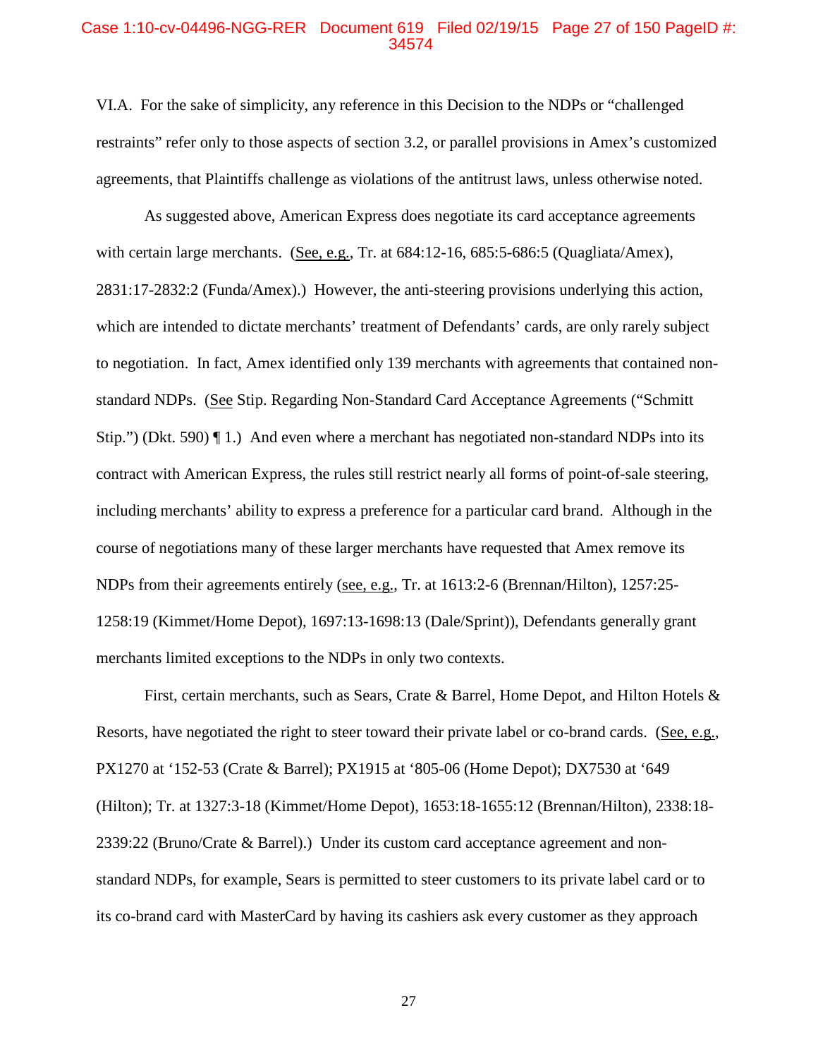VI.A. For the sake of simplicity, any reference in this Decision to the NDPs or "challenged restraints" refer only to those aspects of section 3.2, or parallel provisions in Amex's customized agreements, that Plaintiffs challenge as violations of the antitrust laws, unless otherwise noted.

As suggested above, American Express does negotiate its card acceptance agreements with certain large merchants. (See, e.g., Tr. at 684:12-16, 685:5-686:5 (Quagliata/Amex), 2831:17-2832:2 (Funda/Amex).) However, the anti-steering provisions underlying this action, which are intended to dictate merchants' treatment of Defendants' cards, are only rarely subject to negotiation. In fact, Amex identified only 139 merchants with agreements that contained non-standard NDPs. (See Stip. Regarding Non-Standard Card Acceptance Agreements ("Schmitt Stip.") (Dkt. 590) ¶ 1.) And even where a merchant has negotiated non-standard NDPs into its contract with American Express, the rules still restrict nearly all forms of point-of-sale steering, including merchants' ability to express a preference for a particular card brand. Although in the course of negotiations many of these larger merchants have requested that Amex remove its NDPs from their agreements entirely (see, e.g., Tr. at 1613:2-6 (Brennan/Hilton), 1257:25-1258:19 (Kimmet/Home Depot), 1697:13-1698:13 (Dale/Sprint)), Defendants generally grant merchants limited exceptions to the NDPs in only two contexts.

First, certain merchants, such as Sears, Crate & Barrel, Home Depot, and Hilton Hotels & Resorts, have negotiated the right to steer toward their private label or co-brand cards. (See, e.g., PX1270 at '152-53 (Crate & Barrel); PX1915 at '805-06 (Home Depot); DX7530 at '649 (Hilton); Tr. at 1327:3-18 (Kimmet/Home Depot), 1653:18-1655:12 (Brennan/Hilton), 2338:18-2339:22 (Bruno/Crate & Barrel).) Under its custom card acceptance agreement and non-standard NDPs, for example, Sears is permitted to steer customers to its private label card or to its co-brand card with MasterCard by having its cashiers ask every customer as they approach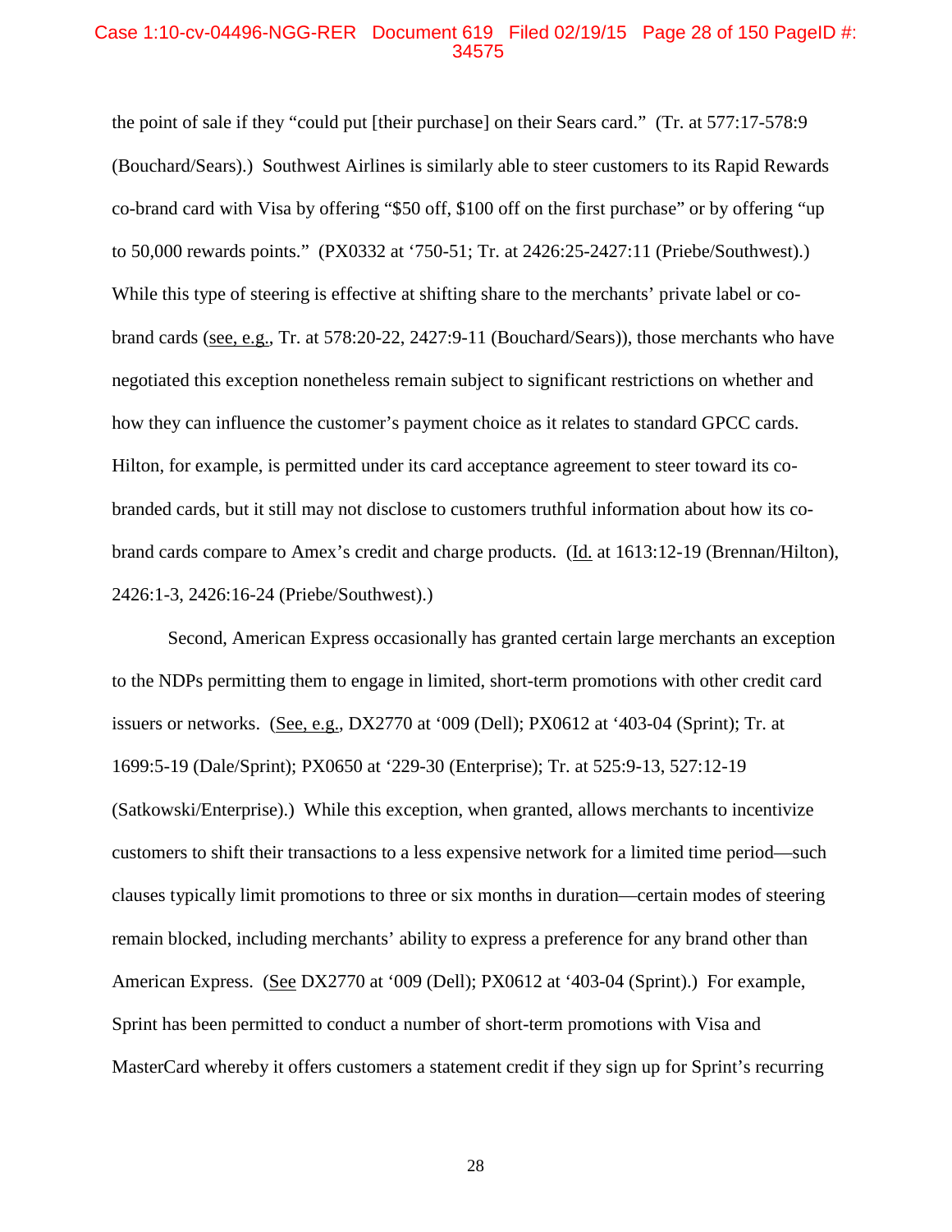the point of sale if they "could put [their purchase] on their Sears card." (Tr. at 577:17-578:9 (Bouchard/Sears).) Southwest Airlines is similarly able to steer customers to its Rapid Rewards co-brand card with Visa by offering "$50 off, $100 off on the first purchase" or by offering "up to 50,000 rewards points." (PX0332 at '750-51; Tr. at 2426:25-2427:11 (Priebe/Southwest).) While this type of steering is effective at shifting share to the merchants' private label or co-brand cards (see, e.g., Tr. at 578:20-22, 2427:9-11 (Bouchard/Sears)), those merchants who have negotiated this exception nonetheless remain subject to significant restrictions on whether and how they can influence the customer's payment choice as it relates to standard GPCC cards. Hilton, for example, is permitted under its card acceptance agreement to steer toward its co-branded cards, but it still may not disclose to customers truthful information about how its co-brand cards compare to Amex's credit and charge products. (Id. at 1613:12-19 (Brennan/Hilton), 2426:1-3, 2426:16-24 (Priebe/Southwest).)

Second, American Express occasionally has granted certain large merchants an exception to the NDPs permitting them to engage in limited, short-term promotions with other credit card issuers or networks. (See, e.g., DX2770 at '009 (Dell); PX0612 at '403-04 (Sprint); Tr. at 1699:5-19 (Dale/Sprint); PX0650 at '229-30 (Enterprise); Tr. at 525:9-13, 527:12-19 (Satkowski/Enterprise).) While this exception, when granted, allows merchants to incentivize customers to shift their transactions to a less expensive network for a limited time period—such clauses typically limit promotions to three or six months in duration—certain modes of steering remain blocked, including merchants' ability to express a preference for any brand other than American Express. (See DX2770 at '009 (Dell); PX0612 at '403-04 (Sprint).) For example, Sprint has been permitted to conduct a number of short-term promotions with Visa and MasterCard whereby it offers customers a statement credit if they sign up for Sprint's recurring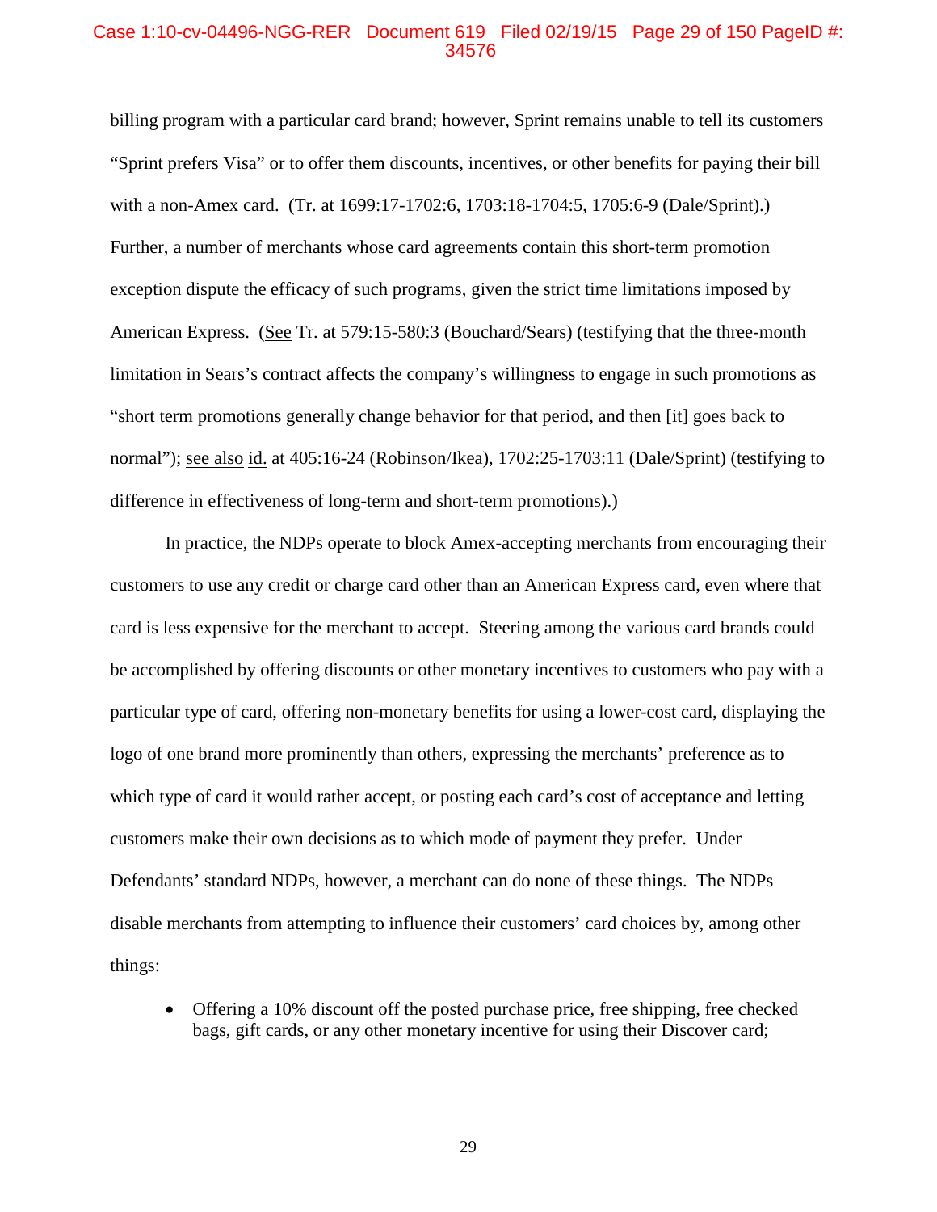billing program with a particular card brand; however, Sprint remains unable to tell its customers "Sprint prefers Visa" or to offer them discounts, incentives, or other benefits for paying their bill with a non-Amex card. (Tr. at 1699:17-1702:6, 1703:18-1704:5, 1705:6-9 (Dale/Sprint).) Further, a number of merchants whose card agreements contain this short-term promotion exception dispute the efficacy of such programs, given the strict time limitations imposed by American Express. (See Tr. at 579:15-580:3 (Bouchard/Sears) (testifying that the three-month limitation in Sears's contract affects the company's willingness to engage in such promotions as "short term promotions generally change behavior for that period, and then [it] goes back to normal"); see also id. at 405:16-24 (Robinson/Ikea), 1702:25-1703:11 (Dale/Sprint) (testifying to difference in effectiveness of long-term and short-term promotions).)

In practice, the NDPs operate to block Amex-accepting merchants from encouraging their customers to use any credit or charge card other than an American Express card, even where that card is less expensive for the merchant to accept. Steering among the various card brands could be accomplished by offering discounts or other monetary incentives to customers who pay with a particular type of card, offering non-monetary benefits for using a lower-cost card, displaying the logo of one brand more prominently than others, expressing the merchants' preference as to which type of card it would rather accept, or posting each card's cost of acceptance and letting customers make their own decisions as to which mode of payment they prefer. Under Defendants' standard NDPs, however, a merchant can do none of these things. The NDPs disable merchants from attempting to influence their customers' card choices by, among other things:

- Offering a 10% discount off the posted purchase price, free shipping, free checked bags, gift cards, or any other monetary incentive for using their Discover card;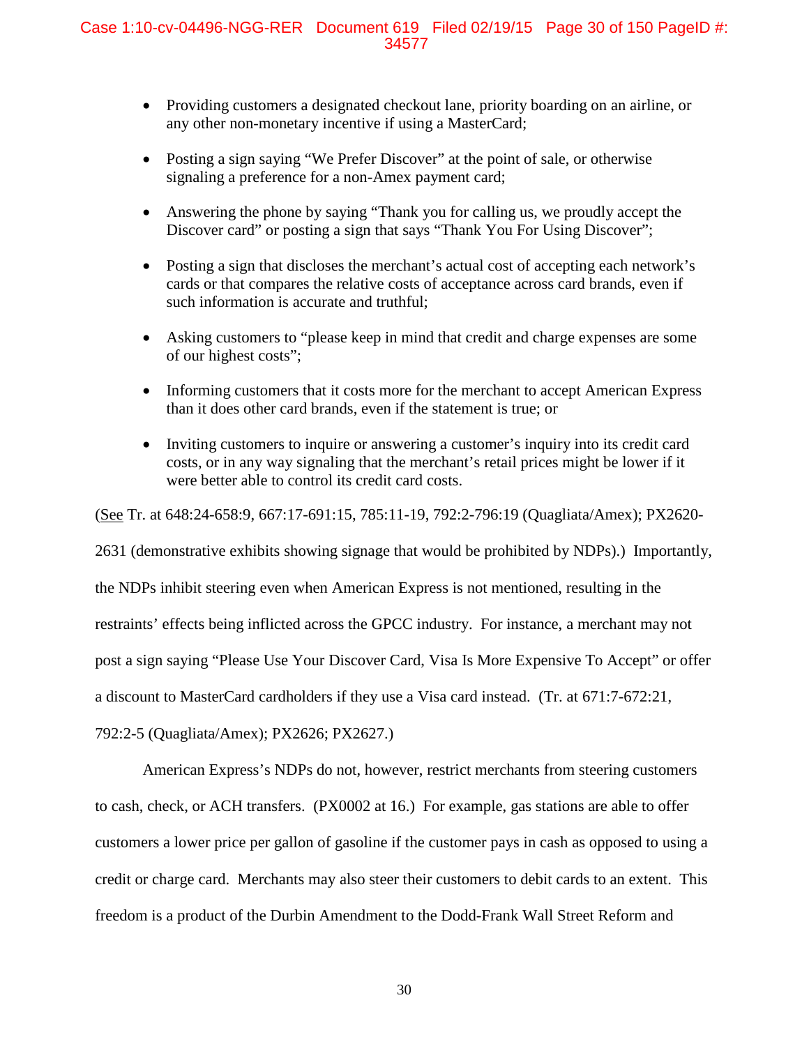- Providing customers a designated checkout lane, priority boarding on an airline, or any other non-monetary incentive if using a MasterCard;
- Posting a sign saying "We Prefer Discover" at the point of sale, or otherwise signaling a preference for a non-Amex payment card;
- Answering the phone by saying "Thank you for calling us, we proudly accept the Discover card" or posting a sign that says "Thank You For Using Discover";
- Posting a sign that discloses the merchant's actual cost of accepting each network's cards or that compares the relative costs of acceptance across card brands, even if such information is accurate and truthful;
- Asking customers to "please keep in mind that credit and charge expenses are some of our highest costs";
- Informing customers that it costs more for the merchant to accept American Express than it does other card brands, even if the statement is true; or
- Inviting customers to inquire or answering a customer's inquiry into its credit card costs, or in any way signaling that the merchant's retail prices might be lower if it were better able to control its credit card costs.

(See Tr. at 648:24-658:9, 667:17-691:15, 785:11-19, 792:2-796:19 (Quagliata/Amex); PX2620-2631 (demonstrative exhibits showing signage that would be prohibited by NDPs).) Importantly, the NDPs inhibit steering even when American Express is not mentioned, resulting in the restraints' effects being inflicted across the GPCC industry. For instance, a merchant may not post a sign saying "Please Use Your Discover Card, Visa Is More Expensive To Accept" or offer a discount to MasterCard cardholders if they use a Visa card instead. (Tr. at 671:7-672:21, 792:2-5 (Quagliata/Amex); PX2626; PX2627.)

American Express's NDPs do not, however, restrict merchants from steering customers to cash, check, or ACH transfers. (PX0002 at 16.) For example, gas stations are able to offer customers a lower price per gallon of gasoline if the customer pays in cash as opposed to using a credit or charge card. Merchants may also steer their customers to debit cards to an extent. This freedom is a product of the Durbin Amendment to the Dodd-Frank Wall Street Reform and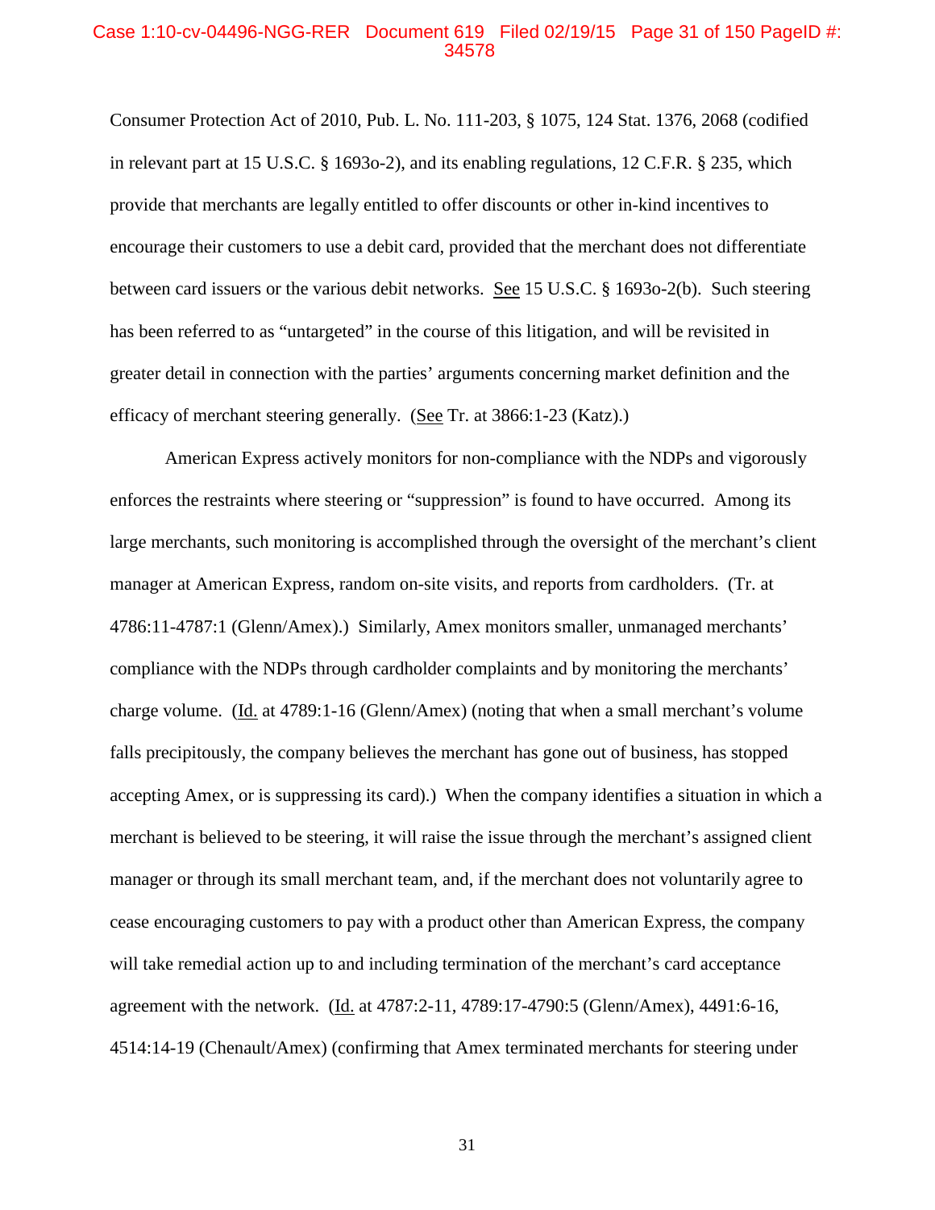Consumer Protection Act of 2010, Pub. L. No. 111-203, § 1075, 124 Stat. 1376, 2068 (codified in relevant part at 15 U.S.C. § 1693o-2), and its enabling regulations, 12 C.F.R. § 235, which provide that merchants are legally entitled to offer discounts or other in-kind incentives to encourage their customers to use a debit card, provided that the merchant does not differentiate between card issuers or the various debit networks. See 15 U.S.C. § 1693o-2(b). Such steering has been referred to as "untargeted" in the course of this litigation, and will be revisited in greater detail in connection with the parties' arguments concerning market definition and the efficacy of merchant steering generally. (See Tr. at 3866:1-23 (Katz).)

American Express actively monitors for non-compliance with the NDPs and vigorously enforces the restraints where steering or "suppression" is found to have occurred. Among its large merchants, such monitoring is accomplished through the oversight of the merchant's client manager at American Express, random on-site visits, and reports from cardholders. (Tr. at 4786:11-4787:1 (Glenn/Amex).) Similarly, Amex monitors smaller, unmanaged merchants' compliance with the NDPs through cardholder complaints and by monitoring the merchants' charge volume. (Id. at 4789:1-16 (Glenn/Amex) (noting that when a small merchant's volume falls precipitously, the company believes the merchant has gone out of business, has stopped accepting Amex, or is suppressing its card).) When the company identifies a situation in which a merchant is believed to be steering, it will raise the issue through the merchant's assigned client manager or through its small merchant team, and, if the merchant does not voluntarily agree to cease encouraging customers to pay with a product other than American Express, the company will take remedial action up to and including termination of the merchant's card acceptance agreement with the network. (Id. at 4787:2-11, 4789:17-4790:5 (Glenn/Amex), 4491:6-16, 4514:14-19 (Chenault/Amex) (confirming that Amex terminated merchants for steering under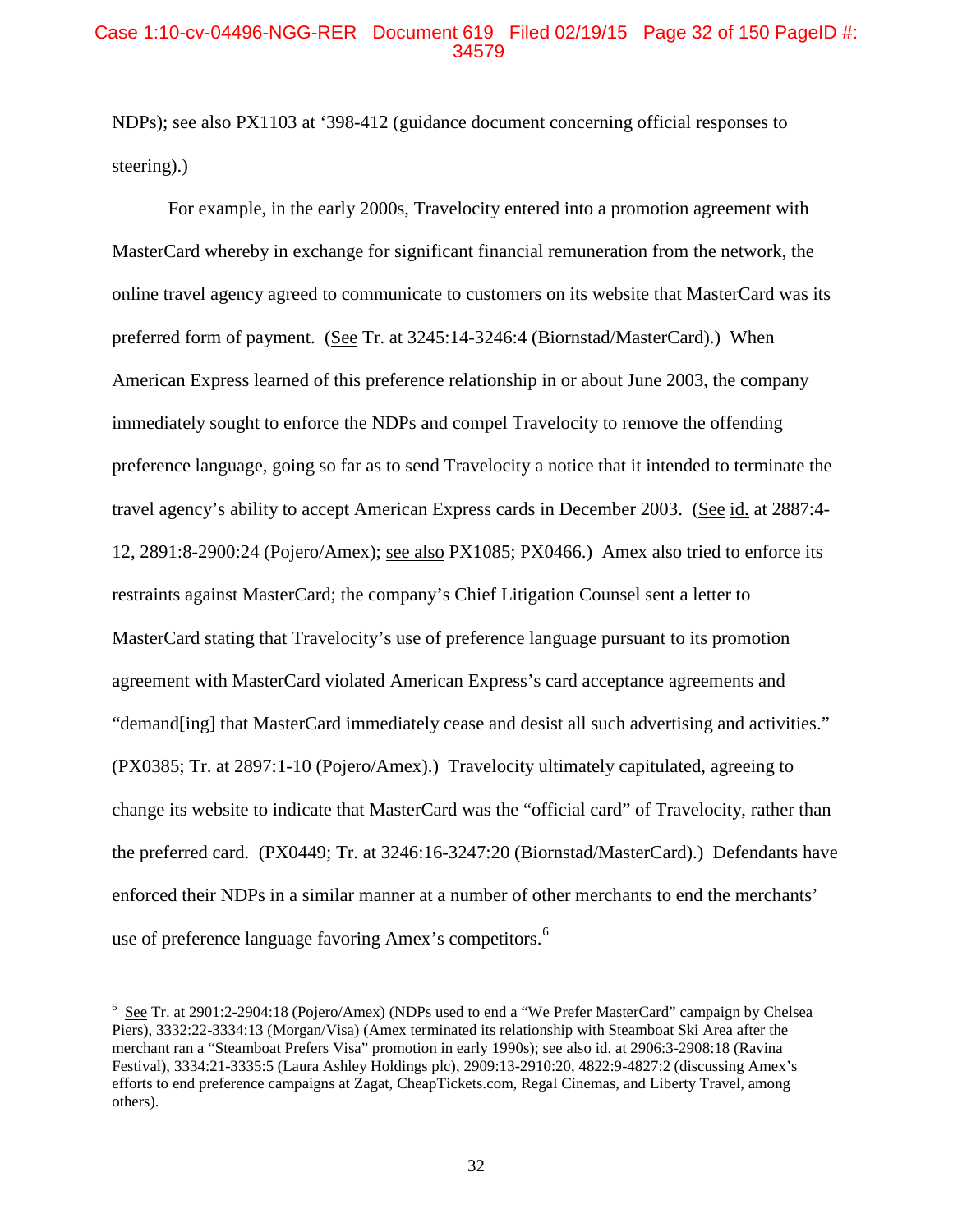NDPs); see also PX1103 at '398-412 (guidance document concerning official responses to steering).)

For example, in the early 2000s, Travelocity entered into a promotion agreement with MasterCard whereby in exchange for significant financial remuneration from the network, the online travel agency agreed to communicate to customers on its website that MasterCard was its preferred form of payment. (See Tr. at 3245:14-3246:4 (Biornstad/MasterCard).) When American Express learned of this preference relationship in or about June 2003, the company immediately sought to enforce the NDPs and compel Travelocity to remove the offending preference language, going so far as to send Travelocity a notice that it intended to terminate the travel agency's ability to accept American Express cards in December 2003. (See id. at 2887:4-12, 2891:8-2900:24 (Pojero/Amex); see also PX1085; PX0466.) Amex also tried to enforce its restraints against MasterCard; the company's Chief Litigation Counsel sent a letter to MasterCard stating that Travelocity's use of preference language pursuant to its promotion agreement with MasterCard violated American Express's card acceptance agreements and "demand[ing] that MasterCard immediately cease and desist all such advertising and activities." (PX0385; Tr. at 2897:1-10 (Pojero/Amex).) Travelocity ultimately capitulated, agreeing to change its website to indicate that MasterCard was the "official card" of Travelocity, rather than the preferred card. (PX0449; Tr. at 3246:16-3247:20 (Biornstad/MasterCard).) Defendants have enforced their NDPs in a similar manner at a number of other merchants to end the merchants' use of preference language favoring Amex's competitors.[6]

---

[6] See Tr. at 2901:2-2904:18 (Pojero/Amex) (NDPs used to end a "We Prefer MasterCard" campaign by Chelsea Piers), 3332:22-3334:13 (Morgan/Visa) (Amex terminated its relationship with Steamboat Ski Area after the merchant ran a "Steamboat Prefers Visa" promotion in early 1990s); see also id. at 2906:3-2908:18 (Ravina Festival), 3334:21-3335:5 (Laura Ashley Holdings plc), 2909:13-2910:20, 4822:9-4827:2 (discussing Amex's efforts to end preference campaigns at Zagat, CheapTickets.com, Regal Cinemas, and Liberty Travel, among others).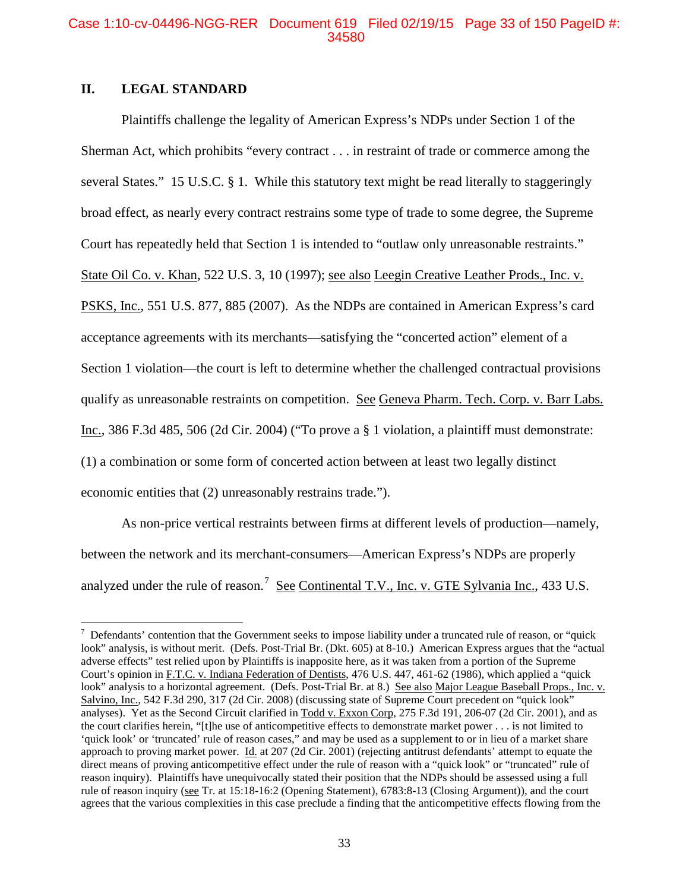## II. LEGAL STANDARD

Plaintiffs challenge the legality of American Express's NDPs under Section 1 of the Sherman Act, which prohibits "every contract . . . in restraint of trade or commerce among the several States." 15 U.S.C. § 1. While this statutory text might be read literally to staggeringly broad effect, as nearly every contract restrains some type of trade to some degree, the Supreme Court has repeatedly held that Section 1 is intended to "outlaw only unreasonable restraints." State Oil Co. v. Khan, 522 U.S. 3, 10 (1997); see also Leegin Creative Leather Prods., Inc. v. PSKS, Inc., 551 U.S. 877, 885 (2007). As the NDPs are contained in American Express's card acceptance agreements with its merchants—satisfying the "concerted action" element of a Section 1 violation—the court is left to determine whether the challenged contractual provisions qualify as unreasonable restraints on competition. See Geneva Pharm. Tech. Corp. v. Barr Labs. Inc., 386 F.3d 485, 506 (2d Cir. 2004) ("To prove a § 1 violation, a plaintiff must demonstrate: (1) a combination or some form of concerted action between at least two legally distinct economic entities that (2) unreasonably restrains trade.").

As non-price vertical restraints between firms at different levels of production—namely, between the network and its merchant-consumers—American Express's NDPs are properly analyzed under the rule of reason.[7] See Continental T.V., Inc. v. GTE Sylvania Inc., 433 U.S.

---

[7] Defendants' contention that the Government seeks to impose liability under a truncated rule of reason, or "quick look" analysis, is without merit. (Defs. Post-Trial Br. (Dkt. 605) at 8-10.) American Express argues that the "actual adverse effects" test relied upon by Plaintiffs is inapposite here, as it was taken from a portion of the Supreme Court's opinion in F.T.C. v. Indiana Federation of Dentists, 476 U.S. 447, 461-62 (1986), which applied a "quick look" analysis to a horizontal agreement. (Defs. Post-Trial Br. at 8.) See also Major League Baseball Props., Inc. v. Salvino, Inc., 542 F.3d 290, 317 (2d Cir. 2008) (discussing state of Supreme Court precedent on "quick look" analyses). Yet as the Second Circuit clarified in Todd v. Exxon Corp, 275 F.3d 191, 206-07 (2d Cir. 2001), and as the court clarifies herein, "[t]he use of anticompetitive effects to demonstrate market power . . . is not limited to 'quick look' or 'truncated' rule of reason cases," and may be used as a supplement to or in lieu of a market share approach to proving market power. Id. at 207 (2d Cir. 2001) (rejecting antitrust defendants' attempt to equate the direct means of proving anticompetitive effect under the rule of reason with a "quick look" or "truncated" rule of reason inquiry). Plaintiffs have unequivocally stated their position that the NDPs should be assessed using a full rule of reason inquiry (see Tr. at 15:18-16:2 (Opening Statement), 6783:8-13 (Closing Argument)), and the court agrees that the various complexities in this case preclude a finding that the anticompetitive effects flowing from the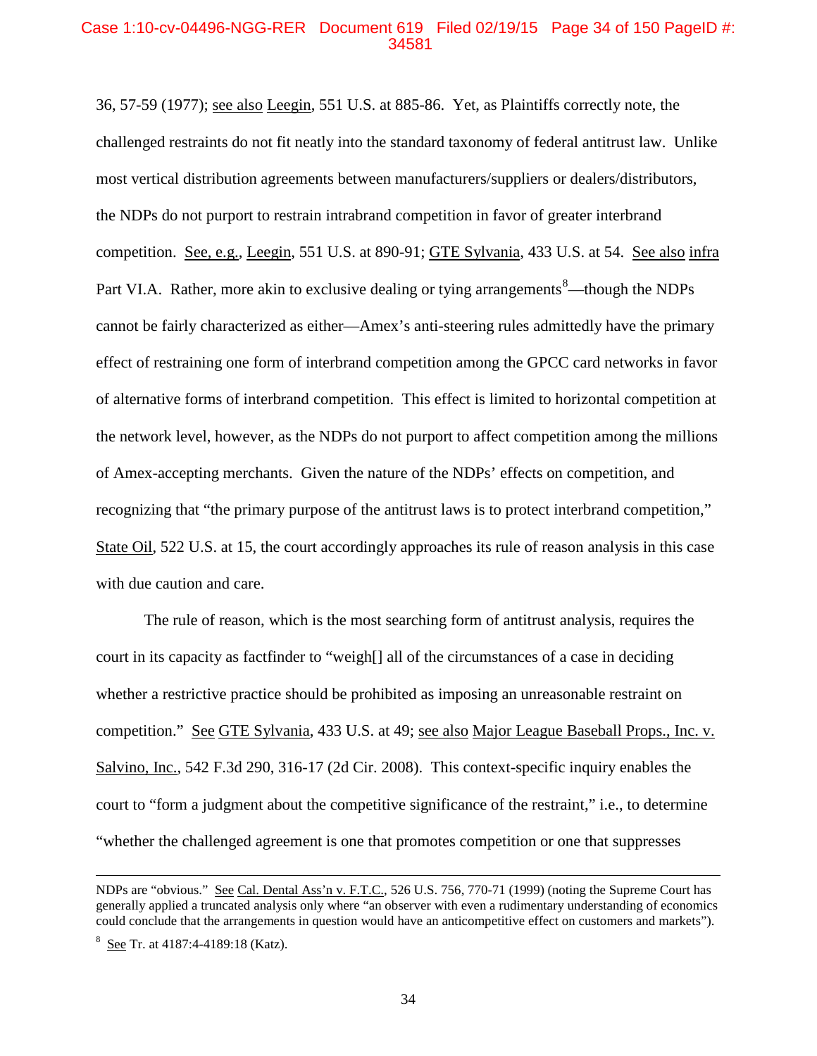36, 57-59 (1977); see also Leegin, 551 U.S. at 885-86. Yet, as Plaintiffs correctly note, the challenged restraints do not fit neatly into the standard taxonomy of federal antitrust law. Unlike most vertical distribution agreements between manufacturers/suppliers or dealers/distributors, the NDPs do not purport to restrain intrabrand competition in favor of greater interbrand competition. See, e.g., Leegin, 551 U.S. at 890-91; GTE Sylvania, 433 U.S. at 54. See also infra Part VI.A. Rather, more akin to exclusive dealing or tying arrangements[8]—though the NDPs cannot be fairly characterized as either—Amex's anti-steering rules admittedly have the primary effect of restraining one form of interbrand competition among the GPCC card networks in favor of alternative forms of interbrand competition. This effect is limited to horizontal competition at the network level, however, as the NDPs do not purport to affect competition among the millions of Amex-accepting merchants. Given the nature of the NDPs' effects on competition, and recognizing that "the primary purpose of the antitrust laws is to protect interbrand competition," State Oil, 522 U.S. at 15, the court accordingly approaches its rule of reason analysis in this case with due caution and care.

The rule of reason, which is the most searching form of antitrust analysis, requires the court in its capacity as factfinder to "weigh[] all of the circumstances of a case in deciding whether a restrictive practice should be prohibited as imposing an unreasonable restraint on competition." See GTE Sylvania, 433 U.S. at 49; see also Major League Baseball Props., Inc. v. Salvino, Inc., 542 F.3d 290, 316-17 (2d Cir. 2008). This context-specific inquiry enables the court to "form a judgment about the competitive significance of the restraint," i.e., to determine "whether the challenged agreement is one that promotes competition or one that suppresses

---

NDPs are "obvious." See Cal. Dental Ass'n v. F.T.C., 526 U.S. 756, 770-71 (1999) (noting the Supreme Court has generally applied a truncated analysis only where "an observer with even a rudimentary understanding of economics could conclude that the arrangements in question would have an anticompetitive effect on customers and markets").

[8] See Tr. at 4187:4-4189:18 (Katz).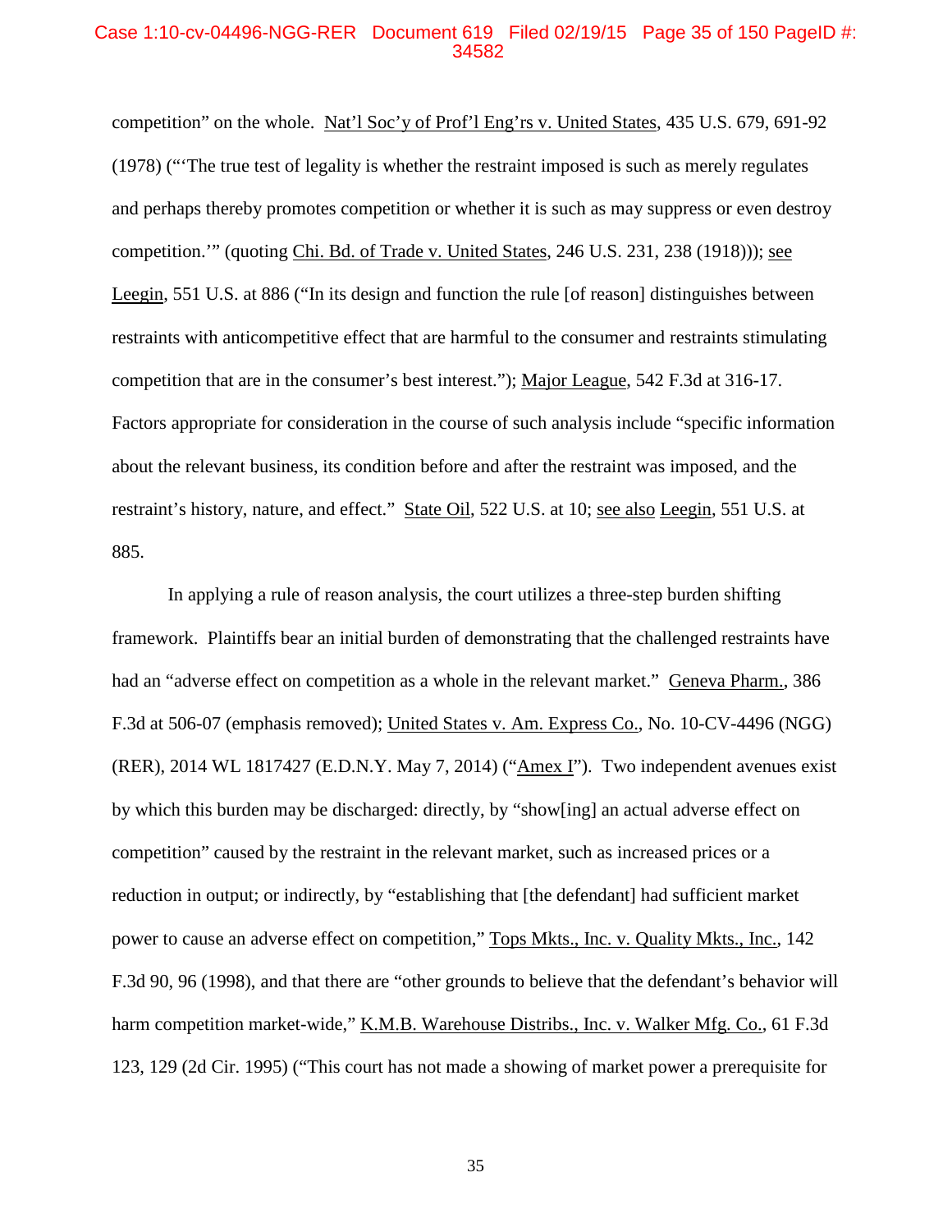competition" on the whole. Nat'l Soc'y of Prof'l Eng'rs v. United States, 435 U.S. 679, 691-92 (1978) ("'The true test of legality is whether the restraint imposed is such as merely regulates and perhaps thereby promotes competition or whether it is such as may suppress or even destroy competition.'" (quoting Chi. Bd. of Trade v. United States, 246 U.S. 231, 238 (1918))); see Leegin, 551 U.S. at 886 ("In its design and function the rule [of reason] distinguishes between restraints with anticompetitive effect that are harmful to the consumer and restraints stimulating competition that are in the consumer's best interest."); Major League, 542 F.3d at 316-17. Factors appropriate for consideration in the course of such analysis include "specific information about the relevant business, its condition before and after the restraint was imposed, and the restraint's history, nature, and effect." State Oil, 522 U.S. at 10; see also Leegin, 551 U.S. at 885.

In applying a rule of reason analysis, the court utilizes a three-step burden shifting framework. Plaintiffs bear an initial burden of demonstrating that the challenged restraints have had an "adverse effect on competition as a whole in the relevant market." Geneva Pharm., 386 F.3d at 506-07 (emphasis removed); United States v. Am. Express Co., No. 10-CV-4496 (NGG) (RER), 2014 WL 1817427 (E.D.N.Y. May 7, 2014) ("Amex I"). Two independent avenues exist by which this burden may be discharged: directly, by "show[ing] an actual adverse effect on competition" caused by the restraint in the relevant market, such as increased prices or a reduction in output; or indirectly, by "establishing that [the defendant] had sufficient market power to cause an adverse effect on competition," Tops Mkts., Inc. v. Quality Mkts., Inc., 142 F.3d 90, 96 (1998), and that there are "other grounds to believe that the defendant's behavior will harm competition market-wide," K.M.B. Warehouse Distribs., Inc. v. Walker Mfg. Co., 61 F.3d 123, 129 (2d Cir. 1995) ("This court has not made a showing of market power a prerequisite for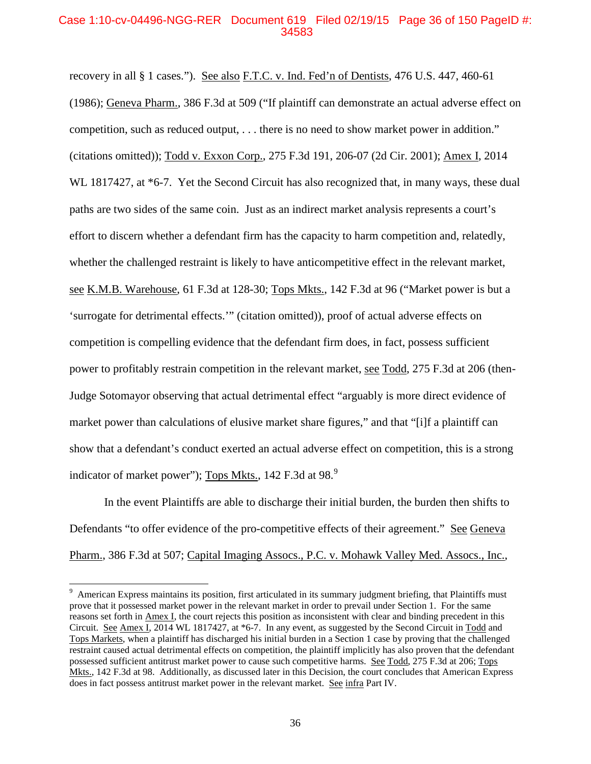recovery in all § 1 cases."). See also F.T.C. v. Ind. Fed'n of Dentists, 476 U.S. 447, 460-61 (1986); Geneva Pharm., 386 F.3d at 509 ("If plaintiff can demonstrate an actual adverse effect on competition, such as reduced output, . . . there is no need to show market power in addition." (citations omitted)); Todd v. Exxon Corp., 275 F.3d 191, 206-07 (2d Cir. 2001); Amex I, 2014 WL 1817427, at *6-7. Yet the Second Circuit has also recognized that, in many ways, these dual paths are two sides of the same coin. Just as an indirect market analysis represents a court's effort to discern whether a defendant firm has the capacity to harm competition and, relatedly, whether the challenged restraint is likely to have anticompetitive effect in the relevant market, see K.M.B. Warehouse, 61 F.3d at 128-30; Tops Mkts., 142 F.3d at 96 ("Market power is but a 'surrogate for detrimental effects.'" (citation omitted)), proof of actual adverse effects on competition is compelling evidence that the defendant firm does, in fact, possess sufficient power to profitably restrain competition in the relevant market, see Todd, 275 F.3d at 206 (then-Judge Sotomayor observing that actual detrimental effect "arguably is more direct evidence of market power than calculations of elusive market share figures," and that "[i]f a plaintiff can show that a defendant's conduct exerted an actual adverse effect on competition, this is a strong indicator of market power"); Tops Mkts., 142 F.3d at 98.[9]

In the event Plaintiffs are able to discharge their initial burden, the burden then shifts to Defendants "to offer evidence of the pro-competitive effects of their agreement." See Geneva Pharm., 386 F.3d at 507; Capital Imaging Assocs., P.C. v. Mohawk Valley Med. Assocs., Inc.,

---

[9] American Express maintains its position, first articulated in its summary judgment briefing, that Plaintiffs must prove that it possessed market power in the relevant market in order to prevail under Section 1. For the same reasons set forth in Amex I, the court rejects this position as inconsistent with clear and binding precedent in this Circuit. See Amex I, 2014 WL 1817427, at *6-7. In any event, as suggested by the Second Circuit in Todd and Tops Markets, when a plaintiff has discharged his initial burden in a Section 1 case by proving that the challenged restraint caused actual detrimental effects on competition, the plaintiff implicitly has also proven that the defendant possessed sufficient antitrust market power to cause such competitive harms. See Todd, 275 F.3d at 206; Tops Mkts., 142 F.3d at 98. Additionally, as discussed later in this Decision, the court concludes that American Express does in fact possess antitrust market power in the relevant market. See infra Part IV.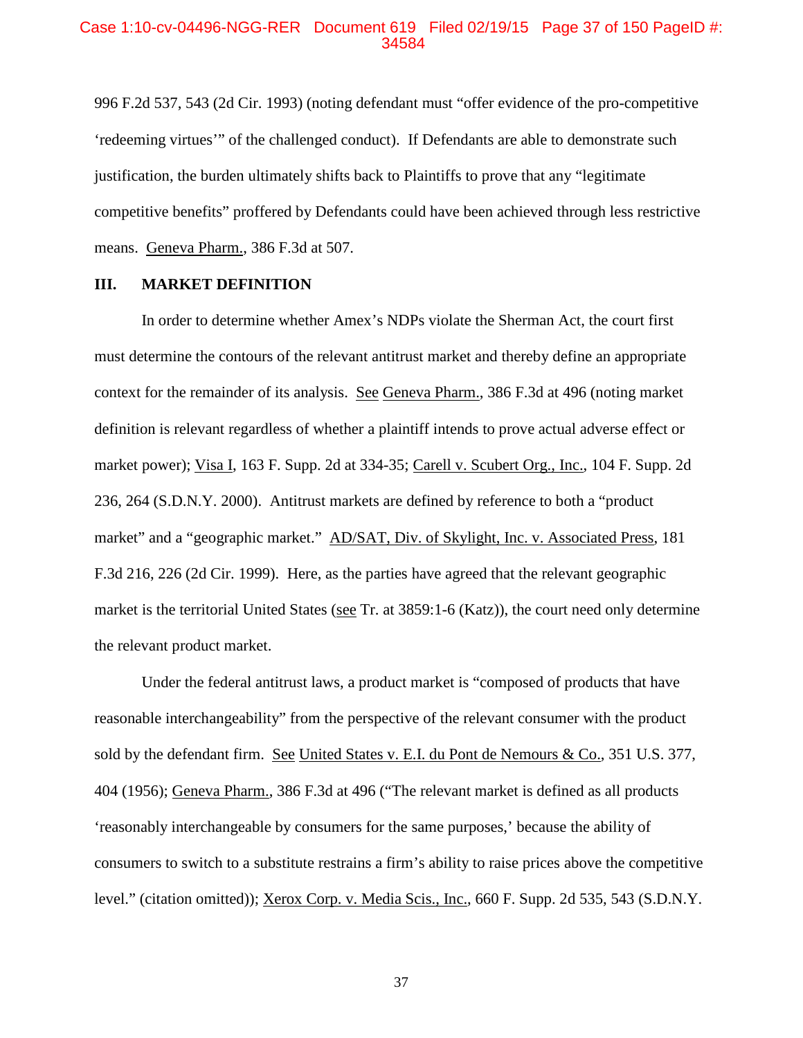996 F.2d 537, 543 (2d Cir. 1993) (noting defendant must "offer evidence of the pro-competitive 'redeeming virtues'" of the challenged conduct). If Defendants are able to demonstrate such justification, the burden ultimately shifts back to Plaintiffs to prove that any "legitimate competitive benefits" proffered by Defendants could have been achieved through less restrictive means. Geneva Pharm., 386 F.3d at 507.

## III. MARKET DEFINITION

In order to determine whether Amex's NDPs violate the Sherman Act, the court first must determine the contours of the relevant antitrust market and thereby define an appropriate context for the remainder of its analysis. See Geneva Pharm., 386 F.3d at 496 (noting market definition is relevant regardless of whether a plaintiff intends to prove actual adverse effect or market power); Visa I, 163 F. Supp. 2d at 334-35; Carell v. Scubert Org., Inc., 104 F. Supp. 2d 236, 264 (S.D.N.Y. 2000). Antitrust markets are defined by reference to both a "product market" and a "geographic market." AD/SAT, Div. of Skylight, Inc. v. Associated Press, 181 F.3d 216, 226 (2d Cir. 1999). Here, as the parties have agreed that the relevant geographic market is the territorial United States (see Tr. at 3859:1-6 (Katz)), the court need only determine the relevant product market.

Under the federal antitrust laws, a product market is "composed of products that have reasonable interchangeability" from the perspective of the relevant consumer with the product sold by the defendant firm. See United States v. E.I. du Pont de Nemours & Co., 351 U.S. 377, 404 (1956); Geneva Pharm., 386 F.3d at 496 ("The relevant market is defined as all products 'reasonably interchangeable by consumers for the same purposes,' because the ability of consumers to switch to a substitute restrains a firm's ability to raise prices above the competitive level." (citation omitted)); Xerox Corp. v. Media Scis., Inc., 660 F. Supp. 2d 535, 543 (S.D.N.Y.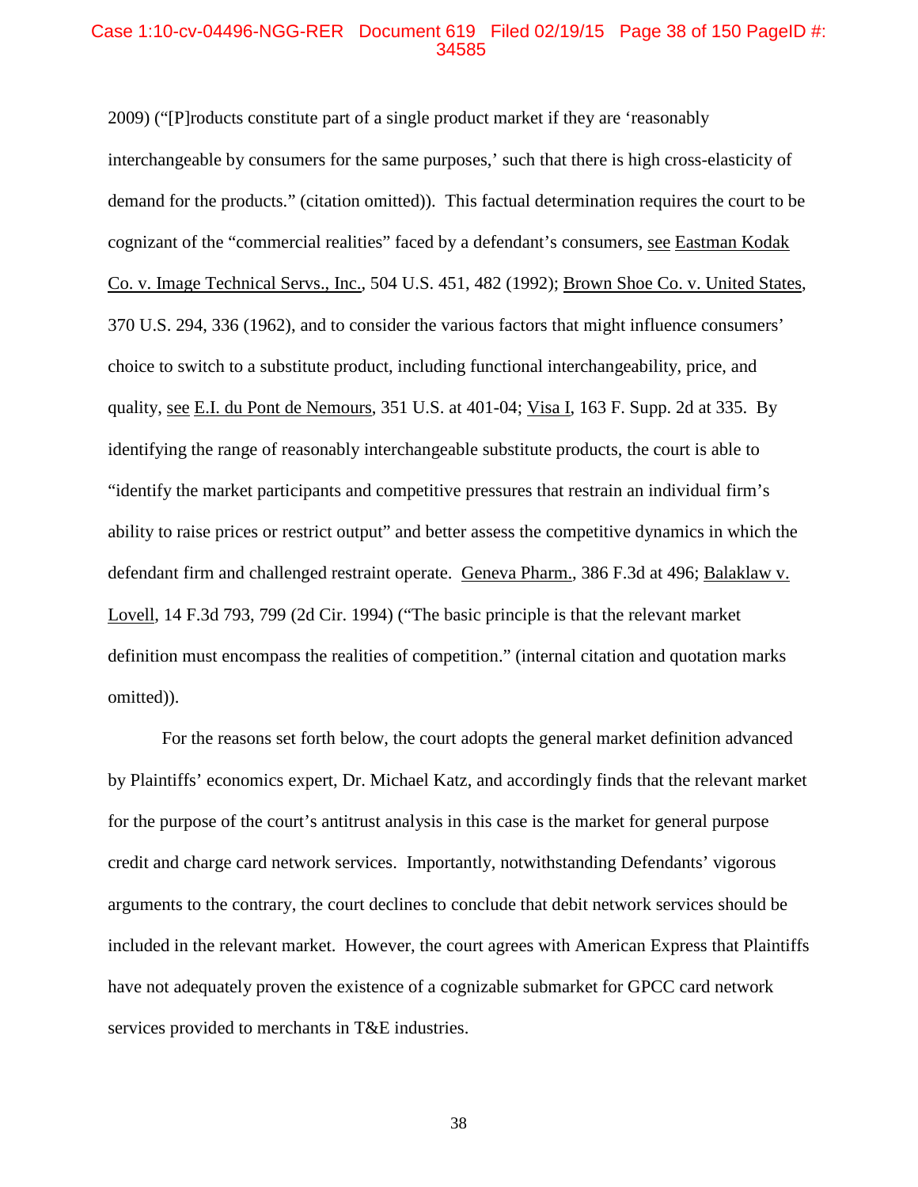2009) ("[P]roducts constitute part of a single product market if they are 'reasonably interchangeable by consumers for the same purposes,' such that there is high cross-elasticity of demand for the products." (citation omitted)). This factual determination requires the court to be cognizant of the "commercial realities" faced by a defendant's consumers, see Eastman Kodak Co. v. Image Technical Servs., Inc., 504 U.S. 451, 482 (1992); Brown Shoe Co. v. United States, 370 U.S. 294, 336 (1962), and to consider the various factors that might influence consumers' choice to switch to a substitute product, including functional interchangeability, price, and quality, see E.I. du Pont de Nemours, 351 U.S. at 401-04; Visa I, 163 F. Supp. 2d at 335. By identifying the range of reasonably interchangeable substitute products, the court is able to "identify the market participants and competitive pressures that restrain an individual firm's ability to raise prices or restrict output" and better assess the competitive dynamics in which the defendant firm and challenged restraint operate. Geneva Pharm., 386 F.3d at 496; Balaklaw v. Lovell, 14 F.3d 793, 799 (2d Cir. 1994) ("The basic principle is that the relevant market definition must encompass the realities of competition." (internal citation and quotation marks omitted)).

For the reasons set forth below, the court adopts the general market definition advanced by Plaintiffs' economics expert, Dr. Michael Katz, and accordingly finds that the relevant market for the purpose of the court's antitrust analysis in this case is the market for general purpose credit and charge card network services. Importantly, notwithstanding Defendants' vigorous arguments to the contrary, the court declines to conclude that debit network services should be included in the relevant market. However, the court agrees with American Express that Plaintiffs have not adequately proven the existence of a cognizable submarket for GPCC card network services provided to merchants in T&E industries.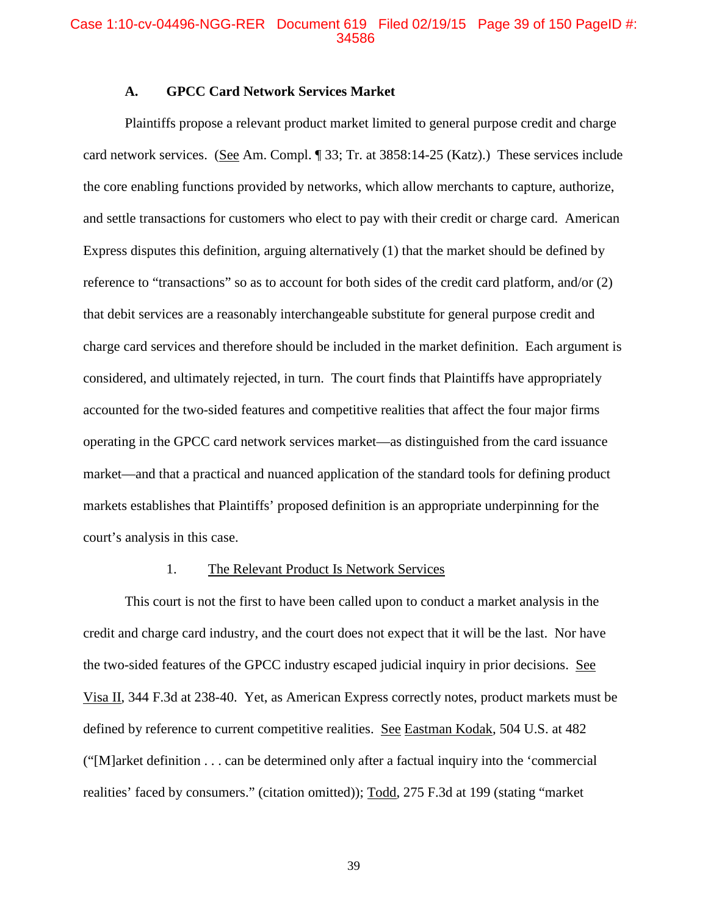### A. GPCC Card Network Services Market

Plaintiffs propose a relevant product market limited to general purpose credit and charge card network services. (See Am. Compl. ¶ 33; Tr. at 3858:14-25 (Katz).) These services include the core enabling functions provided by networks, which allow merchants to capture, authorize, and settle transactions for customers who elect to pay with their credit or charge card. American Express disputes this definition, arguing alternatively (1) that the market should be defined by reference to "transactions" so as to account for both sides of the credit card platform, and/or (2) that debit services are a reasonably interchangeable substitute for general purpose credit and charge card services and therefore should be included in the market definition. Each argument is considered, and ultimately rejected, in turn. The court finds that Plaintiffs have appropriately accounted for the two-sided features and competitive realities that affect the four major firms operating in the GPCC card network services market—as distinguished from the card issuance market—and that a practical and nuanced application of the standard tools for defining product markets establishes that Plaintiffs' proposed definition is an appropriate underpinning for the court's analysis in this case.

#### 1. The Relevant Product Is Network Services

This court is not the first to have been called upon to conduct a market analysis in the credit and charge card industry, and the court does not expect that it will be the last. Nor have the two-sided features of the GPCC industry escaped judicial inquiry in prior decisions. See Visa II, 344 F.3d at 238-40. Yet, as American Express correctly notes, product markets must be defined by reference to current competitive realities. See Eastman Kodak, 504 U.S. at 482 ("[M]arket definition . . . can be determined only after a factual inquiry into the 'commercial realities' faced by consumers." (citation omitted)); Todd, 275 F.3d at 199 (stating "market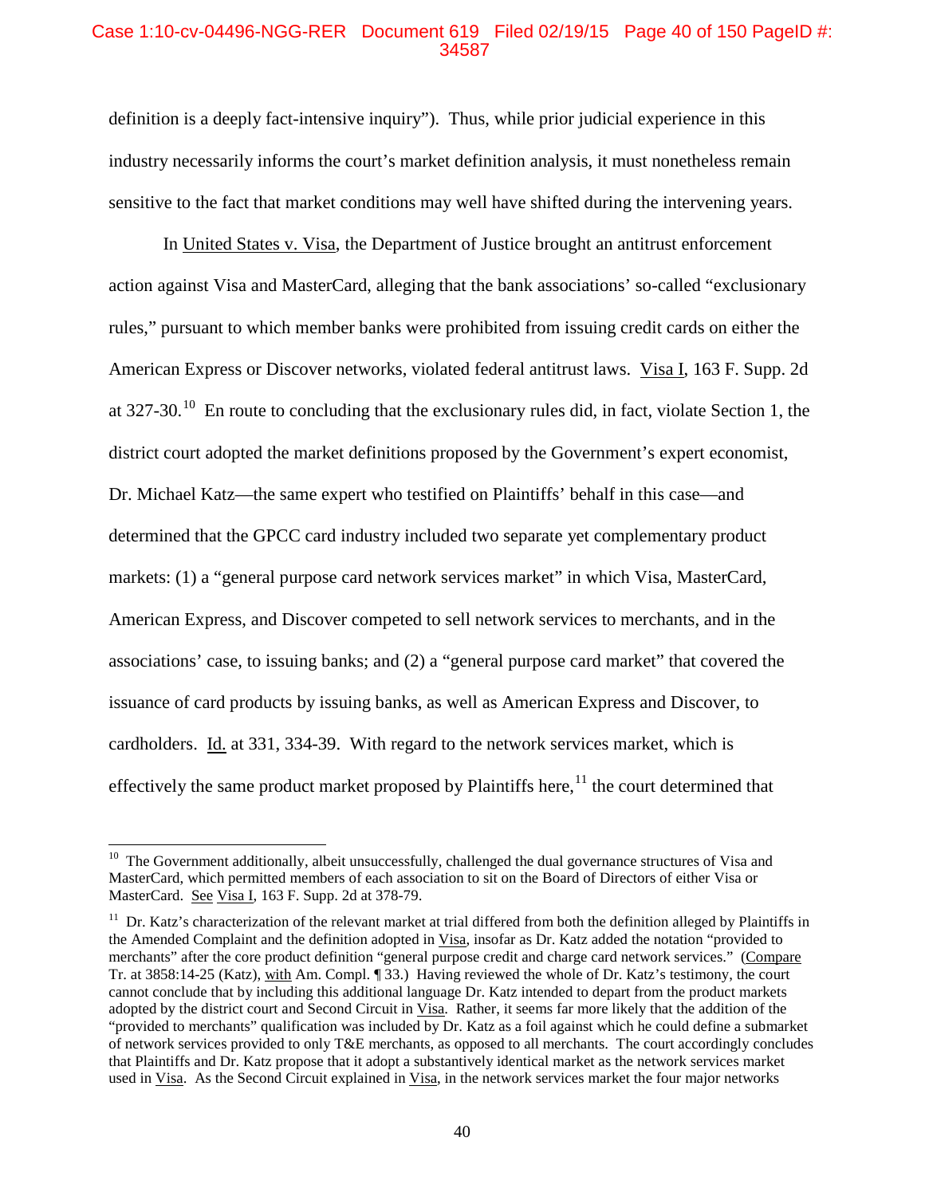definition is a deeply fact-intensive inquiry"). Thus, while prior judicial experience in this industry necessarily informs the court's market definition analysis, it must nonetheless remain sensitive to the fact that market conditions may well have shifted during the intervening years.

In United States v. Visa, the Department of Justice brought an antitrust enforcement action against Visa and MasterCard, alleging that the bank associations' so-called "exclusionary rules," pursuant to which member banks were prohibited from issuing credit cards on either the American Express or Discover networks, violated federal antitrust laws. Visa I, 163 F. Supp. 2d at 327-30.[10] En route to concluding that the exclusionary rules did, in fact, violate Section 1, the district court adopted the market definitions proposed by the Government's expert economist, Dr. Michael Katz—the same expert who testified on Plaintiffs' behalf in this case—and determined that the GPCC card industry included two separate yet complementary product markets: (1) a "general purpose card network services market" in which Visa, MasterCard, American Express, and Discover competed to sell network services to merchants, and in the associations' case, to issuing banks; and (2) a "general purpose card market" that covered the issuance of card products by issuing banks, as well as American Express and Discover, to cardholders. Id. at 331, 334-39. With regard to the network services market, which is effectively the same product market proposed by Plaintiffs here,[11] the court determined that

---

[10] The Government additionally, albeit unsuccessfully, challenged the dual governance structures of Visa and MasterCard, which permitted members of each association to sit on the Board of Directors of either Visa or MasterCard. See Visa I, 163 F. Supp. 2d at 378-79.

[11] Dr. Katz's characterization of the relevant market at trial differed from both the definition alleged by Plaintiffs in the Amended Complaint and the definition adopted in Visa, insofar as Dr. Katz added the notation "provided to merchants" after the core product definition "general purpose credit and charge card network services." (Compare Tr. at 3858:14-25 (Katz), with Am. Compl. ¶ 33.) Having reviewed the whole of Dr. Katz's testimony, the court cannot conclude that by including this additional language Dr. Katz intended to depart from the product markets adopted by the district court and Second Circuit in Visa. Rather, it seems far more likely that the addition of the "provided to merchants" qualification was included by Dr. Katz as a foil against which he could define a submarket of network services provided to only T&E merchants, as opposed to all merchants. The court accordingly concludes that Plaintiffs and Dr. Katz propose that it adopt a substantively identical market as the network services market used in Visa. As the Second Circuit explained in Visa, in the network services market the four major networks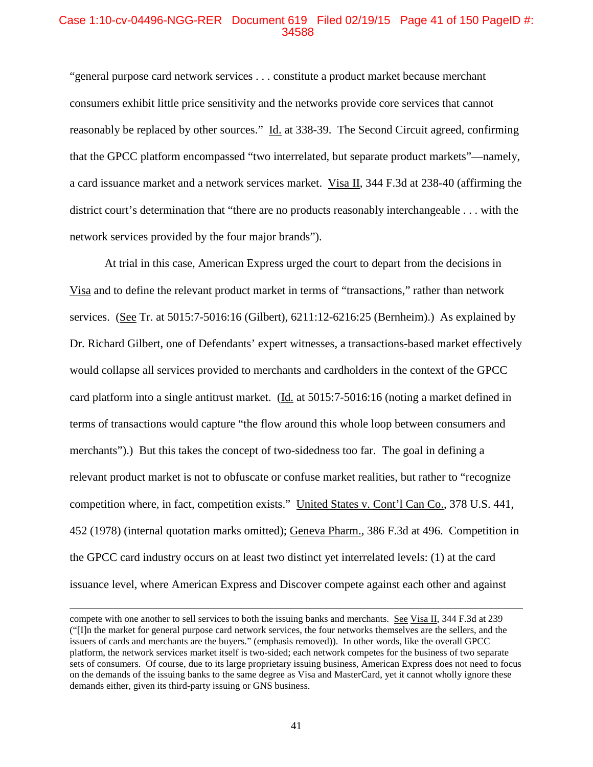"general purpose card network services . . . constitute a product market because merchant consumers exhibit little price sensitivity and the networks provide core services that cannot reasonably be replaced by other sources." Id. at 338-39. The Second Circuit agreed, confirming that the GPCC platform encompassed "two interrelated, but separate product markets"—namely, a card issuance market and a network services market. Visa II, 344 F.3d at 238-40 (affirming the district court's determination that "there are no products reasonably interchangeable . . . with the network services provided by the four major brands").

At trial in this case, American Express urged the court to depart from the decisions in Visa and to define the relevant product market in terms of "transactions," rather than network services. (See Tr. at 5015:7-5016:16 (Gilbert), 6211:12-6216:25 (Bernheim).) As explained by Dr. Richard Gilbert, one of Defendants' expert witnesses, a transactions-based market effectively would collapse all services provided to merchants and cardholders in the context of the GPCC card platform into a single antitrust market. (Id. at 5015:7-5016:16 (noting a market defined in terms of transactions would capture "the flow around this whole loop between consumers and merchants").) But this takes the concept of two-sidedness too far. The goal in defining a relevant product market is not to obfuscate or confuse market realities, but rather to "recognize competition where, in fact, competition exists." United States v. Cont'l Can Co., 378 U.S. 441, 452 (1978) (internal quotation marks omitted); Geneva Pharm., 386 F.3d at 496. Competition in the GPCC card industry occurs on at least two distinct yet interrelated levels: (1) at the card issuance level, where American Express and Discover compete against each other and against

---

compete with one another to sell services to both the issuing banks and merchants. See Visa II, 344 F.3d at 239 ("[I]n the market for general purpose card network services, the four networks themselves are the sellers, and the issuers of cards and merchants are the buyers." (emphasis removed)). In other words, like the overall GPCC platform, the network services market itself is two-sided; each network competes for the business of two separate sets of consumers. Of course, due to its large proprietary issuing business, American Express does not need to focus on the demands of the issuing banks to the same degree as Visa and MasterCard, yet it cannot wholly ignore these demands either, given its third-party issuing or GNS business.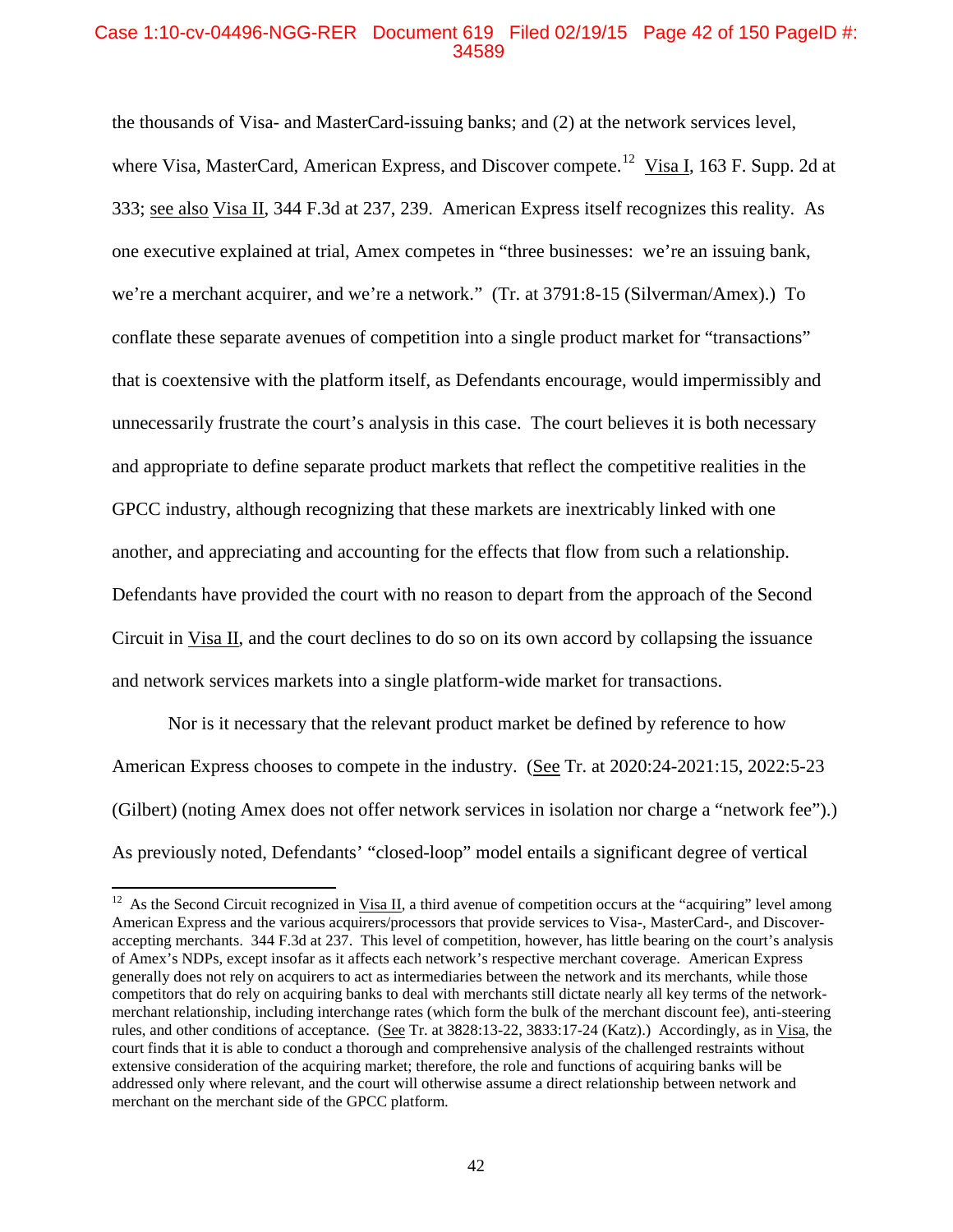the thousands of Visa- and MasterCard-issuing banks; and (2) at the network services level, where Visa, MasterCard, American Express, and Discover compete.[12] Visa I, 163 F. Supp. 2d at 333; see also Visa II, 344 F.3d at 237, 239. American Express itself recognizes this reality. As one executive explained at trial, Amex competes in "three businesses: we're an issuing bank, we're a merchant acquirer, and we're a network." (Tr. at 3791:8-15 (Silverman/Amex).) To conflate these separate avenues of competition into a single product market for "transactions" that is coextensive with the platform itself, as Defendants encourage, would impermissibly and unnecessarily frustrate the court's analysis in this case. The court believes it is both necessary and appropriate to define separate product markets that reflect the competitive realities in the GPCC industry, although recognizing that these markets are inextricably linked with one another, and appreciating and accounting for the effects that flow from such a relationship. Defendants have provided the court with no reason to depart from the approach of the Second Circuit in Visa II, and the court declines to do so on its own accord by collapsing the issuance and network services markets into a single platform-wide market for transactions.

Nor is it necessary that the relevant product market be defined by reference to how American Express chooses to compete in the industry. (See Tr. at 2020:24-2021:15, 2022:5-23 (Gilbert) (noting Amex does not offer network services in isolation nor charge a "network fee").) As previously noted, Defendants' "closed-loop" model entails a significant degree of vertical

[12] As the Second Circuit recognized in Visa II, a third avenue of competition occurs at the "acquiring" level among American Express and the various acquirers/processors that provide services to Visa-, MasterCard-, and Discover-accepting merchants. 344 F.3d at 237. This level of competition, however, has little bearing on the court's analysis of Amex's NDPs, except insofar as it affects each network's respective merchant coverage. American Express generally does not rely on acquirers to act as intermediaries between the network and its merchants, while those competitors that do rely on acquiring banks to deal with merchants still dictate nearly all key terms of the network-merchant relationship, including interchange rates (which form the bulk of the merchant discount fee), anti-steering rules, and other conditions of acceptance. (See Tr. at 3828:13-22, 3833:17-24 (Katz).) Accordingly, as in Visa, the court finds that it is able to conduct a thorough and comprehensive analysis of the challenged restraints without extensive consideration of the acquiring market; therefore, the role and functions of acquiring banks will be addressed only where relevant, and the court will otherwise assume a direct relationship between network and merchant on the merchant side of the GPCC platform.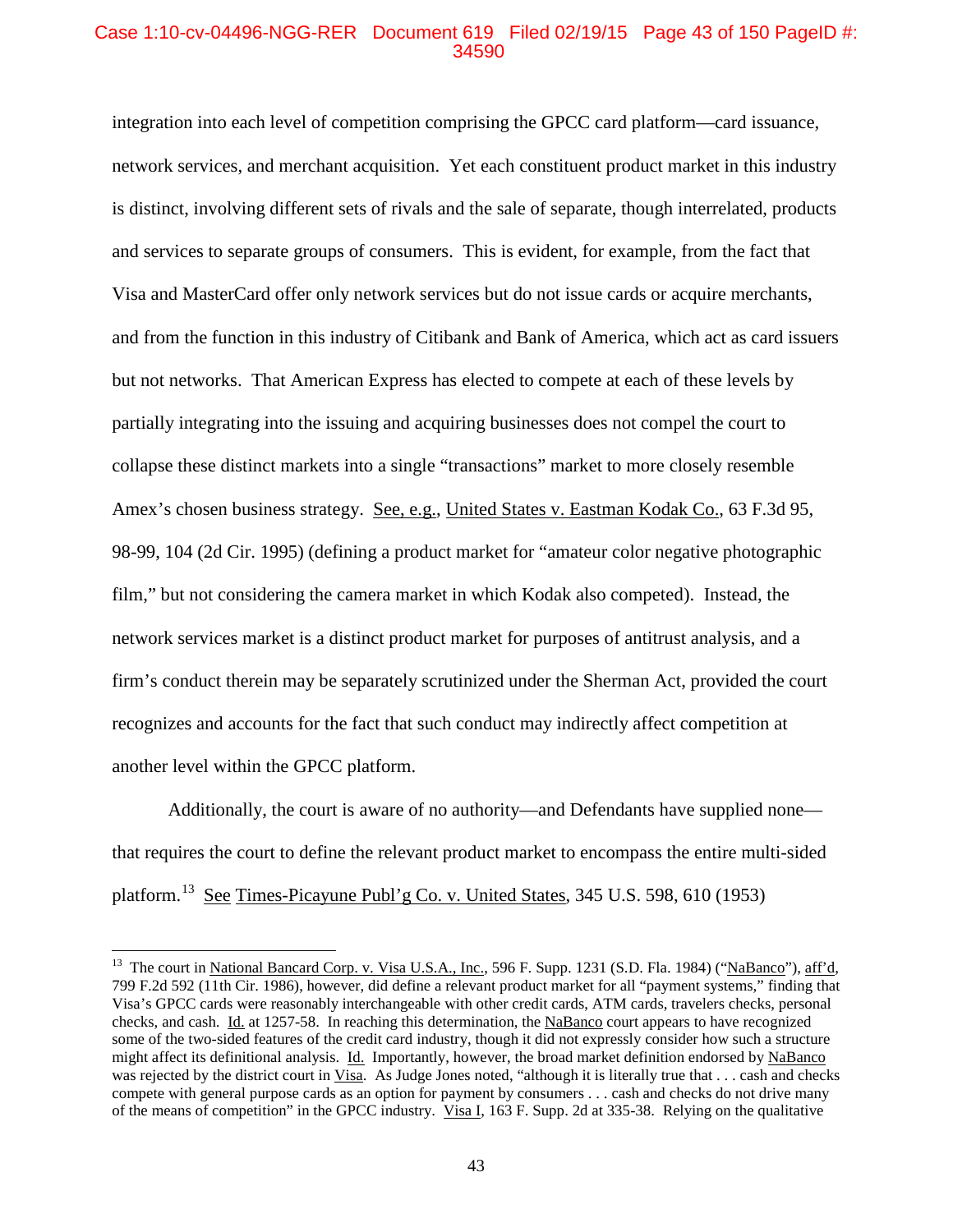integration into each level of competition comprising the GPCC card platform—card issuance, network services, and merchant acquisition. Yet each constituent product market in this industry is distinct, involving different sets of rivals and the sale of separate, though interrelated, products and services to separate groups of consumers. This is evident, for example, from the fact that Visa and MasterCard offer only network services but do not issue cards or acquire merchants, and from the function in this industry of Citibank and Bank of America, which act as card issuers but not networks. That American Express has elected to compete at each of these levels by partially integrating into the issuing and acquiring businesses does not compel the court to collapse these distinct markets into a single "transactions" market to more closely resemble Amex's chosen business strategy. See, e.g., United States v. Eastman Kodak Co., 63 F.3d 95, 98-99, 104 (2d Cir. 1995) (defining a product market for "amateur color negative photographic film," but not considering the camera market in which Kodak also competed). Instead, the network services market is a distinct product market for purposes of antitrust analysis, and a firm's conduct therein may be separately scrutinized under the Sherman Act, provided the court recognizes and accounts for the fact that such conduct may indirectly affect competition at another level within the GPCC platform.

Additionally, the court is aware of no authority—and Defendants have supplied none—that requires the court to define the relevant product market to encompass the entire multi-sided platform.[13] See Times-Picayune Publ'g Co. v. United States, 345 U.S. 598, 610 (1953)

---

[13] The court in National Bancard Corp. v. Visa U.S.A., Inc., 596 F. Supp. 1231 (S.D. Fla. 1984) ("NaBanco"), aff'd, 799 F.2d 592 (11th Cir. 1986), however, did define a relevant product market for all "payment systems," finding that Visa's GPCC cards were reasonably interchangeable with other credit cards, ATM cards, travelers checks, personal checks, and cash. Id. at 1257-58. In reaching this determination, the NaBanco court appears to have recognized some of the two-sided features of the credit card industry, though it did not expressly consider how such a structure might affect its definitional analysis. Id. Importantly, however, the broad market definition endorsed by NaBanco was rejected by the district court in Visa. As Judge Jones noted, "although it is literally true that . . . cash and checks compete with general purpose cards as an option for payment by consumers . . . cash and checks do not drive many of the means of competition" in the GPCC industry. Visa I, 163 F. Supp. 2d at 335-38. Relying on the qualitative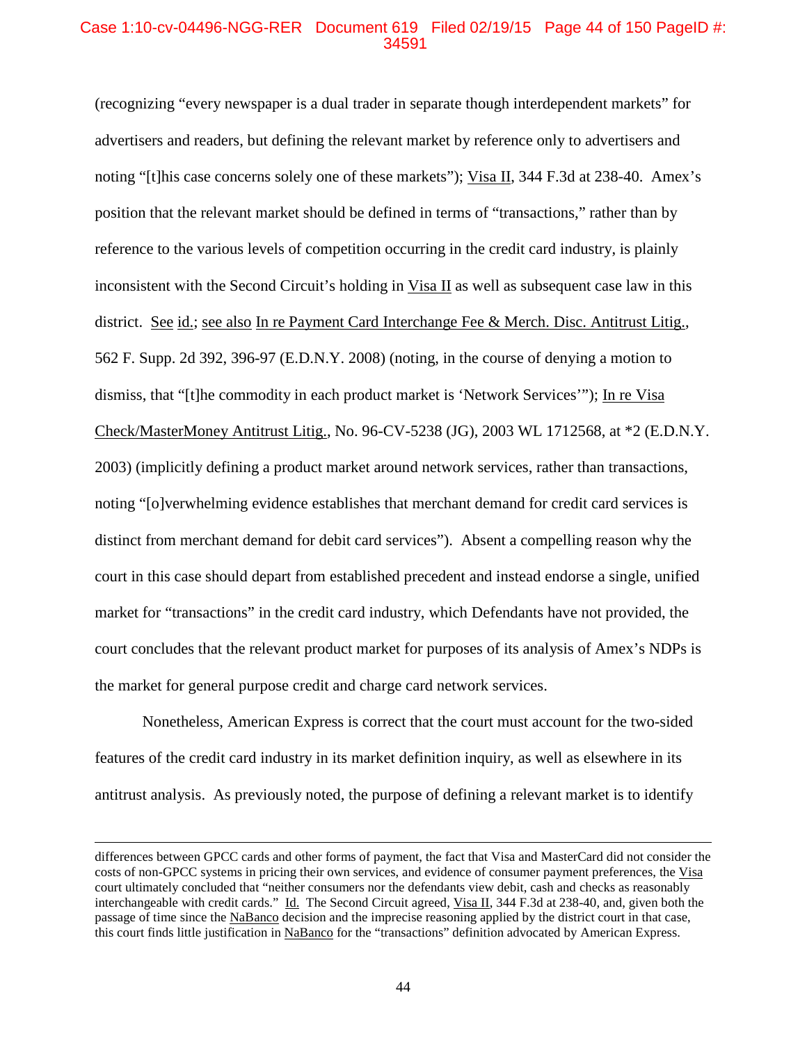(recognizing "every newspaper is a dual trader in separate though interdependent markets" for advertisers and readers, but defining the relevant market by reference only to advertisers and noting "[t]his case concerns solely one of these markets"); Visa II, 344 F.3d at 238-40. Amex's position that the relevant market should be defined in terms of "transactions," rather than by reference to the various levels of competition occurring in the credit card industry, is plainly inconsistent with the Second Circuit's holding in Visa II as well as subsequent case law in this district. See id.; see also In re Payment Card Interchange Fee & Merch. Disc. Antitrust Litig., 562 F. Supp. 2d 392, 396-97 (E.D.N.Y. 2008) (noting, in the course of denying a motion to dismiss, that "[t]he commodity in each product market is 'Network Services'"); In re Visa Check/MasterMoney Antitrust Litig., No. 96-CV-5238 (JG), 2003 WL 1712568, at *2 (E.D.N.Y. 2003) (implicitly defining a product market around network services, rather than transactions, noting "[o]verwhelming evidence establishes that merchant demand for credit card services is distinct from merchant demand for debit card services"). Absent a compelling reason why the court in this case should depart from established precedent and instead endorse a single, unified market for "transactions" in the credit card industry, which Defendants have not provided, the court concludes that the relevant product market for purposes of its analysis of Amex's NDPs is the market for general purpose credit and charge card network services.

Nonetheless, American Express is correct that the court must account for the two-sided features of the credit card industry in its market definition inquiry, as well as elsewhere in its antitrust analysis. As previously noted, the purpose of defining a relevant market is to identify

---

differences between GPCC cards and other forms of payment, the fact that Visa and MasterCard did not consider the costs of non-GPCC systems in pricing their own services, and evidence of consumer payment preferences, the Visa court ultimately concluded that "neither consumers nor the defendants view debit, cash and checks as reasonably interchangeable with credit cards." Id. The Second Circuit agreed, Visa II, 344 F.3d at 238-40, and, given both the passage of time since the NaBanco decision and the imprecise reasoning applied by the district court in that case, this court finds little justification in NaBanco for the "transactions" definition advocated by American Express.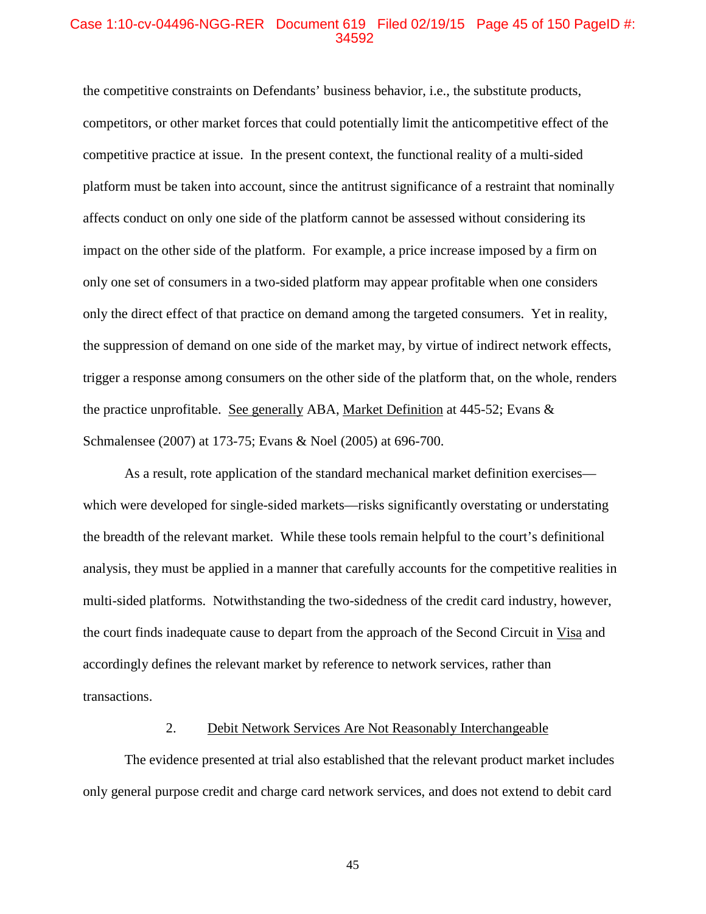the competitive constraints on Defendants' business behavior, i.e., the substitute products, competitors, or other market forces that could potentially limit the anticompetitive effect of the competitive practice at issue. In the present context, the functional reality of a multi-sided platform must be taken into account, since the antitrust significance of a restraint that nominally affects conduct on only one side of the platform cannot be assessed without considering its impact on the other side of the platform. For example, a price increase imposed by a firm on only one set of consumers in a two-sided platform may appear profitable when one considers only the direct effect of that practice on demand among the targeted consumers. Yet in reality, the suppression of demand on one side of the market may, by virtue of indirect network effects, trigger a response among consumers on the other side of the platform that, on the whole, renders the practice unprofitable. See generally ABA, Market Definition at 445-52; Evans & Schmalensee (2007) at 173-75; Evans & Noel (2005) at 696-700.

As a result, rote application of the standard mechanical market definition exercises—which were developed for single-sided markets—risks significantly overstating or understating the breadth of the relevant market. While these tools remain helpful to the court's definitional analysis, they must be applied in a manner that carefully accounts for the competitive realities in multi-sided platforms. Notwithstanding the two-sidedness of the credit card industry, however, the court finds inadequate cause to depart from the approach of the Second Circuit in Visa and accordingly defines the relevant market by reference to network services, rather than transactions.

### 2. Debit Network Services Are Not Reasonably Interchangeable

The evidence presented at trial also established that the relevant product market includes only general purpose credit and charge card network services, and does not extend to debit card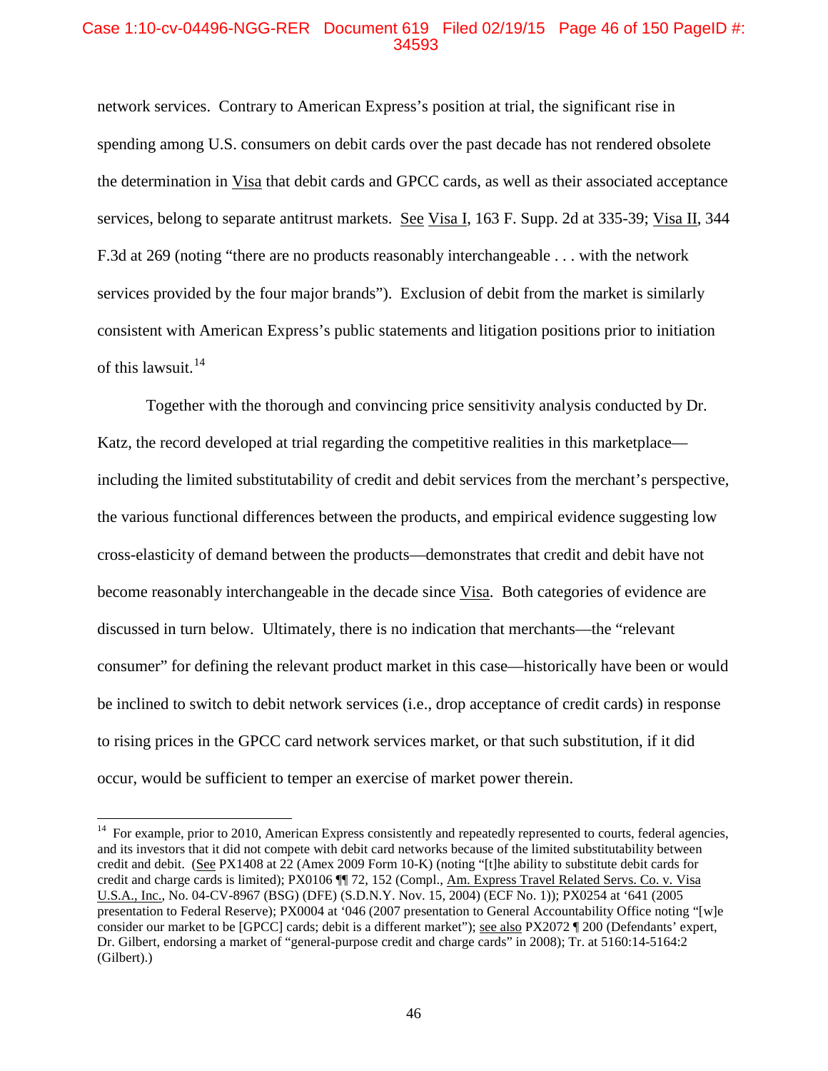network services. Contrary to American Express's position at trial, the significant rise in spending among U.S. consumers on debit cards over the past decade has not rendered obsolete the determination in Visa that debit cards and GPCC cards, as well as their associated acceptance services, belong to separate antitrust markets. See Visa I, 163 F. Supp. 2d at 335-39; Visa II, 344 F.3d at 269 (noting "there are no products reasonably interchangeable . . . with the network services provided by the four major brands"). Exclusion of debit from the market is similarly consistent with American Express's public statements and litigation positions prior to initiation of this lawsuit.[14]

Together with the thorough and convincing price sensitivity analysis conducted by Dr. Katz, the record developed at trial regarding the competitive realities in this marketplace—including the limited substitutability of credit and debit services from the merchant's perspective, the various functional differences between the products, and empirical evidence suggesting low cross-elasticity of demand between the products—demonstrates that credit and debit have not become reasonably interchangeable in the decade since Visa. Both categories of evidence are discussed in turn below. Ultimately, there is no indication that merchants—the "relevant consumer" for defining the relevant product market in this case—historically have been or would be inclined to switch to debit network services (i.e., drop acceptance of credit cards) in response to rising prices in the GPCC card network services market, or that such substitution, if it did occur, would be sufficient to temper an exercise of market power therein.

---

[14] For example, prior to 2010, American Express consistently and repeatedly represented to courts, federal agencies, and its investors that it did not compete with debit card networks because of the limited substitutability between credit and debit. (See PX1408 at 22 (Amex 2009 Form 10-K) (noting "[t]he ability to substitute debit cards for credit and charge cards is limited); PX0106 ¶¶ 72, 152 (Compl., Am. Express Travel Related Servs. Co. v. Visa U.S.A., Inc., No. 04-CV-8967 (BSG) (DFE) (S.D.N.Y. Nov. 15, 2004) (ECF No. 1)); PX0254 at '641 (2005 presentation to Federal Reserve); PX0004 at '046 (2007 presentation to General Accountability Office noting "[w]e consider our market to be [GPCC] cards; debit is a different market"); see also PX2072 ¶ 200 (Defendants' expert, Dr. Gilbert, endorsing a market of "general-purpose credit and charge cards" in 2008); Tr. at 5160:14-5164:2 (Gilbert).)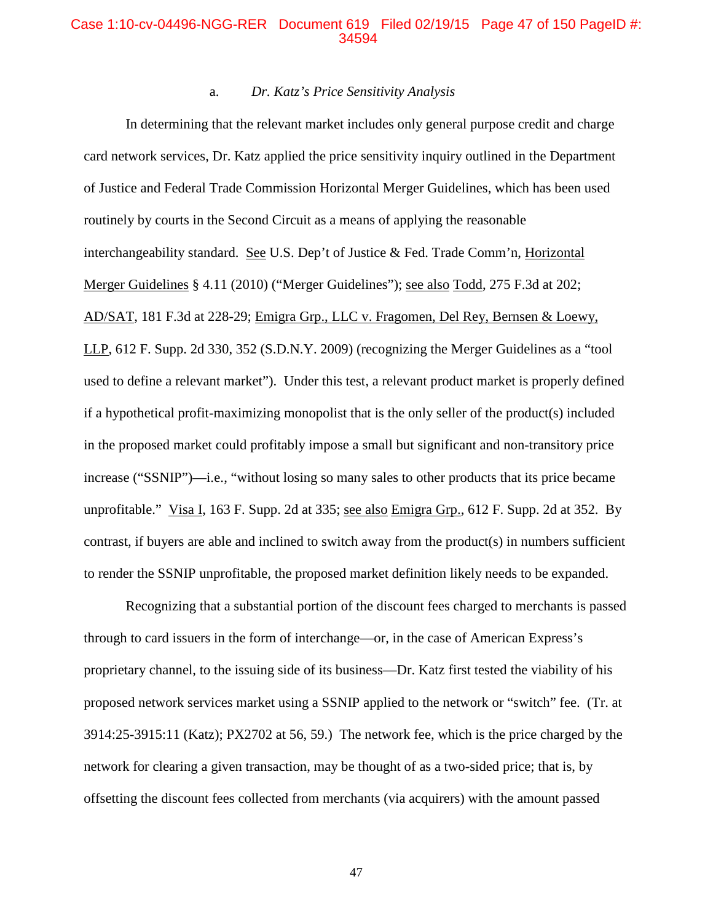a. *Dr. Katz's Price Sensitivity Analysis*

In determining that the relevant market includes only general purpose credit and charge card network services, Dr. Katz applied the price sensitivity inquiry outlined in the Department of Justice and Federal Trade Commission Horizontal Merger Guidelines, which has been used routinely by courts in the Second Circuit as a means of applying the reasonable interchangeability standard. See U.S. Dep't of Justice & Fed. Trade Comm'n, Horizontal Merger Guidelines § 4.11 (2010) ("Merger Guidelines"); see also Todd, 275 F.3d at 202; AD/SAT, 181 F.3d at 228-29; Emigra Grp., LLC v. Fragomen, Del Rey, Bernsen & Loewy, LLP, 612 F. Supp. 2d 330, 352 (S.D.N.Y. 2009) (recognizing the Merger Guidelines as a "tool used to define a relevant market"). Under this test, a relevant product market is properly defined if a hypothetical profit-maximizing monopolist that is the only seller of the product(s) included in the proposed market could profitably impose a small but significant and non-transitory price increase ("SSNIP")—i.e., "without losing so many sales to other products that its price became unprofitable." Visa I, 163 F. Supp. 2d at 335; see also Emigra Grp., 612 F. Supp. 2d at 352. By contrast, if buyers are able and inclined to switch away from the product(s) in numbers sufficient to render the SSNIP unprofitable, the proposed market definition likely needs to be expanded.

Recognizing that a substantial portion of the discount fees charged to merchants is passed through to card issuers in the form of interchange—or, in the case of American Express's proprietary channel, to the issuing side of its business—Dr. Katz first tested the viability of his proposed network services market using a SSNIP applied to the network or "switch" fee. (Tr. at 3914:25-3915:11 (Katz); PX2702 at 56, 59.) The network fee, which is the price charged by the network for clearing a given transaction, may be thought of as a two-sided price; that is, by offsetting the discount fees collected from merchants (via acquirers) with the amount passed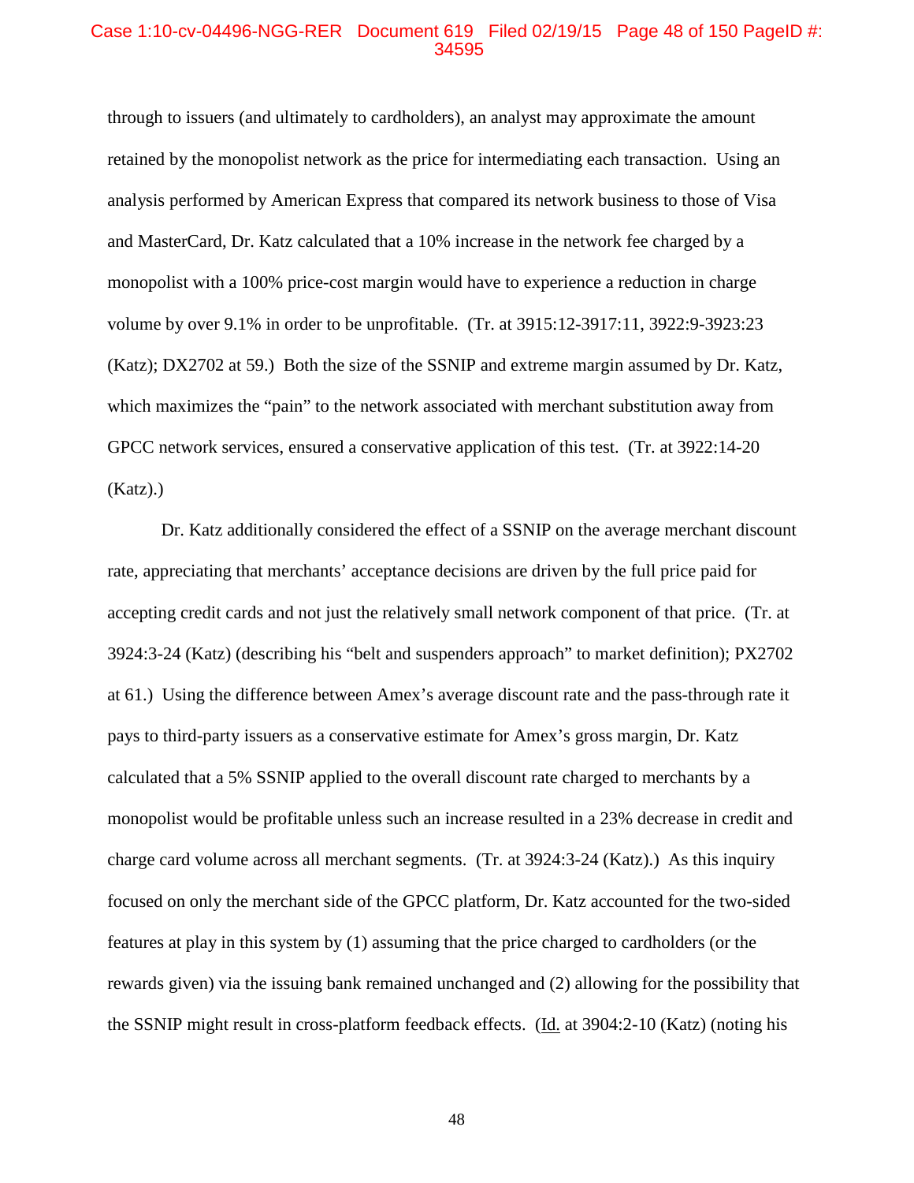through to issuers (and ultimately to cardholders), an analyst may approximate the amount retained by the monopolist network as the price for intermediating each transaction. Using an analysis performed by American Express that compared its network business to those of Visa and MasterCard, Dr. Katz calculated that a 10% increase in the network fee charged by a monopolist with a 100% price-cost margin would have to experience a reduction in charge volume by over 9.1% in order to be unprofitable. (Tr. at 3915:12-3917:11, 3922:9-3923:23 (Katz); DX2702 at 59.) Both the size of the SSNIP and extreme margin assumed by Dr. Katz, which maximizes the "pain" to the network associated with merchant substitution away from GPCC network services, ensured a conservative application of this test. (Tr. at 3922:14-20 (Katz).)

Dr. Katz additionally considered the effect of a SSNIP on the average merchant discount rate, appreciating that merchants' acceptance decisions are driven by the full price paid for accepting credit cards and not just the relatively small network component of that price. (Tr. at 3924:3-24 (Katz) (describing his "belt and suspenders approach" to market definition); PX2702 at 61.) Using the difference between Amex's average discount rate and the pass-through rate it pays to third-party issuers as a conservative estimate for Amex's gross margin, Dr. Katz calculated that a 5% SSNIP applied to the overall discount rate charged to merchants by a monopolist would be profitable unless such an increase resulted in a 23% decrease in credit and charge card volume across all merchant segments. (Tr. at 3924:3-24 (Katz).) As this inquiry focused on only the merchant side of the GPCC platform, Dr. Katz accounted for the two-sided features at play in this system by (1) assuming that the price charged to cardholders (or the rewards given) via the issuing bank remained unchanged and (2) allowing for the possibility that the SSNIP might result in cross-platform feedback effects. (Id. at 3904:2-10 (Katz) (noting his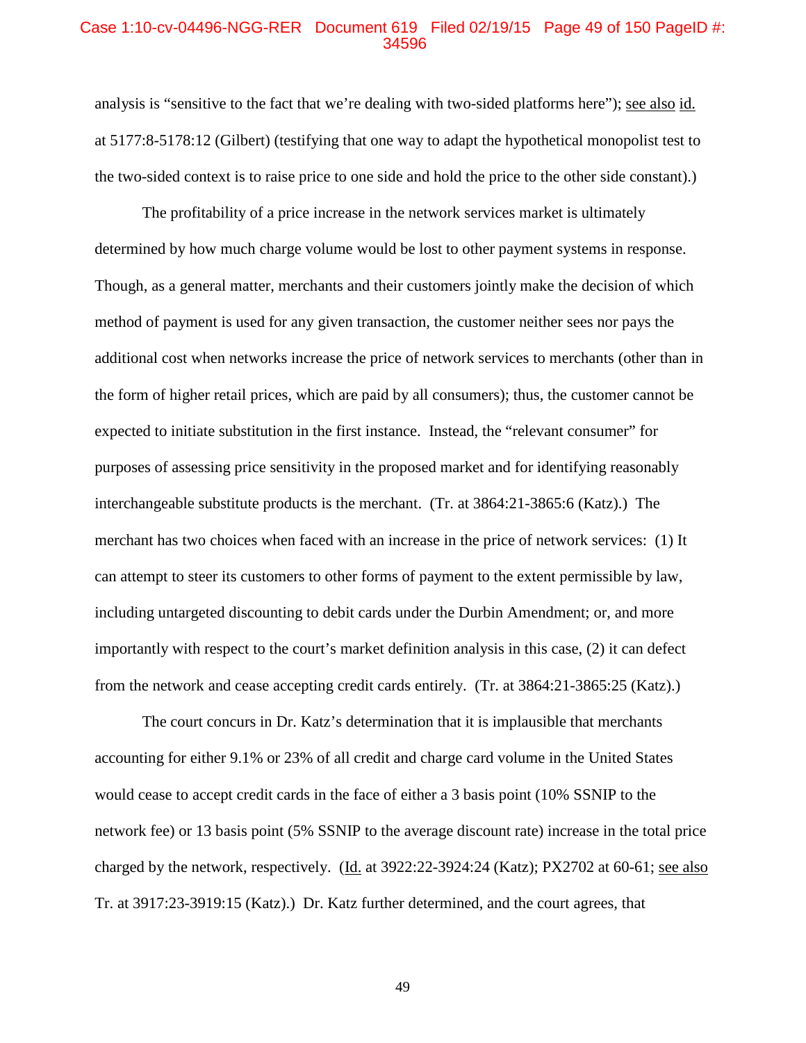analysis is "sensitive to the fact that we're dealing with two-sided platforms here"); see also id. at 5177:8-5178:12 (Gilbert) (testifying that one way to adapt the hypothetical monopolist test to the two-sided context is to raise price to one side and hold the price to the other side constant).)

The profitability of a price increase in the network services market is ultimately determined by how much charge volume would be lost to other payment systems in response. Though, as a general matter, merchants and their customers jointly make the decision of which method of payment is used for any given transaction, the customer neither sees nor pays the additional cost when networks increase the price of network services to merchants (other than in the form of higher retail prices, which are paid by all consumers); thus, the customer cannot be expected to initiate substitution in the first instance. Instead, the "relevant consumer" for purposes of assessing price sensitivity in the proposed market and for identifying reasonably interchangeable substitute products is the merchant. (Tr. at 3864:21-3865:6 (Katz).) The merchant has two choices when faced with an increase in the price of network services: (1) It can attempt to steer its customers to other forms of payment to the extent permissible by law, including untargeted discounting to debit cards under the Durbin Amendment; or, and more importantly with respect to the court's market definition analysis in this case, (2) it can defect from the network and cease accepting credit cards entirely. (Tr. at 3864:21-3865:25 (Katz).)

The court concurs in Dr. Katz's determination that it is implausible that merchants accounting for either 9.1% or 23% of all credit and charge card volume in the United States would cease to accept credit cards in the face of either a 3 basis point (10% SSNIP to the network fee) or 13 basis point (5% SSNIP to the average discount rate) increase in the total price charged by the network, respectively. (Id. at 3922:22-3924:24 (Katz); PX2702 at 60-61; see also Tr. at 3917:23-3919:15 (Katz).) Dr. Katz further determined, and the court agrees, that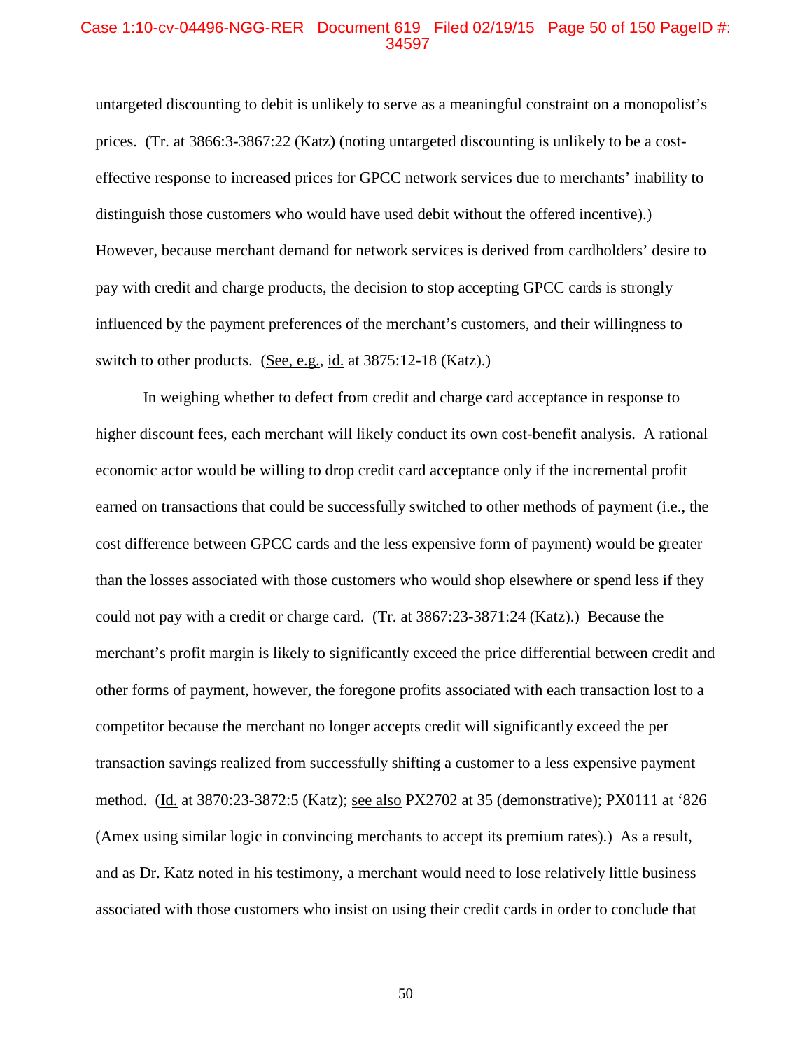untargeted discounting to debit is unlikely to serve as a meaningful constraint on a monopolist's prices. (Tr. at 3866:3-3867:22 (Katz) (noting untargeted discounting is unlikely to be a cost-effective response to increased prices for GPCC network services due to merchants' inability to distinguish those customers who would have used debit without the offered incentive).) However, because merchant demand for network services is derived from cardholders' desire to pay with credit and charge products, the decision to stop accepting GPCC cards is strongly influenced by the payment preferences of the merchant's customers, and their willingness to switch to other products. (See, e.g., id. at 3875:12-18 (Katz).)

In weighing whether to defect from credit and charge card acceptance in response to higher discount fees, each merchant will likely conduct its own cost-benefit analysis. A rational economic actor would be willing to drop credit card acceptance only if the incremental profit earned on transactions that could be successfully switched to other methods of payment (i.e., the cost difference between GPCC cards and the less expensive form of payment) would be greater than the losses associated with those customers who would shop elsewhere or spend less if they could not pay with a credit or charge card. (Tr. at 3867:23-3871:24 (Katz).) Because the merchant's profit margin is likely to significantly exceed the price differential between credit and other forms of payment, however, the foregone profits associated with each transaction lost to a competitor because the merchant no longer accepts credit will significantly exceed the per transaction savings realized from successfully shifting a customer to a less expensive payment method. (Id. at 3870:23-3872:5 (Katz); see also PX2702 at 35 (demonstrative); PX0111 at '826 (Amex using similar logic in convincing merchants to accept its premium rates).) As a result, and as Dr. Katz noted in his testimony, a merchant would need to lose relatively little business associated with those customers who insist on using their credit cards in order to conclude that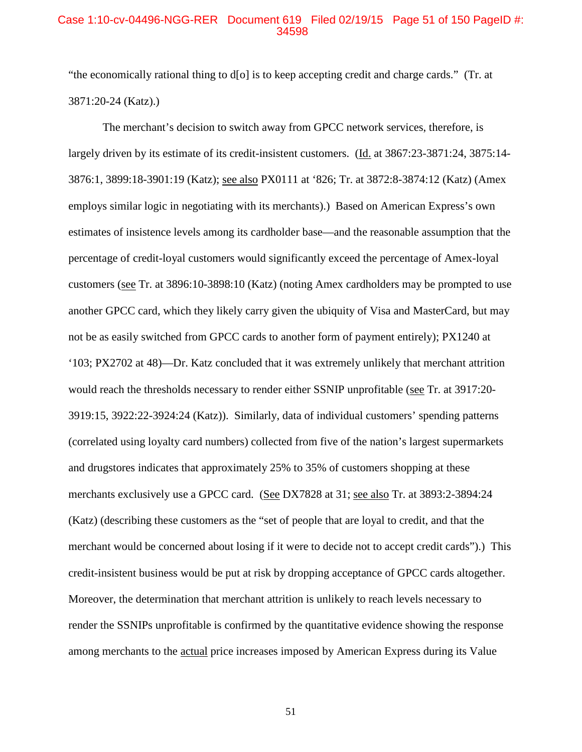"the economically rational thing to d[o] is to keep accepting credit and charge cards." (Tr. at 3871:20-24 (Katz).)

The merchant's decision to switch away from GPCC network services, therefore, is largely driven by its estimate of its credit-insistent customers. (Id. at 3867:23-3871:24, 3875:14-3876:1, 3899:18-3901:19 (Katz); see also PX0111 at '826; Tr. at 3872:8-3874:12 (Katz) (Amex employs similar logic in negotiating with its merchants).) Based on American Express's own estimates of insistence levels among its cardholder base—and the reasonable assumption that the percentage of credit-loyal customers would significantly exceed the percentage of Amex-loyal customers (see Tr. at 3896:10-3898:10 (Katz) (noting Amex cardholders may be prompted to use another GPCC card, which they likely carry given the ubiquity of Visa and MasterCard, but may not be as easily switched from GPCC cards to another form of payment entirely); PX1240 at '103; PX2702 at 48)—Dr. Katz concluded that it was extremely unlikely that merchant attrition would reach the thresholds necessary to render either SSNIP unprofitable (see Tr. at 3917:20-3919:15, 3922:22-3924:24 (Katz)). Similarly, data of individual customers' spending patterns (correlated using loyalty card numbers) collected from five of the nation's largest supermarkets and drugstores indicates that approximately 25% to 35% of customers shopping at these merchants exclusively use a GPCC card. (See DX7828 at 31; see also Tr. at 3893:2-3894:24 (Katz) (describing these customers as the "set of people that are loyal to credit, and that the merchant would be concerned about losing if it were to decide not to accept credit cards").) This credit-insistent business would be put at risk by dropping acceptance of GPCC cards altogether. Moreover, the determination that merchant attrition is unlikely to reach levels necessary to render the SSNIPs unprofitable is confirmed by the quantitative evidence showing the response among merchants to the actual price increases imposed by American Express during its Value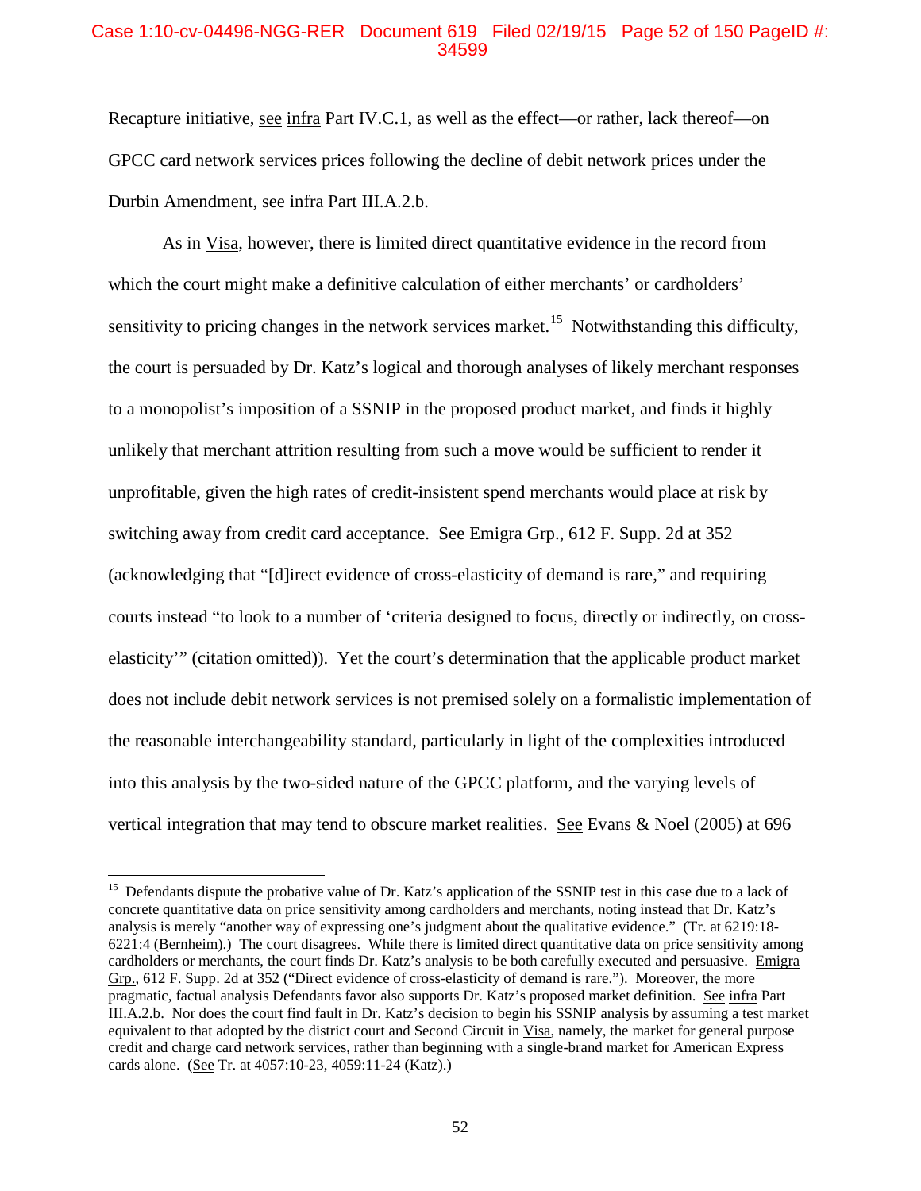Recapture initiative, see infra Part IV.C.1, as well as the effect—or rather, lack thereof—on GPCC card network services prices following the decline of debit network prices under the Durbin Amendment, see infra Part III.A.2.b.

As in Visa, however, there is limited direct quantitative evidence in the record from which the court might make a definitive calculation of either merchants' or cardholders' sensitivity to pricing changes in the network services market.[15] Notwithstanding this difficulty, the court is persuaded by Dr. Katz's logical and thorough analyses of likely merchant responses to a monopolist's imposition of a SSNIP in the proposed product market, and finds it highly unlikely that merchant attrition resulting from such a move would be sufficient to render it unprofitable, given the high rates of credit-insistent spend merchants would place at risk by switching away from credit card acceptance. See Emigra Grp., 612 F. Supp. 2d at 352 (acknowledging that "[d]irect evidence of cross-elasticity of demand is rare," and requiring courts instead "to look to a number of 'criteria designed to focus, directly or indirectly, on cross-elasticity'" (citation omitted)). Yet the court's determination that the applicable product market does not include debit network services is not premised solely on a formalistic implementation of the reasonable interchangeability standard, particularly in light of the complexities introduced into this analysis by the two-sided nature of the GPCC platform, and the varying levels of vertical integration that may tend to obscure market realities. See Evans & Noel (2005) at 696

---

[15] Defendants dispute the probative value of Dr. Katz's application of the SSNIP test in this case due to a lack of concrete quantitative data on price sensitivity among cardholders and merchants, noting instead that Dr. Katz's analysis is merely "another way of expressing one's judgment about the qualitative evidence." (Tr. at 6219:18-6221:4 (Bernheim).) The court disagrees. While there is limited direct quantitative data on price sensitivity among cardholders or merchants, the court finds Dr. Katz's analysis to be both carefully executed and persuasive. Emigra Grp., 612 F. Supp. 2d at 352 ("Direct evidence of cross-elasticity of demand is rare."). Moreover, the more pragmatic, factual analysis Defendants favor also supports Dr. Katz's proposed market definition. See infra Part III.A.2.b. Nor does the court find fault in Dr. Katz's decision to begin his SSNIP analysis by assuming a test market equivalent to that adopted by the district court and Second Circuit in Visa, namely, the market for general purpose credit and charge card network services, rather than beginning with a single-brand market for American Express cards alone. (See Tr. at 4057:10-23, 4059:11-24 (Katz).)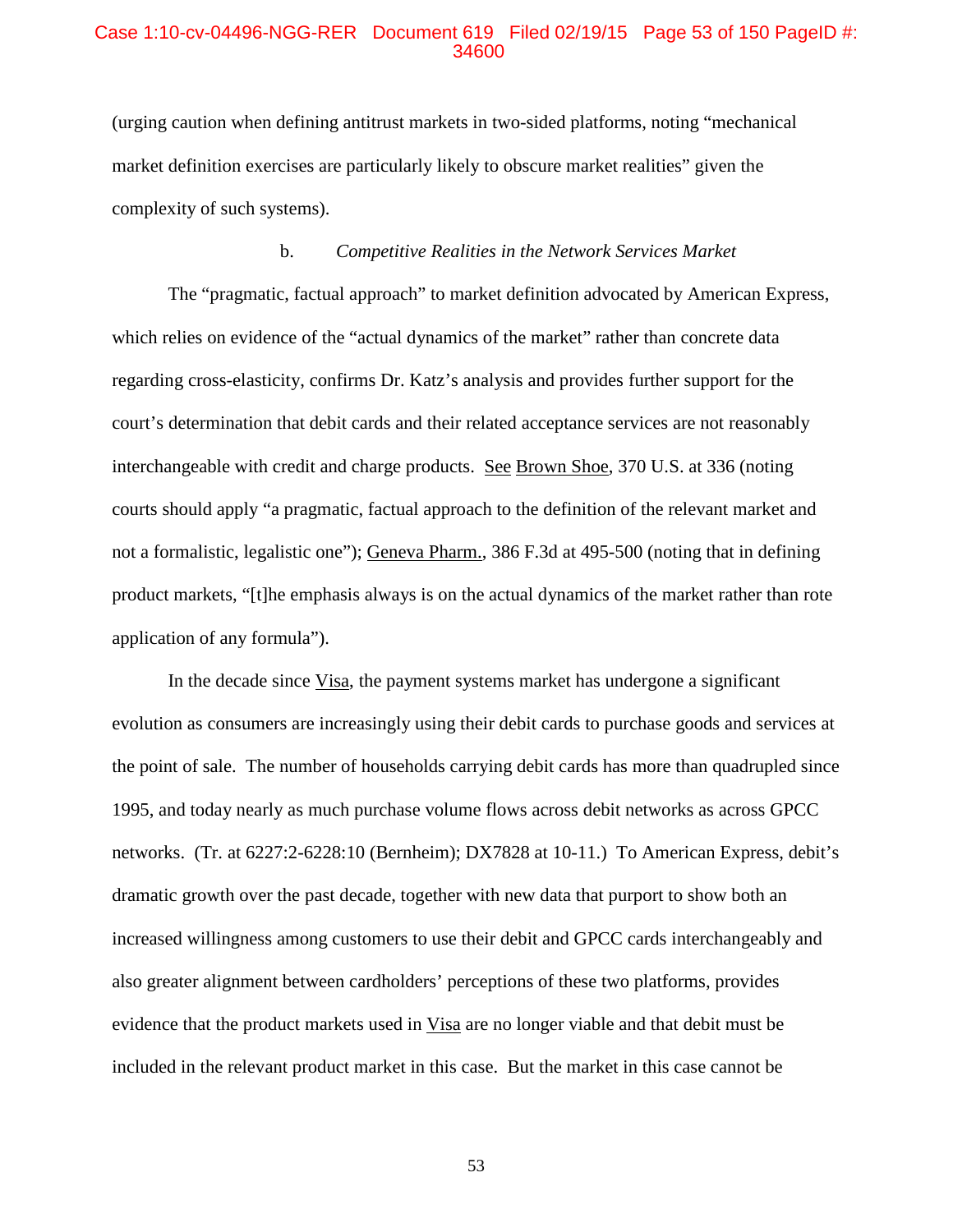(urging caution when defining antitrust markets in two-sided platforms, noting "mechanical market definition exercises are particularly likely to obscure market realities" given the complexity of such systems).

b. *Competitive Realities in the Network Services Market*

The "pragmatic, factual approach" to market definition advocated by American Express, which relies on evidence of the "actual dynamics of the market" rather than concrete data regarding cross-elasticity, confirms Dr. Katz's analysis and provides further support for the court's determination that debit cards and their related acceptance services are not reasonably interchangeable with credit and charge products. See Brown Shoe, 370 U.S. at 336 (noting courts should apply "a pragmatic, factual approach to the definition of the relevant market and not a formalistic, legalistic one"); Geneva Pharm., 386 F.3d at 495-500 (noting that in defining product markets, "[t]he emphasis always is on the actual dynamics of the market rather than rote application of any formula").

In the decade since Visa, the payment systems market has undergone a significant evolution as consumers are increasingly using their debit cards to purchase goods and services at the point of sale. The number of households carrying debit cards has more than quadrupled since 1995, and today nearly as much purchase volume flows across debit networks as across GPCC networks. (Tr. at 6227:2-6228:10 (Bernheim); DX7828 at 10-11.) To American Express, debit's dramatic growth over the past decade, together with new data that purport to show both an increased willingness among customers to use their debit and GPCC cards interchangeably and also greater alignment between cardholders' perceptions of these two platforms, provides evidence that the product markets used in Visa are no longer viable and that debit must be included in the relevant product market in this case. But the market in this case cannot be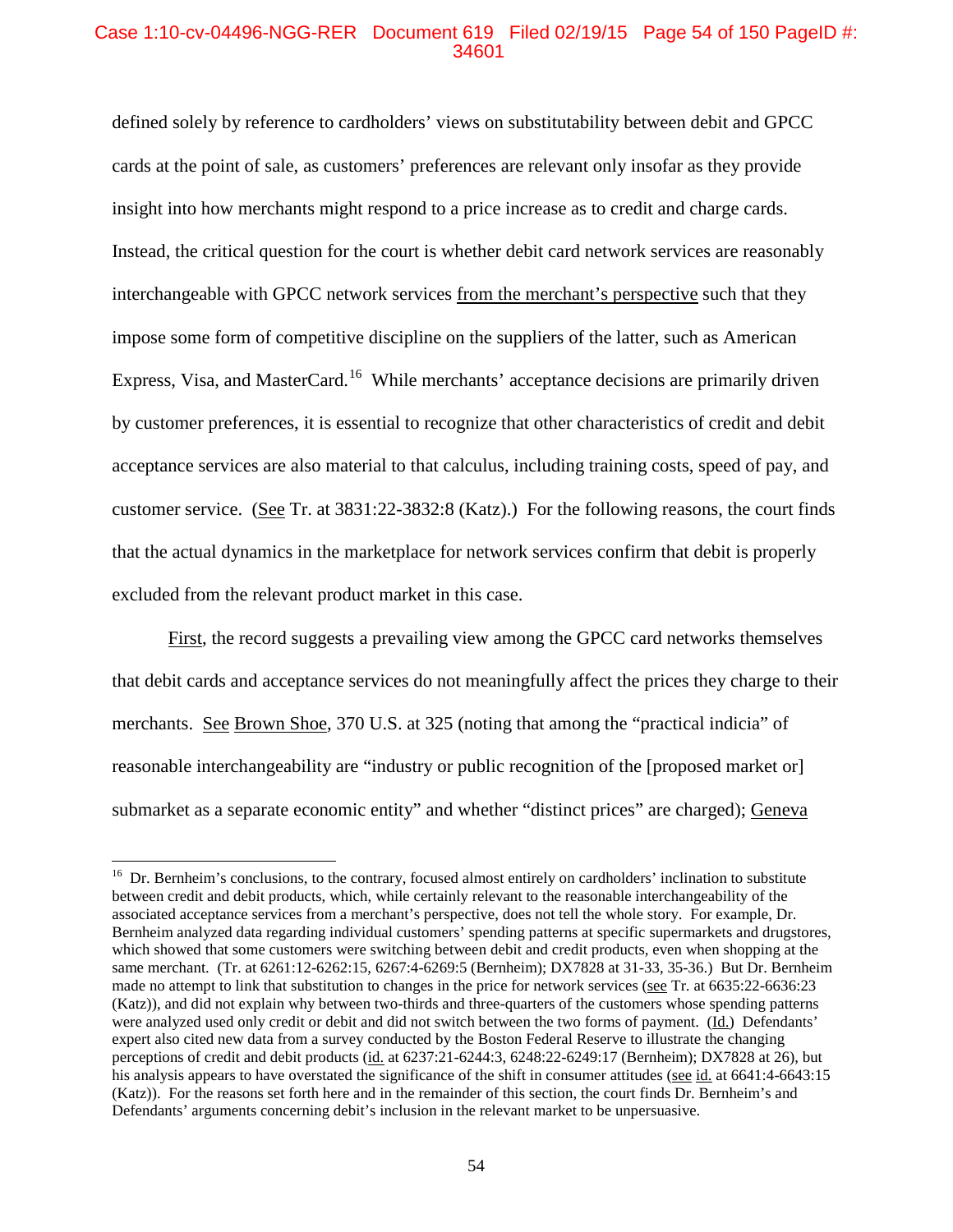defined solely by reference to cardholders' views on substitutability between debit and GPCC cards at the point of sale, as customers' preferences are relevant only insofar as they provide insight into how merchants might respond to a price increase as to credit and charge cards. Instead, the critical question for the court is whether debit card network services are reasonably interchangeable with GPCC network services from the merchant's perspective such that they impose some form of competitive discipline on the suppliers of the latter, such as American Express, Visa, and MasterCard.[16] While merchants' acceptance decisions are primarily driven by customer preferences, it is essential to recognize that other characteristics of credit and debit acceptance services are also material to that calculus, including training costs, speed of pay, and customer service. (See Tr. at 3831:22-3832:8 (Katz).) For the following reasons, the court finds that the actual dynamics in the marketplace for network services confirm that debit is properly excluded from the relevant product market in this case.

First, the record suggests a prevailing view among the GPCC card networks themselves that debit cards and acceptance services do not meaningfully affect the prices they charge to their merchants. See Brown Shoe, 370 U.S. at 325 (noting that among the "practical indicia" of reasonable interchangeability are "industry or public recognition of the [proposed market or] submarket as a separate economic entity" and whether "distinct prices" are charged); Geneva

---

[16] Dr. Bernheim's conclusions, to the contrary, focused almost entirely on cardholders' inclination to substitute between credit and debit products, which, while certainly relevant to the reasonable interchangeability of the associated acceptance services from a merchant's perspective, does not tell the whole story. For example, Dr. Bernheim analyzed data regarding individual customers' spending patterns at specific supermarkets and drugstores, which showed that some customers were switching between debit and credit products, even when shopping at the same merchant. (Tr. at 6261:12-6262:15, 6267:4-6269:5 (Bernheim); DX7828 at 31-33, 35-36.) But Dr. Bernheim made no attempt to link that substitution to changes in the price for network services (see Tr. at 6635:22-6636:23 (Katz)), and did not explain why between two-thirds and three-quarters of the customers whose spending patterns were analyzed used only credit or debit and did not switch between the two forms of payment. (Id.) Defendants' expert also cited new data from a survey conducted by the Boston Federal Reserve to illustrate the changing perceptions of credit and debit products (id. at 6237:21-6244:3, 6248:22-6249:17 (Bernheim); DX7828 at 26), but his analysis appears to have overstated the significance of the shift in consumer attitudes (see id. at 6641:4-6643:15 (Katz)). For the reasons set forth here and in the remainder of this section, the court finds Dr. Bernheim's and Defendants' arguments concerning debit's inclusion in the relevant market to be unpersuasive.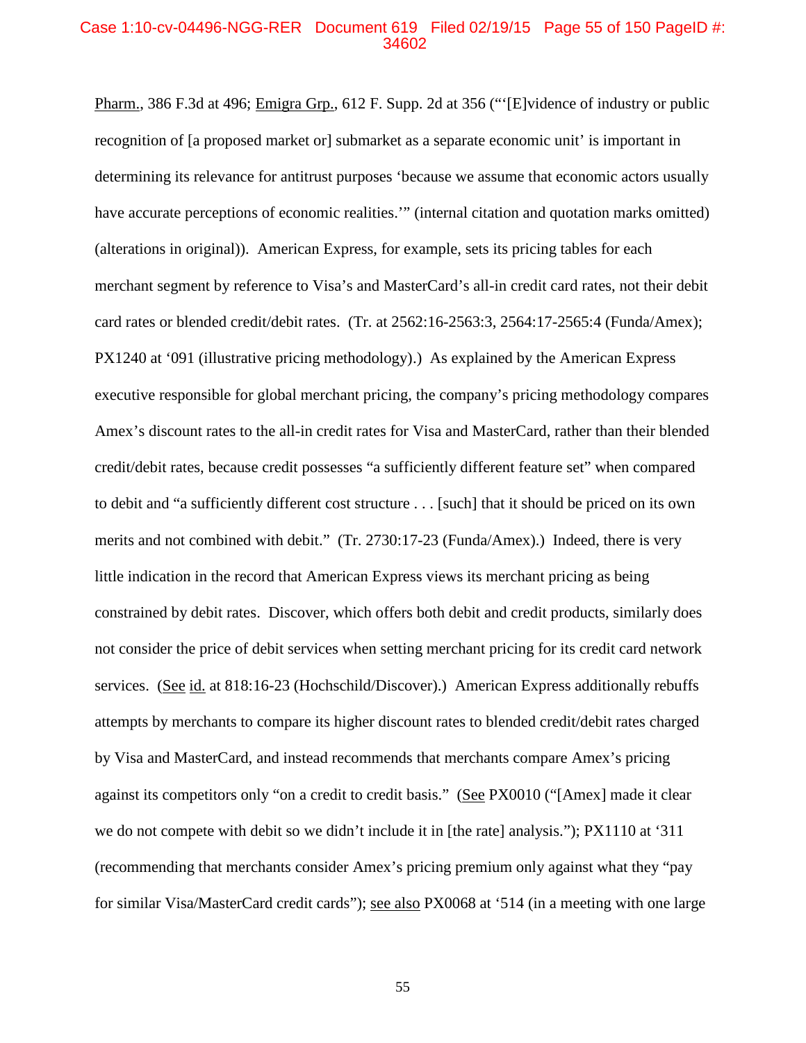Pharm., 386 F.3d at 496; Emigra Grp., 612 F. Supp. 2d at 356 ("'[E]vidence of industry or public recognition of [a proposed market or] submarket as a separate economic unit' is important in determining its relevance for antitrust purposes 'because we assume that economic actors usually have accurate perceptions of economic realities.'" (internal citation and quotation marks omitted) (alterations in original)). American Express, for example, sets its pricing tables for each merchant segment by reference to Visa's and MasterCard's all-in credit card rates, not their debit card rates or blended credit/debit rates. (Tr. at 2562:16-2563:3, 2564:17-2565:4 (Funda/Amex); PX1240 at '091 (illustrative pricing methodology).) As explained by the American Express executive responsible for global merchant pricing, the company's pricing methodology compares Amex's discount rates to the all-in credit rates for Visa and MasterCard, rather than their blended credit/debit rates, because credit possesses "a sufficiently different feature set" when compared to debit and "a sufficiently different cost structure . . . [such] that it should be priced on its own merits and not combined with debit." (Tr. 2730:17-23 (Funda/Amex).) Indeed, there is very little indication in the record that American Express views its merchant pricing as being constrained by debit rates. Discover, which offers both debit and credit products, similarly does not consider the price of debit services when setting merchant pricing for its credit card network services. (See id. at 818:16-23 (Hochschild/Discover).) American Express additionally rebuffs attempts by merchants to compare its higher discount rates to blended credit/debit rates charged by Visa and MasterCard, and instead recommends that merchants compare Amex's pricing against its competitors only "on a credit to credit basis." (See PX0010 ("[Amex] made it clear we do not compete with debit so we didn't include it in [the rate] analysis."); PX1110 at '311 (recommending that merchants consider Amex's pricing premium only against what they "pay for similar Visa/MasterCard credit cards"); see also PX0068 at '514 (in a meeting with one large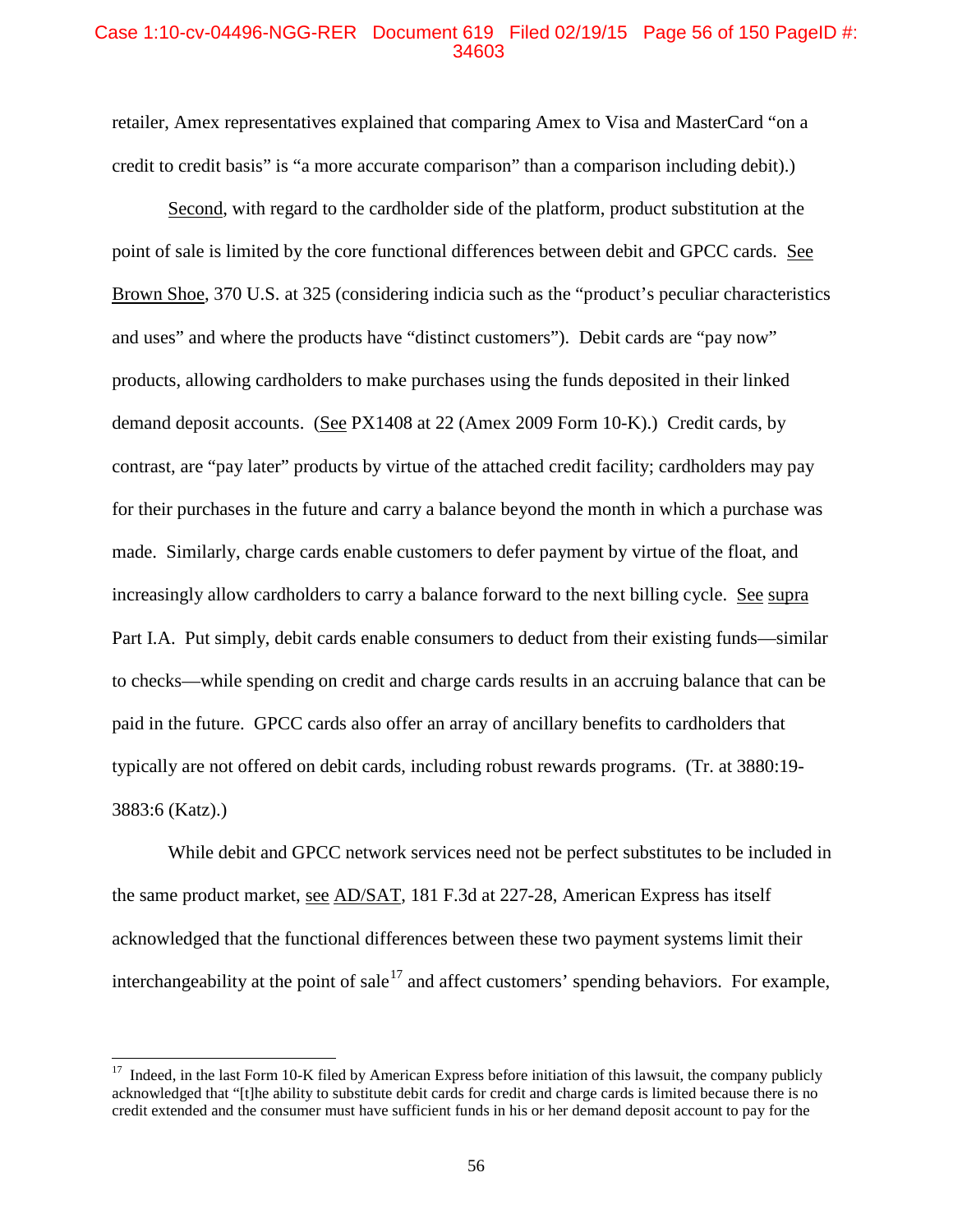retailer, Amex representatives explained that comparing Amex to Visa and MasterCard "on a credit to credit basis" is "a more accurate comparison" than a comparison including debit).)

Second, with regard to the cardholder side of the platform, product substitution at the point of sale is limited by the core functional differences between debit and GPCC cards. See Brown Shoe, 370 U.S. at 325 (considering indicia such as the "product's peculiar characteristics and uses" and where the products have "distinct customers"). Debit cards are "pay now" products, allowing cardholders to make purchases using the funds deposited in their linked demand deposit accounts. (See PX1408 at 22 (Amex 2009 Form 10-K).) Credit cards, by contrast, are "pay later" products by virtue of the attached credit facility; cardholders may pay for their purchases in the future and carry a balance beyond the month in which a purchase was made. Similarly, charge cards enable customers to defer payment by virtue of the float, and increasingly allow cardholders to carry a balance forward to the next billing cycle. See supra Part I.A. Put simply, debit cards enable consumers to deduct from their existing funds—similar to checks—while spending on credit and charge cards results in an accruing balance that can be paid in the future. GPCC cards also offer an array of ancillary benefits to cardholders that typically are not offered on debit cards, including robust rewards programs. (Tr. at 3880:19-3883:6 (Katz).)

While debit and GPCC network services need not be perfect substitutes to be included in the same product market, see AD/SAT, 181 F.3d at 227-28, American Express has itself acknowledged that the functional differences between these two payment systems limit their interchangeability at the point of sale[17] and affect customers' spending behaviors. For example,

[17] Indeed, in the last Form 10-K filed by American Express before initiation of this lawsuit, the company publicly acknowledged that "[t]he ability to substitute debit cards for credit and charge cards is limited because there is no credit extended and the consumer must have sufficient funds in his or her demand deposit account to pay for the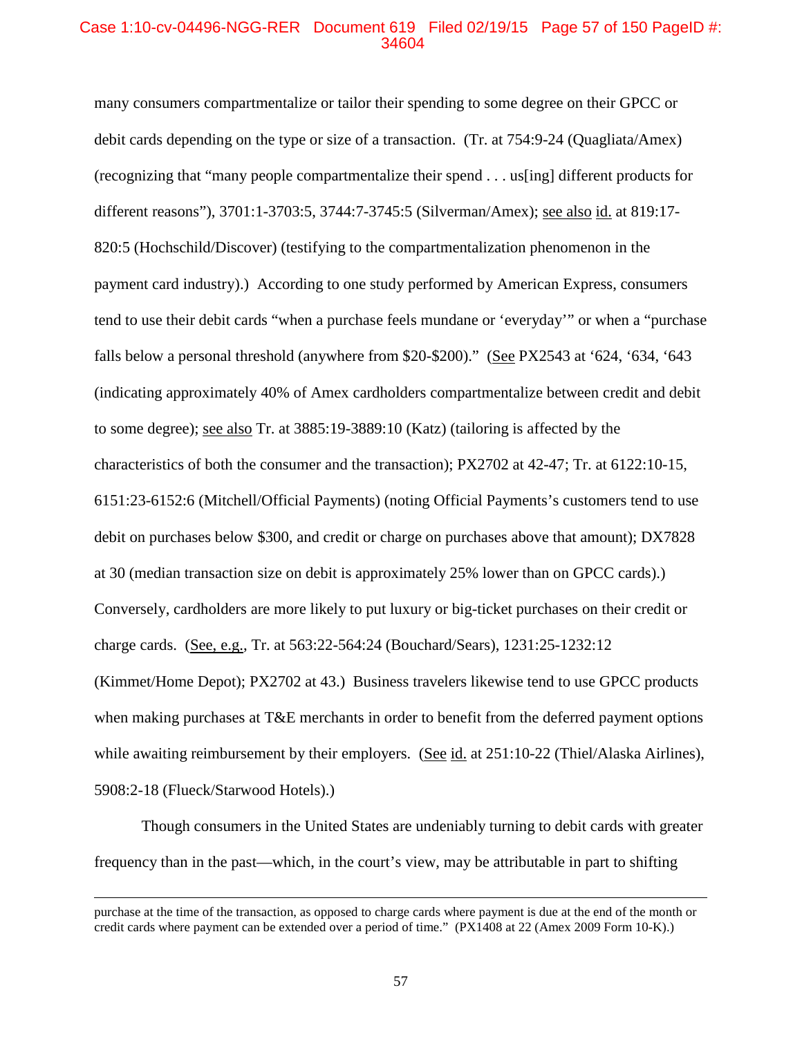many consumers compartmentalize or tailor their spending to some degree on their GPCC or debit cards depending on the type or size of a transaction. (Tr. at 754:9-24 (Quagliata/Amex) (recognizing that "many people compartmentalize their spend . . . us[ing] different products for different reasons"), 3701:1-3703:5, 3744:7-3745:5 (Silverman/Amex); see also id. at 819:17-820:5 (Hochschild/Discover) (testifying to the compartmentalization phenomenon in the payment card industry).) According to one study performed by American Express, consumers tend to use their debit cards "when a purchase feels mundane or 'everyday'" or when a "purchase falls below a personal threshold (anywhere from $20-$200)." (See PX2543 at '624, '634, '643 (indicating approximately 40% of Amex cardholders compartmentalize between credit and debit to some degree); see also Tr. at 3885:19-3889:10 (Katz) (tailoring is affected by the characteristics of both the consumer and the transaction); PX2702 at 42-47; Tr. at 6122:10-15, 6151:23-6152:6 (Mitchell/Official Payments) (noting Official Payments's customers tend to use debit on purchases below $300, and credit or charge on purchases above that amount); DX7828 at 30 (median transaction size on debit is approximately 25% lower than on GPCC cards).) Conversely, cardholders are more likely to put luxury or big-ticket purchases on their credit or charge cards. (See, e.g., Tr. at 563:22-564:24 (Bouchard/Sears), 1231:25-1232:12 (Kimmet/Home Depot); PX2702 at 43.) Business travelers likewise tend to use GPCC products when making purchases at T&E merchants in order to benefit from the deferred payment options while awaiting reimbursement by their employers. (See id. at 251:10-22 (Thiel/Alaska Airlines), 5908:2-18 (Flueck/Starwood Hotels).)

Though consumers in the United States are undeniably turning to debit cards with greater frequency than in the past—which, in the court's view, may be attributable in part to shifting

---

purchase at the time of the transaction, as opposed to charge cards where payment is due at the end of the month or credit cards where payment can be extended over a period of time." (PX1408 at 22 (Amex 2009 Form 10-K).)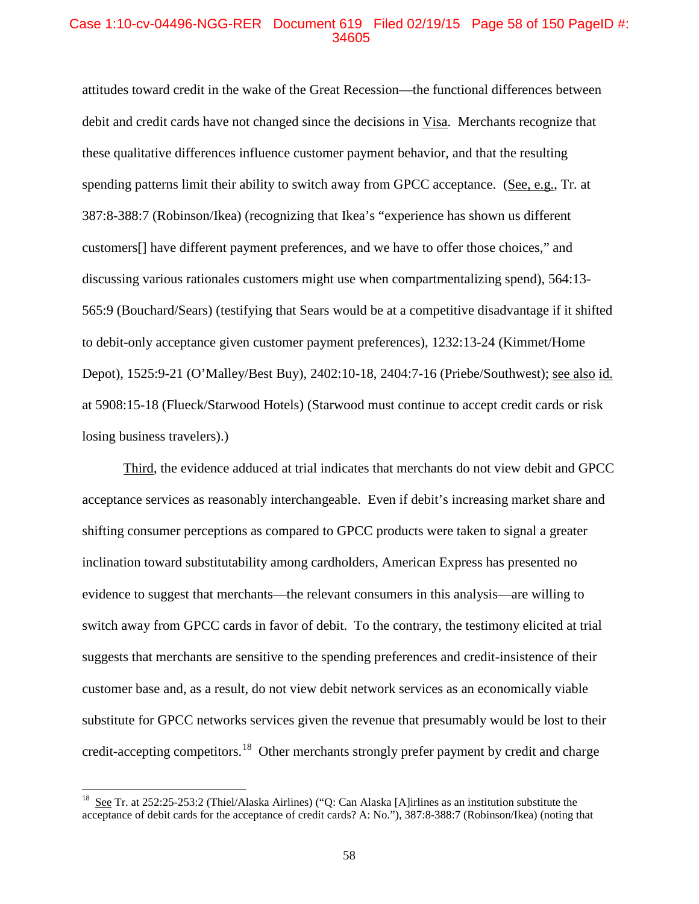attitudes toward credit in the wake of the Great Recession—the functional differences between debit and credit cards have not changed since the decisions in Visa. Merchants recognize that these qualitative differences influence customer payment behavior, and that the resulting spending patterns limit their ability to switch away from GPCC acceptance. (See, e.g., Tr. at 387:8-388:7 (Robinson/Ikea) (recognizing that Ikea's "experience has shown us different customers[] have different payment preferences, and we have to offer those choices," and discussing various rationales customers might use when compartmentalizing spend), 564:13-565:9 (Bouchard/Sears) (testifying that Sears would be at a competitive disadvantage if it shifted to debit-only acceptance given customer payment preferences), 1232:13-24 (Kimmet/Home Depot), 1525:9-21 (O'Malley/Best Buy), 2402:10-18, 2404:7-16 (Priebe/Southwest); see also id. at 5908:15-18 (Flueck/Starwood Hotels) (Starwood must continue to accept credit cards or risk losing business travelers).)

Third, the evidence adduced at trial indicates that merchants do not view debit and GPCC acceptance services as reasonably interchangeable. Even if debit's increasing market share and shifting consumer perceptions as compared to GPCC products were taken to signal a greater inclination toward substitutability among cardholders, American Express has presented no evidence to suggest that merchants—the relevant consumers in this analysis—are willing to switch away from GPCC cards in favor of debit. To the contrary, the testimony elicited at trial suggests that merchants are sensitive to the spending preferences and credit-insistence of their customer base and, as a result, do not view debit network services as an economically viable substitute for GPCC networks services given the revenue that presumably would be lost to their credit-accepting competitors.[18] Other merchants strongly prefer payment by credit and charge

[18] See Tr. at 252:25-253:2 (Thiel/Alaska Airlines) ("Q: Can Alaska [A]irlines as an institution substitute the acceptance of debit cards for the acceptance of credit cards? A: No."), 387:8-388:7 (Robinson/Ikea) (noting that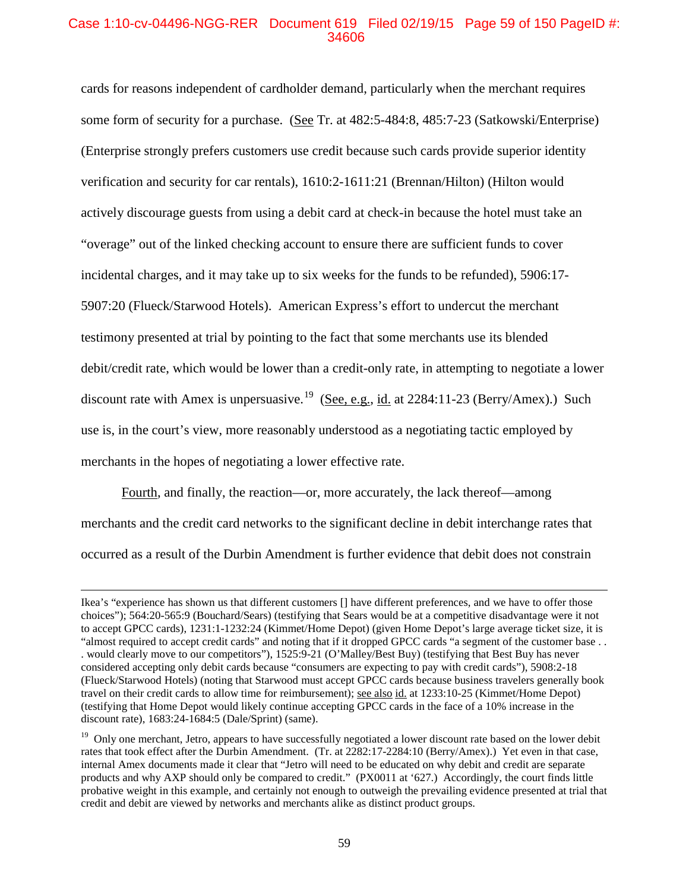cards for reasons independent of cardholder demand, particularly when the merchant requires some form of security for a purchase. (See Tr. at 482:5-484:8, 485:7-23 (Satkowski/Enterprise) (Enterprise strongly prefers customers use credit because such cards provide superior identity verification and security for car rentals), 1610:2-1611:21 (Brennan/Hilton) (Hilton would actively discourage guests from using a debit card at check-in because the hotel must take an "overage" out of the linked checking account to ensure there are sufficient funds to cover incidental charges, and it may take up to six weeks for the funds to be refunded), 5906:17-5907:20 (Flueck/Starwood Hotels). American Express's effort to undercut the merchant testimony presented at trial by pointing to the fact that some merchants use its blended debit/credit rate, which would be lower than a credit-only rate, in attempting to negotiate a lower discount rate with Amex is unpersuasive.[19] (See, e.g., id. at 2284:11-23 (Berry/Amex).) Such use is, in the court's view, more reasonably understood as a negotiating tactic employed by merchants in the hopes of negotiating a lower effective rate.

Fourth, and finally, the reaction—or, more accurately, the lack thereof—among merchants and the credit card networks to the significant decline in debit interchange rates that occurred as a result of the Durbin Amendment is further evidence that debit does not constrain

---

Ikea's "experience has shown us that different customers [] have different preferences, and we have to offer those choices"); 564:20-565:9 (Bouchard/Sears) (testifying that Sears would be at a competitive disadvantage were it not to accept GPCC cards), 1231:1-1232:24 (Kimmet/Home Depot) (given Home Depot's large average ticket size, it is "almost required to accept credit cards" and noting that if it dropped GPCC cards "a segment of the customer base . . . would clearly move to our competitors"), 1525:9-21 (O'Malley/Best Buy) (testifying that Best Buy has never considered accepting only debit cards because "consumers are expecting to pay with credit cards"), 5908:2-18 (Flueck/Starwood Hotels) (noting that Starwood must accept GPCC cards because business travelers generally book travel on their credit cards to allow time for reimbursement); see also id. at 1233:10-25 (Kimmet/Home Depot) (testifying that Home Depot would likely continue accepting GPCC cards in the face of a 10% increase in the discount rate), 1683:24-1684:5 (Dale/Sprint) (same).

[19] Only one merchant, Jetro, appears to have successfully negotiated a lower discount rate based on the lower debit rates that took effect after the Durbin Amendment. (Tr. at 2282:17-2284:10 (Berry/Amex).) Yet even in that case, internal Amex documents made it clear that "Jetro will need to be educated on why debit and credit are separate products and why AXP should only be compared to credit." (PX0011 at '627.) Accordingly, the court finds little probative weight in this example, and certainly not enough to outweigh the prevailing evidence presented at trial that credit and debit are viewed by networks and merchants alike as distinct product groups.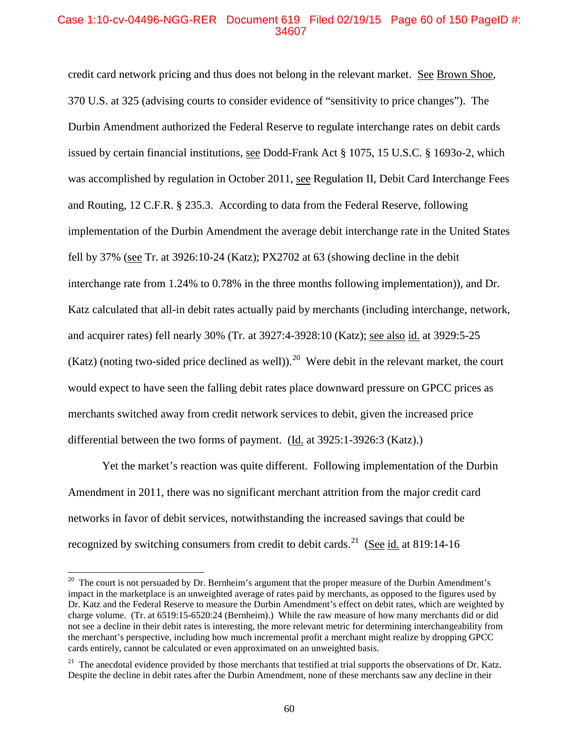credit card network pricing and thus does not belong in the relevant market. See Brown Shoe, 370 U.S. at 325 (advising courts to consider evidence of "sensitivity to price changes"). The Durbin Amendment authorized the Federal Reserve to regulate interchange rates on debit cards issued by certain financial institutions, see Dodd-Frank Act § 1075, 15 U.S.C. § 1693o-2, which was accomplished by regulation in October 2011, see Regulation II, Debit Card Interchange Fees and Routing, 12 C.F.R. § 235.3. According to data from the Federal Reserve, following implementation of the Durbin Amendment the average debit interchange rate in the United States fell by 37% (see Tr. at 3926:10-24 (Katz); PX2702 at 63 (showing decline in the debit interchange rate from 1.24% to 0.78% in the three months following implementation)), and Dr. Katz calculated that all-in debit rates actually paid by merchants (including interchange, network, and acquirer rates) fell nearly 30% (Tr. at 3927:4-3928:10 (Katz); see also id. at 3929:5-25 (Katz) (noting two-sided price declined as well)).[20] Were debit in the relevant market, the court would expect to have seen the falling debit rates place downward pressure on GPCC prices as merchants switched away from credit network services to debit, given the increased price differential between the two forms of payment. (Id. at 3925:1-3926:3 (Katz).)

Yet the market's reaction was quite different. Following implementation of the Durbin Amendment in 2011, there was no significant merchant attrition from the major credit card networks in favor of debit services, notwithstanding the increased savings that could be recognized by switching consumers from credit to debit cards.[21] (See id. at 819:14-16

---

[20] The court is not persuaded by Dr. Bernheim's argument that the proper measure of the Durbin Amendment's impact in the marketplace is an unweighted average of rates paid by merchants, as opposed to the figures used by Dr. Katz and the Federal Reserve to measure the Durbin Amendment's effect on debit rates, which are weighted by charge volume. (Tr. at 6519:15-6520:24 (Bernheim).) While the raw measure of how many merchants did or did not see a decline in their debit rates is interesting, the more relevant metric for determining interchangeability from the merchant's perspective, including how much incremental profit a merchant might realize by dropping GPCC cards entirely, cannot be calculated or even approximated on an unweighted basis.

[21] The anecdotal evidence provided by those merchants that testified at trial supports the observations of Dr. Katz. Despite the decline in debit rates after the Durbin Amendment, none of these merchants saw any decline in their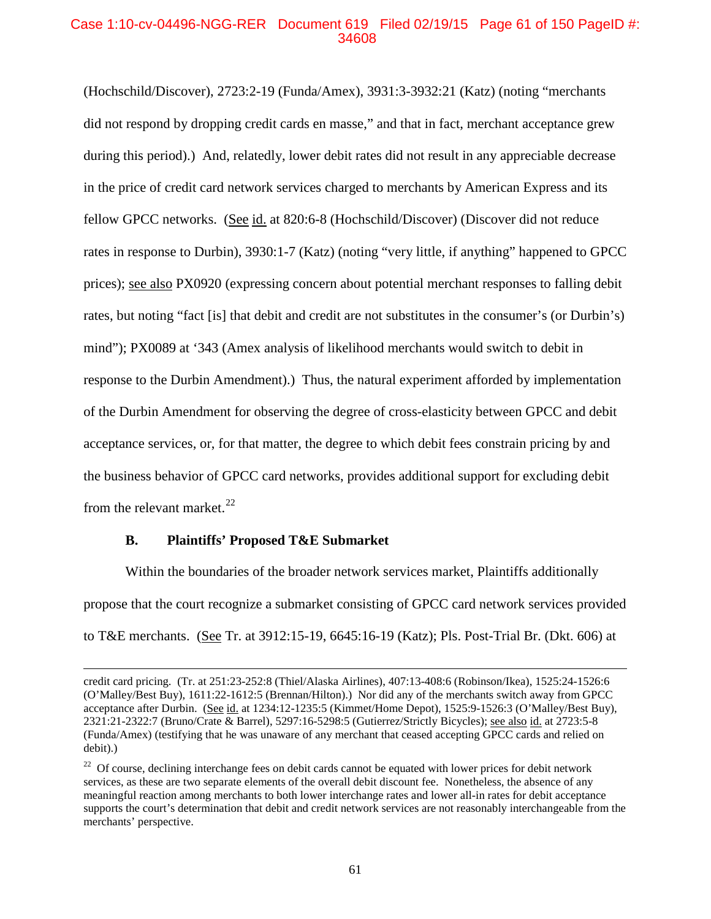(Hochschild/Discover), 2723:2-19 (Funda/Amex), 3931:3-3932:21 (Katz) (noting "merchants did not respond by dropping credit cards en masse," and that in fact, merchant acceptance grew during this period).) And, relatedly, lower debit rates did not result in any appreciable decrease in the price of credit card network services charged to merchants by American Express and its fellow GPCC networks. (See id. at 820:6-8 (Hochschild/Discover) (Discover did not reduce rates in response to Durbin), 3930:1-7 (Katz) (noting "very little, if anything" happened to GPCC prices); see also PX0920 (expressing concern about potential merchant responses to falling debit rates, but noting "fact [is] that debit and credit are not substitutes in the consumer's (or Durbin's) mind"); PX0089 at '343 (Amex analysis of likelihood merchants would switch to debit in response to the Durbin Amendment).) Thus, the natural experiment afforded by implementation of the Durbin Amendment for observing the degree of cross-elasticity between GPCC and debit acceptance services, or, for that matter, the degree to which debit fees constrain pricing by and the business behavior of GPCC card networks, provides additional support for excluding debit from the relevant market.[22]

### B. Plaintiffs' Proposed T&E Submarket

Within the boundaries of the broader network services market, Plaintiffs additionally propose that the court recognize a submarket consisting of GPCC card network services provided to T&E merchants. (See Tr. at 3912:15-19, 6645:16-19 (Katz); Pls. Post-Trial Br. (Dkt. 606) at

---

credit card pricing. (Tr. at 251:23-252:8 (Thiel/Alaska Airlines), 407:13-408:6 (Robinson/Ikea), 1525:24-1526:6 (O'Malley/Best Buy), 1611:22-1612:5 (Brennan/Hilton).) Nor did any of the merchants switch away from GPCC acceptance after Durbin. (See id. at 1234:12-1235:5 (Kimmet/Home Depot), 1525:9-1526:3 (O'Malley/Best Buy), 2321:21-2322:7 (Bruno/Crate & Barrel), 5297:16-5298:5 (Gutierrez/Strictly Bicycles); see also id. at 2723:5-8 (Funda/Amex) (testifying that he was unaware of any merchant that ceased accepting GPCC cards and relied on debit).)

[22] Of course, declining interchange fees on debit cards cannot be equated with lower prices for debit network services, as these are two separate elements of the overall debit discount fee. Nonetheless, the absence of any meaningful reaction among merchants to both lower interchange rates and lower all-in rates for debit acceptance supports the court's determination that debit and credit network services are not reasonably interchangeable from the merchants' perspective.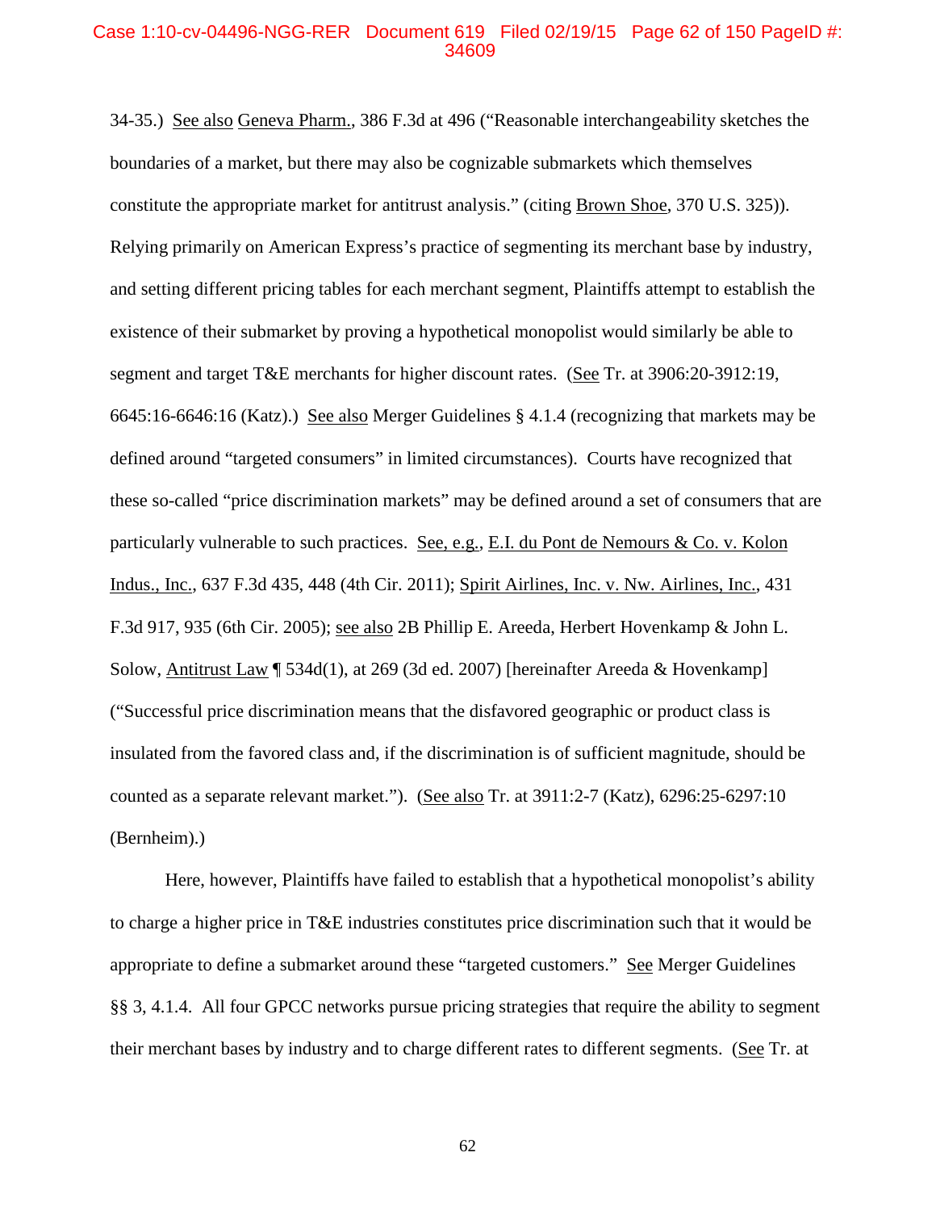34-35.) See also Geneva Pharm., 386 F.3d at 496 ("Reasonable interchangeability sketches the boundaries of a market, but there may also be cognizable submarkets which themselves constitute the appropriate market for antitrust analysis." (citing Brown Shoe, 370 U.S. 325)). Relying primarily on American Express's practice of segmenting its merchant base by industry, and setting different pricing tables for each merchant segment, Plaintiffs attempt to establish the existence of their submarket by proving a hypothetical monopolist would similarly be able to segment and target T&E merchants for higher discount rates. (See Tr. at 3906:20-3912:19, 6645:16-6646:16 (Katz).) See also Merger Guidelines § 4.1.4 (recognizing that markets may be defined around "targeted consumers" in limited circumstances). Courts have recognized that these so-called "price discrimination markets" may be defined around a set of consumers that are particularly vulnerable to such practices. See, e.g., E.I. du Pont de Nemours & Co. v. Kolon Indus., Inc., 637 F.3d 435, 448 (4th Cir. 2011); Spirit Airlines, Inc. v. Nw. Airlines, Inc., 431 F.3d 917, 935 (6th Cir. 2005); see also 2B Phillip E. Areeda, Herbert Hovenkamp & John L. Solow, Antitrust Law ¶ 534d(1), at 269 (3d ed. 2007) [hereinafter Areeda & Hovenkamp] ("Successful price discrimination means that the disfavored geographic or product class is insulated from the favored class and, if the discrimination is of sufficient magnitude, should be counted as a separate relevant market."). (See also Tr. at 3911:2-7 (Katz), 6296:25-6297:10 (Bernheim).)

Here, however, Plaintiffs have failed to establish that a hypothetical monopolist's ability to charge a higher price in T&E industries constitutes price discrimination such that it would be appropriate to define a submarket around these "targeted customers." See Merger Guidelines §§ 3, 4.1.4. All four GPCC networks pursue pricing strategies that require the ability to segment their merchant bases by industry and to charge different rates to different segments. (See Tr. at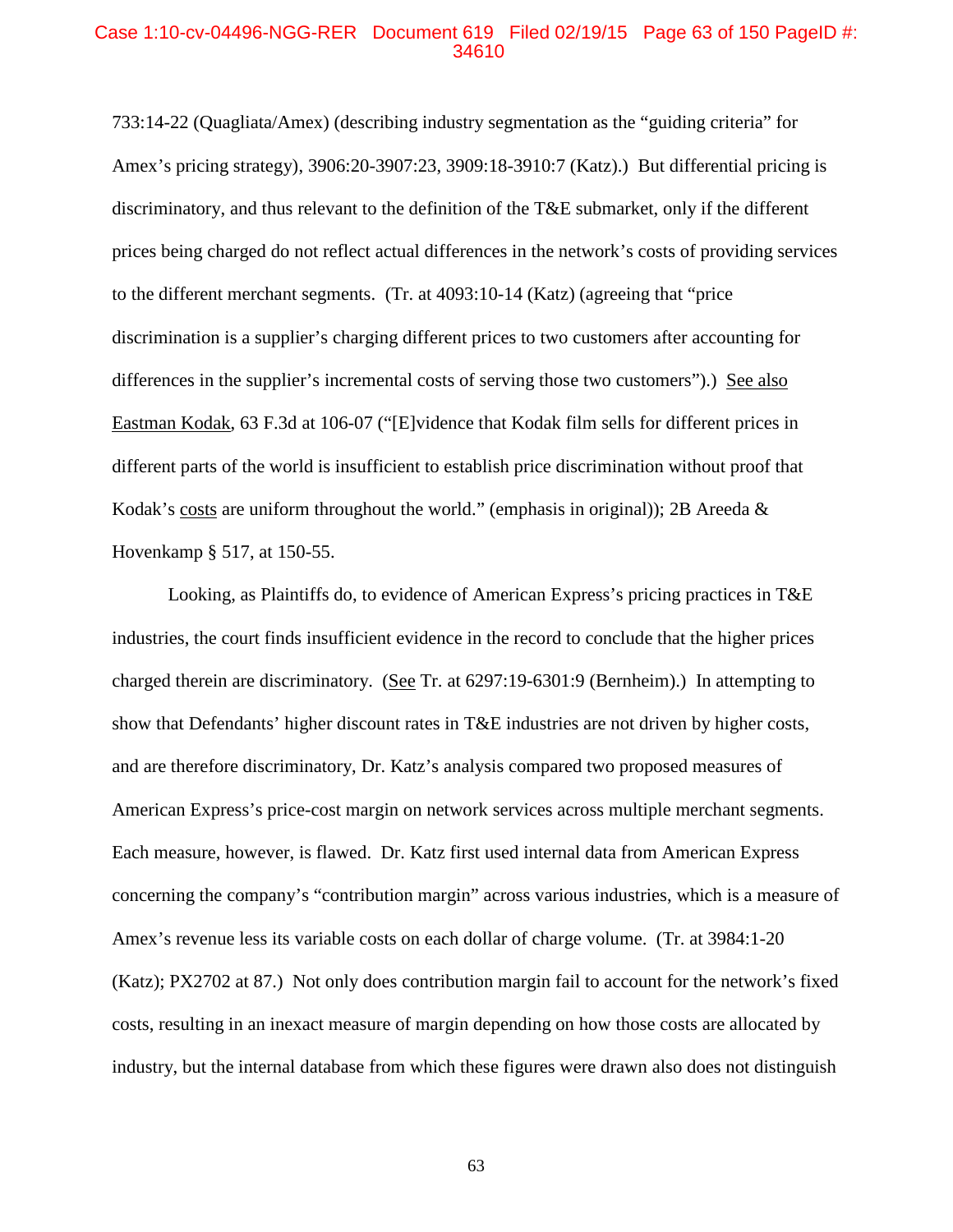733:14-22 (Quagliata/Amex) (describing industry segmentation as the "guiding criteria" for Amex's pricing strategy), 3906:20-3907:23, 3909:18-3910:7 (Katz).) But differential pricing is discriminatory, and thus relevant to the definition of the T&E submarket, only if the different prices being charged do not reflect actual differences in the network's costs of providing services to the different merchant segments. (Tr. at 4093:10-14 (Katz) (agreeing that "price discrimination is a supplier's charging different prices to two customers after accounting for differences in the supplier's incremental costs of serving those two customers").) See also Eastman Kodak, 63 F.3d at 106-07 ("[E]vidence that Kodak film sells for different prices in different parts of the world is insufficient to establish price discrimination without proof that Kodak's costs are uniform throughout the world." (emphasis in original)); 2B Areeda & Hovenkamp § 517, at 150-55.

Looking, as Plaintiffs do, to evidence of American Express's pricing practices in T&E industries, the court finds insufficient evidence in the record to conclude that the higher prices charged therein are discriminatory. (See Tr. at 6297:19-6301:9 (Bernheim).) In attempting to show that Defendants' higher discount rates in T&E industries are not driven by higher costs, and are therefore discriminatory, Dr. Katz's analysis compared two proposed measures of American Express's price-cost margin on network services across multiple merchant segments. Each measure, however, is flawed. Dr. Katz first used internal data from American Express concerning the company's "contribution margin" across various industries, which is a measure of Amex's revenue less its variable costs on each dollar of charge volume. (Tr. at 3984:1-20 (Katz); PX2702 at 87.) Not only does contribution margin fail to account for the network's fixed costs, resulting in an inexact measure of margin depending on how those costs are allocated by industry, but the internal database from which these figures were drawn also does not distinguish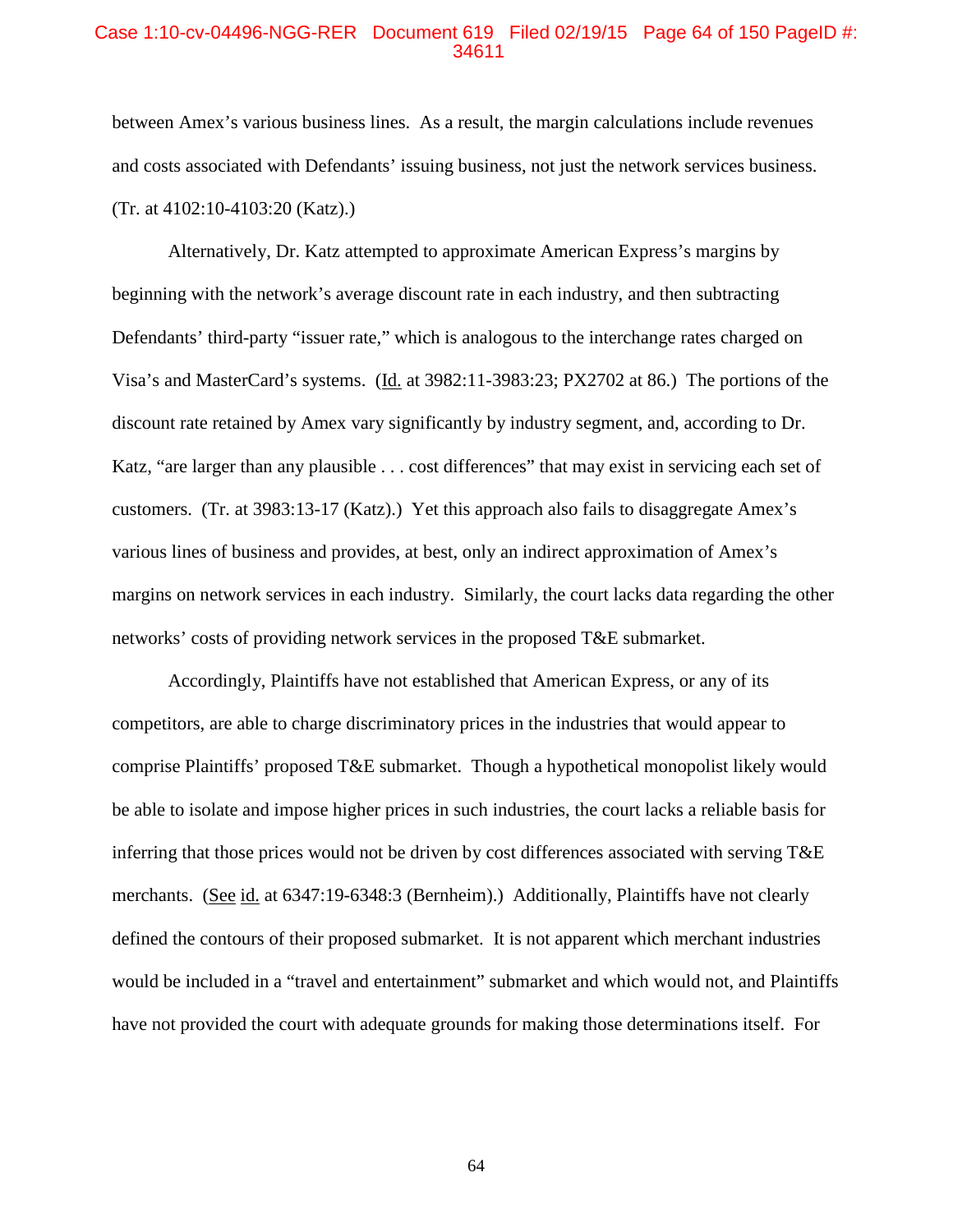between Amex's various business lines. As a result, the margin calculations include revenues and costs associated with Defendants' issuing business, not just the network services business. (Tr. at 4102:10-4103:20 (Katz).)

Alternatively, Dr. Katz attempted to approximate American Express's margins by beginning with the network's average discount rate in each industry, and then subtracting Defendants' third-party "issuer rate," which is analogous to the interchange rates charged on Visa's and MasterCard's systems. (Id. at 3982:11-3983:23; PX2702 at 86.) The portions of the discount rate retained by Amex vary significantly by industry segment, and, according to Dr. Katz, "are larger than any plausible . . . cost differences" that may exist in servicing each set of customers. (Tr. at 3983:13-17 (Katz).) Yet this approach also fails to disaggregate Amex's various lines of business and provides, at best, only an indirect approximation of Amex's margins on network services in each industry. Similarly, the court lacks data regarding the other networks' costs of providing network services in the proposed T&E submarket.

Accordingly, Plaintiffs have not established that American Express, or any of its competitors, are able to charge discriminatory prices in the industries that would appear to comprise Plaintiffs' proposed T&E submarket. Though a hypothetical monopolist likely would be able to isolate and impose higher prices in such industries, the court lacks a reliable basis for inferring that those prices would not be driven by cost differences associated with serving T&E merchants. (See id. at 6347:19-6348:3 (Bernheim).) Additionally, Plaintiffs have not clearly defined the contours of their proposed submarket. It is not apparent which merchant industries would be included in a "travel and entertainment" submarket and which would not, and Plaintiffs have not provided the court with adequate grounds for making those determinations itself. For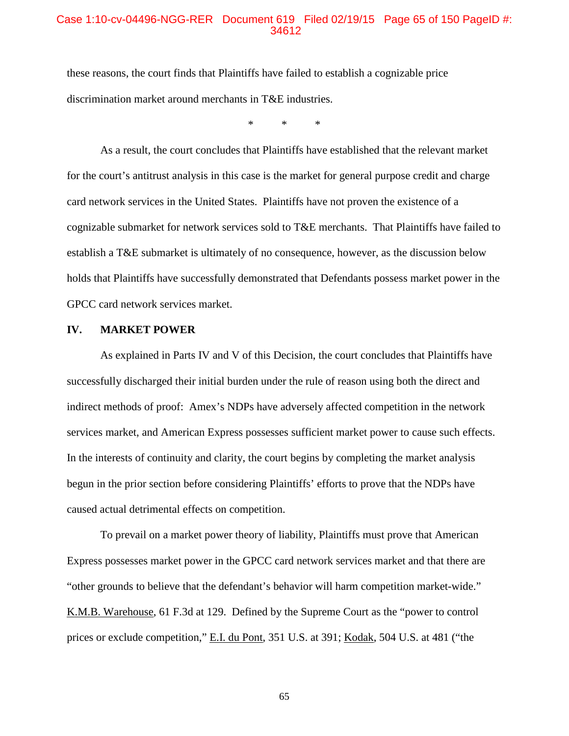these reasons, the court finds that Plaintiffs have failed to establish a cognizable price discrimination market around merchants in T&E industries.

\*        \*        \*

As a result, the court concludes that Plaintiffs have established that the relevant market for the court's antitrust analysis in this case is the market for general purpose credit and charge card network services in the United States. Plaintiffs have not proven the existence of a cognizable submarket for network services sold to T&E merchants. That Plaintiffs have failed to establish a T&E submarket is ultimately of no consequence, however, as the discussion below holds that Plaintiffs have successfully demonstrated that Defendants possess market power in the GPCC card network services market.

## IV. MARKET POWER

As explained in Parts IV and V of this Decision, the court concludes that Plaintiffs have successfully discharged their initial burden under the rule of reason using both the direct and indirect methods of proof: Amex's NDPs have adversely affected competition in the network services market, and American Express possesses sufficient market power to cause such effects. In the interests of continuity and clarity, the court begins by completing the market analysis begun in the prior section before considering Plaintiffs' efforts to prove that the NDPs have caused actual detrimental effects on competition.

To prevail on a market power theory of liability, Plaintiffs must prove that American Express possesses market power in the GPCC card network services market and that there are "other grounds to believe that the defendant's behavior will harm competition market-wide." K.M.B. Warehouse, 61 F.3d at 129. Defined by the Supreme Court as the "power to control prices or exclude competition," E.I. du Pont, 351 U.S. at 391; Kodak, 504 U.S. at 481 ("the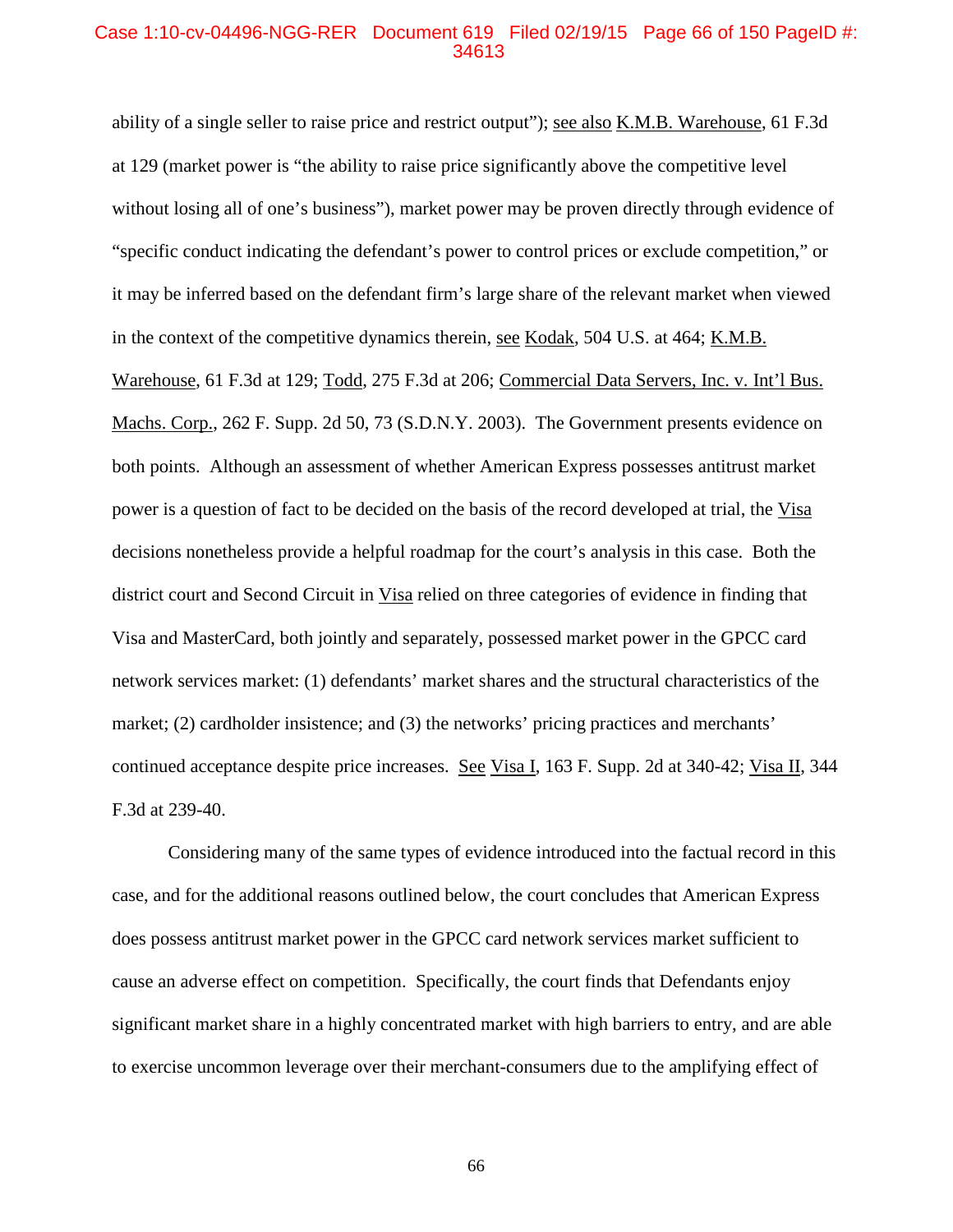ability of a single seller to raise price and restrict output"); see also K.M.B. Warehouse, 61 F.3d at 129 (market power is "the ability to raise price significantly above the competitive level without losing all of one's business"), market power may be proven directly through evidence of "specific conduct indicating the defendant's power to control prices or exclude competition," or it may be inferred based on the defendant firm's large share of the relevant market when viewed in the context of the competitive dynamics therein, see Kodak, 504 U.S. at 464; K.M.B. Warehouse, 61 F.3d at 129; Todd, 275 F.3d at 206; Commercial Data Servers, Inc. v. Int'l Bus. Machs. Corp., 262 F. Supp. 2d 50, 73 (S.D.N.Y. 2003). The Government presents evidence on both points. Although an assessment of whether American Express possesses antitrust market power is a question of fact to be decided on the basis of the record developed at trial, the Visa decisions nonetheless provide a helpful roadmap for the court's analysis in this case. Both the district court and Second Circuit in Visa relied on three categories of evidence in finding that Visa and MasterCard, both jointly and separately, possessed market power in the GPCC card network services market: (1) defendants' market shares and the structural characteristics of the market; (2) cardholder insistence; and (3) the networks' pricing practices and merchants' continued acceptance despite price increases. See Visa I, 163 F. Supp. 2d at 340-42; Visa II, 344 F.3d at 239-40.

Considering many of the same types of evidence introduced into the factual record in this case, and for the additional reasons outlined below, the court concludes that American Express does possess antitrust market power in the GPCC card network services market sufficient to cause an adverse effect on competition. Specifically, the court finds that Defendants enjoy significant market share in a highly concentrated market with high barriers to entry, and are able to exercise uncommon leverage over their merchant-consumers due to the amplifying effect of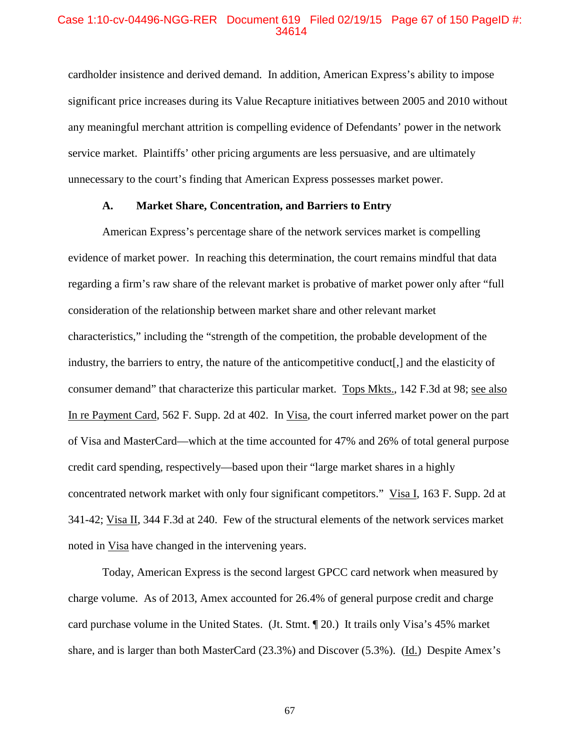cardholder insistence and derived demand. In addition, American Express's ability to impose significant price increases during its Value Recapture initiatives between 2005 and 2010 without any meaningful merchant attrition is compelling evidence of Defendants' power in the network service market. Plaintiffs' other pricing arguments are less persuasive, and are ultimately unnecessary to the court's finding that American Express possesses market power.

### A. Market Share, Concentration, and Barriers to Entry

American Express's percentage share of the network services market is compelling evidence of market power. In reaching this determination, the court remains mindful that data regarding a firm's raw share of the relevant market is probative of market power only after "full consideration of the relationship between market share and other relevant market characteristics," including the "strength of the competition, the probable development of the industry, the barriers to entry, the nature of the anticompetitive conduct[,] and the elasticity of consumer demand" that characterize this particular market. Tops Mkts., 142 F.3d at 98; see also In re Payment Card, 562 F. Supp. 2d at 402. In Visa, the court inferred market power on the part of Visa and MasterCard—which at the time accounted for 47% and 26% of total general purpose credit card spending, respectively—based upon their "large market shares in a highly concentrated network market with only four significant competitors." Visa I, 163 F. Supp. 2d at 341-42; Visa II, 344 F.3d at 240. Few of the structural elements of the network services market noted in Visa have changed in the intervening years.

Today, American Express is the second largest GPCC card network when measured by charge volume. As of 2013, Amex accounted for 26.4% of general purpose credit and charge card purchase volume in the United States. (Jt. Stmt. ¶ 20.) It trails only Visa's 45% market share, and is larger than both MasterCard (23.3%) and Discover (5.3%). (Id.) Despite Amex's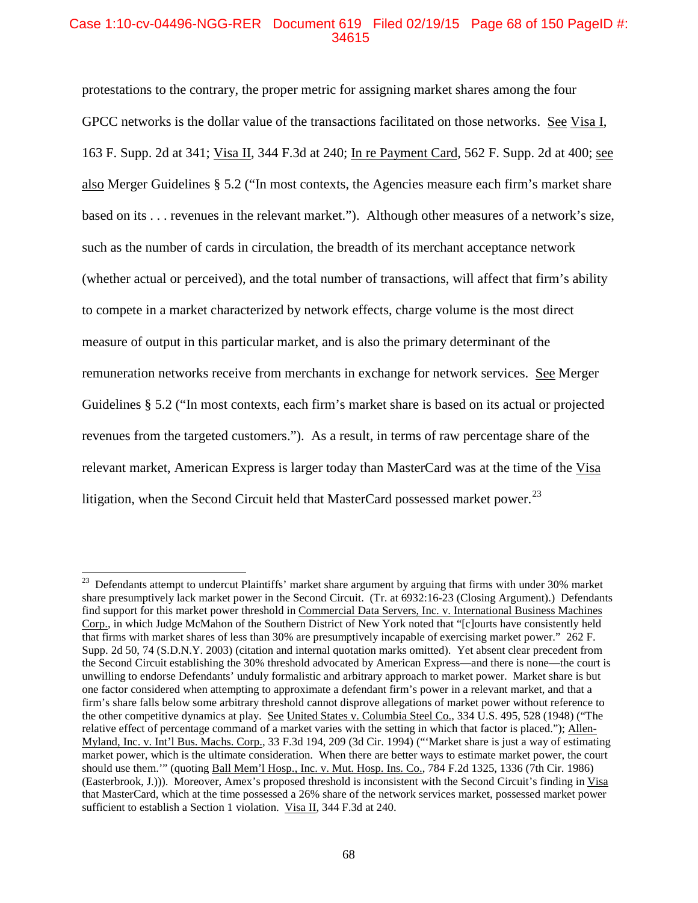protestations to the contrary, the proper metric for assigning market shares among the four GPCC networks is the dollar value of the transactions facilitated on those networks. See Visa I, 163 F. Supp. 2d at 341; Visa II, 344 F.3d at 240; In re Payment Card, 562 F. Supp. 2d at 400; see also Merger Guidelines § 5.2 ("In most contexts, the Agencies measure each firm's market share based on its . . . revenues in the relevant market."). Although other measures of a network's size, such as the number of cards in circulation, the breadth of its merchant acceptance network (whether actual or perceived), and the total number of transactions, will affect that firm's ability to compete in a market characterized by network effects, charge volume is the most direct measure of output in this particular market, and is also the primary determinant of the remuneration networks receive from merchants in exchange for network services. See Merger Guidelines § 5.2 ("In most contexts, each firm's market share is based on its actual or projected revenues from the targeted customers."). As a result, in terms of raw percentage share of the relevant market, American Express is larger today than MasterCard was at the time of the Visa litigation, when the Second Circuit held that MasterCard possessed market power.[23]

---

[23] Defendants attempt to undercut Plaintiffs' market share argument by arguing that firms with under 30% market share presumptively lack market power in the Second Circuit. (Tr. at 6932:16-23 (Closing Argument).) Defendants find support for this market power threshold in Commercial Data Servers, Inc. v. International Business Machines Corp., in which Judge McMahon of the Southern District of New York noted that "[c]ourts have consistently held that firms with market shares of less than 30% are presumptively incapable of exercising market power." 262 F. Supp. 2d 50, 74 (S.D.N.Y. 2003) (citation and internal quotation marks omitted). Yet absent clear precedent from the Second Circuit establishing the 30% threshold advocated by American Express—and there is none—the court is unwilling to endorse Defendants' unduly formalistic and arbitrary approach to market power. Market share is but one factor considered when attempting to approximate a defendant firm's power in a relevant market, and that a firm's share falls below some arbitrary threshold cannot disprove allegations of market power without reference to the other competitive dynamics at play. See United States v. Columbia Steel Co., 334 U.S. 495, 528 (1948) ("The relative effect of percentage command of a market varies with the setting in which that factor is placed."); Allen-Myland, Inc. v. Int'l Bus. Machs. Corp., 33 F.3d 194, 209 (3d Cir. 1994) ("'Market share is just a way of estimating market power, which is the ultimate consideration. When there are better ways to estimate market power, the court should use them.'" (quoting Ball Mem'l Hosp., Inc. v. Mut. Hosp. Ins. Co., 784 F.2d 1325, 1336 (7th Cir. 1986) (Easterbrook, J.))). Moreover, Amex's proposed threshold is inconsistent with the Second Circuit's finding in Visa that MasterCard, which at the time possessed a 26% share of the network services market, possessed market power sufficient to establish a Section 1 violation. Visa II, 344 F.3d at 240.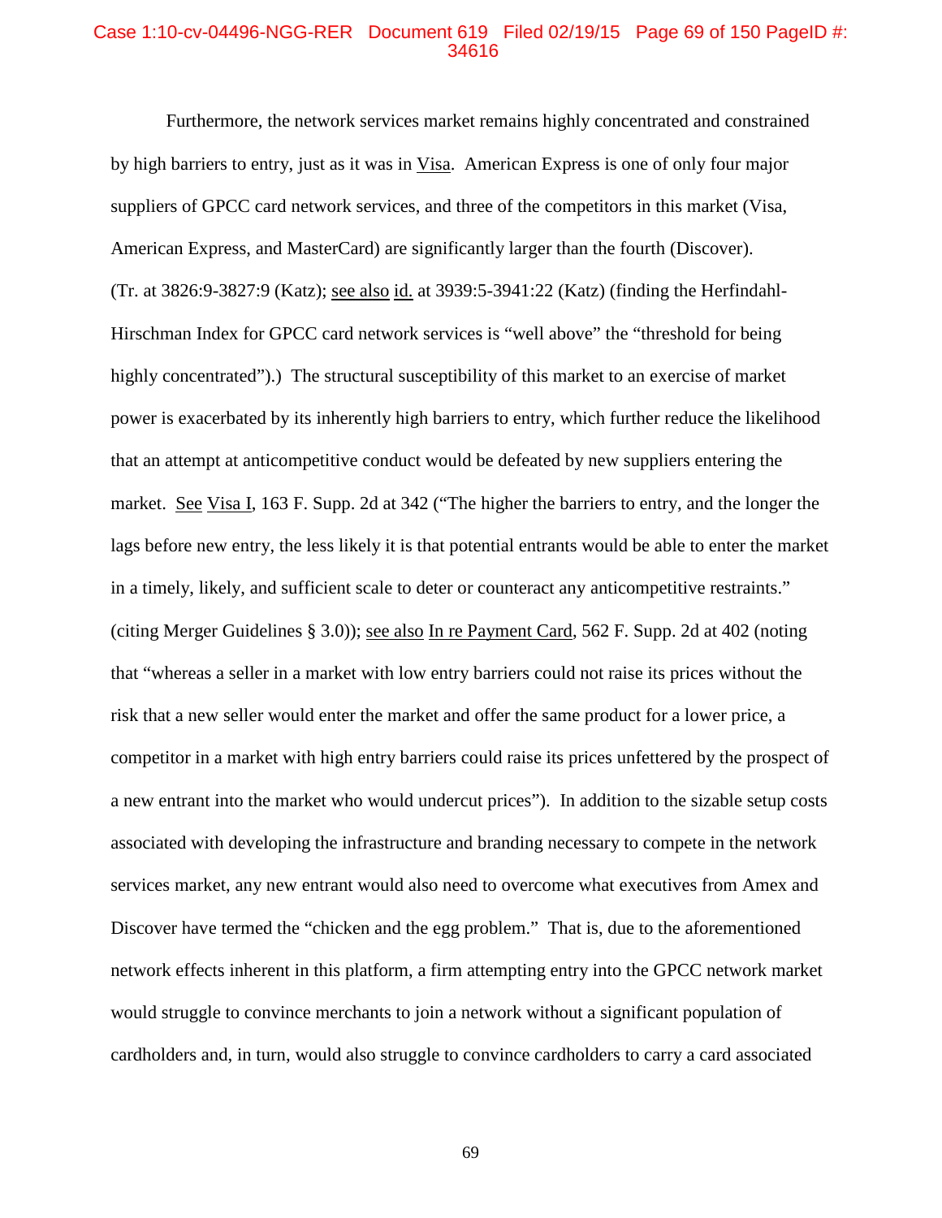Furthermore, the network services market remains highly concentrated and constrained by high barriers to entry, just as it was in Visa. American Express is one of only four major suppliers of GPCC card network services, and three of the competitors in this market (Visa, American Express, and MasterCard) are significantly larger than the fourth (Discover). (Tr. at 3826:9-3827:9 (Katz); see also id. at 3939:5-3941:22 (Katz) (finding the Herfindahl-Hirschman Index for GPCC card network services is "well above" the "threshold for being highly concentrated").) The structural susceptibility of this market to an exercise of market power is exacerbated by its inherently high barriers to entry, which further reduce the likelihood that an attempt at anticompetitive conduct would be defeated by new suppliers entering the market. See Visa I, 163 F. Supp. 2d at 342 ("The higher the barriers to entry, and the longer the lags before new entry, the less likely it is that potential entrants would be able to enter the market in a timely, likely, and sufficient scale to deter or counteract any anticompetitive restraints." (citing Merger Guidelines § 3.0)); see also In re Payment Card, 562 F. Supp. 2d at 402 (noting that "whereas a seller in a market with low entry barriers could not raise its prices without the risk that a new seller would enter the market and offer the same product for a lower price, a competitor in a market with high entry barriers could raise its prices unfettered by the prospect of a new entrant into the market who would undercut prices"). In addition to the sizable setup costs associated with developing the infrastructure and branding necessary to compete in the network services market, any new entrant would also need to overcome what executives from Amex and Discover have termed the "chicken and the egg problem." That is, due to the aforementioned network effects inherent in this platform, a firm attempting entry into the GPCC network market would struggle to convince merchants to join a network without a significant population of cardholders and, in turn, would also struggle to convince cardholders to carry a card associated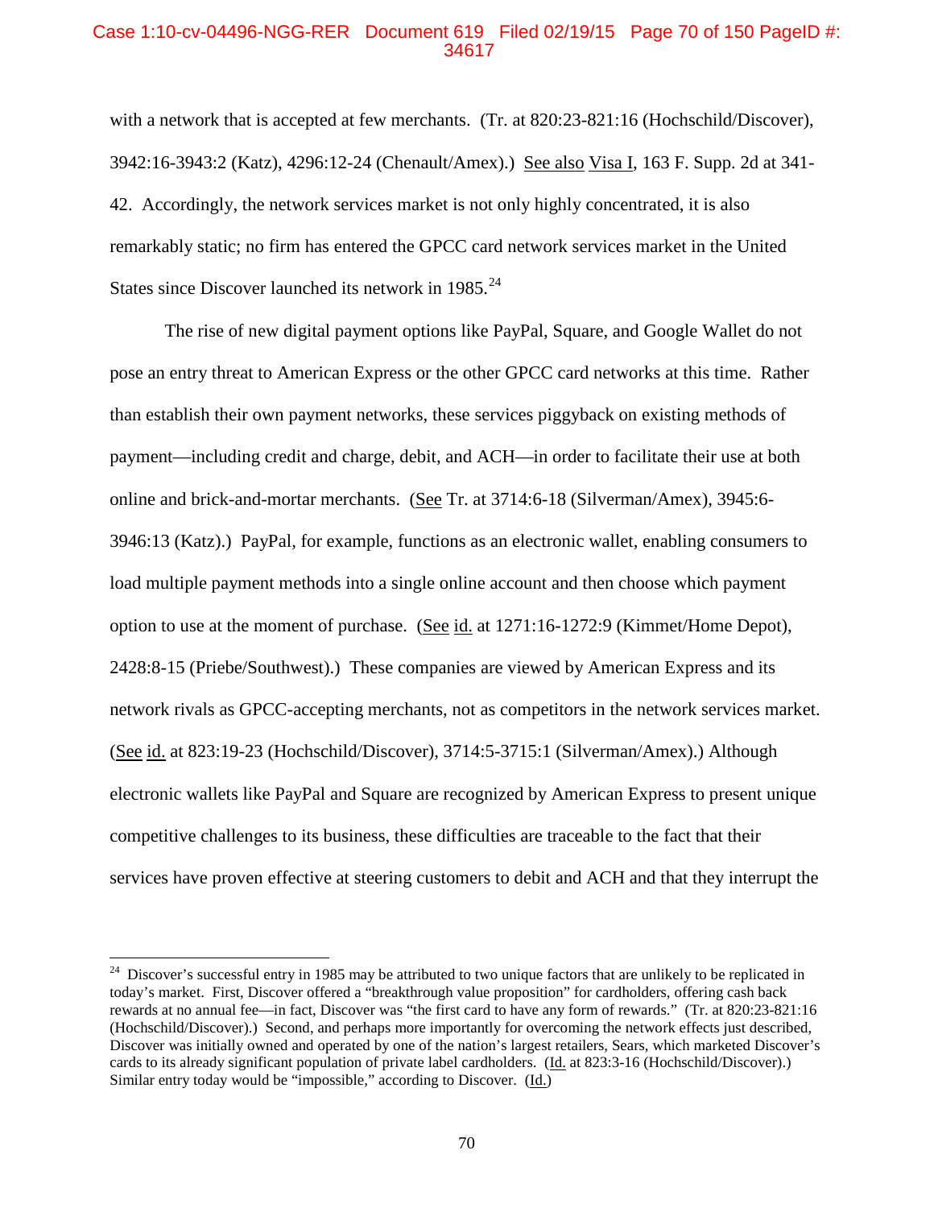with a network that is accepted at few merchants. (Tr. at 820:23-821:16 (Hochschild/Discover), 3942:16-3943:2 (Katz), 4296:12-24 (Chenault/Amex).) See also Visa I, 163 F. Supp. 2d at 341-42. Accordingly, the network services market is not only highly concentrated, it is also remarkably static; no firm has entered the GPCC card network services market in the United States since Discover launched its network in 1985.[24]

The rise of new digital payment options like PayPal, Square, and Google Wallet do not pose an entry threat to American Express or the other GPCC card networks at this time. Rather than establish their own payment networks, these services piggyback on existing methods of payment—including credit and charge, debit, and ACH—in order to facilitate their use at both online and brick-and-mortar merchants. (See Tr. at 3714:6-18 (Silverman/Amex), 3945:6-3946:13 (Katz).) PayPal, for example, functions as an electronic wallet, enabling consumers to load multiple payment methods into a single online account and then choose which payment option to use at the moment of purchase. (See id. at 1271:16-1272:9 (Kimmet/Home Depot), 2428:8-15 (Priebe/Southwest).) These companies are viewed by American Express and its network rivals as GPCC-accepting merchants, not as competitors in the network services market. (See id. at 823:19-23 (Hochschild/Discover), 3714:5-3715:1 (Silverman/Amex).) Although electronic wallets like PayPal and Square are recognized by American Express to present unique competitive challenges to its business, these difficulties are traceable to the fact that their services have proven effective at steering customers to debit and ACH and that they interrupt the

---

[24] Discover's successful entry in 1985 may be attributed to two unique factors that are unlikely to be replicated in today's market. First, Discover offered a "breakthrough value proposition" for cardholders, offering cash back rewards at no annual fee—in fact, Discover was "the first card to have any form of rewards." (Tr. at 820:23-821:16 (Hochschild/Discover).) Second, and perhaps more importantly for overcoming the network effects just described, Discover was initially owned and operated by one of the nation's largest retailers, Sears, which marketed Discover's cards to its already significant population of private label cardholders. (Id. at 823:3-16 (Hochschild/Discover).) Similar entry today would be "impossible," according to Discover. (Id.)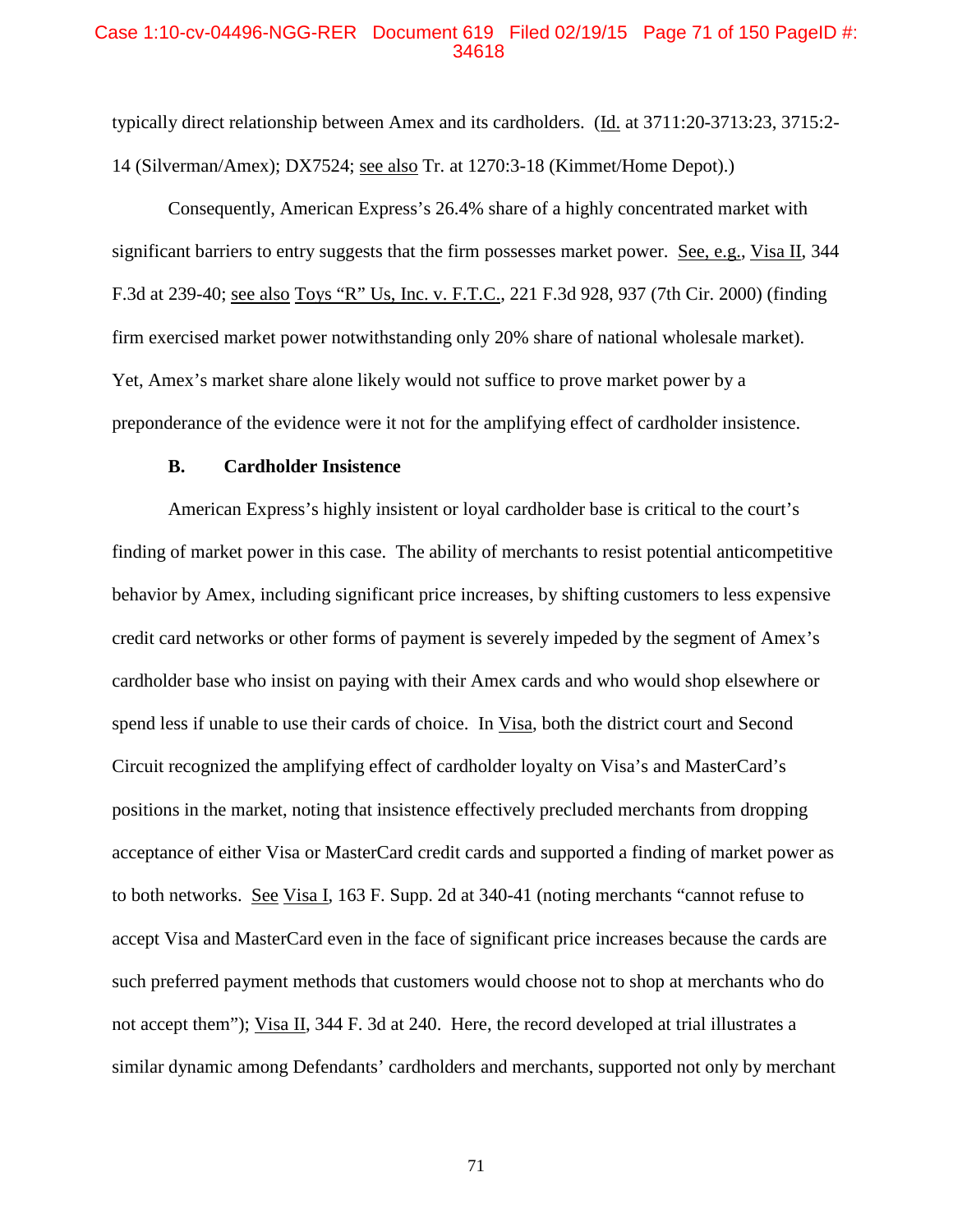typically direct relationship between Amex and its cardholders. (Id. at 3711:20-3713:23, 3715:2-14 (Silverman/Amex); DX7524; see also Tr. at 1270:3-18 (Kimmet/Home Depot).)

Consequently, American Express's 26.4% share of a highly concentrated market with significant barriers to entry suggests that the firm possesses market power. See, e.g., Visa II, 344 F.3d at 239-40; see also Toys "R" Us, Inc. v. F.T.C., 221 F.3d 928, 937 (7th Cir. 2000) (finding firm exercised market power notwithstanding only 20% share of national wholesale market). Yet, Amex's market share alone likely would not suffice to prove market power by a preponderance of the evidence were it not for the amplifying effect of cardholder insistence.

### B. Cardholder Insistence

American Express's highly insistent or loyal cardholder base is critical to the court's finding of market power in this case. The ability of merchants to resist potential anticompetitive behavior by Amex, including significant price increases, by shifting customers to less expensive credit card networks or other forms of payment is severely impeded by the segment of Amex's cardholder base who insist on paying with their Amex cards and who would shop elsewhere or spend less if unable to use their cards of choice. In Visa, both the district court and Second Circuit recognized the amplifying effect of cardholder loyalty on Visa's and MasterCard's positions in the market, noting that insistence effectively precluded merchants from dropping acceptance of either Visa or MasterCard credit cards and supported a finding of market power as to both networks. See Visa I, 163 F. Supp. 2d at 340-41 (noting merchants "cannot refuse to accept Visa and MasterCard even in the face of significant price increases because the cards are such preferred payment methods that customers would choose not to shop at merchants who do not accept them"); Visa II, 344 F. 3d at 240. Here, the record developed at trial illustrates a similar dynamic among Defendants' cardholders and merchants, supported not only by merchant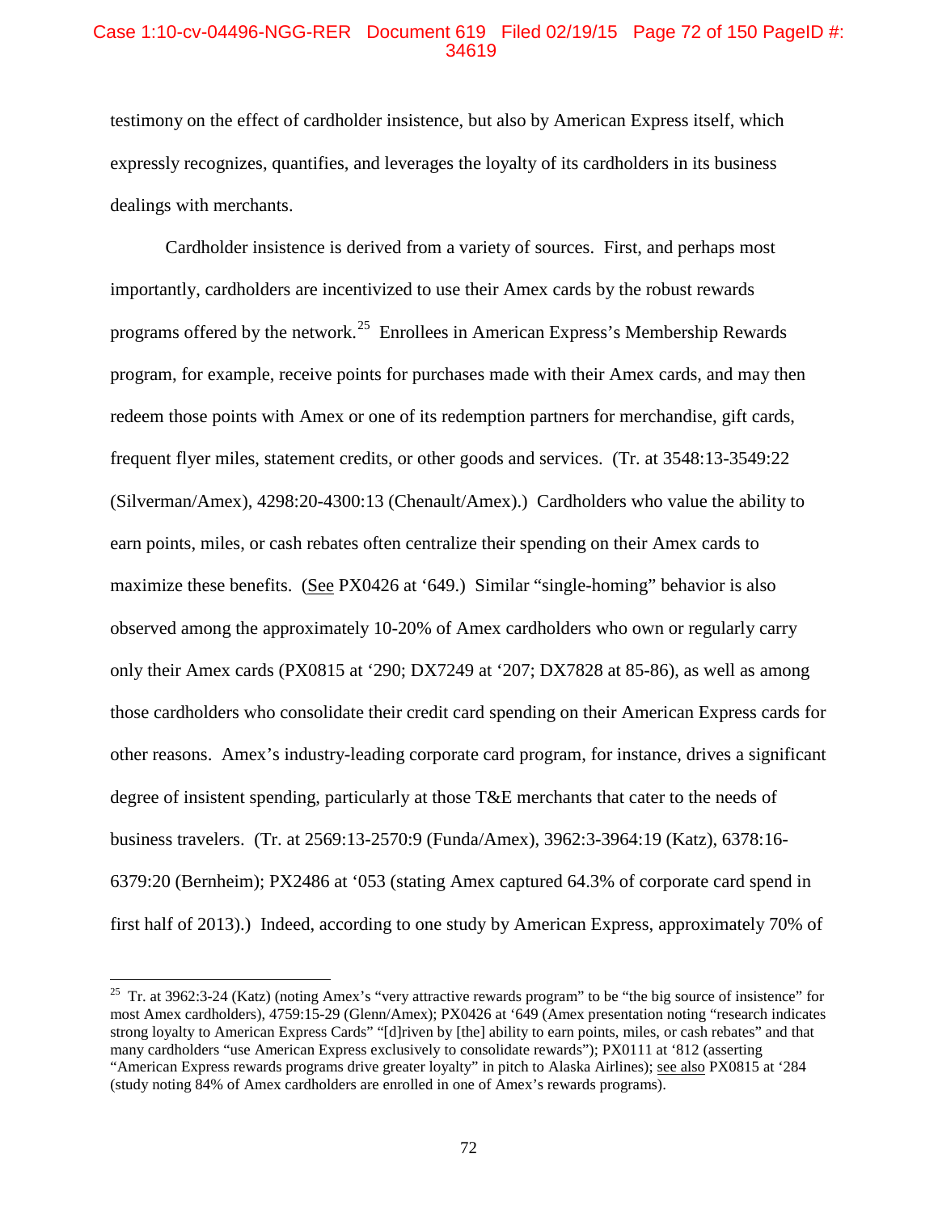testimony on the effect of cardholder insistence, but also by American Express itself, which expressly recognizes, quantifies, and leverages the loyalty of its cardholders in its business dealings with merchants.

Cardholder insistence is derived from a variety of sources. First, and perhaps most importantly, cardholders are incentivized to use their Amex cards by the robust rewards programs offered by the network.[25] Enrollees in American Express's Membership Rewards program, for example, receive points for purchases made with their Amex cards, and may then redeem those points with Amex or one of its redemption partners for merchandise, gift cards, frequent flyer miles, statement credits, or other goods and services. (Tr. at 3548:13-3549:22 (Silverman/Amex), 4298:20-4300:13 (Chenault/Amex).) Cardholders who value the ability to earn points, miles, or cash rebates often centralize their spending on their Amex cards to maximize these benefits. (See PX0426 at '649.) Similar "single-homing" behavior is also observed among the approximately 10-20% of Amex cardholders who own or regularly carry only their Amex cards (PX0815 at '290; DX7249 at '207; DX7828 at 85-86), as well as among those cardholders who consolidate their credit card spending on their American Express cards for other reasons. Amex's industry-leading corporate card program, for instance, drives a significant degree of insistent spending, particularly at those T&E merchants that cater to the needs of business travelers. (Tr. at 2569:13-2570:9 (Funda/Amex), 3962:3-3964:19 (Katz), 6378:16-6379:20 (Bernheim); PX2486 at '053 (stating Amex captured 64.3% of corporate card spend in first half of 2013).) Indeed, according to one study by American Express, approximately 70% of

---

[25] Tr. at 3962:3-24 (Katz) (noting Amex's "very attractive rewards program" to be "the big source of insistence" for most Amex cardholders), 4759:15-29 (Glenn/Amex); PX0426 at '649 (Amex presentation noting "research indicates strong loyalty to American Express Cards" "[d]riven by [the] ability to earn points, miles, or cash rebates" and that many cardholders "use American Express exclusively to consolidate rewards"); PX0111 at '812 (asserting "American Express rewards programs drive greater loyalty" in pitch to Alaska Airlines); see also PX0815 at '284 (study noting 84% of Amex cardholders are enrolled in one of Amex's rewards programs).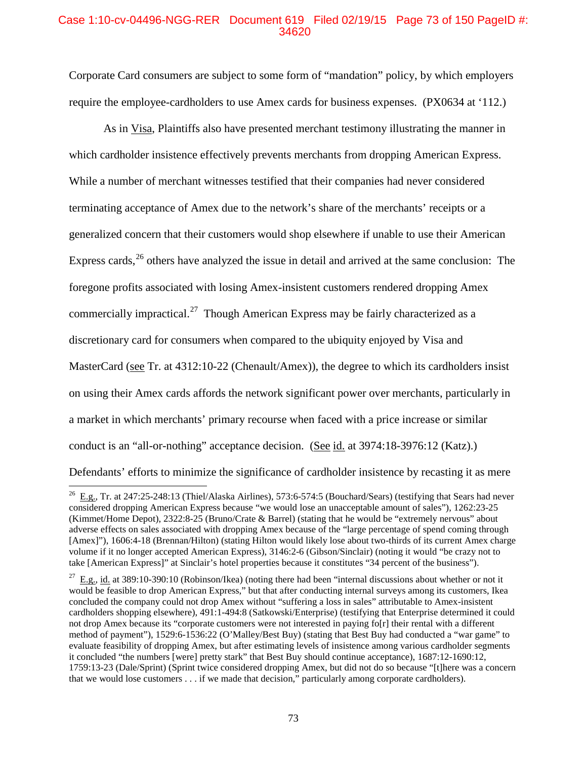Corporate Card consumers are subject to some form of "mandation" policy, by which employers require the employee-cardholders to use Amex cards for business expenses. (PX0634 at '112.)

As in Visa, Plaintiffs also have presented merchant testimony illustrating the manner in which cardholder insistence effectively prevents merchants from dropping American Express. While a number of merchant witnesses testified that their companies had never considered terminating acceptance of Amex due to the network's share of the merchants' receipts or a generalized concern that their customers would shop elsewhere if unable to use their American Express cards,[26] others have analyzed the issue in detail and arrived at the same conclusion: The foregone profits associated with losing Amex-insistent customers rendered dropping Amex commercially impractical.[27] Though American Express may be fairly characterized as a discretionary card for consumers when compared to the ubiquity enjoyed by Visa and MasterCard (see Tr. at 4312:10-22 (Chenault/Amex)), the degree to which its cardholders insist on using their Amex cards affords the network significant power over merchants, particularly in a market in which merchants' primary recourse when faced with a price increase or similar conduct is an "all-or-nothing" acceptance decision. (See id. at 3974:18-3976:12 (Katz).) Defendants' efforts to minimize the significance of cardholder insistence by recasting it as mere

---

[26] E.g., Tr. at 247:25-248:13 (Thiel/Alaska Airlines), 573:6-574:5 (Bouchard/Sears) (testifying that Sears had never considered dropping American Express because "we would lose an unacceptable amount of sales"), 1262:23-25 (Kimmet/Home Depot), 2322:8-25 (Bruno/Crate & Barrel) (stating that he would be "extremely nervous" about adverse effects on sales associated with dropping Amex because of the "large percentage of spend coming through [Amex]"), 1606:4-18 (Brennan/Hilton) (stating Hilton would likely lose about two-thirds of its current Amex charge volume if it no longer accepted American Express), 3146:2-6 (Gibson/Sinclair) (noting it would "be crazy not to take [American Express]" at Sinclair's hotel properties because it constitutes "34 percent of the business").

[27] E.g., id. at 389:10-390:10 (Robinson/Ikea) (noting there had been "internal discussions about whether or not it would be feasible to drop American Express," but that after conducting internal surveys among its customers, Ikea concluded the company could not drop Amex without "suffering a loss in sales" attributable to Amex-insistent cardholders shopping elsewhere), 491:1-494:8 (Satkowski/Enterprise) (testifying that Enterprise determined it could not drop Amex because its "corporate customers were not interested in paying fo[r] their rental with a different method of payment"), 1529:6-1536:22 (O'Malley/Best Buy) (stating that Best Buy had conducted a "war game" to evaluate feasibility of dropping Amex, but after estimating levels of insistence among various cardholder segments it concluded "the numbers [were] pretty stark" that Best Buy should continue acceptance), 1687:12-1690:12, 1759:13-23 (Dale/Sprint) (Sprint twice considered dropping Amex, but did not do so because "[t]here was a concern that we would lose customers . . . if we made that decision," particularly among corporate cardholders).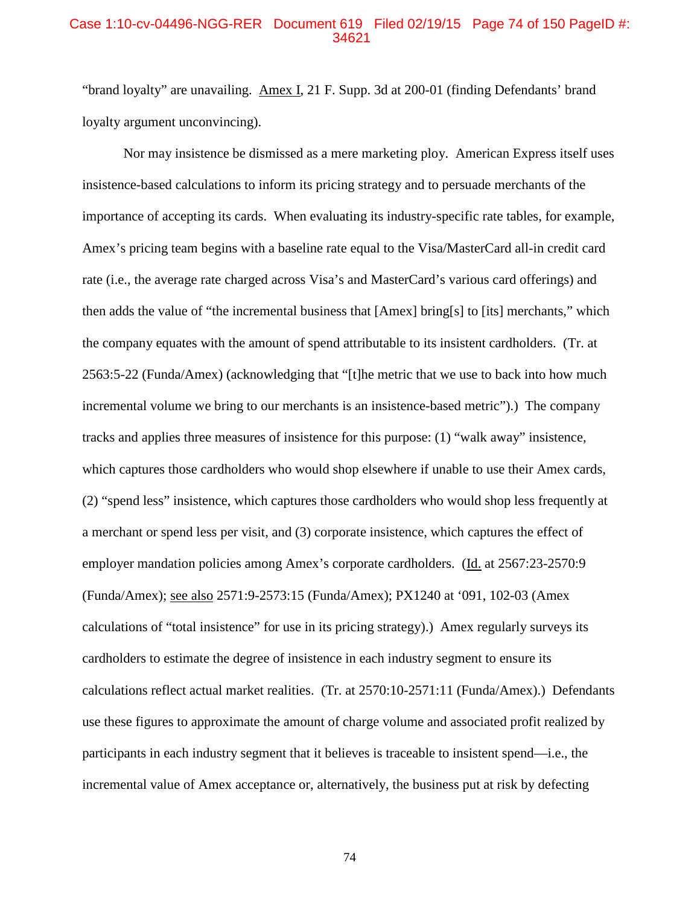"brand loyalty" are unavailing. Amex I, 21 F. Supp. 3d at 200-01 (finding Defendants' brand loyalty argument unconvincing).

Nor may insistence be dismissed as a mere marketing ploy. American Express itself uses insistence-based calculations to inform its pricing strategy and to persuade merchants of the importance of accepting its cards. When evaluating its industry-specific rate tables, for example, Amex's pricing team begins with a baseline rate equal to the Visa/MasterCard all-in credit card rate (i.e., the average rate charged across Visa's and MasterCard's various card offerings) and then adds the value of "the incremental business that [Amex] bring[s] to [its] merchants," which the company equates with the amount of spend attributable to its insistent cardholders. (Tr. at 2563:5-22 (Funda/Amex) (acknowledging that "[t]he metric that we use to back into how much incremental volume we bring to our merchants is an insistence-based metric").) The company tracks and applies three measures of insistence for this purpose: (1) "walk away" insistence, which captures those cardholders who would shop elsewhere if unable to use their Amex cards, (2) "spend less" insistence, which captures those cardholders who would shop less frequently at a merchant or spend less per visit, and (3) corporate insistence, which captures the effect of employer mandation policies among Amex's corporate cardholders. (Id. at 2567:23-2570:9 (Funda/Amex); see also 2571:9-2573:15 (Funda/Amex); PX1240 at '091, 102-03 (Amex calculations of "total insistence" for use in its pricing strategy).) Amex regularly surveys its cardholders to estimate the degree of insistence in each industry segment to ensure its calculations reflect actual market realities. (Tr. at 2570:10-2571:11 (Funda/Amex).) Defendants use these figures to approximate the amount of charge volume and associated profit realized by participants in each industry segment that it believes is traceable to insistent spend—i.e., the incremental value of Amex acceptance or, alternatively, the business put at risk by defecting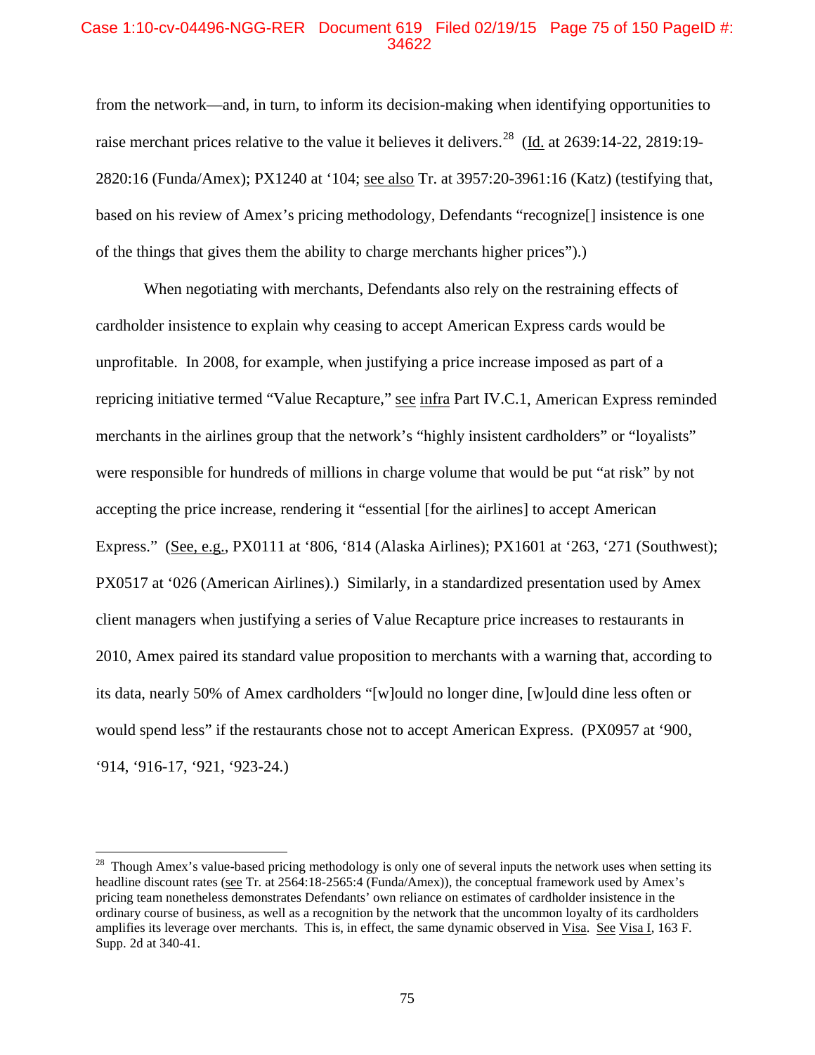from the network—and, in turn, to inform its decision-making when identifying opportunities to raise merchant prices relative to the value it believes it delivers.[28] (Id. at 2639:14-22, 2819:19-2820:16 (Funda/Amex); PX1240 at '104; see also Tr. at 3957:20-3961:16 (Katz) (testifying that, based on his review of Amex's pricing methodology, Defendants "recognize[] insistence is one of the things that gives them the ability to charge merchants higher prices").)

When negotiating with merchants, Defendants also rely on the restraining effects of cardholder insistence to explain why ceasing to accept American Express cards would be unprofitable. In 2008, for example, when justifying a price increase imposed as part of a repricing initiative termed "Value Recapture," see infra Part IV.C.1, American Express reminded merchants in the airlines group that the network's "highly insistent cardholders" or "loyalists" were responsible for hundreds of millions in charge volume that would be put "at risk" by not accepting the price increase, rendering it "essential [for the airlines] to accept American Express." (See, e.g., PX0111 at '806, '814 (Alaska Airlines); PX1601 at '263, '271 (Southwest); PX0517 at '026 (American Airlines).) Similarly, in a standardized presentation used by Amex client managers when justifying a series of Value Recapture price increases to restaurants in 2010, Amex paired its standard value proposition to merchants with a warning that, according to its data, nearly 50% of Amex cardholders "[w]ould no longer dine, [w]ould dine less often or would spend less" if the restaurants chose not to accept American Express. (PX0957 at '900, '914, '916-17, '921, '923-24.)

---

[28] Though Amex's value-based pricing methodology is only one of several inputs the network uses when setting its headline discount rates (see Tr. at 2564:18-2565:4 (Funda/Amex)), the conceptual framework used by Amex's pricing team nonetheless demonstrates Defendants' own reliance on estimates of cardholder insistence in the ordinary course of business, as well as a recognition by the network that the uncommon loyalty of its cardholders amplifies its leverage over merchants. This is, in effect, the same dynamic observed in Visa. See Visa I, 163 F. Supp. 2d at 340-41.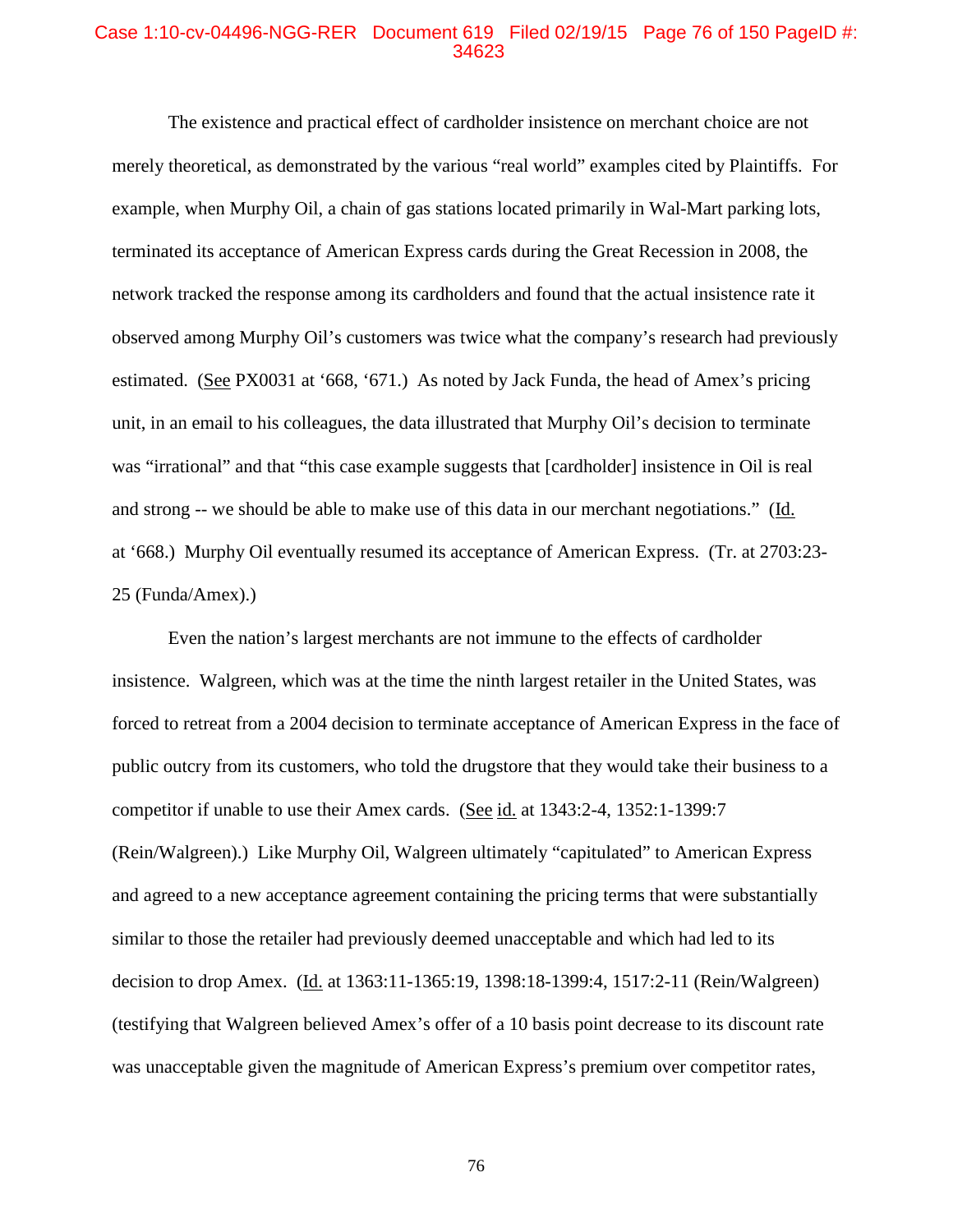The existence and practical effect of cardholder insistence on merchant choice are not merely theoretical, as demonstrated by the various "real world" examples cited by Plaintiffs. For example, when Murphy Oil, a chain of gas stations located primarily in Wal-Mart parking lots, terminated its acceptance of American Express cards during the Great Recession in 2008, the network tracked the response among its cardholders and found that the actual insistence rate it observed among Murphy Oil's customers was twice what the company's research had previously estimated. (See PX0031 at '668, '671.) As noted by Jack Funda, the head of Amex's pricing unit, in an email to his colleagues, the data illustrated that Murphy Oil's decision to terminate was "irrational" and that "this case example suggests that [cardholder] insistence in Oil is real and strong -- we should be able to make use of this data in our merchant negotiations." (Id. at '668.) Murphy Oil eventually resumed its acceptance of American Express. (Tr. at 2703:23-25 (Funda/Amex).)

Even the nation's largest merchants are not immune to the effects of cardholder insistence. Walgreen, which was at the time the ninth largest retailer in the United States, was forced to retreat from a 2004 decision to terminate acceptance of American Express in the face of public outcry from its customers, who told the drugstore that they would take their business to a competitor if unable to use their Amex cards. (See id. at 1343:2-4, 1352:1-1399:7 (Rein/Walgreen).) Like Murphy Oil, Walgreen ultimately "capitulated" to American Express and agreed to a new acceptance agreement containing the pricing terms that were substantially similar to those the retailer had previously deemed unacceptable and which had led to its decision to drop Amex. (Id. at 1363:11-1365:19, 1398:18-1399:4, 1517:2-11 (Rein/Walgreen) (testifying that Walgreen believed Amex's offer of a 10 basis point decrease to its discount rate was unacceptable given the magnitude of American Express's premium over competitor rates,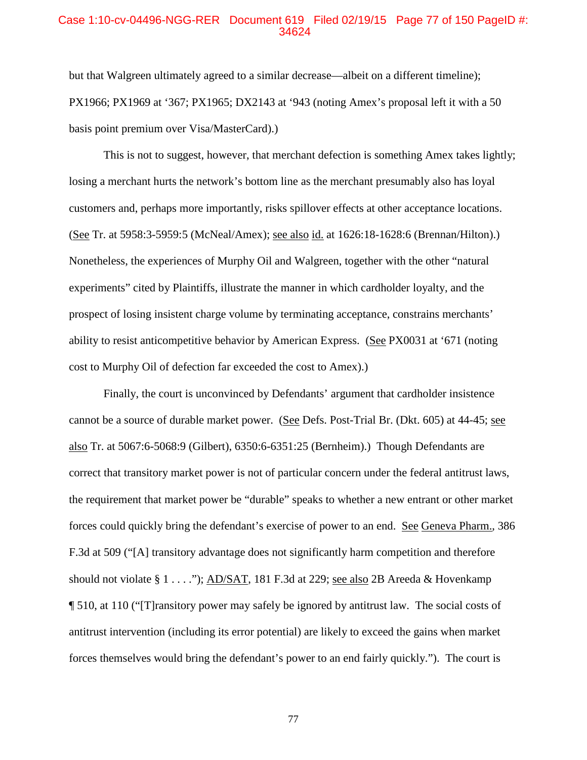but that Walgreen ultimately agreed to a similar decrease—albeit on a different timeline); PX1966; PX1969 at '367; PX1965; DX2143 at '943 (noting Amex's proposal left it with a 50 basis point premium over Visa/MasterCard).)

This is not to suggest, however, that merchant defection is something Amex takes lightly; losing a merchant hurts the network's bottom line as the merchant presumably also has loyal customers and, perhaps more importantly, risks spillover effects at other acceptance locations. (See Tr. at 5958:3-5959:5 (McNeal/Amex); see also id. at 1626:18-1628:6 (Brennan/Hilton).) Nonetheless, the experiences of Murphy Oil and Walgreen, together with the other "natural experiments" cited by Plaintiffs, illustrate the manner in which cardholder loyalty, and the prospect of losing insistent charge volume by terminating acceptance, constrains merchants' ability to resist anticompetitive behavior by American Express. (See PX0031 at '671 (noting cost to Murphy Oil of defection far exceeded the cost to Amex).)

Finally, the court is unconvinced by Defendants' argument that cardholder insistence cannot be a source of durable market power. (See Defs. Post-Trial Br. (Dkt. 605) at 44-45; see also Tr. at 5067:6-5068:9 (Gilbert), 6350:6-6351:25 (Bernheim).) Though Defendants are correct that transitory market power is not of particular concern under the federal antitrust laws, the requirement that market power be "durable" speaks to whether a new entrant or other market forces could quickly bring the defendant's exercise of power to an end. See Geneva Pharm., 386 F.3d at 509 ("[A] transitory advantage does not significantly harm competition and therefore should not violate § 1 . . . ."); AD/SAT, 181 F.3d at 229; see also 2B Areeda & Hovenkamp ¶ 510, at 110 ("[T]ransitory power may safely be ignored by antitrust law. The social costs of antitrust intervention (including its error potential) are likely to exceed the gains when market forces themselves would bring the defendant's power to an end fairly quickly."). The court is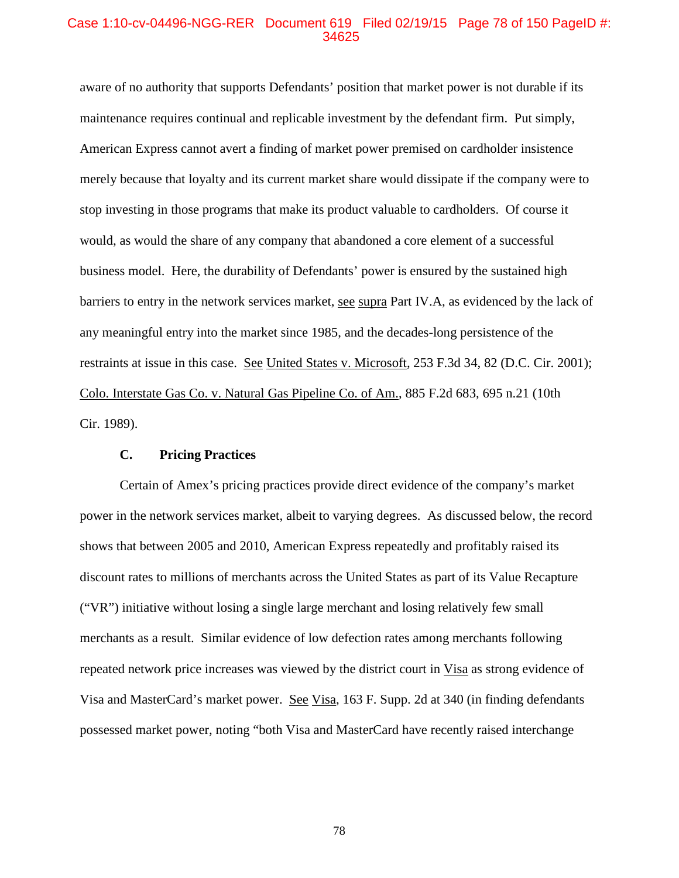aware of no authority that supports Defendants' position that market power is not durable if its maintenance requires continual and replicable investment by the defendant firm. Put simply, American Express cannot avert a finding of market power premised on cardholder insistence merely because that loyalty and its current market share would dissipate if the company were to stop investing in those programs that make its product valuable to cardholders. Of course it would, as would the share of any company that abandoned a core element of a successful business model. Here, the durability of Defendants' power is ensured by the sustained high barriers to entry in the network services market, see supra Part IV.A, as evidenced by the lack of any meaningful entry into the market since 1985, and the decades-long persistence of the restraints at issue in this case. See United States v. Microsoft, 253 F.3d 34, 82 (D.C. Cir. 2001); Colo. Interstate Gas Co. v. Natural Gas Pipeline Co. of Am., 885 F.2d 683, 695 n.21 (10th Cir. 1989).

### C. Pricing Practices

Certain of Amex's pricing practices provide direct evidence of the company's market power in the network services market, albeit to varying degrees. As discussed below, the record shows that between 2005 and 2010, American Express repeatedly and profitably raised its discount rates to millions of merchants across the United States as part of its Value Recapture ("VR") initiative without losing a single large merchant and losing relatively few small merchants as a result. Similar evidence of low defection rates among merchants following repeated network price increases was viewed by the district court in Visa as strong evidence of Visa and MasterCard's market power. See Visa, 163 F. Supp. 2d at 340 (in finding defendants possessed market power, noting "both Visa and MasterCard have recently raised interchange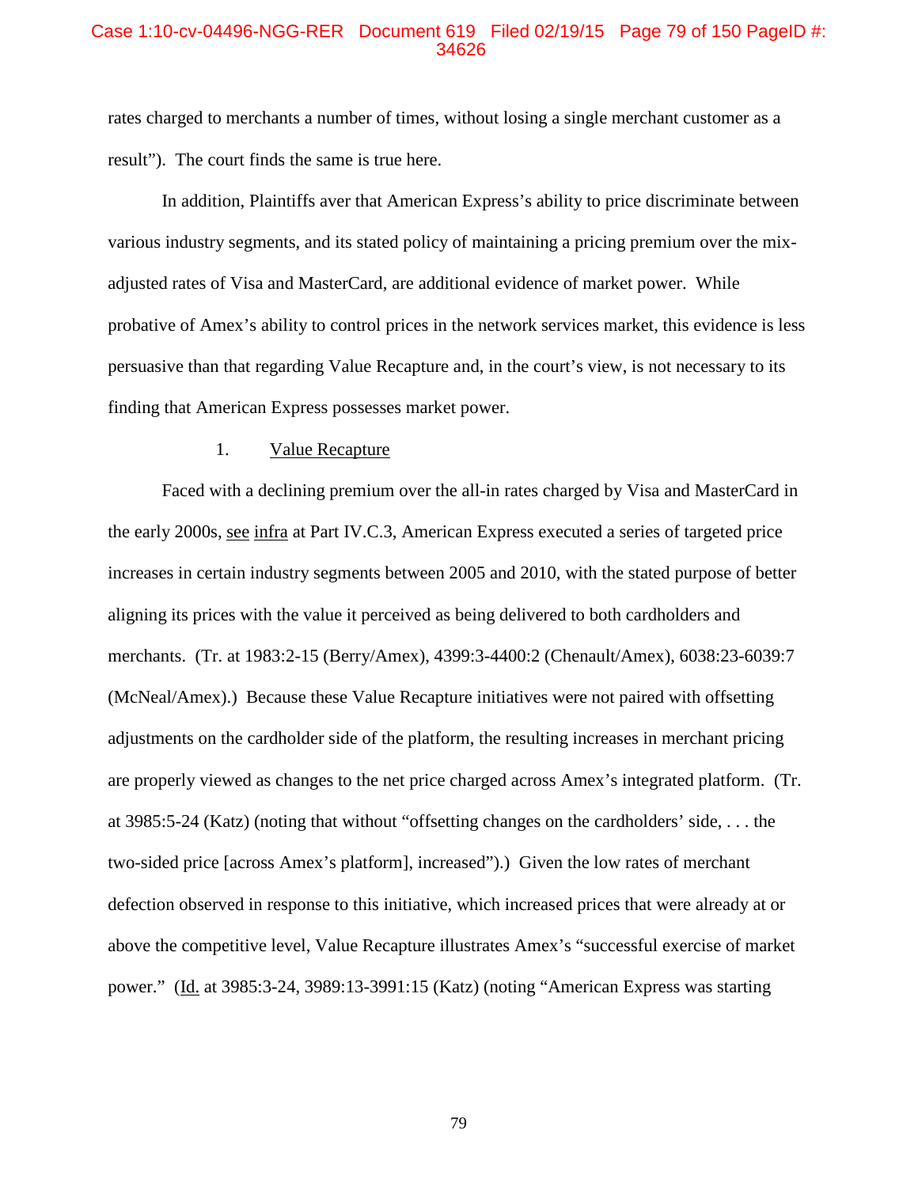rates charged to merchants a number of times, without losing a single merchant customer as a result"). The court finds the same is true here.

In addition, Plaintiffs aver that American Express's ability to price discriminate between various industry segments, and its stated policy of maintaining a pricing premium over the mix-adjusted rates of Visa and MasterCard, are additional evidence of market power. While probative of Amex's ability to control prices in the network services market, this evidence is less persuasive than that regarding Value Recapture and, in the court's view, is not necessary to its finding that American Express possesses market power.

1. Value Recapture

Faced with a declining premium over the all-in rates charged by Visa and MasterCard in the early 2000s, see infra at Part IV.C.3, American Express executed a series of targeted price increases in certain industry segments between 2005 and 2010, with the stated purpose of better aligning its prices with the value it perceived as being delivered to both cardholders and merchants. (Tr. at 1983:2-15 (Berry/Amex), 4399:3-4400:2 (Chenault/Amex), 6038:23-6039:7 (McNeal/Amex).) Because these Value Recapture initiatives were not paired with offsetting adjustments on the cardholder side of the platform, the resulting increases in merchant pricing are properly viewed as changes to the net price charged across Amex's integrated platform. (Tr. at 3985:5-24 (Katz) (noting that without "offsetting changes on the cardholders' side, . . . the two-sided price [across Amex's platform], increased").) Given the low rates of merchant defection observed in response to this initiative, which increased prices that were already at or above the competitive level, Value Recapture illustrates Amex's "successful exercise of market power." (Id. at 3985:3-24, 3989:13-3991:15 (Katz) (noting "American Express was starting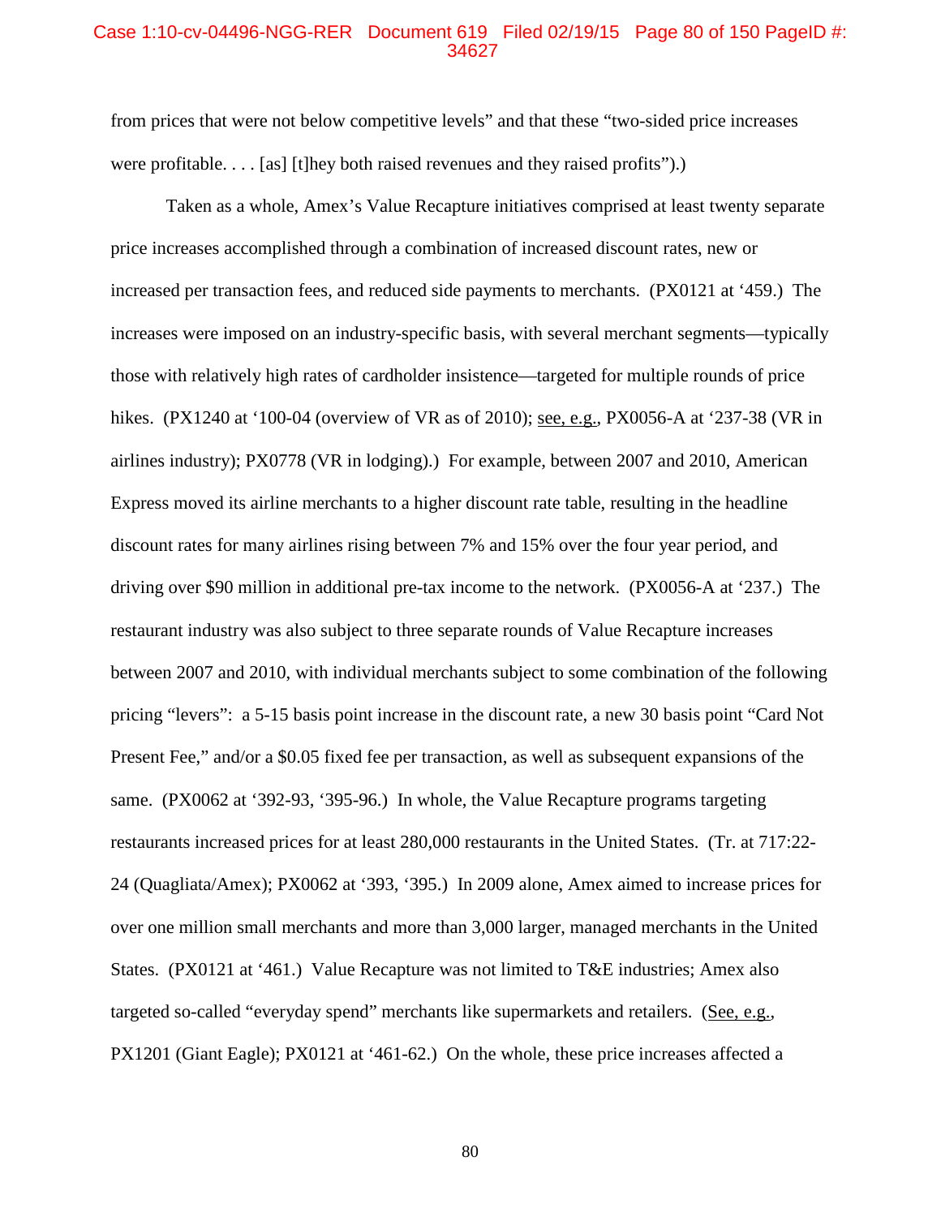from prices that were not below competitive levels" and that these "two-sided price increases were profitable. . . . [as] [t]hey both raised revenues and they raised profits").)

Taken as a whole, Amex's Value Recapture initiatives comprised at least twenty separate price increases accomplished through a combination of increased discount rates, new or increased per transaction fees, and reduced side payments to merchants. (PX0121 at '459.) The increases were imposed on an industry-specific basis, with several merchant segments—typically those with relatively high rates of cardholder insistence—targeted for multiple rounds of price hikes. (PX1240 at '100-04 (overview of VR as of 2010); see, e.g., PX0056-A at '237-38 (VR in airlines industry); PX0778 (VR in lodging).) For example, between 2007 and 2010, American Express moved its airline merchants to a higher discount rate table, resulting in the headline discount rates for many airlines rising between 7% and 15% over the four year period, and driving over $90 million in additional pre-tax income to the network. (PX0056-A at '237.) The restaurant industry was also subject to three separate rounds of Value Recapture increases between 2007 and 2010, with individual merchants subject to some combination of the following pricing "levers": a 5-15 basis point increase in the discount rate, a new 30 basis point "Card Not Present Fee," and/or a $0.05 fixed fee per transaction, as well as subsequent expansions of the same. (PX0062 at '392-93, '395-96.) In whole, the Value Recapture programs targeting restaurants increased prices for at least 280,000 restaurants in the United States. (Tr. at 717:22-24 (Quagliata/Amex); PX0062 at '393, '395.) In 2009 alone, Amex aimed to increase prices for over one million small merchants and more than 3,000 larger, managed merchants in the United States. (PX0121 at '461.) Value Recapture was not limited to T&E industries; Amex also targeted so-called "everyday spend" merchants like supermarkets and retailers. (See, e.g., PX1201 (Giant Eagle); PX0121 at '461-62.) On the whole, these price increases affected a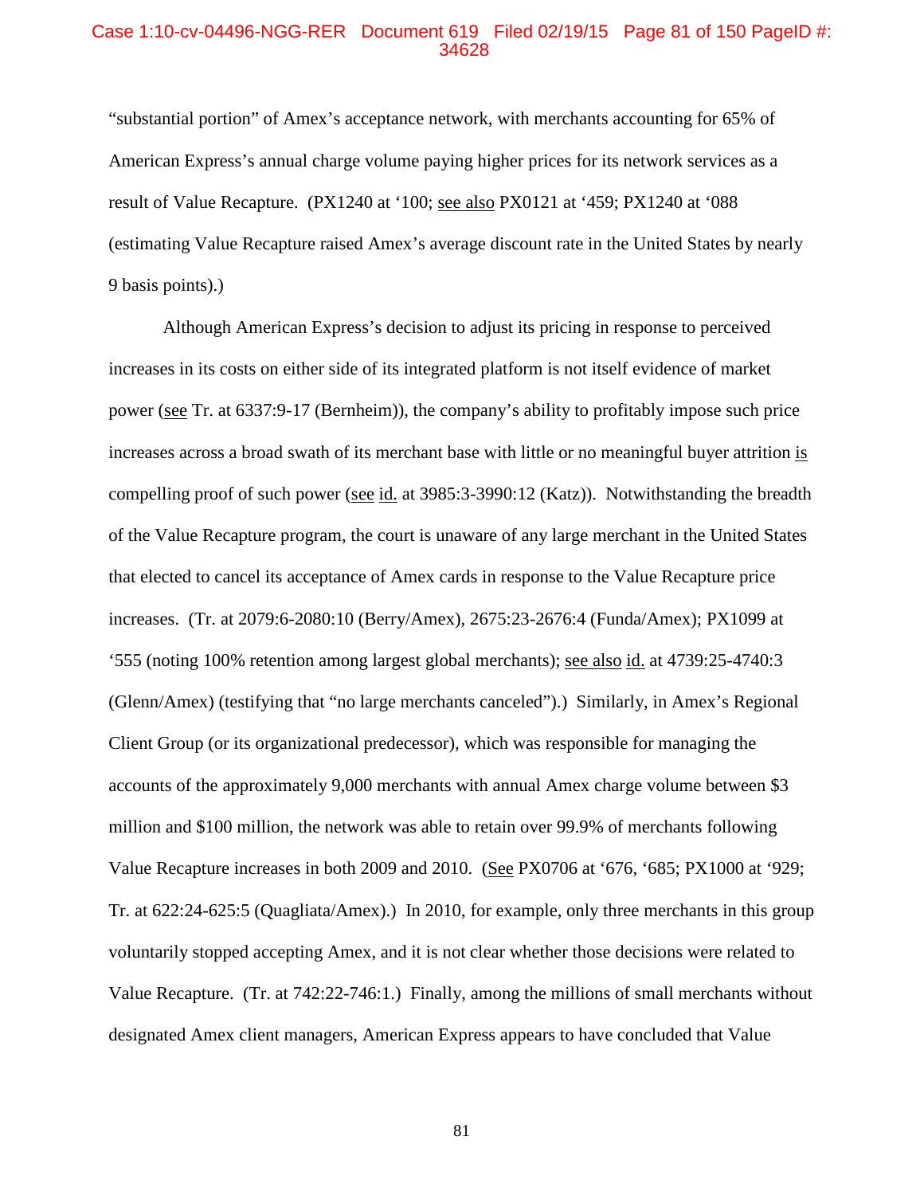"substantial portion" of Amex's acceptance network, with merchants accounting for 65% of American Express's annual charge volume paying higher prices for its network services as a result of Value Recapture. (PX1240 at '100; see also PX0121 at '459; PX1240 at '088 (estimating Value Recapture raised Amex's average discount rate in the United States by nearly 9 basis points).)

Although American Express's decision to adjust its pricing in response to perceived increases in its costs on either side of its integrated platform is not itself evidence of market power (see Tr. at 6337:9-17 (Bernheim)), the company's ability to profitably impose such price increases across a broad swath of its merchant base with little or no meaningful buyer attrition is compelling proof of such power (see id. at 3985:3-3990:12 (Katz)). Notwithstanding the breadth of the Value Recapture program, the court is unaware of any large merchant in the United States that elected to cancel its acceptance of Amex cards in response to the Value Recapture price increases. (Tr. at 2079:6-2080:10 (Berry/Amex), 2675:23-2676:4 (Funda/Amex); PX1099 at '555 (noting 100% retention among largest global merchants); see also id. at 4739:25-4740:3 (Glenn/Amex) (testifying that "no large merchants canceled").) Similarly, in Amex's Regional Client Group (or its organizational predecessor), which was responsible for managing the accounts of the approximately 9,000 merchants with annual Amex charge volume between $3 million and $100 million, the network was able to retain over 99.9% of merchants following Value Recapture increases in both 2009 and 2010. (See PX0706 at '676, '685; PX1000 at '929; Tr. at 622:24-625:5 (Quagliata/Amex).) In 2010, for example, only three merchants in this group voluntarily stopped accepting Amex, and it is not clear whether those decisions were related to Value Recapture. (Tr. at 742:22-746:1.) Finally, among the millions of small merchants without designated Amex client managers, American Express appears to have concluded that Value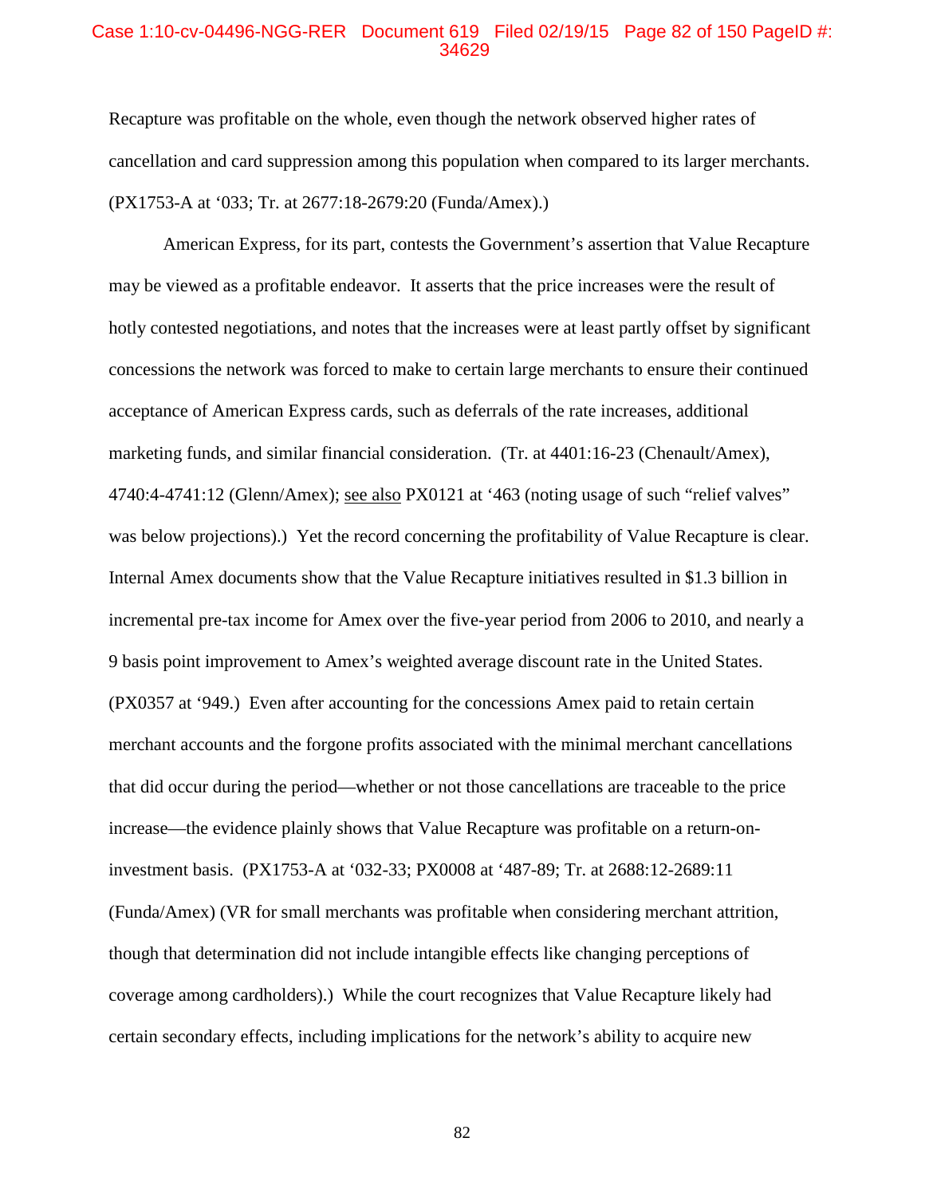Recapture was profitable on the whole, even though the network observed higher rates of cancellation and card suppression among this population when compared to its larger merchants. (PX1753-A at '033; Tr. at 2677:18-2679:20 (Funda/Amex).)

American Express, for its part, contests the Government's assertion that Value Recapture may be viewed as a profitable endeavor. It asserts that the price increases were the result of hotly contested negotiations, and notes that the increases were at least partly offset by significant concessions the network was forced to make to certain large merchants to ensure their continued acceptance of American Express cards, such as deferrals of the rate increases, additional marketing funds, and similar financial consideration. (Tr. at 4401:16-23 (Chenault/Amex), 4740:4-4741:12 (Glenn/Amex); see also PX0121 at '463 (noting usage of such "relief valves" was below projections).) Yet the record concerning the profitability of Value Recapture is clear. Internal Amex documents show that the Value Recapture initiatives resulted in $1.3 billion in incremental pre-tax income for Amex over the five-year period from 2006 to 2010, and nearly a 9 basis point improvement to Amex's weighted average discount rate in the United States. (PX0357 at '949.) Even after accounting for the concessions Amex paid to retain certain merchant accounts and the forgone profits associated with the minimal merchant cancellations that did occur during the period—whether or not those cancellations are traceable to the price increase—the evidence plainly shows that Value Recapture was profitable on a return-on-investment basis. (PX1753-A at '032-33; PX0008 at '487-89; Tr. at 2688:12-2689:11 (Funda/Amex) (VR for small merchants was profitable when considering merchant attrition, though that determination did not include intangible effects like changing perceptions of coverage among cardholders).) While the court recognizes that Value Recapture likely had certain secondary effects, including implications for the network's ability to acquire new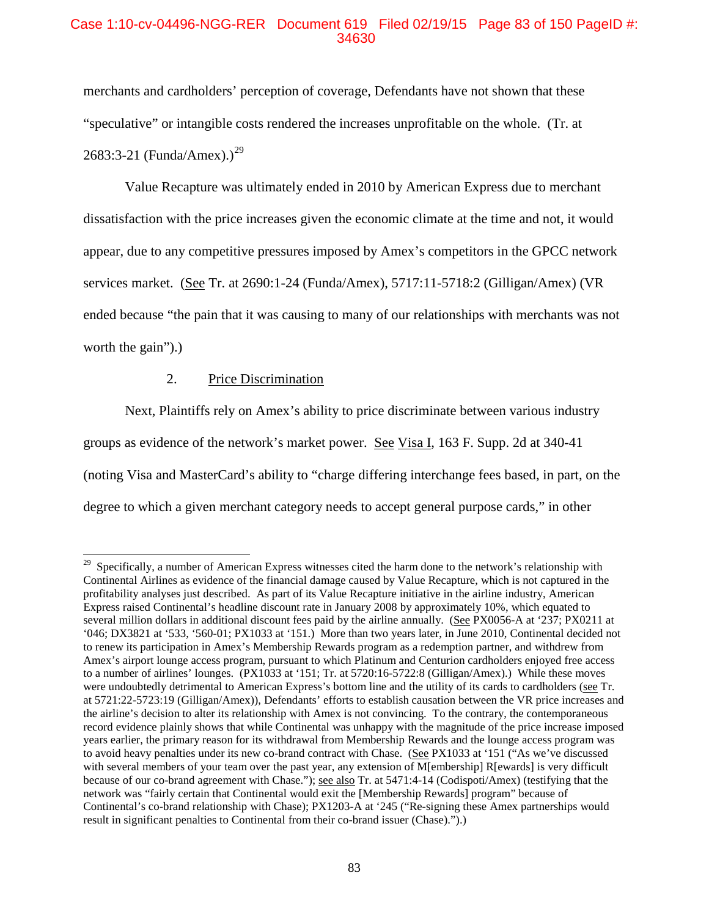merchants and cardholders' perception of coverage, Defendants have not shown that these "speculative" or intangible costs rendered the increases unprofitable on the whole. (Tr. at 2683:3-21 (Funda/Amex).)[29]

Value Recapture was ultimately ended in 2010 by American Express due to merchant dissatisfaction with the price increases given the economic climate at the time and not, it would appear, due to any competitive pressures imposed by Amex's competitors in the GPCC network services market. (See Tr. at 2690:1-24 (Funda/Amex), 5717:11-5718:2 (Gilligan/Amex) (VR ended because "the pain that it was causing to many of our relationships with merchants was not worth the gain").)

2. Price Discrimination

Next, Plaintiffs rely on Amex's ability to price discriminate between various industry groups as evidence of the network's market power. See Visa I, 163 F. Supp. 2d at 340-41 (noting Visa and MasterCard's ability to "charge differing interchange fees based, in part, on the degree to which a given merchant category needs to accept general purpose cards," in other

---

[29] Specifically, a number of American Express witnesses cited the harm done to the network's relationship with Continental Airlines as evidence of the financial damage caused by Value Recapture, which is not captured in the profitability analyses just described. As part of its Value Recapture initiative in the airline industry, American Express raised Continental's headline discount rate in January 2008 by approximately 10%, which equated to several million dollars in additional discount fees paid by the airline annually. (See PX0056-A at '237; PX0211 at '046; DX3821 at '533, '560-01; PX1033 at '151.) More than two years later, in June 2010, Continental decided not to renew its participation in Amex's Membership Rewards program as a redemption partner, and withdrew from Amex's airport lounge access program, pursuant to which Platinum and Centurion cardholders enjoyed free access to a number of airlines' lounges. (PX1033 at '151; Tr. at 5720:16-5722:8 (Gilligan/Amex).) While these moves were undoubtedly detrimental to American Express's bottom line and the utility of its cards to cardholders (see Tr. at 5721:22-5723:19 (Gilligan/Amex)), Defendants' efforts to establish causation between the VR price increases and the airline's decision to alter its relationship with Amex is not convincing. To the contrary, the contemporaneous record evidence plainly shows that while Continental was unhappy with the magnitude of the price increase imposed years earlier, the primary reason for its withdrawal from Membership Rewards and the lounge access program was to avoid heavy penalties under its new co-brand contract with Chase. (See PX1033 at '151 ("As we've discussed with several members of your team over the past year, any extension of M[embership] R[ewards] is very difficult because of our co-brand agreement with Chase."); see also Tr. at 5471:4-14 (Codispoti/Amex) (testifying that the network was "fairly certain that Continental would exit the [Membership Rewards] program" because of Continental's co-brand relationship with Chase); PX1203-A at '245 ("Re-signing these Amex partnerships would result in significant penalties to Continental from their co-brand issuer (Chase).").)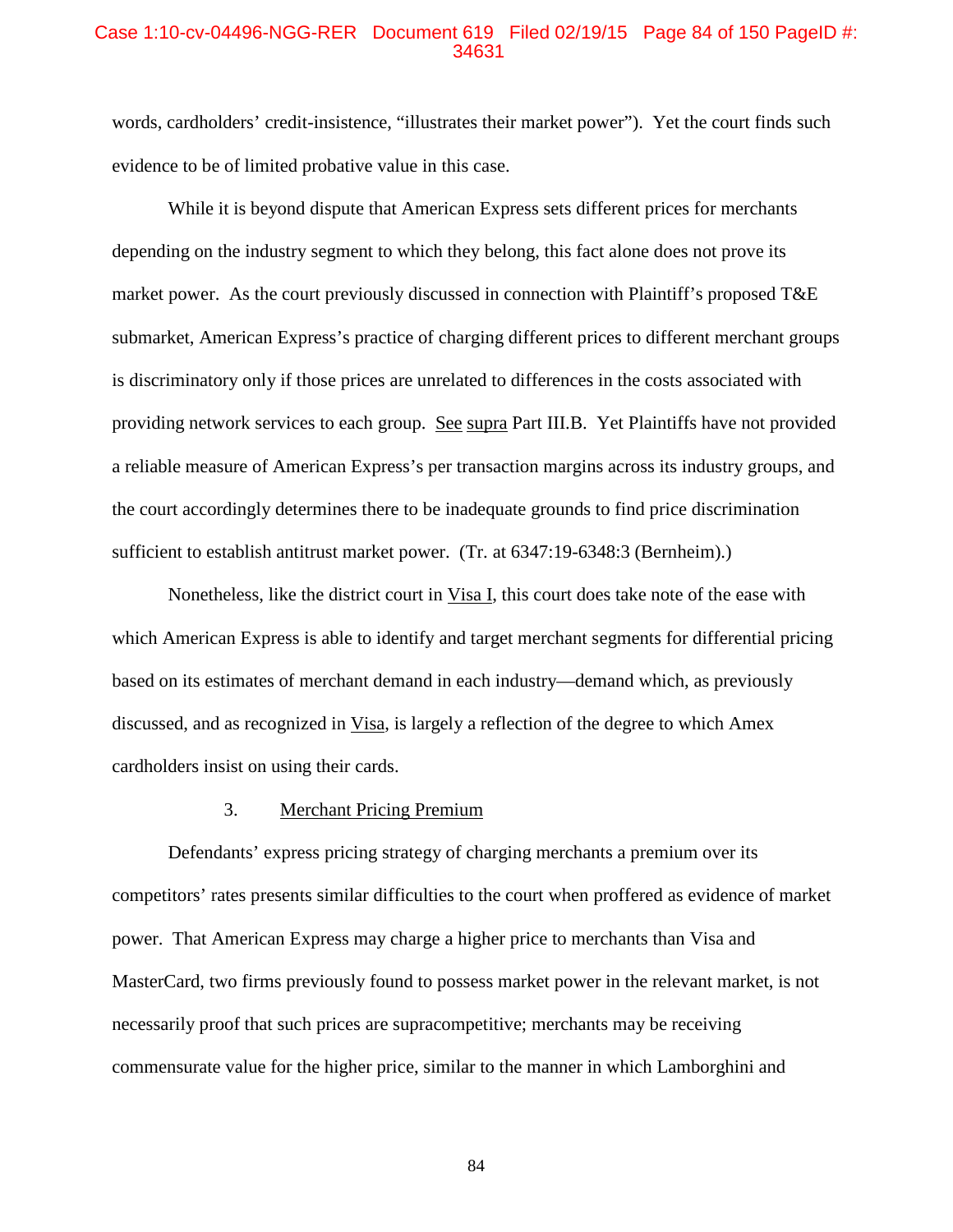words, cardholders' credit-insistence, "illustrates their market power"). Yet the court finds such evidence to be of limited probative value in this case.

While it is beyond dispute that American Express sets different prices for merchants depending on the industry segment to which they belong, this fact alone does not prove its market power. As the court previously discussed in connection with Plaintiff's proposed T&E submarket, American Express's practice of charging different prices to different merchant groups is discriminatory only if those prices are unrelated to differences in the costs associated with providing network services to each group. See supra Part III.B. Yet Plaintiffs have not provided a reliable measure of American Express's per transaction margins across its industry groups, and the court accordingly determines there to be inadequate grounds to find price discrimination sufficient to establish antitrust market power. (Tr. at 6347:19-6348:3 (Bernheim).)

Nonetheless, like the district court in Visa I, this court does take note of the ease with which American Express is able to identify and target merchant segments for differential pricing based on its estimates of merchant demand in each industry—demand which, as previously discussed, and as recognized in Visa, is largely a reflection of the degree to which Amex cardholders insist on using their cards.

### 3. Merchant Pricing Premium

Defendants' express pricing strategy of charging merchants a premium over its competitors' rates presents similar difficulties to the court when proffered as evidence of market power. That American Express may charge a higher price to merchants than Visa and MasterCard, two firms previously found to possess market power in the relevant market, is not necessarily proof that such prices are supracompetitive; merchants may be receiving commensurate value for the higher price, similar to the manner in which Lamborghini and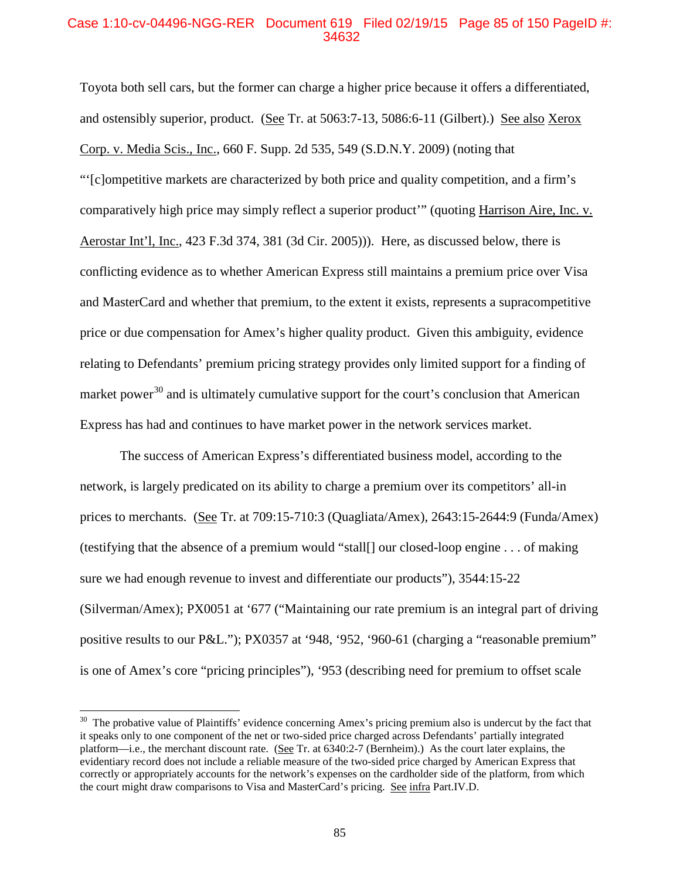Toyota both sell cars, but the former can charge a higher price because it offers a differentiated, and ostensibly superior, product. (See Tr. at 5063:7-13, 5086:6-11 (Gilbert).) See also Xerox Corp. v. Media Scis., Inc., 660 F. Supp. 2d 535, 549 (S.D.N.Y. 2009) (noting that "'[c]ompetitive markets are characterized by both price and quality competition, and a firm's comparatively high price may simply reflect a superior product'" (quoting Harrison Aire, Inc. v. Aerostar Int'l, Inc., 423 F.3d 374, 381 (3d Cir. 2005))). Here, as discussed below, there is conflicting evidence as to whether American Express still maintains a premium price over Visa and MasterCard and whether that premium, to the extent it exists, represents a supracompetitive price or due compensation for Amex's higher quality product. Given this ambiguity, evidence relating to Defendants' premium pricing strategy provides only limited support for a finding of market power[30] and is ultimately cumulative support for the court's conclusion that American Express has had and continues to have market power in the network services market.

The success of American Express's differentiated business model, according to the network, is largely predicated on its ability to charge a premium over its competitors' all-in prices to merchants. (See Tr. at 709:15-710:3 (Quagliata/Amex), 2643:15-2644:9 (Funda/Amex) (testifying that the absence of a premium would "stall[] our closed-loop engine . . . of making sure we had enough revenue to invest and differentiate our products"), 3544:15-22 (Silverman/Amex); PX0051 at '677 ("Maintaining our rate premium is an integral part of driving positive results to our P&L."); PX0357 at '948, '952, '960-61 (charging a "reasonable premium" is one of Amex's core "pricing principles"), '953 (describing need for premium to offset scale

[30] The probative value of Plaintiffs' evidence concerning Amex's pricing premium also is undercut by the fact that it speaks only to one component of the net or two-sided price charged across Defendants' partially integrated platform—i.e., the merchant discount rate. (See Tr. at 6340:2-7 (Bernheim).) As the court later explains, the evidentiary record does not include a reliable measure of the two-sided price charged by American Express that correctly or appropriately accounts for the network's expenses on the cardholder side of the platform, from which the court might draw comparisons to Visa and MasterCard's pricing. See infra Part.IV.D.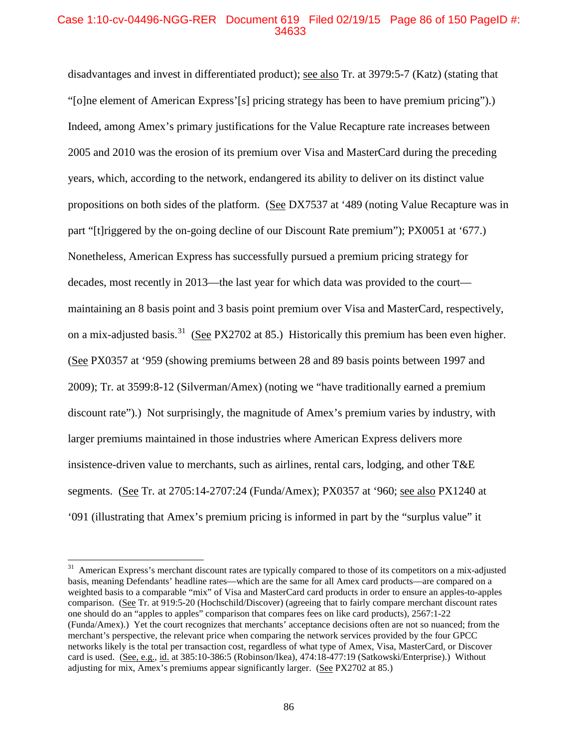disadvantages and invest in differentiated product); see also Tr. at 3979:5-7 (Katz) (stating that "[o]ne element of American Express'[s] pricing strategy has been to have premium pricing").) Indeed, among Amex's primary justifications for the Value Recapture rate increases between 2005 and 2010 was the erosion of its premium over Visa and MasterCard during the preceding years, which, according to the network, endangered its ability to deliver on its distinct value propositions on both sides of the platform. (See DX7537 at '489 (noting Value Recapture was in part "[t]riggered by the on-going decline of our Discount Rate premium"); PX0051 at '677.) Nonetheless, American Express has successfully pursued a premium pricing strategy for decades, most recently in 2013—the last year for which data was provided to the court—maintaining an 8 basis point and 3 basis point premium over Visa and MasterCard, respectively, on a mix-adjusted basis.[31] (See PX2702 at 85.) Historically this premium has been even higher. (See PX0357 at '959 (showing premiums between 28 and 89 basis points between 1997 and 2009); Tr. at 3599:8-12 (Silverman/Amex) (noting we "have traditionally earned a premium discount rate").) Not surprisingly, the magnitude of Amex's premium varies by industry, with larger premiums maintained in those industries where American Express delivers more insistence-driven value to merchants, such as airlines, rental cars, lodging, and other T&E segments. (See Tr. at 2705:14-2707:24 (Funda/Amex); PX0357 at '960; see also PX1240 at '091 (illustrating that Amex's premium pricing is informed in part by the "surplus value" it

---

[31] American Express's merchant discount rates are typically compared to those of its competitors on a mix-adjusted basis, meaning Defendants' headline rates—which are the same for all Amex card products—are compared on a weighted basis to a comparable "mix" of Visa and MasterCard card products in order to ensure an apples-to-apples comparison. (See Tr. at 919:5-20 (Hochschild/Discover) (agreeing that to fairly compare merchant discount rates one should do an "apples to apples" comparison that compares fees on like card products), 2567:1-22 (Funda/Amex).) Yet the court recognizes that merchants' acceptance decisions often are not so nuanced; from the merchant's perspective, the relevant price when comparing the network services provided by the four GPCC networks likely is the total per transaction cost, regardless of what type of Amex, Visa, MasterCard, or Discover card is used. (See, e.g., id. at 385:10-386:5 (Robinson/Ikea), 474:18-477:19 (Satkowski/Enterprise).) Without adjusting for mix, Amex's premiums appear significantly larger. (See PX2702 at 85.)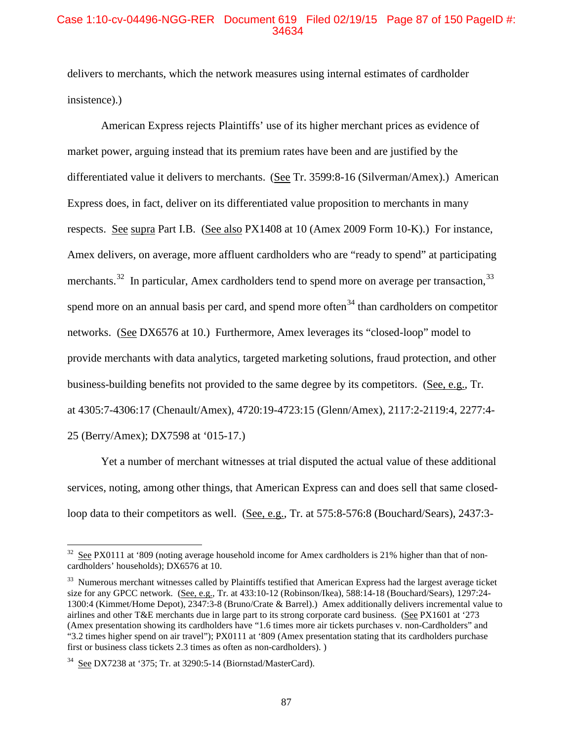delivers to merchants, which the network measures using internal estimates of cardholder insistence).)

American Express rejects Plaintiffs' use of its higher merchant prices as evidence of market power, arguing instead that its premium rates have been and are justified by the differentiated value it delivers to merchants. (See Tr. 3599:8-16 (Silverman/Amex).) American Express does, in fact, deliver on its differentiated value proposition to merchants in many respects. See supra Part I.B. (See also PX1408 at 10 (Amex 2009 Form 10-K).) For instance, Amex delivers, on average, more affluent cardholders who are "ready to spend" at participating merchants.[32] In particular, Amex cardholders tend to spend more on average per transaction,[33] spend more on an annual basis per card, and spend more often[34] than cardholders on competitor networks. (See DX6576 at 10.) Furthermore, Amex leverages its "closed-loop" model to provide merchants with data analytics, targeted marketing solutions, fraud protection, and other business-building benefits not provided to the same degree by its competitors. (See, e.g., Tr. at 4305:7-4306:17 (Chenault/Amex), 4720:19-4723:15 (Glenn/Amex), 2117:2-2119:4, 2277:4-25 (Berry/Amex); DX7598 at '015-17.)

Yet a number of merchant witnesses at trial disputed the actual value of these additional services, noting, among other things, that American Express can and does sell that same closed-loop data to their competitors as well. (See, e.g., Tr. at 575:8-576:8 (Bouchard/Sears), 2437:3-

---

[32] See PX0111 at '809 (noting average household income for Amex cardholders is 21% higher than that of non-cardholders' households); DX6576 at 10.

[33] Numerous merchant witnesses called by Plaintiffs testified that American Express had the largest average ticket size for any GPCC network. (See, e.g., Tr. at 433:10-12 (Robinson/Ikea), 588:14-18 (Bouchard/Sears), 1297:24-1300:4 (Kimmet/Home Depot), 2347:3-8 (Bruno/Crate & Barrel).) Amex additionally delivers incremental value to airlines and other T&E merchants due in large part to its strong corporate card business. (See PX1601 at '273 (Amex presentation showing its cardholders have "1.6 times more air tickets purchases v. non-Cardholders" and "3.2 times higher spend on air travel"); PX0111 at '809 (Amex presentation stating that its cardholders purchase first or business class tickets 2.3 times as often as non-cardholders). )

[34] See DX7238 at '375; Tr. at 3290:5-14 (Biornstad/MasterCard).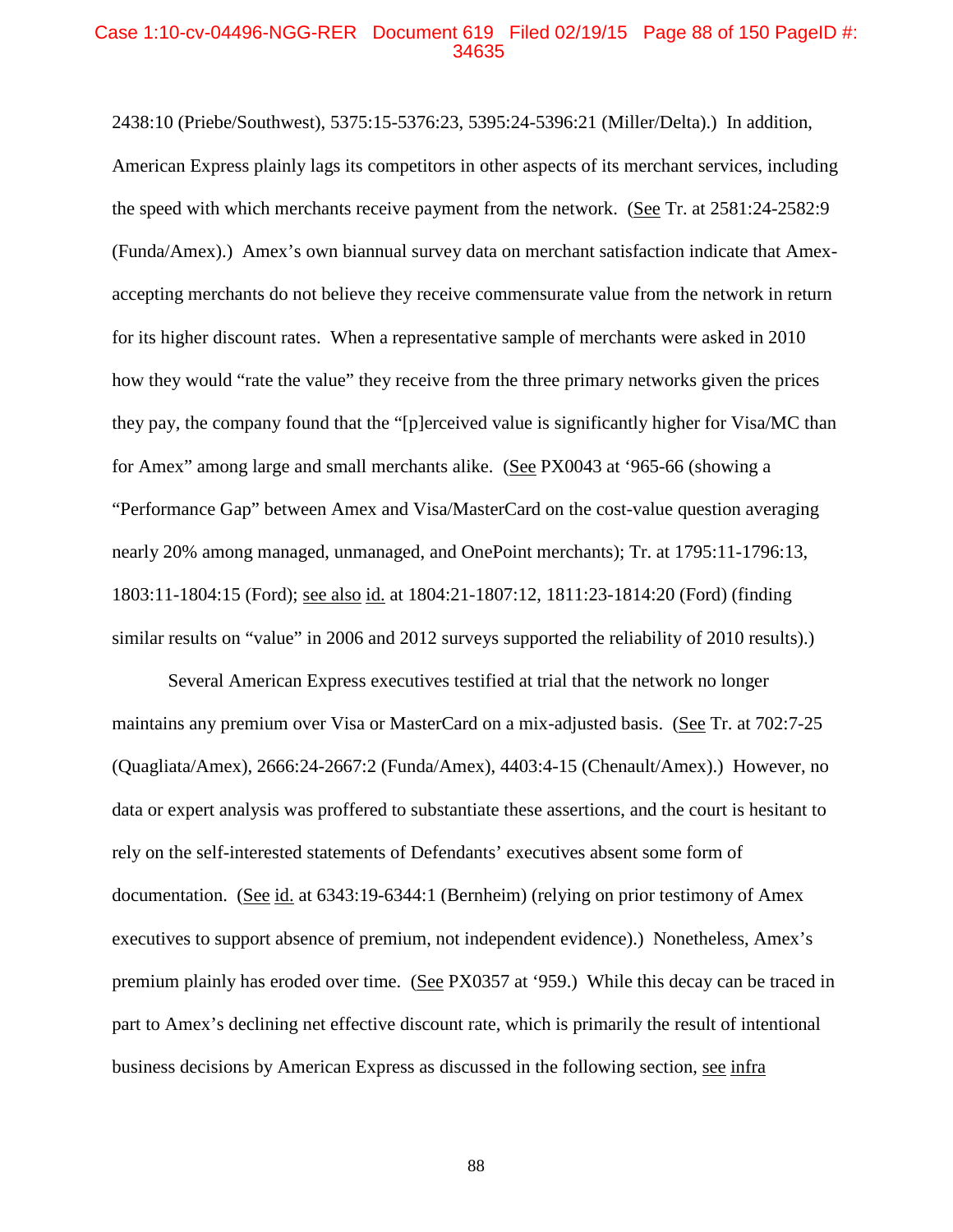2438:10 (Priebe/Southwest), 5375:15-5376:23, 5395:24-5396:21 (Miller/Delta).) In addition, American Express plainly lags its competitors in other aspects of its merchant services, including the speed with which merchants receive payment from the network. (See Tr. at 2581:24-2582:9 (Funda/Amex).) Amex's own biannual survey data on merchant satisfaction indicate that Amex-accepting merchants do not believe they receive commensurate value from the network in return for its higher discount rates. When a representative sample of merchants were asked in 2010 how they would "rate the value" they receive from the three primary networks given the prices they pay, the company found that the "[p]erceived value is significantly higher for Visa/MC than for Amex" among large and small merchants alike. (See PX0043 at '965-66 (showing a "Performance Gap" between Amex and Visa/MasterCard on the cost-value question averaging nearly 20% among managed, unmanaged, and OnePoint merchants); Tr. at 1795:11-1796:13, 1803:11-1804:15 (Ford); see also id. at 1804:21-1807:12, 1811:23-1814:20 (Ford) (finding similar results on "value" in 2006 and 2012 surveys supported the reliability of 2010 results).)

Several American Express executives testified at trial that the network no longer maintains any premium over Visa or MasterCard on a mix-adjusted basis. (See Tr. at 702:7-25 (Quagliata/Amex), 2666:24-2667:2 (Funda/Amex), 4403:4-15 (Chenault/Amex).) However, no data or expert analysis was proffered to substantiate these assertions, and the court is hesitant to rely on the self-interested statements of Defendants' executives absent some form of documentation. (See id. at 6343:19-6344:1 (Bernheim) (relying on prior testimony of Amex executives to support absence of premium, not independent evidence).) Nonetheless, Amex's premium plainly has eroded over time. (See PX0357 at '959.) While this decay can be traced in part to Amex's declining net effective discount rate, which is primarily the result of intentional business decisions by American Express as discussed in the following section, see infra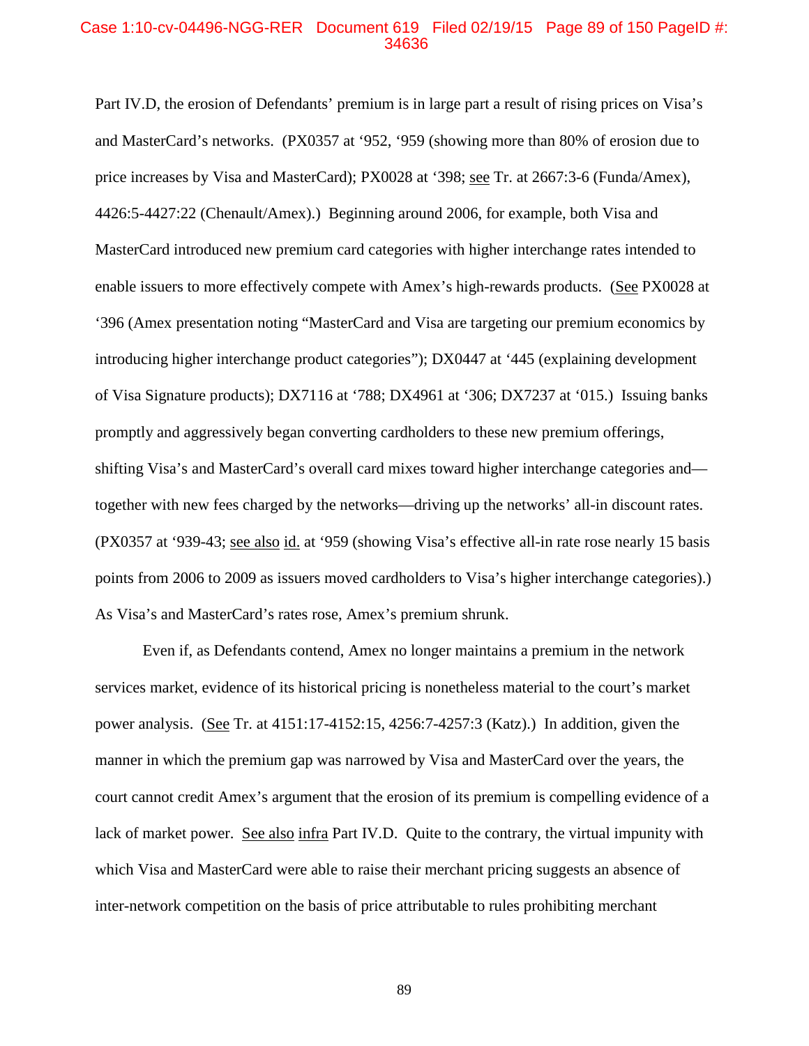Part IV.D, the erosion of Defendants' premium is in large part a result of rising prices on Visa's and MasterCard's networks. (PX0357 at '952, '959 (showing more than 80% of erosion due to price increases by Visa and MasterCard); PX0028 at '398; see Tr. at 2667:3-6 (Funda/Amex), 4426:5-4427:22 (Chenault/Amex).) Beginning around 2006, for example, both Visa and MasterCard introduced new premium card categories with higher interchange rates intended to enable issuers to more effectively compete with Amex's high-rewards products. (See PX0028 at '396 (Amex presentation noting "MasterCard and Visa are targeting our premium economics by introducing higher interchange product categories"); DX0447 at '445 (explaining development of Visa Signature products); DX7116 at '788; DX4961 at '306; DX7237 at '015.) Issuing banks promptly and aggressively began converting cardholders to these new premium offerings, shifting Visa's and MasterCard's overall card mixes toward higher interchange categories and—together with new fees charged by the networks—driving up the networks' all-in discount rates. (PX0357 at '939-43; see also id. at '959 (showing Visa's effective all-in rate rose nearly 15 basis points from 2006 to 2009 as issuers moved cardholders to Visa's higher interchange categories).) As Visa's and MasterCard's rates rose, Amex's premium shrunk.

Even if, as Defendants contend, Amex no longer maintains a premium in the network services market, evidence of its historical pricing is nonetheless material to the court's market power analysis. (See Tr. at 4151:17-4152:15, 4256:7-4257:3 (Katz).) In addition, given the manner in which the premium gap was narrowed by Visa and MasterCard over the years, the court cannot credit Amex's argument that the erosion of its premium is compelling evidence of a lack of market power. See also infra Part IV.D. Quite to the contrary, the virtual impunity with which Visa and MasterCard were able to raise their merchant pricing suggests an absence of inter-network competition on the basis of price attributable to rules prohibiting merchant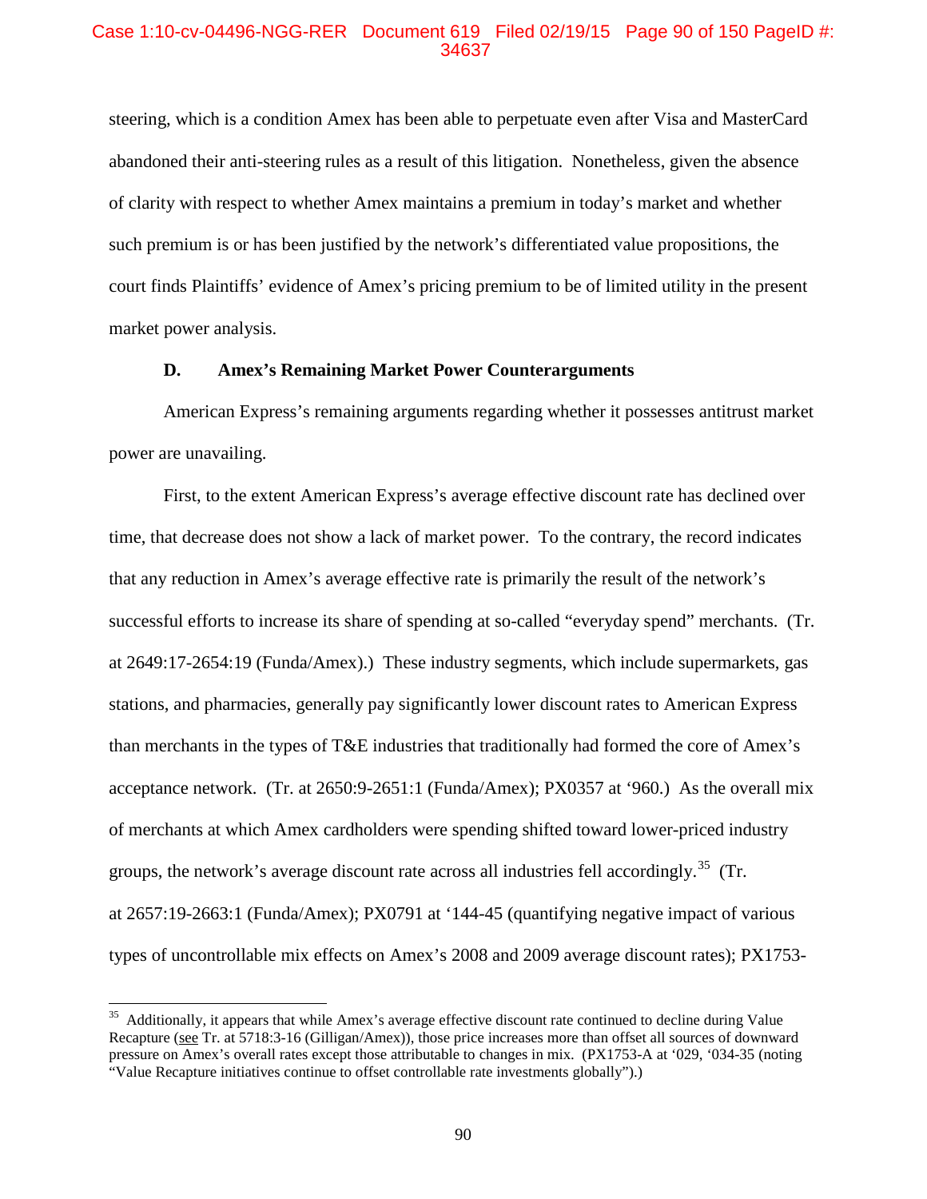steering, which is a condition Amex has been able to perpetuate even after Visa and MasterCard abandoned their anti-steering rules as a result of this litigation. Nonetheless, given the absence of clarity with respect to whether Amex maintains a premium in today's market and whether such premium is or has been justified by the network's differentiated value propositions, the court finds Plaintiffs' evidence of Amex's pricing premium to be of limited utility in the present market power analysis.

### D. Amex's Remaining Market Power Counterarguments

American Express's remaining arguments regarding whether it possesses antitrust market power are unavailing.

First, to the extent American Express's average effective discount rate has declined over time, that decrease does not show a lack of market power. To the contrary, the record indicates that any reduction in Amex's average effective rate is primarily the result of the network's successful efforts to increase its share of spending at so-called "everyday spend" merchants. (Tr. at 2649:17-2654:19 (Funda/Amex).) These industry segments, which include supermarkets, gas stations, and pharmacies, generally pay significantly lower discount rates to American Express than merchants in the types of T&E industries that traditionally had formed the core of Amex's acceptance network. (Tr. at 2650:9-2651:1 (Funda/Amex); PX0357 at '960.) As the overall mix of merchants at which Amex cardholders were spending shifted toward lower-priced industry groups, the network's average discount rate across all industries fell accordingly.[35] (Tr. at 2657:19-2663:1 (Funda/Amex); PX0791 at '144-45 (quantifying negative impact of various types of uncontrollable mix effects on Amex's 2008 and 2009 average discount rates); PX1753-

---

[35] Additionally, it appears that while Amex's average effective discount rate continued to decline during Value Recapture (see Tr. at 5718:3-16 (Gilligan/Amex)), those price increases more than offset all sources of downward pressure on Amex's overall rates except those attributable to changes in mix. (PX1753-A at '029, '034-35 (noting "Value Recapture initiatives continue to offset controllable rate investments globally").)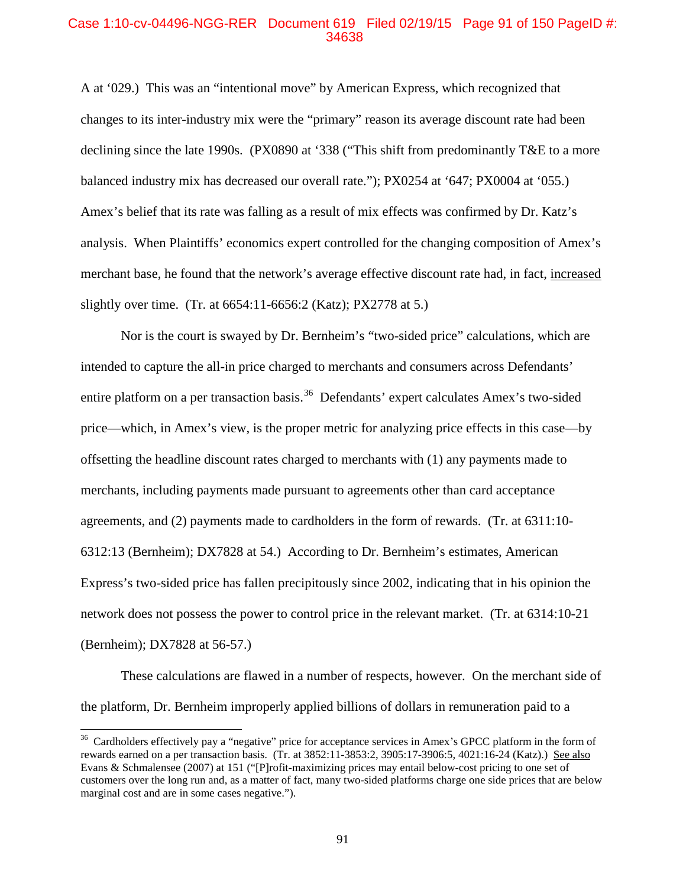A at '029.) This was an "intentional move" by American Express, which recognized that changes to its inter-industry mix were the "primary" reason its average discount rate had been declining since the late 1990s. (PX0890 at '338 ("This shift from predominantly T&E to a more balanced industry mix has decreased our overall rate."); PX0254 at '647; PX0004 at '055.) Amex's belief that its rate was falling as a result of mix effects was confirmed by Dr. Katz's analysis. When Plaintiffs' economics expert controlled for the changing composition of Amex's merchant base, he found that the network's average effective discount rate had, in fact, increased slightly over time. (Tr. at 6654:11-6656:2 (Katz); PX2778 at 5.)

Nor is the court is swayed by Dr. Bernheim's "two-sided price" calculations, which are intended to capture the all-in price charged to merchants and consumers across Defendants' entire platform on a per transaction basis.[36] Defendants' expert calculates Amex's two-sided price—which, in Amex's view, is the proper metric for analyzing price effects in this case—by offsetting the headline discount rates charged to merchants with (1) any payments made to merchants, including payments made pursuant to agreements other than card acceptance agreements, and (2) payments made to cardholders in the form of rewards. (Tr. at 6311:10-6312:13 (Bernheim); DX7828 at 54.) According to Dr. Bernheim's estimates, American Express's two-sided price has fallen precipitously since 2002, indicating that in his opinion the network does not possess the power to control price in the relevant market. (Tr. at 6314:10-21 (Bernheim); DX7828 at 56-57.)

These calculations are flawed in a number of respects, however. On the merchant side of the platform, Dr. Bernheim improperly applied billions of dollars in remuneration paid to a

---

[36] Cardholders effectively pay a "negative" price for acceptance services in Amex's GPCC platform in the form of rewards earned on a per transaction basis. (Tr. at 3852:11-3853:2, 3905:17-3906:5, 4021:16-24 (Katz).) See also Evans & Schmalensee (2007) at 151 ("[P]rofit-maximizing prices may entail below-cost pricing to one set of customers over the long run and, as a matter of fact, many two-sided platforms charge one side prices that are below marginal cost and are in some cases negative.").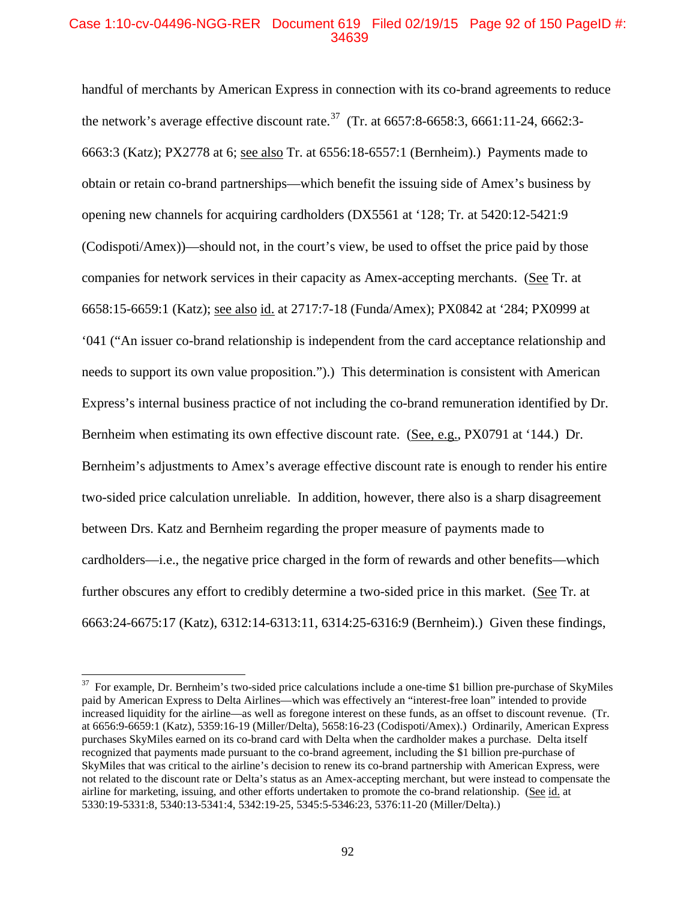handful of merchants by American Express in connection with its co-brand agreements to reduce the network's average effective discount rate.[37] (Tr. at 6657:8-6658:3, 6661:11-24, 6662:3-6663:3 (Katz); PX2778 at 6; see also Tr. at 6556:18-6557:1 (Bernheim).) Payments made to obtain or retain co-brand partnerships—which benefit the issuing side of Amex's business by opening new channels for acquiring cardholders (DX5561 at '128; Tr. at 5420:12-5421:9 (Codispoti/Amex))—should not, in the court's view, be used to offset the price paid by those companies for network services in their capacity as Amex-accepting merchants. (See Tr. at 6658:15-6659:1 (Katz); see also id. at 2717:7-18 (Funda/Amex); PX0842 at '284; PX0999 at '041 ("An issuer co-brand relationship is independent from the card acceptance relationship and needs to support its own value proposition.").) This determination is consistent with American Express's internal business practice of not including the co-brand remuneration identified by Dr. Bernheim when estimating its own effective discount rate. (See, e.g., PX0791 at '144.) Dr. Bernheim's adjustments to Amex's average effective discount rate is enough to render his entire two-sided price calculation unreliable. In addition, however, there also is a sharp disagreement between Drs. Katz and Bernheim regarding the proper measure of payments made to cardholders—i.e., the negative price charged in the form of rewards and other benefits—which further obscures any effort to credibly determine a two-sided price in this market. (See Tr. at 6663:24-6675:17 (Katz), 6312:14-6313:11, 6314:25-6316:9 (Bernheim).) Given these findings,

---

[37] For example, Dr. Bernheim's two-sided price calculations include a one-time $1 billion pre-purchase of SkyMiles paid by American Express to Delta Airlines—which was effectively an "interest-free loan" intended to provide increased liquidity for the airline—as well as foregone interest on these funds, as an offset to discount revenue. (Tr. at 6656:9-6659:1 (Katz), 5359:16-19 (Miller/Delta), 5658:16-23 (Codispoti/Amex).) Ordinarily, American Express purchases SkyMiles earned on its co-brand card with Delta when the cardholder makes a purchase. Delta itself recognized that payments made pursuant to the co-brand agreement, including the $1 billion pre-purchase of SkyMiles that was critical to the airline's decision to renew its co-brand partnership with American Express, were not related to the discount rate or Delta's status as an Amex-accepting merchant, but were instead to compensate the airline for marketing, issuing, and other efforts undertaken to promote the co-brand relationship. (See id. at 5330:19-5331:8, 5340:13-5341:4, 5342:19-25, 5345:5-5346:23, 5376:11-20 (Miller/Delta).)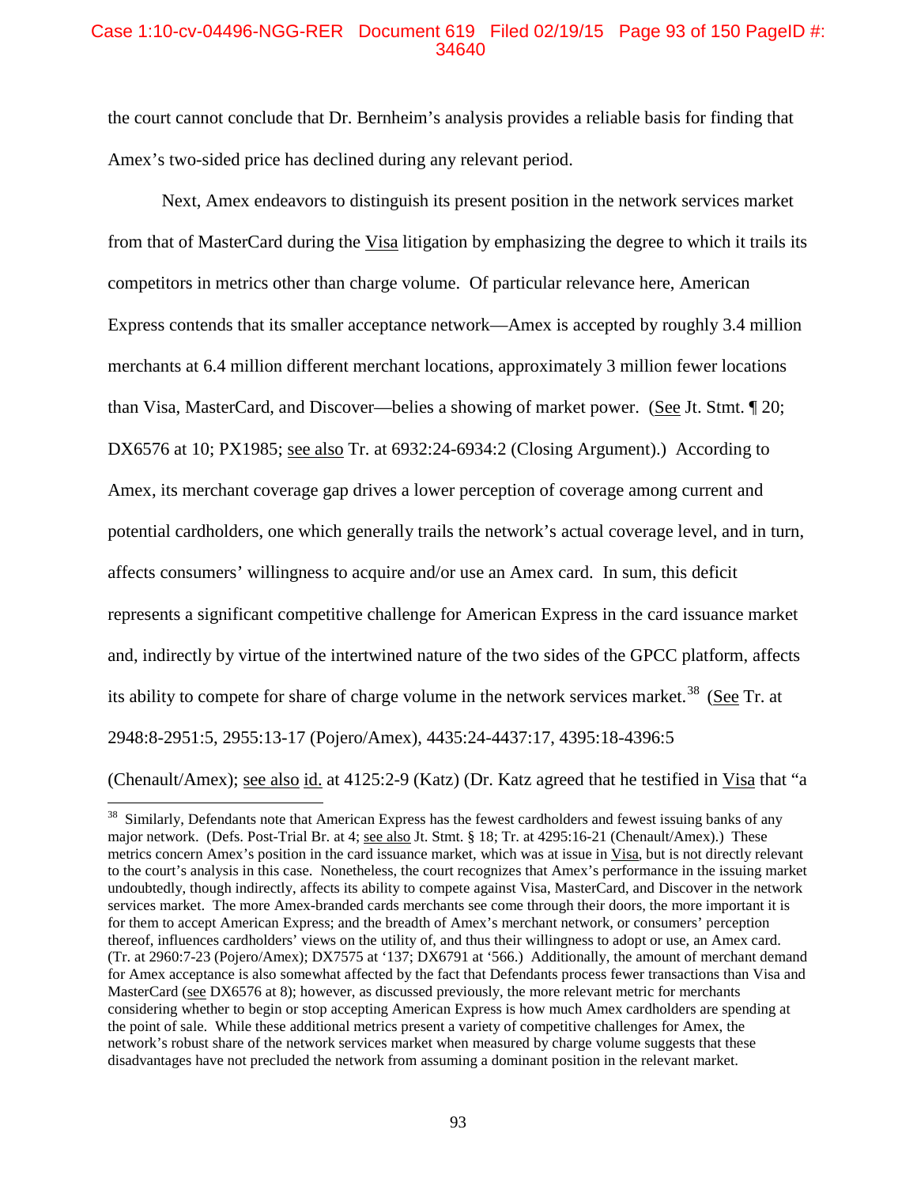the court cannot conclude that Dr. Bernheim's analysis provides a reliable basis for finding that Amex's two-sided price has declined during any relevant period.

Next, Amex endeavors to distinguish its present position in the network services market from that of MasterCard during the Visa litigation by emphasizing the degree to which it trails its competitors in metrics other than charge volume. Of particular relevance here, American Express contends that its smaller acceptance network—Amex is accepted by roughly 3.4 million merchants at 6.4 million different merchant locations, approximately 3 million fewer locations than Visa, MasterCard, and Discover—belies a showing of market power. (See Jt. Stmt. ¶ 20; DX6576 at 10; PX1985; see also Tr. at 6932:24-6934:2 (Closing Argument).) According to Amex, its merchant coverage gap drives a lower perception of coverage among current and potential cardholders, one which generally trails the network's actual coverage level, and in turn, affects consumers' willingness to acquire and/or use an Amex card. In sum, this deficit represents a significant competitive challenge for American Express in the card issuance market and, indirectly by virtue of the intertwined nature of the two sides of the GPCC platform, affects its ability to compete for share of charge volume in the network services market.[38] (See Tr. at 2948:8-2951:5, 2955:13-17 (Pojero/Amex), 4435:24-4437:17, 4395:18-4396:5 (Chenault/Amex); see also id. at 4125:2-9 (Katz) (Dr. Katz agreed that he testified in Visa that "a

[38] Similarly, Defendants note that American Express has the fewest cardholders and fewest issuing banks of any major network. (Defs. Post-Trial Br. at 4; see also Jt. Stmt. § 18; Tr. at 4295:16-21 (Chenault/Amex).) These metrics concern Amex's position in the card issuance market, which was at issue in Visa, but is not directly relevant to the court's analysis in this case. Nonetheless, the court recognizes that Amex's performance in the issuing market undoubtedly, though indirectly, affects its ability to compete against Visa, MasterCard, and Discover in the network services market. The more Amex-branded cards merchants see come through their doors, the more important it is for them to accept American Express; and the breadth of Amex's merchant network, or consumers' perception thereof, influences cardholders' views on the utility of, and thus their willingness to adopt or use, an Amex card. (Tr. at 2960:7-23 (Pojero/Amex); DX7575 at '137; DX6791 at '566.) Additionally, the amount of merchant demand for Amex acceptance is also somewhat affected by the fact that Defendants process fewer transactions than Visa and MasterCard (see DX6576 at 8); however, as discussed previously, the more relevant metric for merchants considering whether to begin or stop accepting American Express is how much Amex cardholders are spending at the point of sale. While these additional metrics present a variety of competitive challenges for Amex, the network's robust share of the network services market when measured by charge volume suggests that these disadvantages have not precluded the network from assuming a dominant position in the relevant market.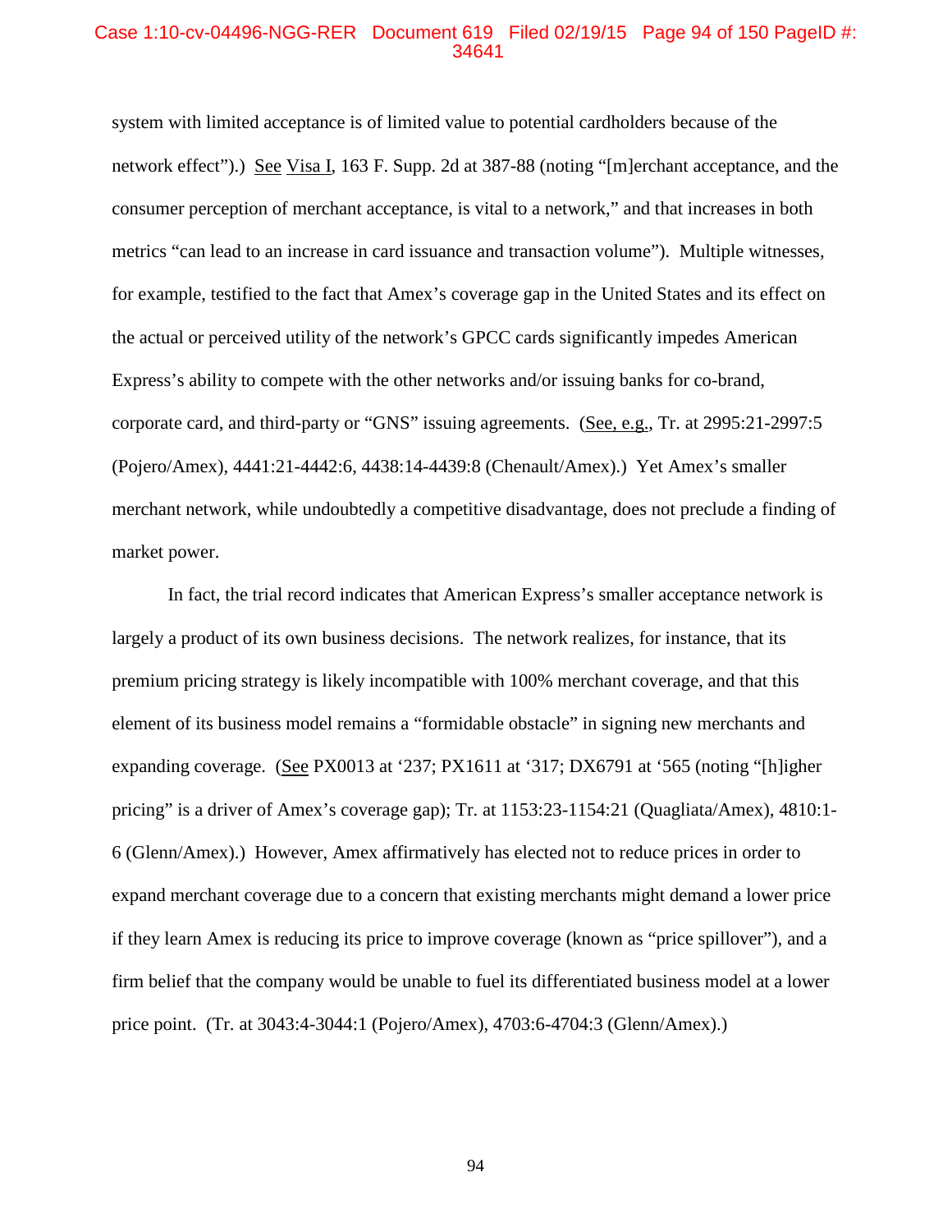system with limited acceptance is of limited value to potential cardholders because of the network effect").) See Visa I, 163 F. Supp. 2d at 387-88 (noting "[m]erchant acceptance, and the consumer perception of merchant acceptance, is vital to a network," and that increases in both metrics "can lead to an increase in card issuance and transaction volume"). Multiple witnesses, for example, testified to the fact that Amex's coverage gap in the United States and its effect on the actual or perceived utility of the network's GPCC cards significantly impedes American Express's ability to compete with the other networks and/or issuing banks for co-brand, corporate card, and third-party or "GNS" issuing agreements. (See, e.g., Tr. at 2995:21-2997:5 (Pojero/Amex), 4441:21-4442:6, 4438:14-4439:8 (Chenault/Amex).) Yet Amex's smaller merchant network, while undoubtedly a competitive disadvantage, does not preclude a finding of market power.

In fact, the trial record indicates that American Express's smaller acceptance network is largely a product of its own business decisions. The network realizes, for instance, that its premium pricing strategy is likely incompatible with 100% merchant coverage, and that this element of its business model remains a "formidable obstacle" in signing new merchants and expanding coverage. (See PX0013 at '237; PX1611 at '317; DX6791 at '565 (noting "[h]igher pricing" is a driver of Amex's coverage gap); Tr. at 1153:23-1154:21 (Quagliata/Amex), 4810:1-6 (Glenn/Amex).) However, Amex affirmatively has elected not to reduce prices in order to expand merchant coverage due to a concern that existing merchants might demand a lower price if they learn Amex is reducing its price to improve coverage (known as "price spillover"), and a firm belief that the company would be unable to fuel its differentiated business model at a lower price point. (Tr. at 3043:4-3044:1 (Pojero/Amex), 4703:6-4704:3 (Glenn/Amex).)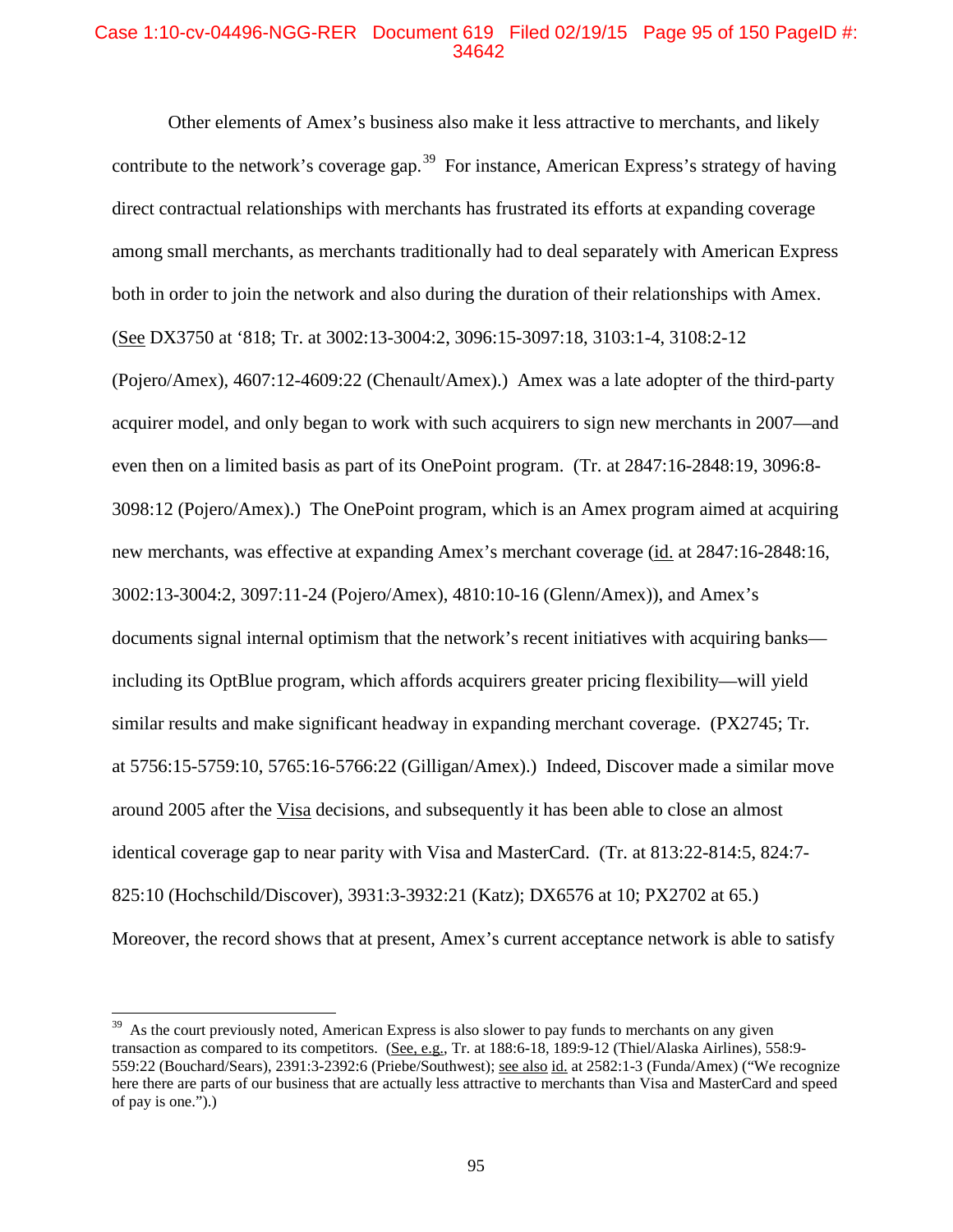Other elements of Amex's business also make it less attractive to merchants, and likely contribute to the network's coverage gap.[39] For instance, American Express's strategy of having direct contractual relationships with merchants has frustrated its efforts at expanding coverage among small merchants, as merchants traditionally had to deal separately with American Express both in order to join the network and also during the duration of their relationships with Amex. (See DX3750 at '818; Tr. at 3002:13-3004:2, 3096:15-3097:18, 3103:1-4, 3108:2-12 (Pojero/Amex), 4607:12-4609:22 (Chenault/Amex).) Amex was a late adopter of the third-party acquirer model, and only began to work with such acquirers to sign new merchants in 2007—and even then on a limited basis as part of its OnePoint program. (Tr. at 2847:16-2848:19, 3096:8-3098:12 (Pojero/Amex).) The OnePoint program, which is an Amex program aimed at acquiring new merchants, was effective at expanding Amex's merchant coverage (id. at 2847:16-2848:16, 3002:13-3004:2, 3097:11-24 (Pojero/Amex), 4810:10-16 (Glenn/Amex)), and Amex's documents signal internal optimism that the network's recent initiatives with acquiring banks—including its OptBlue program, which affords acquirers greater pricing flexibility—will yield similar results and make significant headway in expanding merchant coverage. (PX2745; Tr. at 5756:15-5759:10, 5765:16-5766:22 (Gilligan/Amex).) Indeed, Discover made a similar move around 2005 after the Visa decisions, and subsequently it has been able to close an almost identical coverage gap to near parity with Visa and MasterCard. (Tr. at 813:22-814:5, 824:7-825:10 (Hochschild/Discover), 3931:3-3932:21 (Katz); DX6576 at 10; PX2702 at 65.) Moreover, the record shows that at present, Amex's current acceptance network is able to satisfy

[39] As the court previously noted, American Express is also slower to pay funds to merchants on any given transaction as compared to its competitors. (See, e.g., Tr. at 188:6-18, 189:9-12 (Thiel/Alaska Airlines), 558:9-559:22 (Bouchard/Sears), 2391:3-2392:6 (Priebe/Southwest); see also id. at 2582:1-3 (Funda/Amex) ("We recognize here there are parts of our business that are actually less attractive to merchants than Visa and MasterCard and speed of pay is one.").)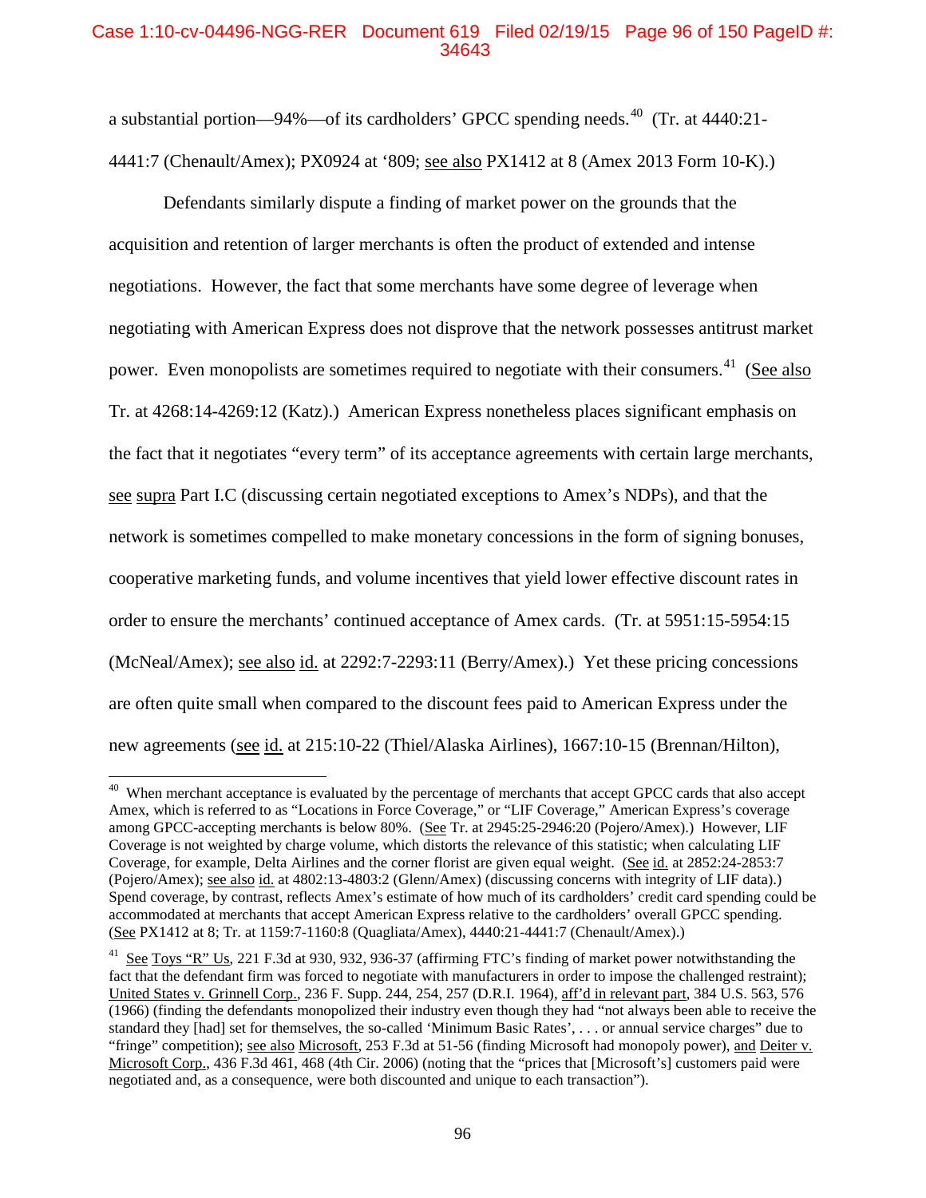a substantial portion—94%—of its cardholders' GPCC spending needs.[40] (Tr. at 4440:21-4441:7 (Chenault/Amex); PX0924 at '809; see also PX1412 at 8 (Amex 2013 Form 10-K).)

Defendants similarly dispute a finding of market power on the grounds that the acquisition and retention of larger merchants is often the product of extended and intense negotiations. However, the fact that some merchants have some degree of leverage when negotiating with American Express does not disprove that the network possesses antitrust market power. Even monopolists are sometimes required to negotiate with their consumers.[41] (See also Tr. at 4268:14-4269:12 (Katz).) American Express nonetheless places significant emphasis on the fact that it negotiates "every term" of its acceptance agreements with certain large merchants, see supra Part I.C (discussing certain negotiated exceptions to Amex's NDPs), and that the network is sometimes compelled to make monetary concessions in the form of signing bonuses, cooperative marketing funds, and volume incentives that yield lower effective discount rates in order to ensure the merchants' continued acceptance of Amex cards. (Tr. at 5951:15-5954:15 (McNeal/Amex); see also id. at 2292:7-2293:11 (Berry/Amex).) Yet these pricing concessions are often quite small when compared to the discount fees paid to American Express under the new agreements (see id. at 215:10-22 (Thiel/Alaska Airlines), 1667:10-15 (Brennan/Hilton),

---

[40] When merchant acceptance is evaluated by the percentage of merchants that accept GPCC cards that also accept Amex, which is referred to as "Locations in Force Coverage," or "LIF Coverage," American Express's coverage among GPCC-accepting merchants is below 80%. (See Tr. at 2945:25-2946:20 (Pojero/Amex).) However, LIF Coverage is not weighted by charge volume, which distorts the relevance of this statistic; when calculating LIF Coverage, for example, Delta Airlines and the corner florist are given equal weight. (See id. at 2852:24-2853:7 (Pojero/Amex); see also id. at 4802:13-4803:2 (Glenn/Amex) (discussing concerns with integrity of LIF data).) Spend coverage, by contrast, reflects Amex's estimate of how much of its cardholders' credit card spending could be accommodated at merchants that accept American Express relative to the cardholders' overall GPCC spending. (See PX1412 at 8; Tr. at 1159:7-1160:8 (Quagliata/Amex), 4440:21-4441:7 (Chenault/Amex).)

[41] See Toys "R" Us, 221 F.3d at 930, 932, 936-37 (affirming FTC's finding of market power notwithstanding the fact that the defendant firm was forced to negotiate with manufacturers in order to impose the challenged restraint); United States v. Grinnell Corp., 236 F. Supp. 244, 254, 257 (D.R.I. 1964), aff'd in relevant part, 384 U.S. 563, 576 (1966) (finding the defendants monopolized their industry even though they had "not always been able to receive the standard they [had] set for themselves, the so-called 'Minimum Basic Rates', . . . or annual service charges" due to "fringe" competition); see also Microsoft, 253 F.3d at 51-56 (finding Microsoft had monopoly power), and Deiter v. Microsoft Corp., 436 F.3d 461, 468 (4th Cir. 2006) (noting that the "prices that [Microsoft's] customers paid were negotiated and, as a consequence, were both discounted and unique to each transaction").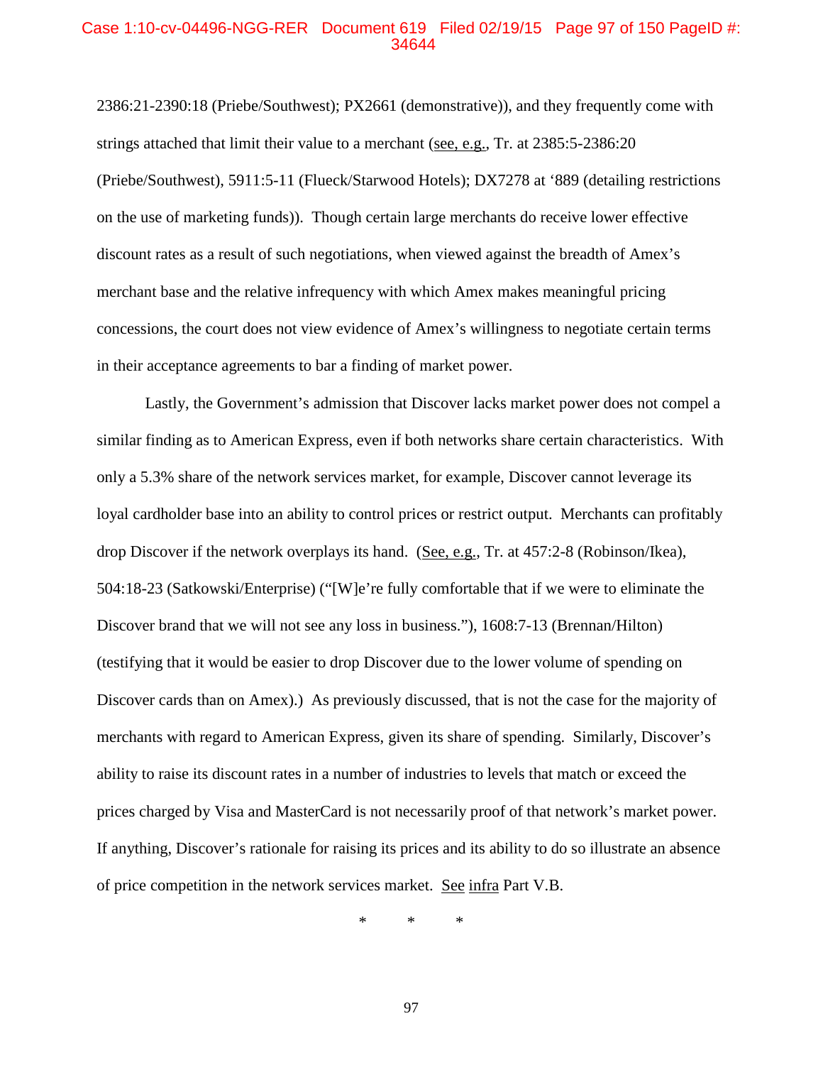2386:21-2390:18 (Priebe/Southwest); PX2661 (demonstrative)), and they frequently come with strings attached that limit their value to a merchant (see, e.g., Tr. at 2385:5-2386:20 (Priebe/Southwest), 5911:5-11 (Flueck/Starwood Hotels); DX7278 at '889 (detailing restrictions on the use of marketing funds)). Though certain large merchants do receive lower effective discount rates as a result of such negotiations, when viewed against the breadth of Amex's merchant base and the relative infrequency with which Amex makes meaningful pricing concessions, the court does not view evidence of Amex's willingness to negotiate certain terms in their acceptance agreements to bar a finding of market power.

Lastly, the Government's admission that Discover lacks market power does not compel a similar finding as to American Express, even if both networks share certain characteristics. With only a 5.3% share of the network services market, for example, Discover cannot leverage its loyal cardholder base into an ability to control prices or restrict output. Merchants can profitably drop Discover if the network overplays its hand. (See, e.g., Tr. at 457:2-8 (Robinson/Ikea), 504:18-23 (Satkowski/Enterprise) ("[W]e're fully comfortable that if we were to eliminate the Discover brand that we will not see any loss in business."), 1608:7-13 (Brennan/Hilton) (testifying that it would be easier to drop Discover due to the lower volume of spending on Discover cards than on Amex).) As previously discussed, that is not the case for the majority of merchants with regard to American Express, given its share of spending. Similarly, Discover's ability to raise its discount rates in a number of industries to levels that match or exceed the prices charged by Visa and MasterCard is not necessarily proof of that network's market power. If anything, Discover's rationale for raising its prices and its ability to do so illustrate an absence of price competition in the network services market. See infra Part V.B.

\* \* \*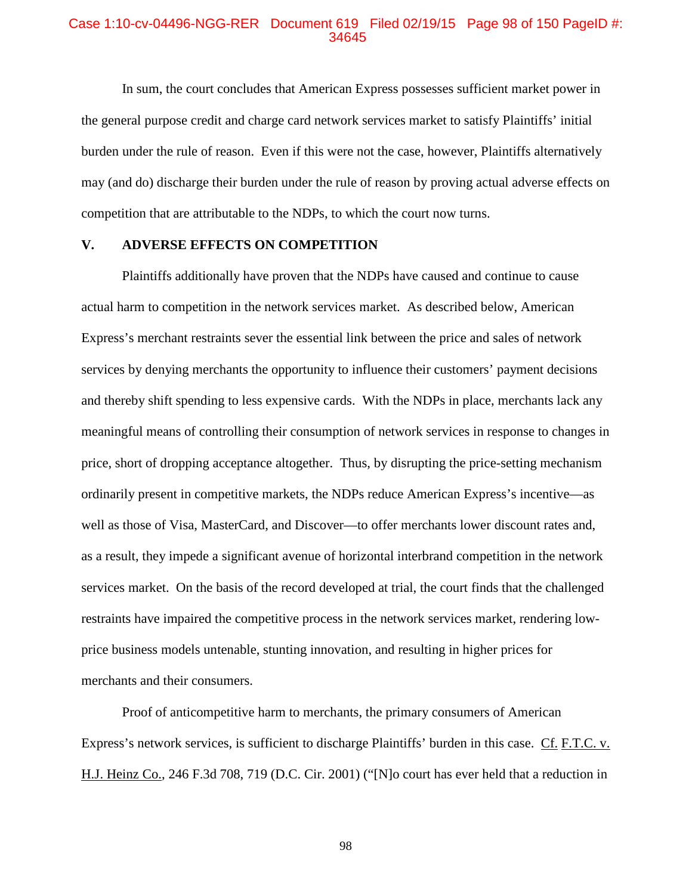In sum, the court concludes that American Express possesses sufficient market power in the general purpose credit and charge card network services market to satisfy Plaintiffs' initial burden under the rule of reason. Even if this were not the case, however, Plaintiffs alternatively may (and do) discharge their burden under the rule of reason by proving actual adverse effects on competition that are attributable to the NDPs, to which the court now turns.

## V. ADVERSE EFFECTS ON COMPETITION

Plaintiffs additionally have proven that the NDPs have caused and continue to cause actual harm to competition in the network services market. As described below, American Express's merchant restraints sever the essential link between the price and sales of network services by denying merchants the opportunity to influence their customers' payment decisions and thereby shift spending to less expensive cards. With the NDPs in place, merchants lack any meaningful means of controlling their consumption of network services in response to changes in price, short of dropping acceptance altogether. Thus, by disrupting the price-setting mechanism ordinarily present in competitive markets, the NDPs reduce American Express's incentive—as well as those of Visa, MasterCard, and Discover—to offer merchants lower discount rates and, as a result, they impede a significant avenue of horizontal interbrand competition in the network services market. On the basis of the record developed at trial, the court finds that the challenged restraints have impaired the competitive process in the network services market, rendering low-price business models untenable, stunting innovation, and resulting in higher prices for merchants and their consumers.

Proof of anticompetitive harm to merchants, the primary consumers of American Express's network services, is sufficient to discharge Plaintiffs' burden in this case. Cf. F.T.C. v. H.J. Heinz Co., 246 F.3d 708, 719 (D.C. Cir. 2001) ("[N]o court has ever held that a reduction in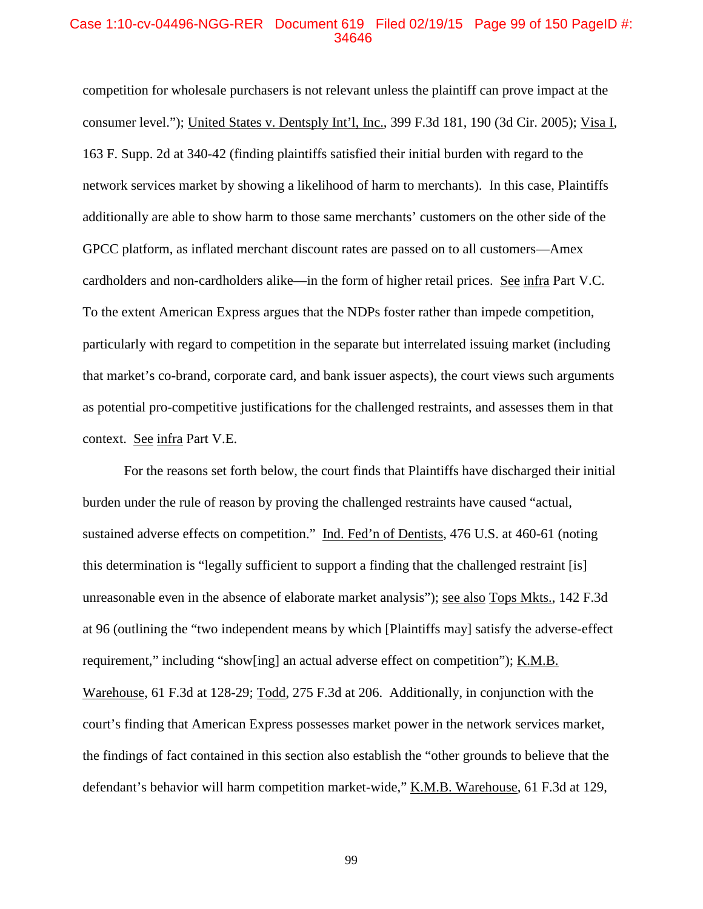competition for wholesale purchasers is not relevant unless the plaintiff can prove impact at the consumer level."); United States v. Dentsply Int'l, Inc., 399 F.3d 181, 190 (3d Cir. 2005); Visa I, 163 F. Supp. 2d at 340-42 (finding plaintiffs satisfied their initial burden with regard to the network services market by showing a likelihood of harm to merchants). In this case, Plaintiffs additionally are able to show harm to those same merchants' customers on the other side of the GPCC platform, as inflated merchant discount rates are passed on to all customers—Amex cardholders and non-cardholders alike—in the form of higher retail prices. See infra Part V.C. To the extent American Express argues that the NDPs foster rather than impede competition, particularly with regard to competition in the separate but interrelated issuing market (including that market's co-brand, corporate card, and bank issuer aspects), the court views such arguments as potential pro-competitive justifications for the challenged restraints, and assesses them in that context. See infra Part V.E.

For the reasons set forth below, the court finds that Plaintiffs have discharged their initial burden under the rule of reason by proving the challenged restraints have caused "actual, sustained adverse effects on competition." Ind. Fed'n of Dentists, 476 U.S. at 460-61 (noting this determination is "legally sufficient to support a finding that the challenged restraint [is] unreasonable even in the absence of elaborate market analysis"); see also Tops Mkts., 142 F.3d at 96 (outlining the "two independent means by which [Plaintiffs may] satisfy the adverse-effect requirement," including "show[ing] an actual adverse effect on competition"); K.M.B. Warehouse, 61 F.3d at 128-29; Todd, 275 F.3d at 206. Additionally, in conjunction with the court's finding that American Express possesses market power in the network services market, the findings of fact contained in this section also establish the "other grounds to believe that the defendant's behavior will harm competition market-wide," K.M.B. Warehouse, 61 F.3d at 129,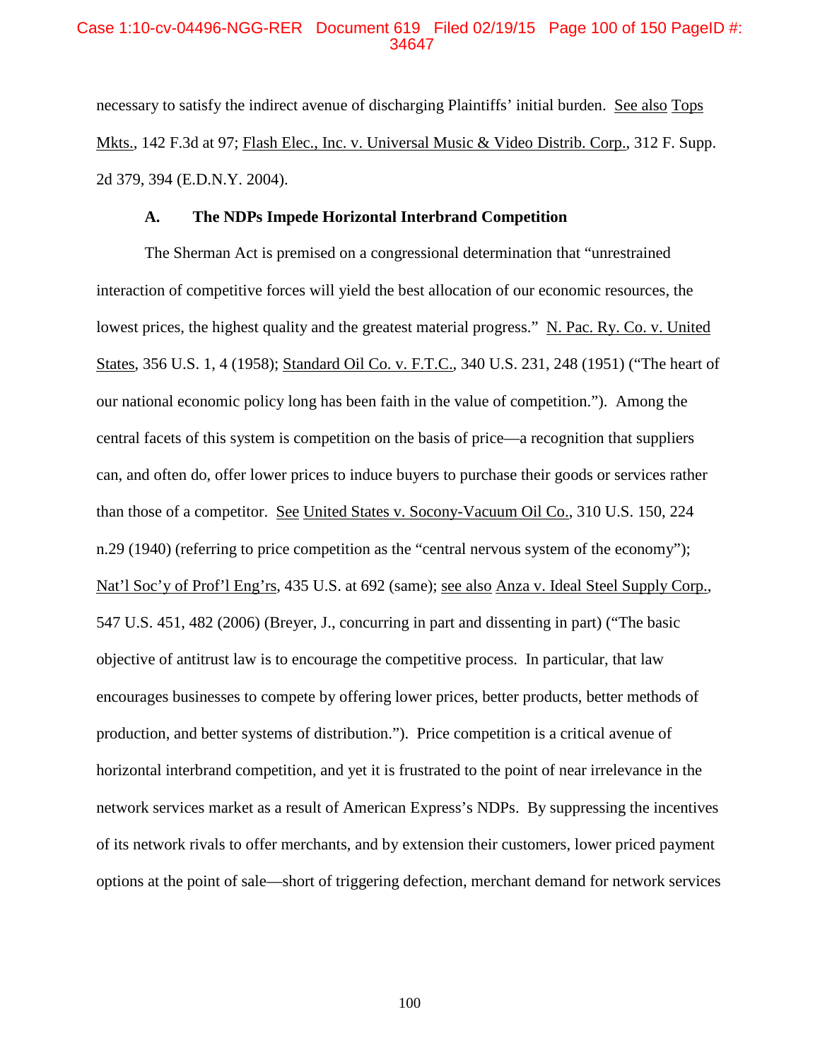necessary to satisfy the indirect avenue of discharging Plaintiffs' initial burden. See also Tops Mkts., 142 F.3d at 97; Flash Elec., Inc. v. Universal Music & Video Distrib. Corp., 312 F. Supp. 2d 379, 394 (E.D.N.Y. 2004).

### A. The NDPs Impede Horizontal Interbrand Competition

The Sherman Act is premised on a congressional determination that "unrestrained interaction of competitive forces will yield the best allocation of our economic resources, the lowest prices, the highest quality and the greatest material progress." N. Pac. Ry. Co. v. United States, 356 U.S. 1, 4 (1958); Standard Oil Co. v. F.T.C., 340 U.S. 231, 248 (1951) ("The heart of our national economic policy long has been faith in the value of competition."). Among the central facets of this system is competition on the basis of price—a recognition that suppliers can, and often do, offer lower prices to induce buyers to purchase their goods or services rather than those of a competitor. See United States v. Socony-Vacuum Oil Co., 310 U.S. 150, 224 n.29 (1940) (referring to price competition as the "central nervous system of the economy"); Nat'l Soc'y of Prof'l Eng'rs, 435 U.S. at 692 (same); see also Anza v. Ideal Steel Supply Corp., 547 U.S. 451, 482 (2006) (Breyer, J., concurring in part and dissenting in part) ("The basic objective of antitrust law is to encourage the competitive process. In particular, that law encourages businesses to compete by offering lower prices, better products, better methods of production, and better systems of distribution."). Price competition is a critical avenue of horizontal interbrand competition, and yet it is frustrated to the point of near irrelevance in the network services market as a result of American Express's NDPs. By suppressing the incentives of its network rivals to offer merchants, and by extension their customers, lower priced payment options at the point of sale—short of triggering defection, merchant demand for network services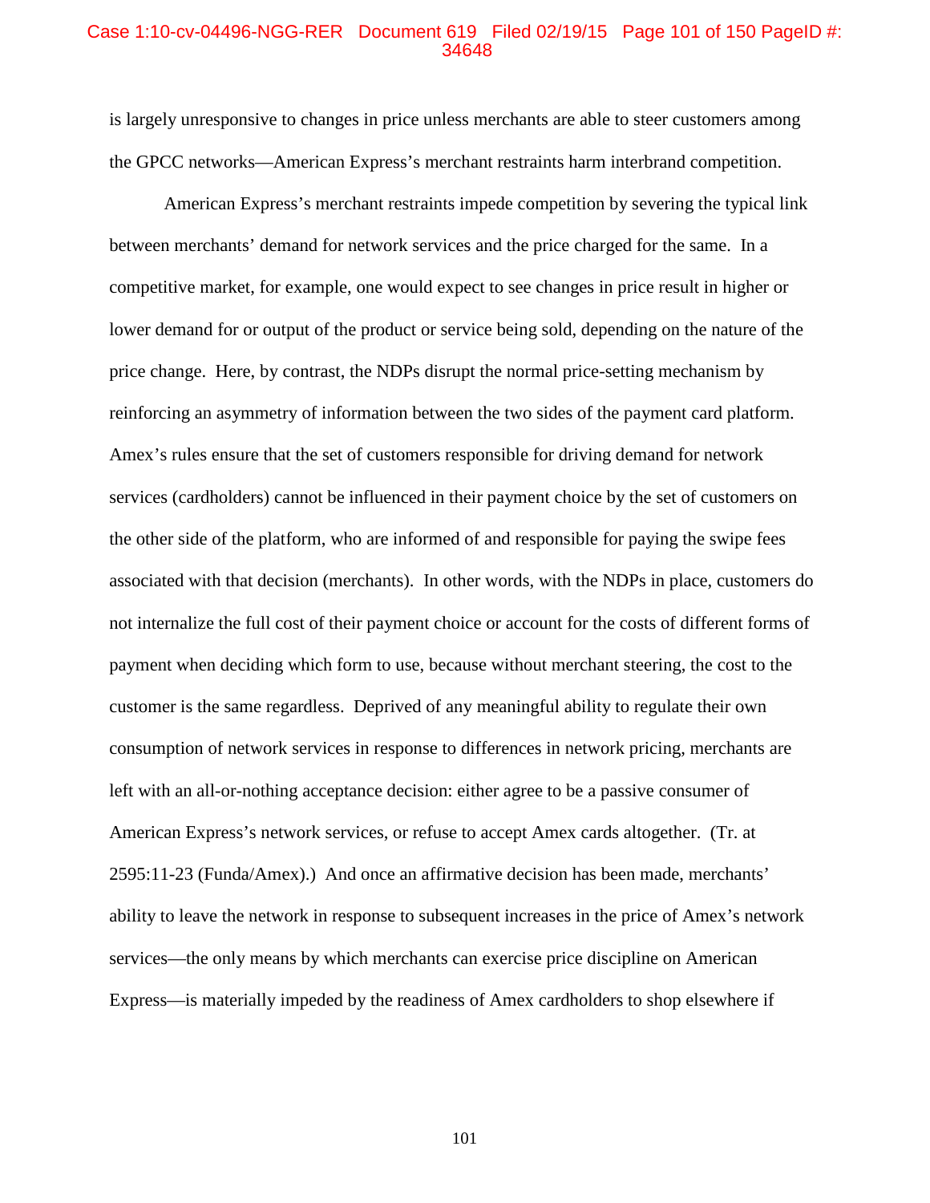is largely unresponsive to changes in price unless merchants are able to steer customers among the GPCC networks—American Express's merchant restraints harm interbrand competition.

American Express's merchant restraints impede competition by severing the typical link between merchants' demand for network services and the price charged for the same. In a competitive market, for example, one would expect to see changes in price result in higher or lower demand for or output of the product or service being sold, depending on the nature of the price change. Here, by contrast, the NDPs disrupt the normal price-setting mechanism by reinforcing an asymmetry of information between the two sides of the payment card platform. Amex's rules ensure that the set of customers responsible for driving demand for network services (cardholders) cannot be influenced in their payment choice by the set of customers on the other side of the platform, who are informed of and responsible for paying the swipe fees associated with that decision (merchants). In other words, with the NDPs in place, customers do not internalize the full cost of their payment choice or account for the costs of different forms of payment when deciding which form to use, because without merchant steering, the cost to the customer is the same regardless. Deprived of any meaningful ability to regulate their own consumption of network services in response to differences in network pricing, merchants are left with an all-or-nothing acceptance decision: either agree to be a passive consumer of American Express's network services, or refuse to accept Amex cards altogether. (Tr. at 2595:11-23 (Funda/Amex).) And once an affirmative decision has been made, merchants' ability to leave the network in response to subsequent increases in the price of Amex's network services—the only means by which merchants can exercise price discipline on American Express—is materially impeded by the readiness of Amex cardholders to shop elsewhere if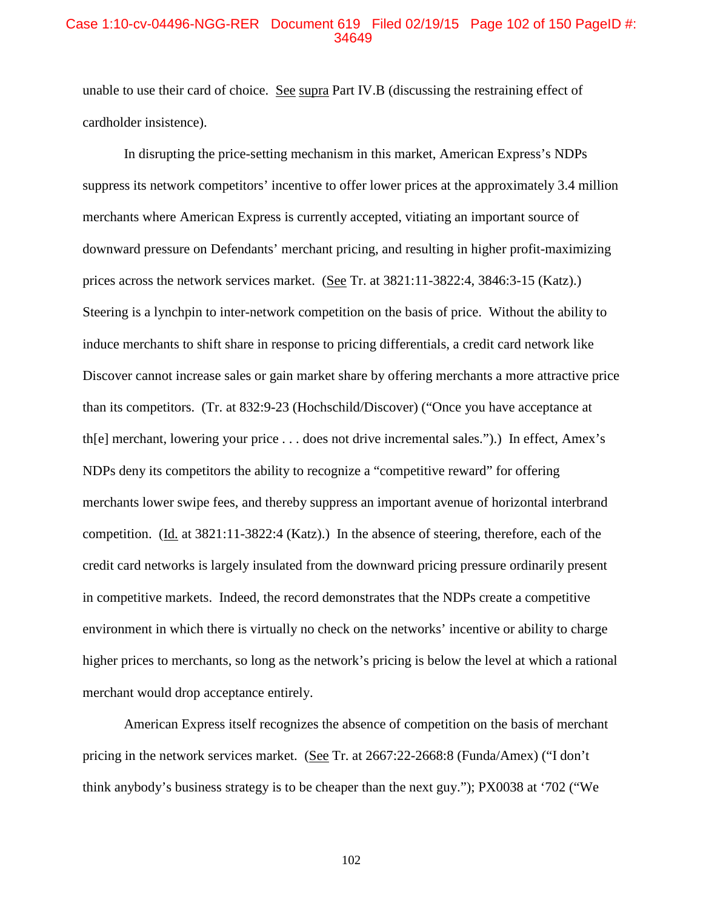unable to use their card of choice. See supra Part IV.B (discussing the restraining effect of cardholder insistence).

In disrupting the price-setting mechanism in this market, American Express's NDPs suppress its network competitors' incentive to offer lower prices at the approximately 3.4 million merchants where American Express is currently accepted, vitiating an important source of downward pressure on Defendants' merchant pricing, and resulting in higher profit-maximizing prices across the network services market. (See Tr. at 3821:11-3822:4, 3846:3-15 (Katz).) Steering is a lynchpin to inter-network competition on the basis of price. Without the ability to induce merchants to shift share in response to pricing differentials, a credit card network like Discover cannot increase sales or gain market share by offering merchants a more attractive price than its competitors. (Tr. at 832:9-23 (Hochschild/Discover) ("Once you have acceptance at th[e] merchant, lowering your price . . . does not drive incremental sales.").) In effect, Amex's NDPs deny its competitors the ability to recognize a "competitive reward" for offering merchants lower swipe fees, and thereby suppress an important avenue of horizontal interbrand competition. (Id. at 3821:11-3822:4 (Katz).) In the absence of steering, therefore, each of the credit card networks is largely insulated from the downward pricing pressure ordinarily present in competitive markets. Indeed, the record demonstrates that the NDPs create a competitive environment in which there is virtually no check on the networks' incentive or ability to charge higher prices to merchants, so long as the network's pricing is below the level at which a rational merchant would drop acceptance entirely.

American Express itself recognizes the absence of competition on the basis of merchant pricing in the network services market. (See Tr. at 2667:22-2668:8 (Funda/Amex) ("I don't think anybody's business strategy is to be cheaper than the next guy."); PX0038 at '702 ("We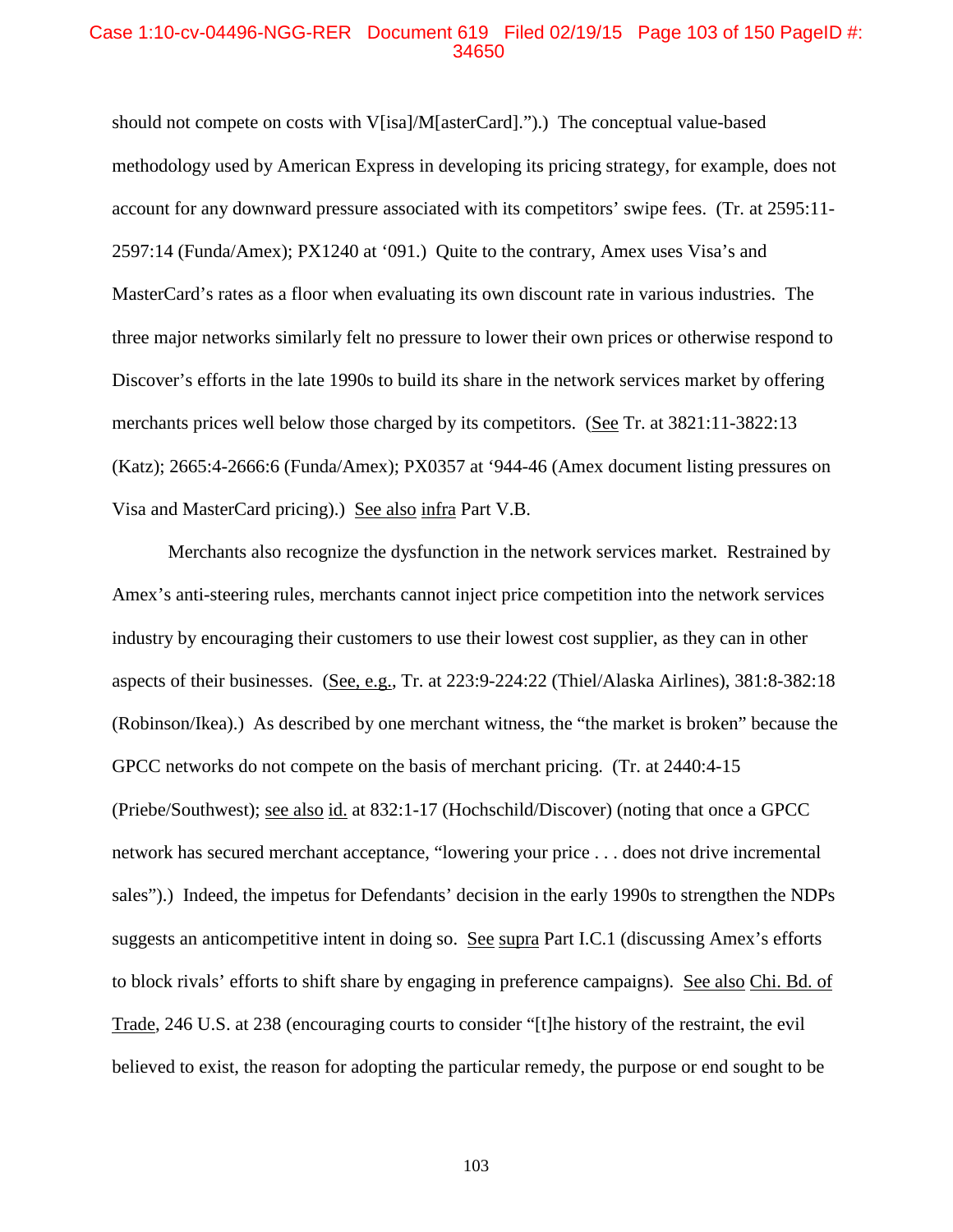should not compete on costs with V[isa]/M[asterCard].").) The conceptual value-based methodology used by American Express in developing its pricing strategy, for example, does not account for any downward pressure associated with its competitors' swipe fees. (Tr. at 2595:11-2597:14 (Funda/Amex); PX1240 at '091.) Quite to the contrary, Amex uses Visa's and MasterCard's rates as a floor when evaluating its own discount rate in various industries. The three major networks similarly felt no pressure to lower their own prices or otherwise respond to Discover's efforts in the late 1990s to build its share in the network services market by offering merchants prices well below those charged by its competitors. (See Tr. at 3821:11-3822:13 (Katz); 2665:4-2666:6 (Funda/Amex); PX0357 at '944-46 (Amex document listing pressures on Visa and MasterCard pricing).) See also infra Part V.B.

Merchants also recognize the dysfunction in the network services market. Restrained by Amex's anti-steering rules, merchants cannot inject price competition into the network services industry by encouraging their customers to use their lowest cost supplier, as they can in other aspects of their businesses. (See, e.g., Tr. at 223:9-224:22 (Thiel/Alaska Airlines), 381:8-382:18 (Robinson/Ikea).) As described by one merchant witness, the "the market is broken" because the GPCC networks do not compete on the basis of merchant pricing. (Tr. at 2440:4-15 (Priebe/Southwest); see also id. at 832:1-17 (Hochschild/Discover) (noting that once a GPCC network has secured merchant acceptance, "lowering your price . . . does not drive incremental sales").) Indeed, the impetus for Defendants' decision in the early 1990s to strengthen the NDPs suggests an anticompetitive intent in doing so. See supra Part I.C.1 (discussing Amex's efforts to block rivals' efforts to shift share by engaging in preference campaigns). See also Chi. Bd. of Trade, 246 U.S. at 238 (encouraging courts to consider "[t]he history of the restraint, the evil believed to exist, the reason for adopting the particular remedy, the purpose or end sought to be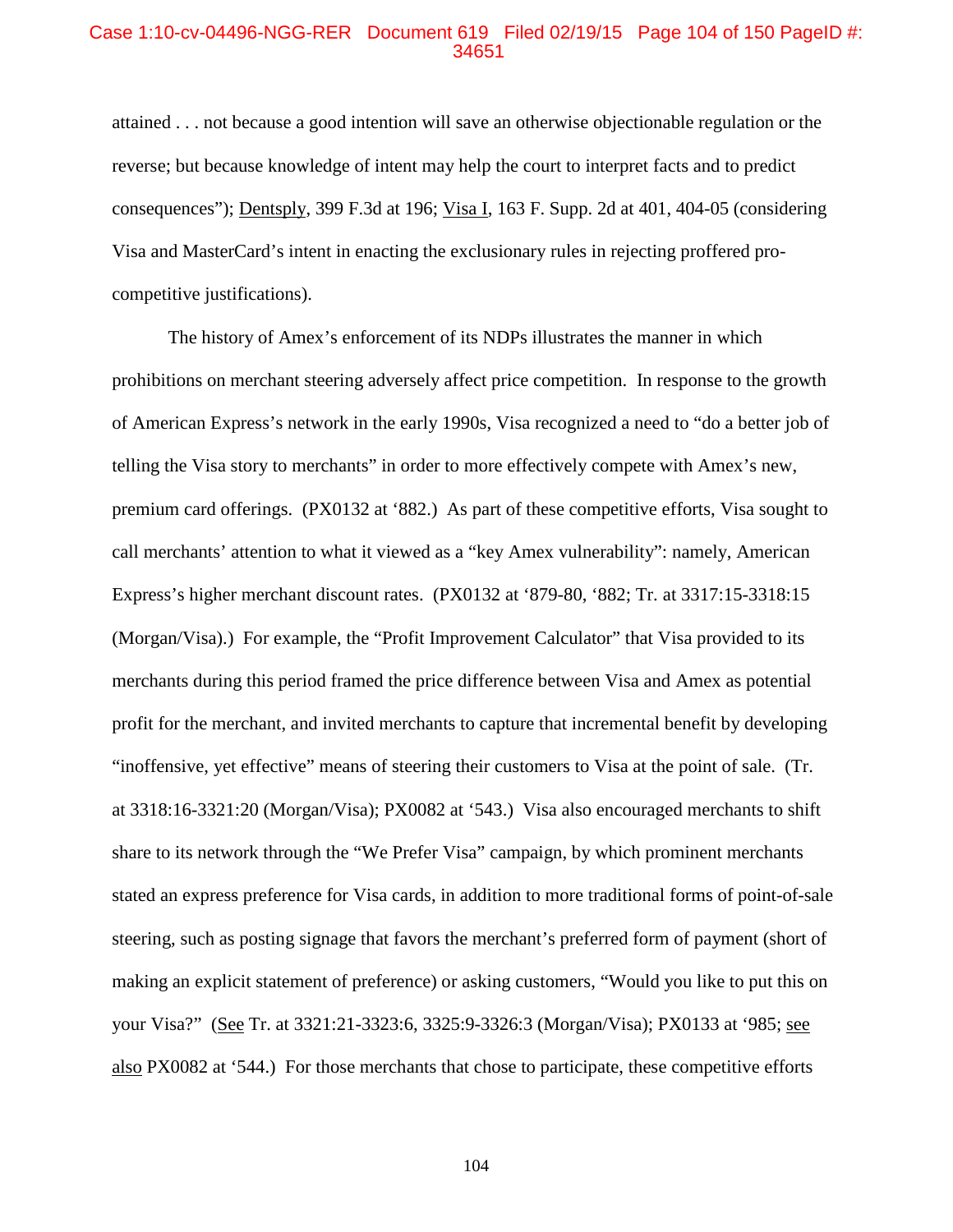attained . . . not because a good intention will save an otherwise objectionable regulation or the reverse; but because knowledge of intent may help the court to interpret facts and to predict consequences"); Dentsply, 399 F.3d at 196; Visa I, 163 F. Supp. 2d at 401, 404-05 (considering Visa and MasterCard's intent in enacting the exclusionary rules in rejecting proffered pro-competitive justifications).

The history of Amex's enforcement of its NDPs illustrates the manner in which prohibitions on merchant steering adversely affect price competition. In response to the growth of American Express's network in the early 1990s, Visa recognized a need to "do a better job of telling the Visa story to merchants" in order to more effectively compete with Amex's new, premium card offerings. (PX0132 at '882.) As part of these competitive efforts, Visa sought to call merchants' attention to what it viewed as a "key Amex vulnerability": namely, American Express's higher merchant discount rates. (PX0132 at '879-80, '882; Tr. at 3317:15-3318:15 (Morgan/Visa).) For example, the "Profit Improvement Calculator" that Visa provided to its merchants during this period framed the price difference between Visa and Amex as potential profit for the merchant, and invited merchants to capture that incremental benefit by developing "inoffensive, yet effective" means of steering their customers to Visa at the point of sale. (Tr. at 3318:16-3321:20 (Morgan/Visa); PX0082 at '543.) Visa also encouraged merchants to shift share to its network through the "We Prefer Visa" campaign, by which prominent merchants stated an express preference for Visa cards, in addition to more traditional forms of point-of-sale steering, such as posting signage that favors the merchant's preferred form of payment (short of making an explicit statement of preference) or asking customers, "Would you like to put this on your Visa?" (See Tr. at 3321:21-3323:6, 3325:9-3326:3 (Morgan/Visa); PX0133 at '985; see also PX0082 at '544.) For those merchants that chose to participate, these competitive efforts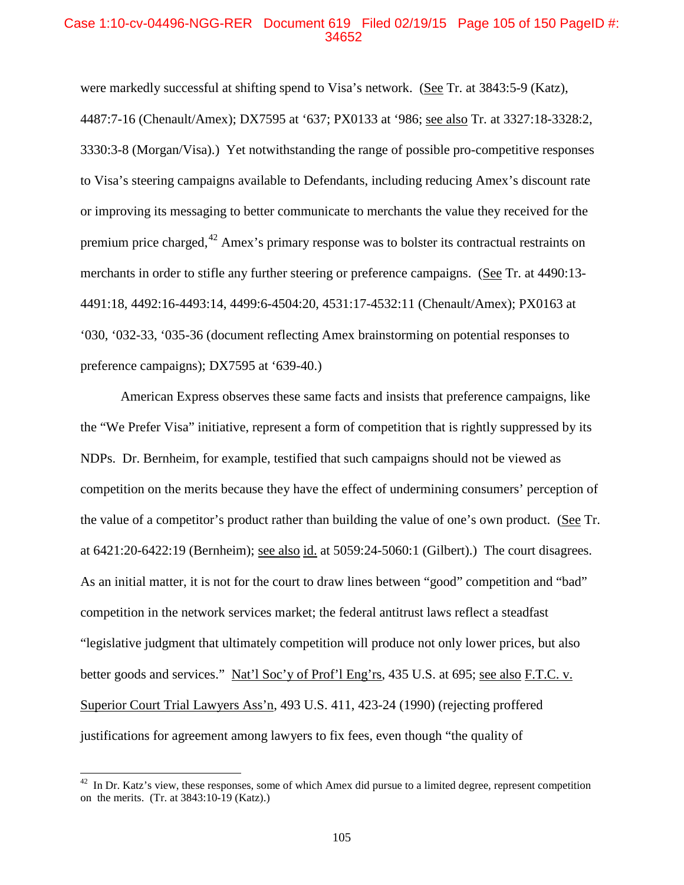were markedly successful at shifting spend to Visa's network. (See Tr. at 3843:5-9 (Katz), 4487:7-16 (Chenault/Amex); DX7595 at '637; PX0133 at '986; see also Tr. at 3327:18-3328:2, 3330:3-8 (Morgan/Visa).) Yet notwithstanding the range of possible pro-competitive responses to Visa's steering campaigns available to Defendants, including reducing Amex's discount rate or improving its messaging to better communicate to merchants the value they received for the premium price charged,[42] Amex's primary response was to bolster its contractual restraints on merchants in order to stifle any further steering or preference campaigns. (See Tr. at 4490:13-4491:18, 4492:16-4493:14, 4499:6-4504:20, 4531:17-4532:11 (Chenault/Amex); PX0163 at '030, '032-33, '035-36 (document reflecting Amex brainstorming on potential responses to preference campaigns); DX7595 at '639-40.)

American Express observes these same facts and insists that preference campaigns, like the "We Prefer Visa" initiative, represent a form of competition that is rightly suppressed by its NDPs. Dr. Bernheim, for example, testified that such campaigns should not be viewed as competition on the merits because they have the effect of undermining consumers' perception of the value of a competitor's product rather than building the value of one's own product. (See Tr. at 6421:20-6422:19 (Bernheim); see also id. at 5059:24-5060:1 (Gilbert).) The court disagrees. As an initial matter, it is not for the court to draw lines between "good" competition and "bad" competition in the network services market; the federal antitrust laws reflect a steadfast "legislative judgment that ultimately competition will produce not only lower prices, but also better goods and services." Nat'l Soc'y of Prof'l Eng'rs, 435 U.S. at 695; see also F.T.C. v. Superior Court Trial Lawyers Ass'n, 493 U.S. 411, 423-24 (1990) (rejecting proffered justifications for agreement among lawyers to fix fees, even though "the quality of

---

[42] In Dr. Katz's view, these responses, some of which Amex did pursue to a limited degree, represent competition on the merits. (Tr. at 3843:10-19 (Katz).)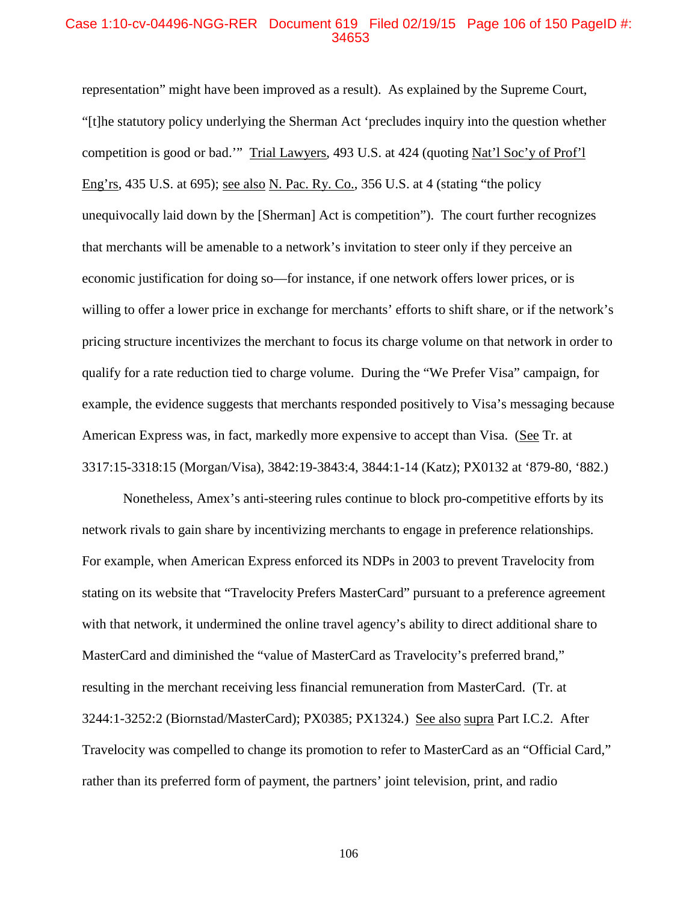representation" might have been improved as a result). As explained by the Supreme Court, "[t]he statutory policy underlying the Sherman Act 'precludes inquiry into the question whether competition is good or bad.'" Trial Lawyers, 493 U.S. at 424 (quoting Nat'l Soc'y of Prof'l Eng'rs, 435 U.S. at 695); see also N. Pac. Ry. Co., 356 U.S. at 4 (stating "the policy unequivocally laid down by the [Sherman] Act is competition"). The court further recognizes that merchants will be amenable to a network's invitation to steer only if they perceive an economic justification for doing so—for instance, if one network offers lower prices, or is willing to offer a lower price in exchange for merchants' efforts to shift share, or if the network's pricing structure incentivizes the merchant to focus its charge volume on that network in order to qualify for a rate reduction tied to charge volume. During the "We Prefer Visa" campaign, for example, the evidence suggests that merchants responded positively to Visa's messaging because American Express was, in fact, markedly more expensive to accept than Visa. (See Tr. at 3317:15-3318:15 (Morgan/Visa), 3842:19-3843:4, 3844:1-14 (Katz); PX0132 at '879-80, '882.)

Nonetheless, Amex's anti-steering rules continue to block pro-competitive efforts by its network rivals to gain share by incentivizing merchants to engage in preference relationships. For example, when American Express enforced its NDPs in 2003 to prevent Travelocity from stating on its website that "Travelocity Prefers MasterCard" pursuant to a preference agreement with that network, it undermined the online travel agency's ability to direct additional share to MasterCard and diminished the "value of MasterCard as Travelocity's preferred brand," resulting in the merchant receiving less financial remuneration from MasterCard. (Tr. at 3244:1-3252:2 (Biornstad/MasterCard); PX0385; PX1324.) See also supra Part I.C.2. After Travelocity was compelled to change its promotion to refer to MasterCard as an "Official Card," rather than its preferred form of payment, the partners' joint television, print, and radio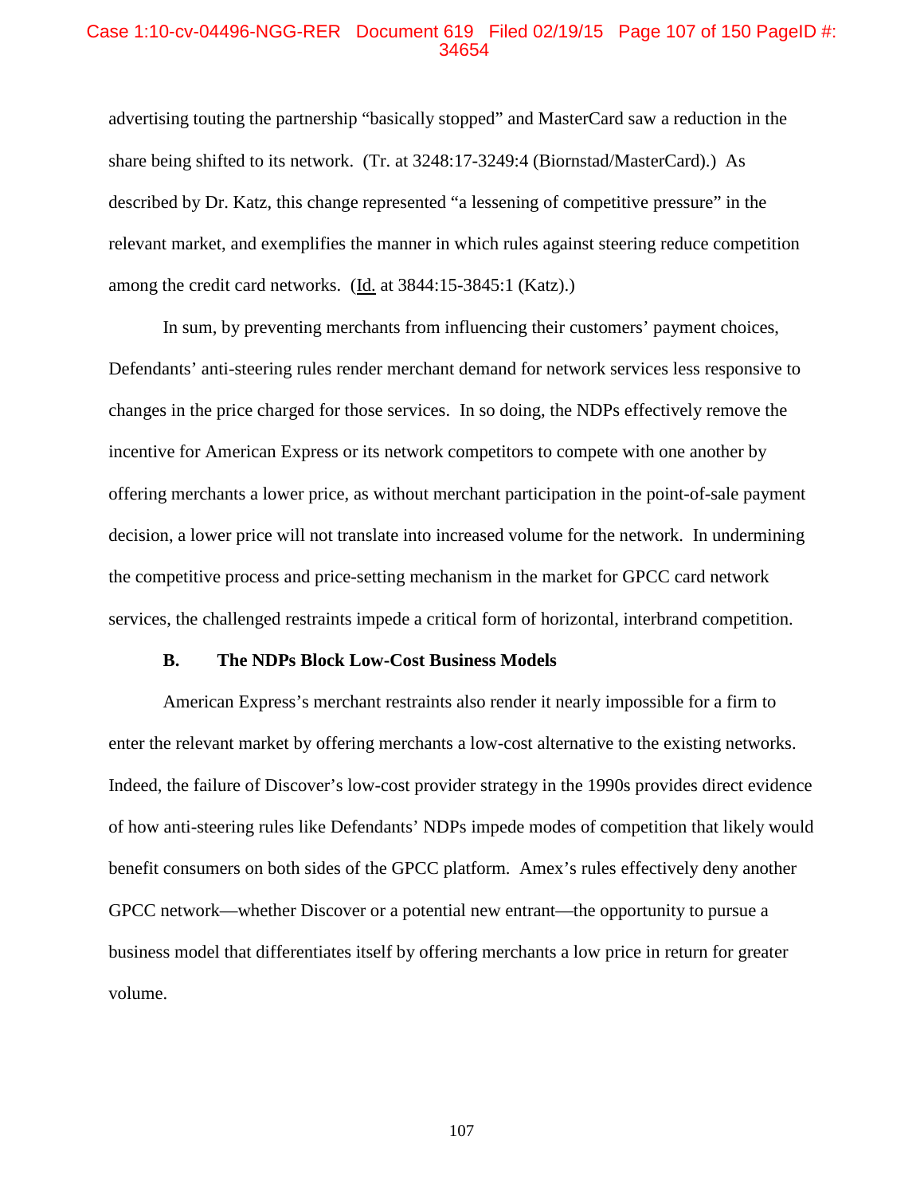advertising touting the partnership "basically stopped" and MasterCard saw a reduction in the share being shifted to its network. (Tr. at 3248:17-3249:4 (Biornstad/MasterCard).) As described by Dr. Katz, this change represented "a lessening of competitive pressure" in the relevant market, and exemplifies the manner in which rules against steering reduce competition among the credit card networks. (Id. at 3844:15-3845:1 (Katz).)

In sum, by preventing merchants from influencing their customers' payment choices, Defendants' anti-steering rules render merchant demand for network services less responsive to changes in the price charged for those services. In so doing, the NDPs effectively remove the incentive for American Express or its network competitors to compete with one another by offering merchants a lower price, as without merchant participation in the point-of-sale payment decision, a lower price will not translate into increased volume for the network. In undermining the competitive process and price-setting mechanism in the market for GPCC card network services, the challenged restraints impede a critical form of horizontal, interbrand competition.

### B. The NDPs Block Low-Cost Business Models

American Express's merchant restraints also render it nearly impossible for a firm to enter the relevant market by offering merchants a low-cost alternative to the existing networks. Indeed, the failure of Discover's low-cost provider strategy in the 1990s provides direct evidence of how anti-steering rules like Defendants' NDPs impede modes of competition that likely would benefit consumers on both sides of the GPCC platform. Amex's rules effectively deny another GPCC network—whether Discover or a potential new entrant—the opportunity to pursue a business model that differentiates itself by offering merchants a low price in return for greater volume.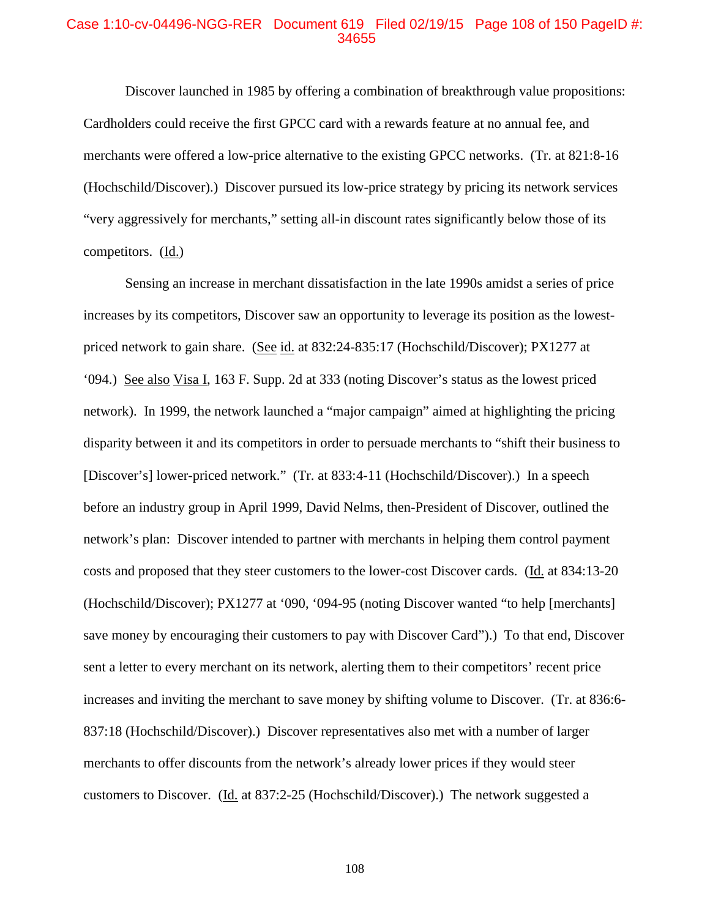Discover launched in 1985 by offering a combination of breakthrough value propositions: Cardholders could receive the first GPCC card with a rewards feature at no annual fee, and merchants were offered a low-price alternative to the existing GPCC networks. (Tr. at 821:8-16 (Hochschild/Discover).) Discover pursued its low-price strategy by pricing its network services "very aggressively for merchants," setting all-in discount rates significantly below those of its competitors. (Id.)

Sensing an increase in merchant dissatisfaction in the late 1990s amidst a series of price increases by its competitors, Discover saw an opportunity to leverage its position as the lowest-priced network to gain share. (See id. at 832:24-835:17 (Hochschild/Discover); PX1277 at '094.) See also Visa I, 163 F. Supp. 2d at 333 (noting Discover's status as the lowest priced network). In 1999, the network launched a "major campaign" aimed at highlighting the pricing disparity between it and its competitors in order to persuade merchants to "shift their business to [Discover's] lower-priced network." (Tr. at 833:4-11 (Hochschild/Discover).) In a speech before an industry group in April 1999, David Nelms, then-President of Discover, outlined the network's plan: Discover intended to partner with merchants in helping them control payment costs and proposed that they steer customers to the lower-cost Discover cards. (Id. at 834:13-20 (Hochschild/Discover); PX1277 at '090, '094-95 (noting Discover wanted "to help [merchants] save money by encouraging their customers to pay with Discover Card").) To that end, Discover sent a letter to every merchant on its network, alerting them to their competitors' recent price increases and inviting the merchant to save money by shifting volume to Discover. (Tr. at 836:6-837:18 (Hochschild/Discover).) Discover representatives also met with a number of larger merchants to offer discounts from the network's already lower prices if they would steer customers to Discover. (Id. at 837:2-25 (Hochschild/Discover).) The network suggested a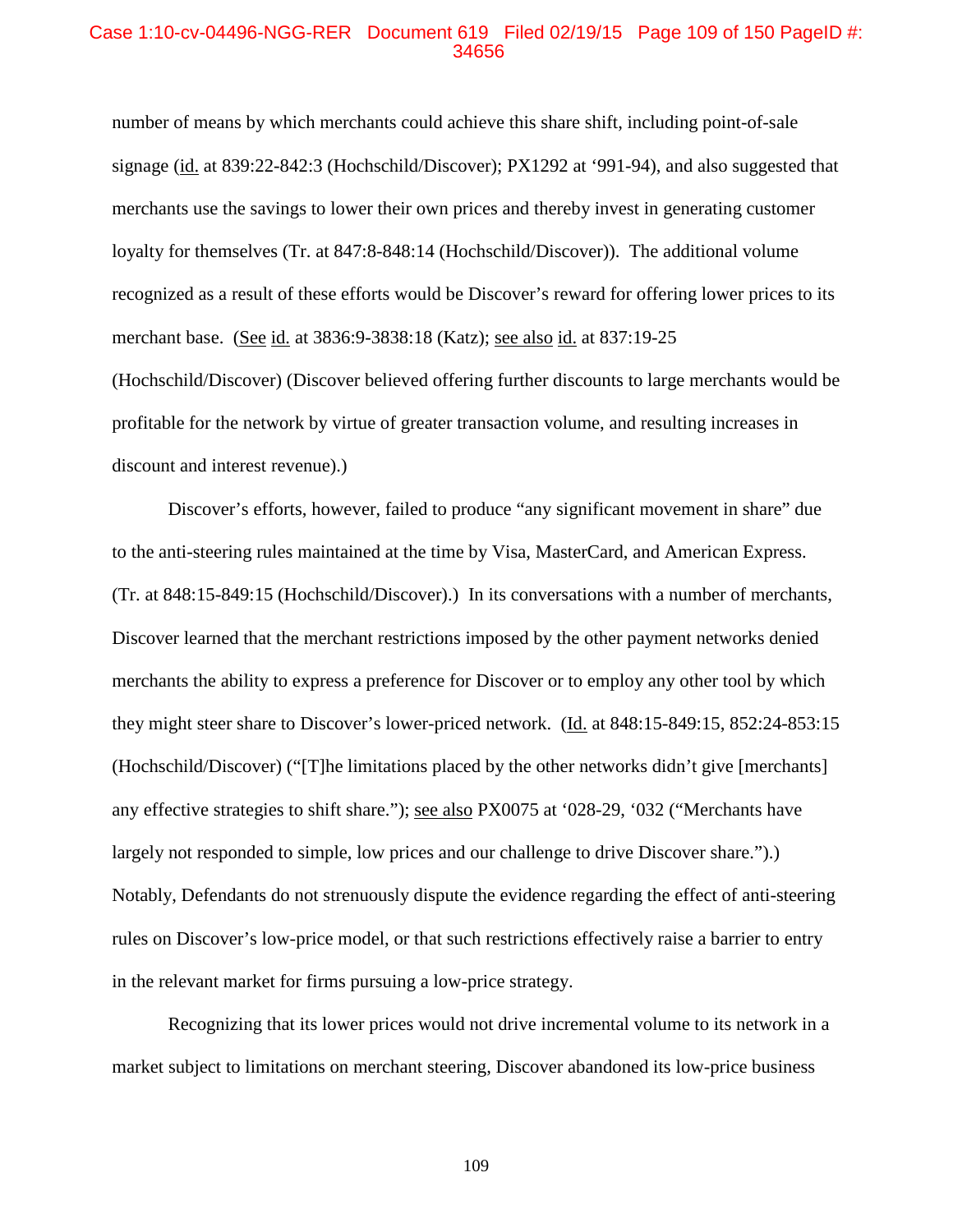number of means by which merchants could achieve this share shift, including point-of-sale signage (id. at 839:22-842:3 (Hochschild/Discover); PX1292 at '991-94), and also suggested that merchants use the savings to lower their own prices and thereby invest in generating customer loyalty for themselves (Tr. at 847:8-848:14 (Hochschild/Discover)). The additional volume recognized as a result of these efforts would be Discover's reward for offering lower prices to its merchant base. (See id. at 3836:9-3838:18 (Katz); see also id. at 837:19-25 (Hochschild/Discover) (Discover believed offering further discounts to large merchants would be profitable for the network by virtue of greater transaction volume, and resulting increases in discount and interest revenue).)

Discover's efforts, however, failed to produce "any significant movement in share" due to the anti-steering rules maintained at the time by Visa, MasterCard, and American Express. (Tr. at 848:15-849:15 (Hochschild/Discover).) In its conversations with a number of merchants, Discover learned that the merchant restrictions imposed by the other payment networks denied merchants the ability to express a preference for Discover or to employ any other tool by which they might steer share to Discover's lower-priced network. (Id. at 848:15-849:15, 852:24-853:15 (Hochschild/Discover) ("[T]he limitations placed by the other networks didn't give [merchants] any effective strategies to shift share."); see also PX0075 at '028-29, '032 ("Merchants have largely not responded to simple, low prices and our challenge to drive Discover share.").) Notably, Defendants do not strenuously dispute the evidence regarding the effect of anti-steering rules on Discover's low-price model, or that such restrictions effectively raise a barrier to entry in the relevant market for firms pursuing a low-price strategy.

Recognizing that its lower prices would not drive incremental volume to its network in a market subject to limitations on merchant steering, Discover abandoned its low-price business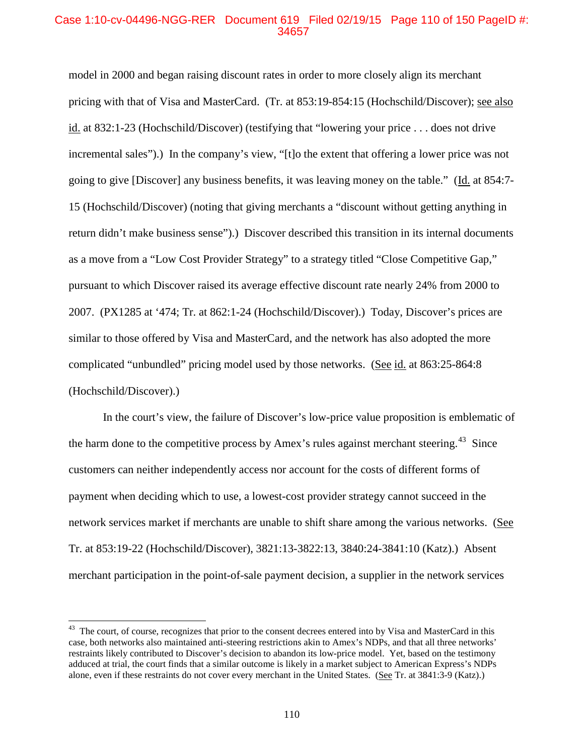model in 2000 and began raising discount rates in order to more closely align its merchant pricing with that of Visa and MasterCard. (Tr. at 853:19-854:15 (Hochschild/Discover); see also id. at 832:1-23 (Hochschild/Discover) (testifying that "lowering your price . . . does not drive incremental sales").) In the company's view, "[t]o the extent that offering a lower price was not going to give [Discover] any business benefits, it was leaving money on the table." (Id. at 854:7-15 (Hochschild/Discover) (noting that giving merchants a "discount without getting anything in return didn't make business sense").) Discover described this transition in its internal documents as a move from a "Low Cost Provider Strategy" to a strategy titled "Close Competitive Gap," pursuant to which Discover raised its average effective discount rate nearly 24% from 2000 to 2007. (PX1285 at '474; Tr. at 862:1-24 (Hochschild/Discover).) Today, Discover's prices are similar to those offered by Visa and MasterCard, and the network has also adopted the more complicated "unbundled" pricing model used by those networks. (See id. at 863:25-864:8 (Hochschild/Discover).)

In the court's view, the failure of Discover's low-price value proposition is emblematic of the harm done to the competitive process by Amex's rules against merchant steering.[43] Since customers can neither independently access nor account for the costs of different forms of payment when deciding which to use, a lowest-cost provider strategy cannot succeed in the network services market if merchants are unable to shift share among the various networks. (See Tr. at 853:19-22 (Hochschild/Discover), 3821:13-3822:13, 3840:24-3841:10 (Katz).) Absent merchant participation in the point-of-sale payment decision, a supplier in the network services

---

[43] The court, of course, recognizes that prior to the consent decrees entered into by Visa and MasterCard in this case, both networks also maintained anti-steering restrictions akin to Amex's NDPs, and that all three networks' restraints likely contributed to Discover's decision to abandon its low-price model. Yet, based on the testimony adduced at trial, the court finds that a similar outcome is likely in a market subject to American Express's NDPs alone, even if these restraints do not cover every merchant in the United States. (See Tr. at 3841:3-9 (Katz).)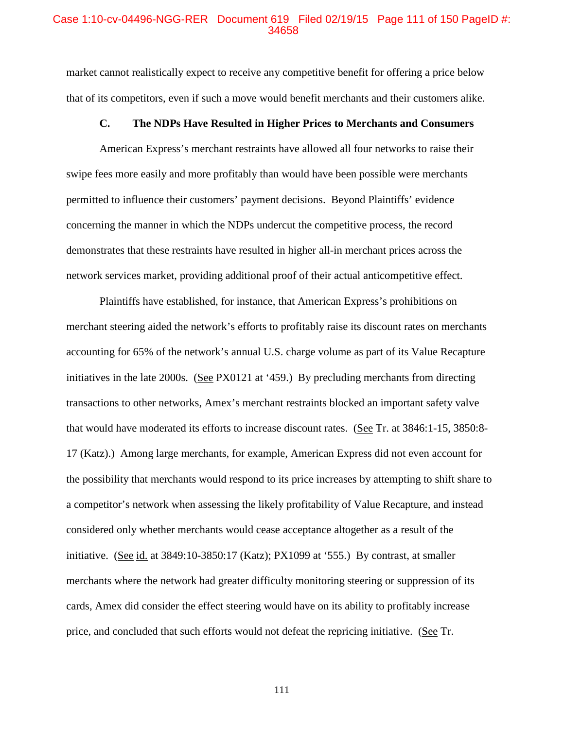market cannot realistically expect to receive any competitive benefit for offering a price below that of its competitors, even if such a move would benefit merchants and their customers alike.

### C. The NDPs Have Resulted in Higher Prices to Merchants and Consumers

American Express's merchant restraints have allowed all four networks to raise their swipe fees more easily and more profitably than would have been possible were merchants permitted to influence their customers' payment decisions. Beyond Plaintiffs' evidence concerning the manner in which the NDPs undercut the competitive process, the record demonstrates that these restraints have resulted in higher all-in merchant prices across the network services market, providing additional proof of their actual anticompetitive effect.

Plaintiffs have established, for instance, that American Express's prohibitions on merchant steering aided the network's efforts to profitably raise its discount rates on merchants accounting for 65% of the network's annual U.S. charge volume as part of its Value Recapture initiatives in the late 2000s. (See PX0121 at '459.) By precluding merchants from directing transactions to other networks, Amex's merchant restraints blocked an important safety valve that would have moderated its efforts to increase discount rates. (See Tr. at 3846:1-15, 3850:8-17 (Katz).) Among large merchants, for example, American Express did not even account for the possibility that merchants would respond to its price increases by attempting to shift share to a competitor's network when assessing the likely profitability of Value Recapture, and instead considered only whether merchants would cease acceptance altogether as a result of the initiative. (See id. at 3849:10-3850:17 (Katz); PX1099 at '555.) By contrast, at smaller merchants where the network had greater difficulty monitoring steering or suppression of its cards, Amex did consider the effect steering would have on its ability to profitably increase price, and concluded that such efforts would not defeat the repricing initiative. (See Tr.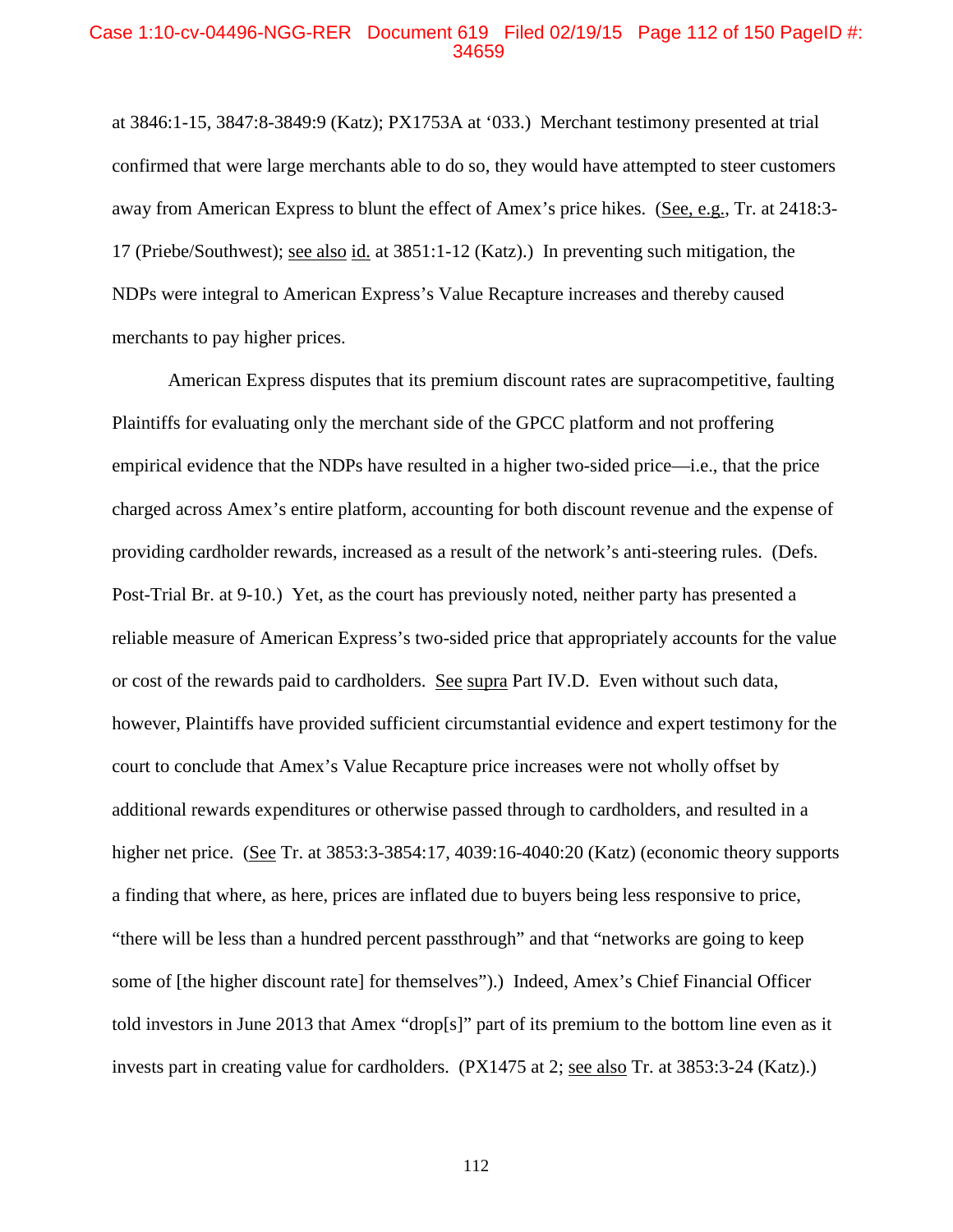at 3846:1-15, 3847:8-3849:9 (Katz); PX1753A at '033.) Merchant testimony presented at trial confirmed that were large merchants able to do so, they would have attempted to steer customers away from American Express to blunt the effect of Amex's price hikes. (See, e.g., Tr. at 2418:3-17 (Priebe/Southwest); see also id. at 3851:1-12 (Katz).) In preventing such mitigation, the NDPs were integral to American Express's Value Recapture increases and thereby caused merchants to pay higher prices.

American Express disputes that its premium discount rates are supracompetitive, faulting Plaintiffs for evaluating only the merchant side of the GPCC platform and not proffering empirical evidence that the NDPs have resulted in a higher two-sided price—i.e., that the price charged across Amex's entire platform, accounting for both discount revenue and the expense of providing cardholder rewards, increased as a result of the network's anti-steering rules. (Defs. Post-Trial Br. at 9-10.) Yet, as the court has previously noted, neither party has presented a reliable measure of American Express's two-sided price that appropriately accounts for the value or cost of the rewards paid to cardholders. See supra Part IV.D. Even without such data, however, Plaintiffs have provided sufficient circumstantial evidence and expert testimony for the court to conclude that Amex's Value Recapture price increases were not wholly offset by additional rewards expenditures or otherwise passed through to cardholders, and resulted in a higher net price. (See Tr. at 3853:3-3854:17, 4039:16-4040:20 (Katz) (economic theory supports a finding that where, as here, prices are inflated due to buyers being less responsive to price, "there will be less than a hundred percent passthrough" and that "networks are going to keep some of [the higher discount rate] for themselves").) Indeed, Amex's Chief Financial Officer told investors in June 2013 that Amex "drop[s]" part of its premium to the bottom line even as it invests part in creating value for cardholders. (PX1475 at 2; see also Tr. at 3853:3-24 (Katz).)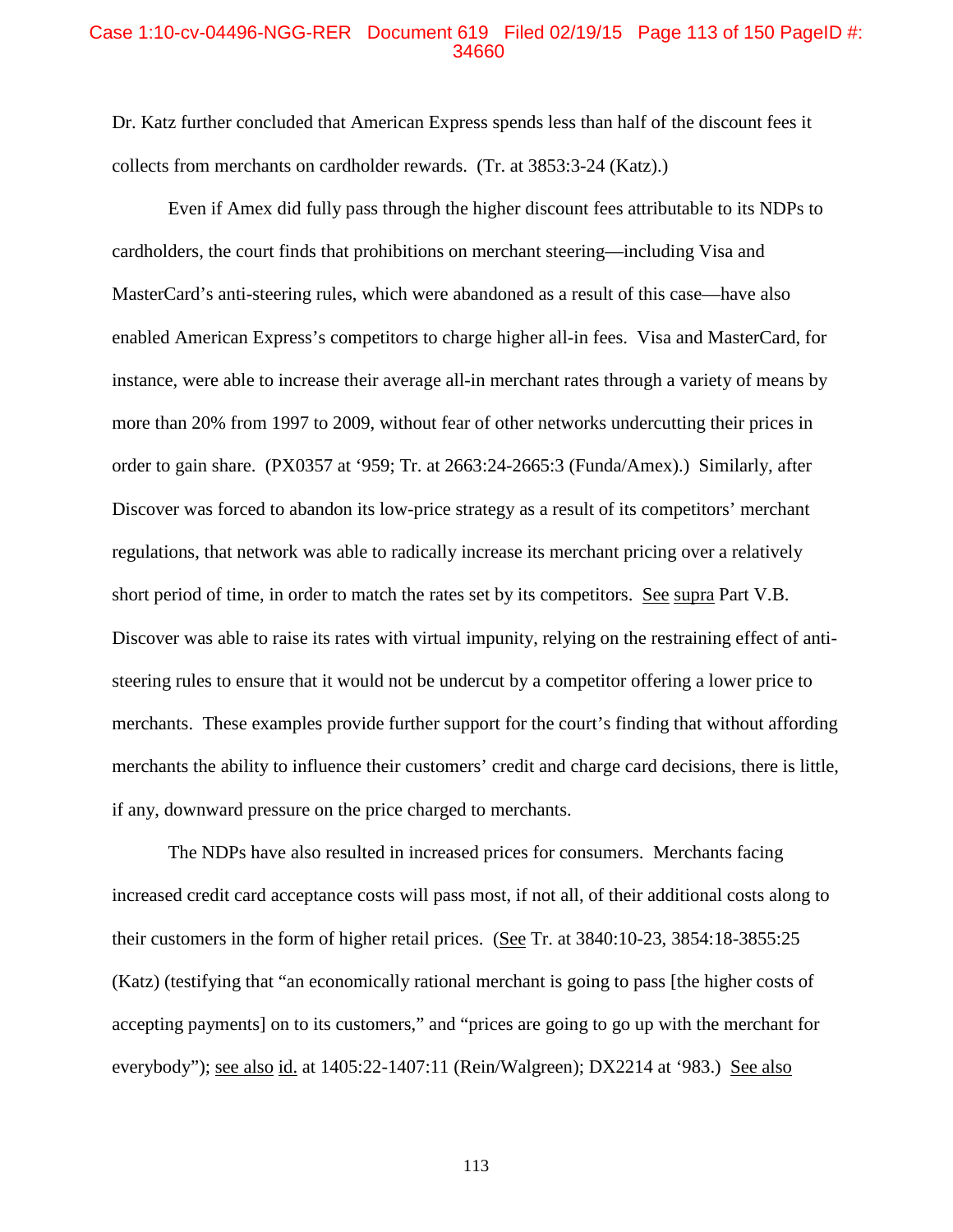Dr. Katz further concluded that American Express spends less than half of the discount fees it collects from merchants on cardholder rewards. (Tr. at 3853:3-24 (Katz).)

Even if Amex did fully pass through the higher discount fees attributable to its NDPs to cardholders, the court finds that prohibitions on merchant steering—including Visa and MasterCard's anti-steering rules, which were abandoned as a result of this case—have also enabled American Express's competitors to charge higher all-in fees. Visa and MasterCard, for instance, were able to increase their average all-in merchant rates through a variety of means by more than 20% from 1997 to 2009, without fear of other networks undercutting their prices in order to gain share. (PX0357 at '959; Tr. at 2663:24-2665:3 (Funda/Amex).) Similarly, after Discover was forced to abandon its low-price strategy as a result of its competitors' merchant regulations, that network was able to radically increase its merchant pricing over a relatively short period of time, in order to match the rates set by its competitors. See supra Part V.B. Discover was able to raise its rates with virtual impunity, relying on the restraining effect of anti-steering rules to ensure that it would not be undercut by a competitor offering a lower price to merchants. These examples provide further support for the court's finding that without affording merchants the ability to influence their customers' credit and charge card decisions, there is little, if any, downward pressure on the price charged to merchants.

The NDPs have also resulted in increased prices for consumers. Merchants facing increased credit card acceptance costs will pass most, if not all, of their additional costs along to their customers in the form of higher retail prices. (See Tr. at 3840:10-23, 3854:18-3855:25 (Katz) (testifying that "an economically rational merchant is going to pass [the higher costs of accepting payments] on to its customers," and "prices are going to go up with the merchant for everybody"); see also id. at 1405:22-1407:11 (Rein/Walgreen); DX2214 at '983.) See also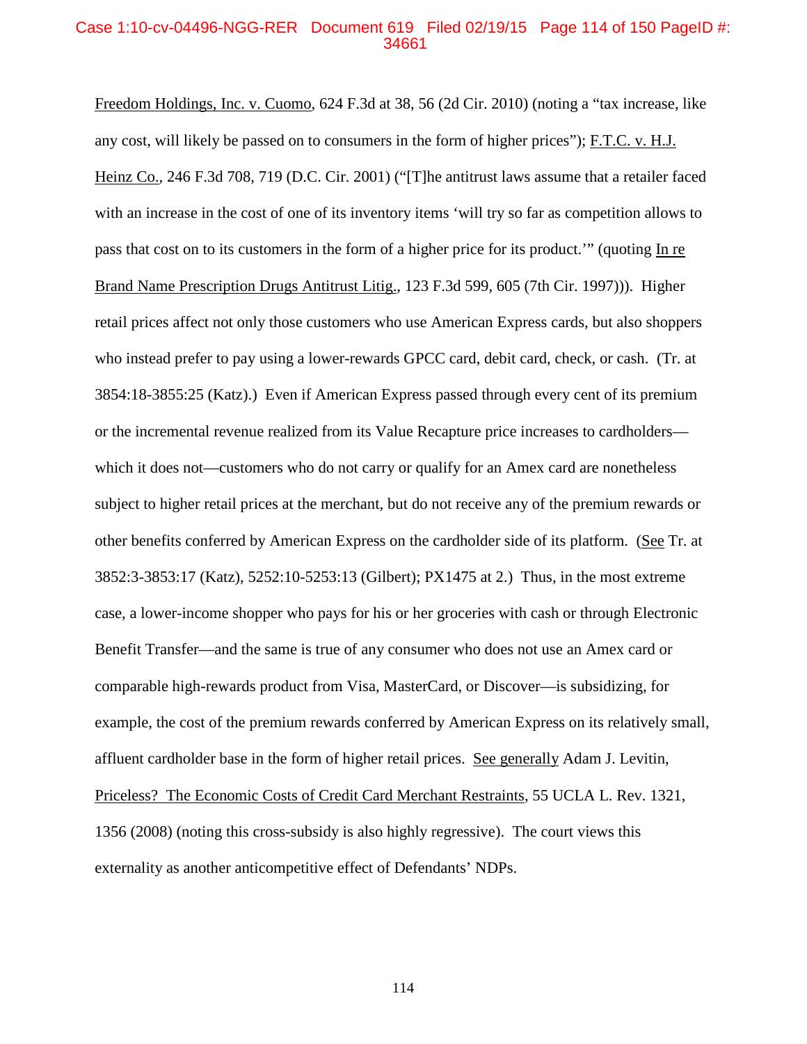Freedom Holdings, Inc. v. Cuomo, 624 F.3d at 38, 56 (2d Cir. 2010) (noting a "tax increase, like any cost, will likely be passed on to consumers in the form of higher prices"); F.T.C. v. H.J. Heinz Co., 246 F.3d 708, 719 (D.C. Cir. 2001) ("[T]he antitrust laws assume that a retailer faced with an increase in the cost of one of its inventory items 'will try so far as competition allows to pass that cost on to its customers in the form of a higher price for its product.'" (quoting In re Brand Name Prescription Drugs Antitrust Litig., 123 F.3d 599, 605 (7th Cir. 1997))). Higher retail prices affect not only those customers who use American Express cards, but also shoppers who instead prefer to pay using a lower-rewards GPCC card, debit card, check, or cash. (Tr. at 3854:18-3855:25 (Katz).) Even if American Express passed through every cent of its premium or the incremental revenue realized from its Value Recapture price increases to cardholders—which it does not—customers who do not carry or qualify for an Amex card are nonetheless subject to higher retail prices at the merchant, but do not receive any of the premium rewards or other benefits conferred by American Express on the cardholder side of its platform. (See Tr. at 3852:3-3853:17 (Katz), 5252:10-5253:13 (Gilbert); PX1475 at 2.) Thus, in the most extreme case, a lower-income shopper who pays for his or her groceries with cash or through Electronic Benefit Transfer—and the same is true of any consumer who does not use an Amex card or comparable high-rewards product from Visa, MasterCard, or Discover—is subsidizing, for example, the cost of the premium rewards conferred by American Express on its relatively small, affluent cardholder base in the form of higher retail prices. See generally Adam J. Levitin, Priceless? The Economic Costs of Credit Card Merchant Restraints, 55 UCLA L. Rev. 1321, 1356 (2008) (noting this cross-subsidy is also highly regressive). The court views this externality as another anticompetitive effect of Defendants' NDPs.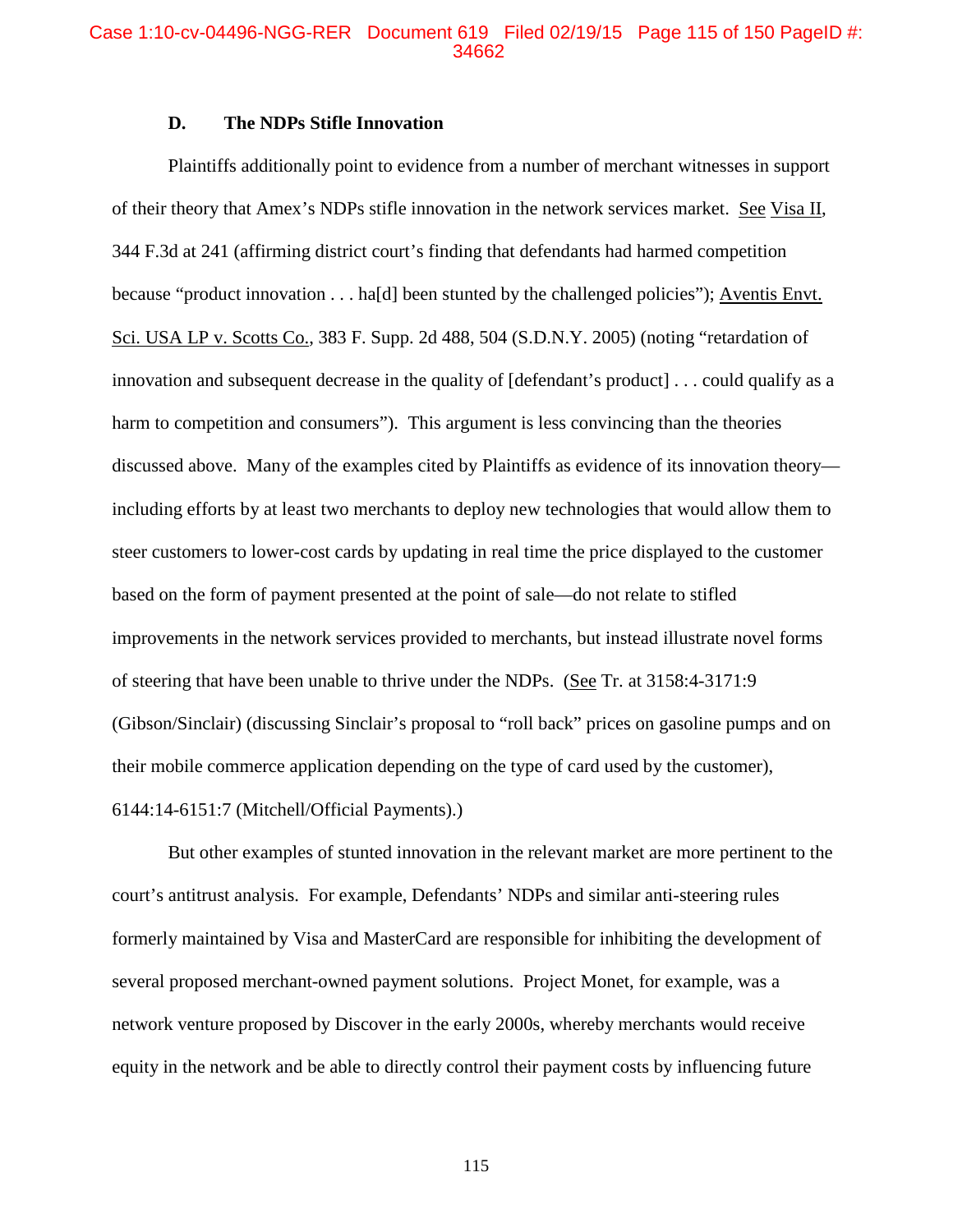### D. The NDPs Stifle Innovation

Plaintiffs additionally point to evidence from a number of merchant witnesses in support of their theory that Amex's NDPs stifle innovation in the network services market. See Visa II, 344 F.3d at 241 (affirming district court's finding that defendants had harmed competition because "product innovation . . . ha[d] been stunted by the challenged policies"); Aventis Envt. Sci. USA LP v. Scotts Co., 383 F. Supp. 2d 488, 504 (S.D.N.Y. 2005) (noting "retardation of innovation and subsequent decrease in the quality of [defendant's product] . . . could qualify as a harm to competition and consumers"). This argument is less convincing than the theories discussed above. Many of the examples cited by Plaintiffs as evidence of its innovation theory—including efforts by at least two merchants to deploy new technologies that would allow them to steer customers to lower-cost cards by updating in real time the price displayed to the customer based on the form of payment presented at the point of sale—do not relate to stifled improvements in the network services provided to merchants, but instead illustrate novel forms of steering that have been unable to thrive under the NDPs. (See Tr. at 3158:4-3171:9 (Gibson/Sinclair) (discussing Sinclair's proposal to "roll back" prices on gasoline pumps and on their mobile commerce application depending on the type of card used by the customer), 6144:14-6151:7 (Mitchell/Official Payments).)

But other examples of stunted innovation in the relevant market are more pertinent to the court's antitrust analysis. For example, Defendants' NDPs and similar anti-steering rules formerly maintained by Visa and MasterCard are responsible for inhibiting the development of several proposed merchant-owned payment solutions. Project Monet, for example, was a network venture proposed by Discover in the early 2000s, whereby merchants would receive equity in the network and be able to directly control their payment costs by influencing future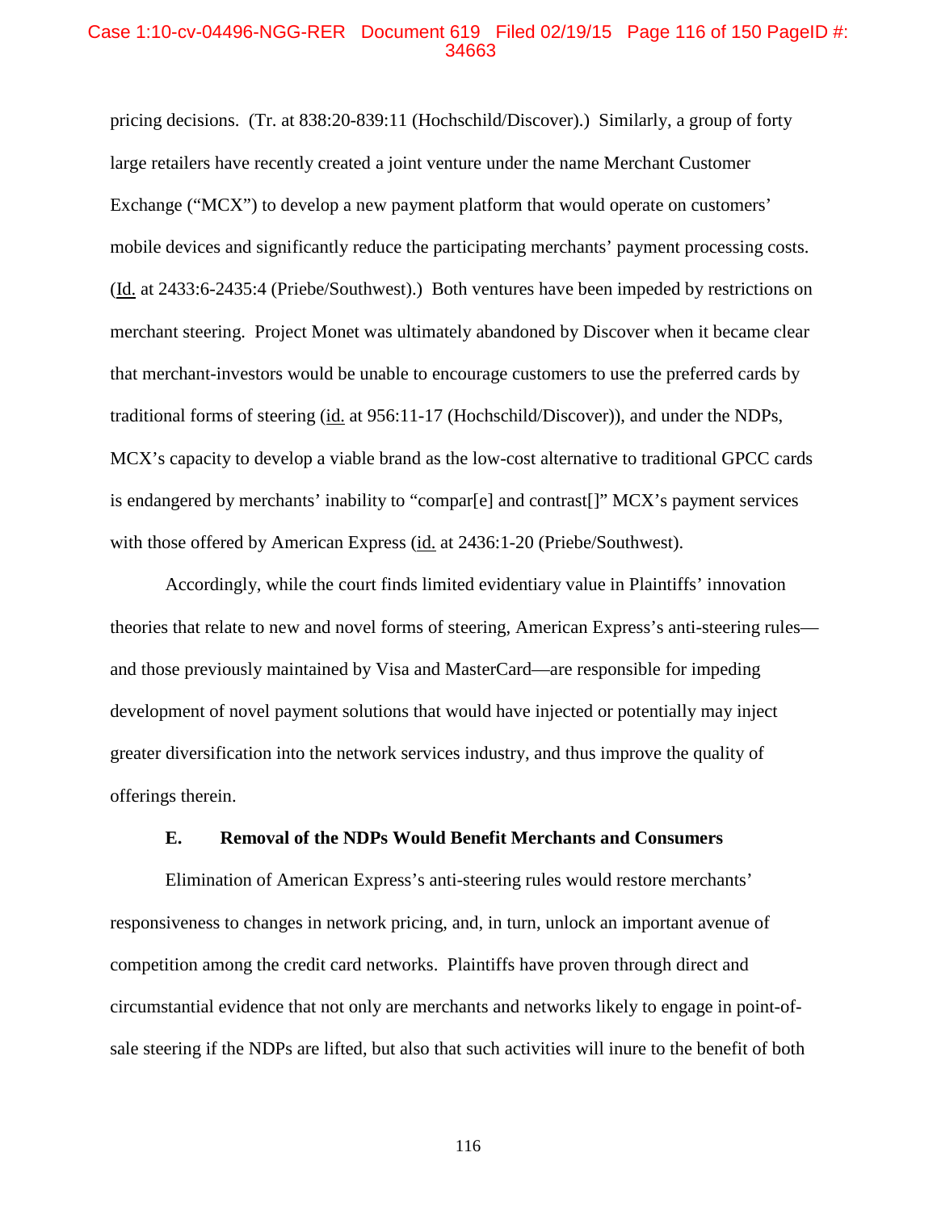pricing decisions. (Tr. at 838:20-839:11 (Hochschild/Discover).) Similarly, a group of forty large retailers have recently created a joint venture under the name Merchant Customer Exchange ("MCX") to develop a new payment platform that would operate on customers' mobile devices and significantly reduce the participating merchants' payment processing costs. (Id. at 2433:6-2435:4 (Priebe/Southwest).) Both ventures have been impeded by restrictions on merchant steering. Project Monet was ultimately abandoned by Discover when it became clear that merchant-investors would be unable to encourage customers to use the preferred cards by traditional forms of steering (id. at 956:11-17 (Hochschild/Discover)), and under the NDPs, MCX's capacity to develop a viable brand as the low-cost alternative to traditional GPCC cards is endangered by merchants' inability to "compar[e] and contrast[]" MCX's payment services with those offered by American Express (id. at 2436:1-20 (Priebe/Southwest).

Accordingly, while the court finds limited evidentiary value in Plaintiffs' innovation theories that relate to new and novel forms of steering, American Express's anti-steering rules—and those previously maintained by Visa and MasterCard—are responsible for impeding development of novel payment solutions that would have injected or potentially may inject greater diversification into the network services industry, and thus improve the quality of offerings therein.

### E. Removal of the NDPs Would Benefit Merchants and Consumers

Elimination of American Express's anti-steering rules would restore merchants' responsiveness to changes in network pricing, and, in turn, unlock an important avenue of competition among the credit card networks. Plaintiffs have proven through direct and circumstantial evidence that not only are merchants and networks likely to engage in point-of-sale steering if the NDPs are lifted, but also that such activities will inure to the benefit of both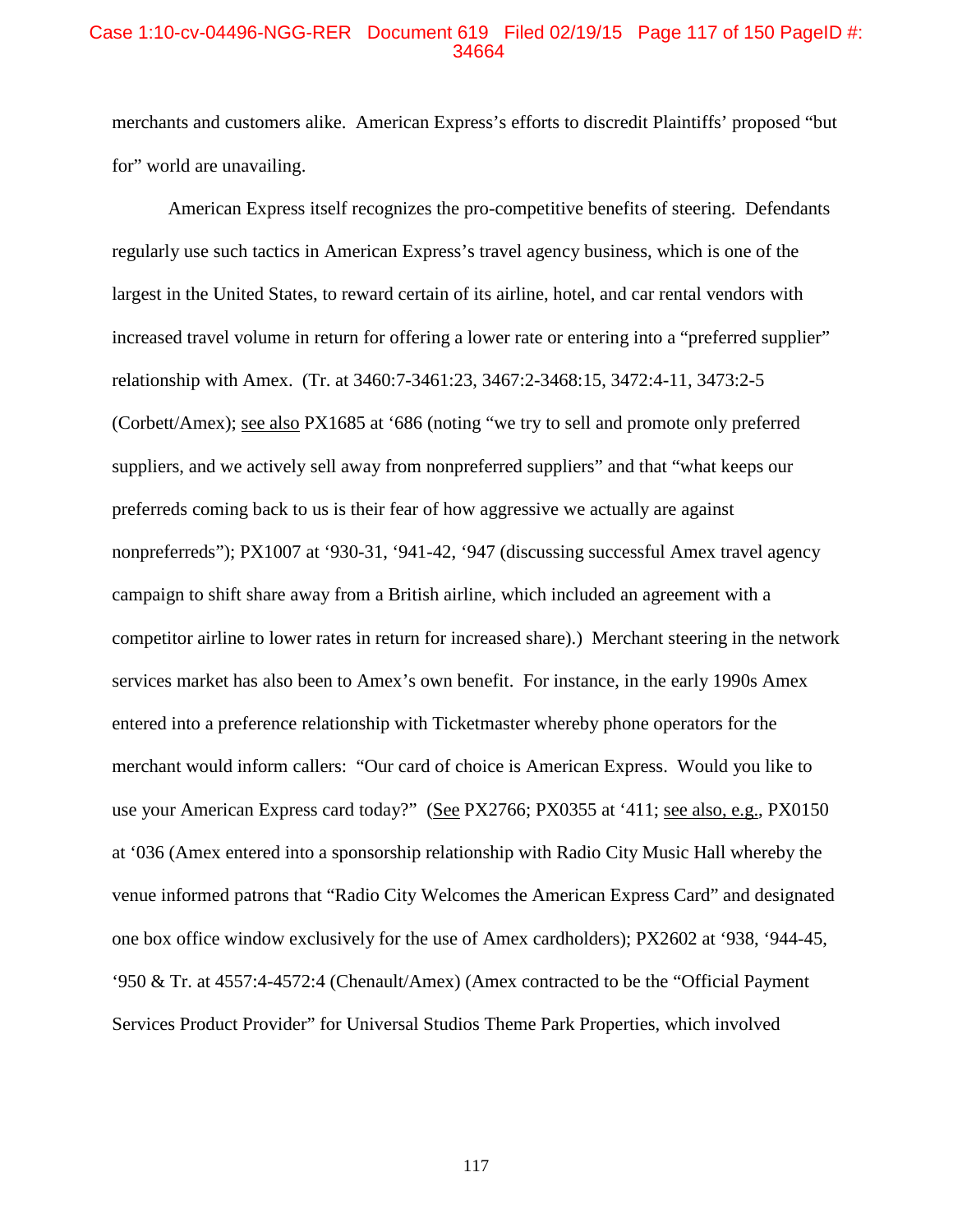merchants and customers alike. American Express's efforts to discredit Plaintiffs' proposed "but for" world are unavailing.

American Express itself recognizes the pro-competitive benefits of steering. Defendants regularly use such tactics in American Express's travel agency business, which is one of the largest in the United States, to reward certain of its airline, hotel, and car rental vendors with increased travel volume in return for offering a lower rate or entering into a "preferred supplier" relationship with Amex. (Tr. at 3460:7-3461:23, 3467:2-3468:15, 3472:4-11, 3473:2-5 (Corbett/Amex); see also PX1685 at '686 (noting "we try to sell and promote only preferred suppliers, and we actively sell away from nonpreferred suppliers" and that "what keeps our preferreds coming back to us is their fear of how aggressive we actually are against nonpreferreds"); PX1007 at '930-31, '941-42, '947 (discussing successful Amex travel agency campaign to shift share away from a British airline, which included an agreement with a competitor airline to lower rates in return for increased share).) Merchant steering in the network services market has also been to Amex's own benefit. For instance, in the early 1990s Amex entered into a preference relationship with Ticketmaster whereby phone operators for the merchant would inform callers: "Our card of choice is American Express. Would you like to use your American Express card today?" (See PX2766; PX0355 at '411; see also, e.g., PX0150 at '036 (Amex entered into a sponsorship relationship with Radio City Music Hall whereby the venue informed patrons that "Radio City Welcomes the American Express Card" and designated one box office window exclusively for the use of Amex cardholders); PX2602 at '938, '944-45, '950 & Tr. at 4557:4-4572:4 (Chenault/Amex) (Amex contracted to be the "Official Payment Services Product Provider" for Universal Studios Theme Park Properties, which involved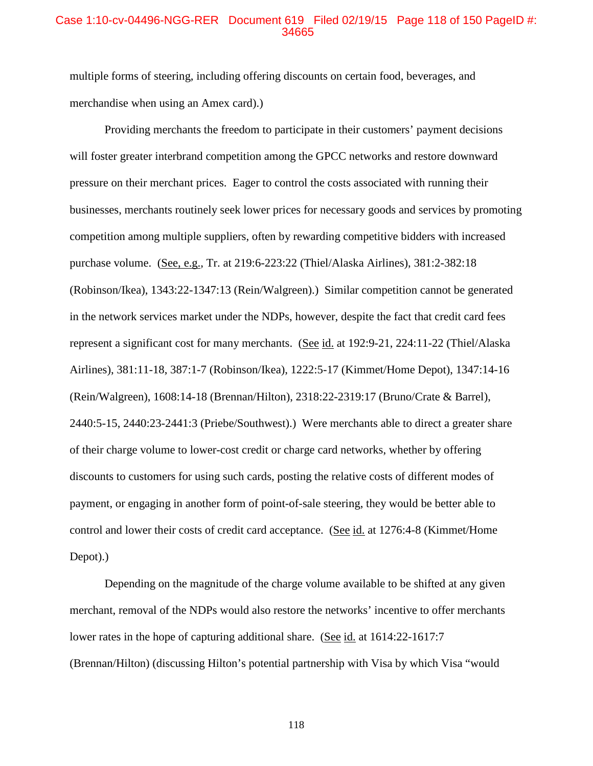multiple forms of steering, including offering discounts on certain food, beverages, and merchandise when using an Amex card).)

Providing merchants the freedom to participate in their customers' payment decisions will foster greater interbrand competition among the GPCC networks and restore downward pressure on their merchant prices. Eager to control the costs associated with running their businesses, merchants routinely seek lower prices for necessary goods and services by promoting competition among multiple suppliers, often by rewarding competitive bidders with increased purchase volume. (See, e.g., Tr. at 219:6-223:22 (Thiel/Alaska Airlines), 381:2-382:18 (Robinson/Ikea), 1343:22-1347:13 (Rein/Walgreen).) Similar competition cannot be generated in the network services market under the NDPs, however, despite the fact that credit card fees represent a significant cost for many merchants. (See id. at 192:9-21, 224:11-22 (Thiel/Alaska Airlines), 381:11-18, 387:1-7 (Robinson/Ikea), 1222:5-17 (Kimmet/Home Depot), 1347:14-16 (Rein/Walgreen), 1608:14-18 (Brennan/Hilton), 2318:22-2319:17 (Bruno/Crate & Barrel), 2440:5-15, 2440:23-2441:3 (Priebe/Southwest).) Were merchants able to direct a greater share of their charge volume to lower-cost credit or charge card networks, whether by offering discounts to customers for using such cards, posting the relative costs of different modes of payment, or engaging in another form of point-of-sale steering, they would be better able to control and lower their costs of credit card acceptance. (See id. at 1276:4-8 (Kimmet/Home Depot).)

Depending on the magnitude of the charge volume available to be shifted at any given merchant, removal of the NDPs would also restore the networks' incentive to offer merchants lower rates in the hope of capturing additional share. (See id. at 1614:22-1617:7 (Brennan/Hilton) (discussing Hilton's potential partnership with Visa by which Visa "would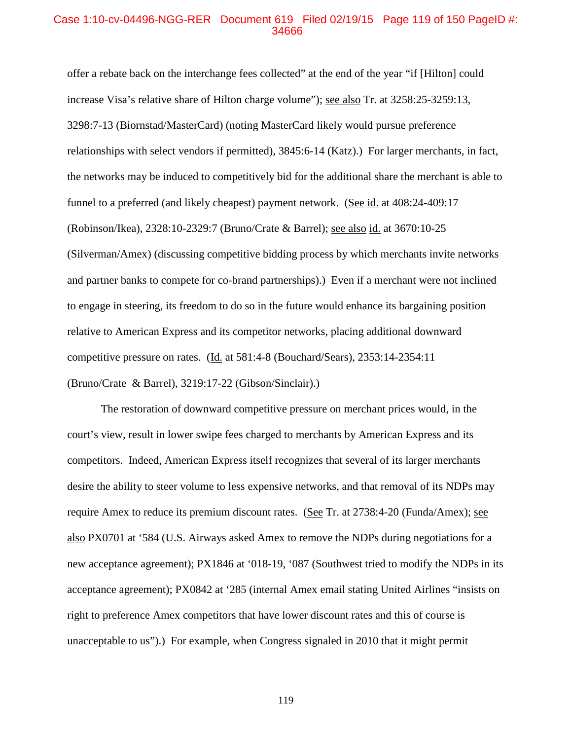offer a rebate back on the interchange fees collected" at the end of the year "if [Hilton] could increase Visa's relative share of Hilton charge volume"); see also Tr. at 3258:25-3259:13, 3298:7-13 (Biornstad/MasterCard) (noting MasterCard likely would pursue preference relationships with select vendors if permitted), 3845:6-14 (Katz).) For larger merchants, in fact, the networks may be induced to competitively bid for the additional share the merchant is able to funnel to a preferred (and likely cheapest) payment network. (See id. at 408:24-409:17 (Robinson/Ikea), 2328:10-2329:7 (Bruno/Crate & Barrel); see also id. at 3670:10-25 (Silverman/Amex) (discussing competitive bidding process by which merchants invite networks and partner banks to compete for co-brand partnerships).) Even if a merchant were not inclined to engage in steering, its freedom to do so in the future would enhance its bargaining position relative to American Express and its competitor networks, placing additional downward competitive pressure on rates. (Id. at 581:4-8 (Bouchard/Sears), 2353:14-2354:11 (Bruno/Crate & Barrel), 3219:17-22 (Gibson/Sinclair).)

The restoration of downward competitive pressure on merchant prices would, in the court's view, result in lower swipe fees charged to merchants by American Express and its competitors. Indeed, American Express itself recognizes that several of its larger merchants desire the ability to steer volume to less expensive networks, and that removal of its NDPs may require Amex to reduce its premium discount rates. (See Tr. at 2738:4-20 (Funda/Amex); see also PX0701 at '584 (U.S. Airways asked Amex to remove the NDPs during negotiations for a new acceptance agreement); PX1846 at '018-19, '087 (Southwest tried to modify the NDPs in its acceptance agreement); PX0842 at '285 (internal Amex email stating United Airlines "insists on right to preference Amex competitors that have lower discount rates and this of course is unacceptable to us").) For example, when Congress signaled in 2010 that it might permit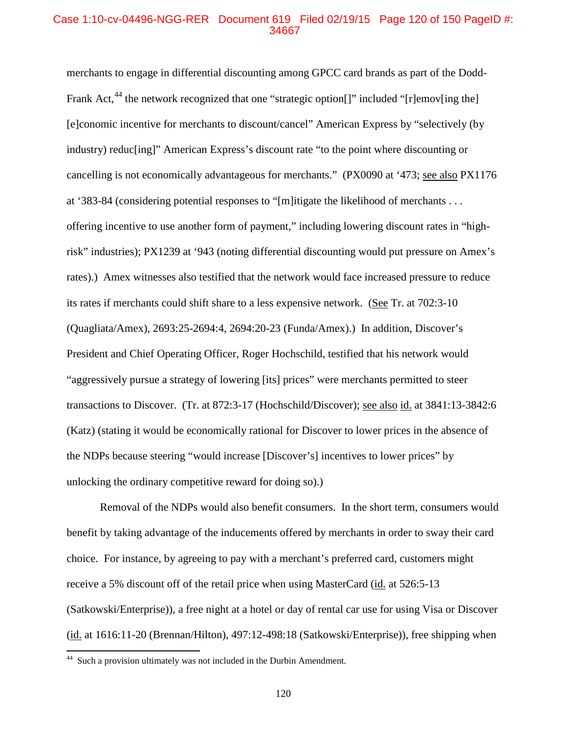merchants to engage in differential discounting among GPCC card brands as part of the Dodd-Frank Act,[44] the network recognized that one "strategic option[]" included "[r]emov[ing the] [e]conomic incentive for merchants to discount/cancel" American Express by "selectively (by industry) reduc[ing]" American Express's discount rate "to the point where discounting or cancelling is not economically advantageous for merchants." (PX0090 at '473; see also PX1176 at '383-84 (considering potential responses to "[m]itigate the likelihood of merchants . . . offering incentive to use another form of payment," including lowering discount rates in "high-risk" industries); PX1239 at '943 (noting differential discounting would put pressure on Amex's rates).) Amex witnesses also testified that the network would face increased pressure to reduce its rates if merchants could shift share to a less expensive network. (See Tr. at 702:3-10 (Quagliata/Amex), 2693:25-2694:4, 2694:20-23 (Funda/Amex).) In addition, Discover's President and Chief Operating Officer, Roger Hochschild, testified that his network would "aggressively pursue a strategy of lowering [its] prices" were merchants permitted to steer transactions to Discover. (Tr. at 872:3-17 (Hochschild/Discover); see also id. at 3841:13-3842:6 (Katz) (stating it would be economically rational for Discover to lower prices in the absence of the NDPs because steering "would increase [Discover's] incentives to lower prices" by unlocking the ordinary competitive reward for doing so).)

Removal of the NDPs would also benefit consumers. In the short term, consumers would benefit by taking advantage of the inducements offered by merchants in order to sway their card choice. For instance, by agreeing to pay with a merchant's preferred card, customers might receive a 5% discount off of the retail price when using MasterCard (id. at 526:5-13 (Satkowski/Enterprise)), a free night at a hotel or day of rental car use for using Visa or Discover (id. at 1616:11-20 (Brennan/Hilton), 497:12-498:18 (Satkowski/Enterprise)), free shipping when

[44] Such a provision ultimately was not included in the Durbin Amendment.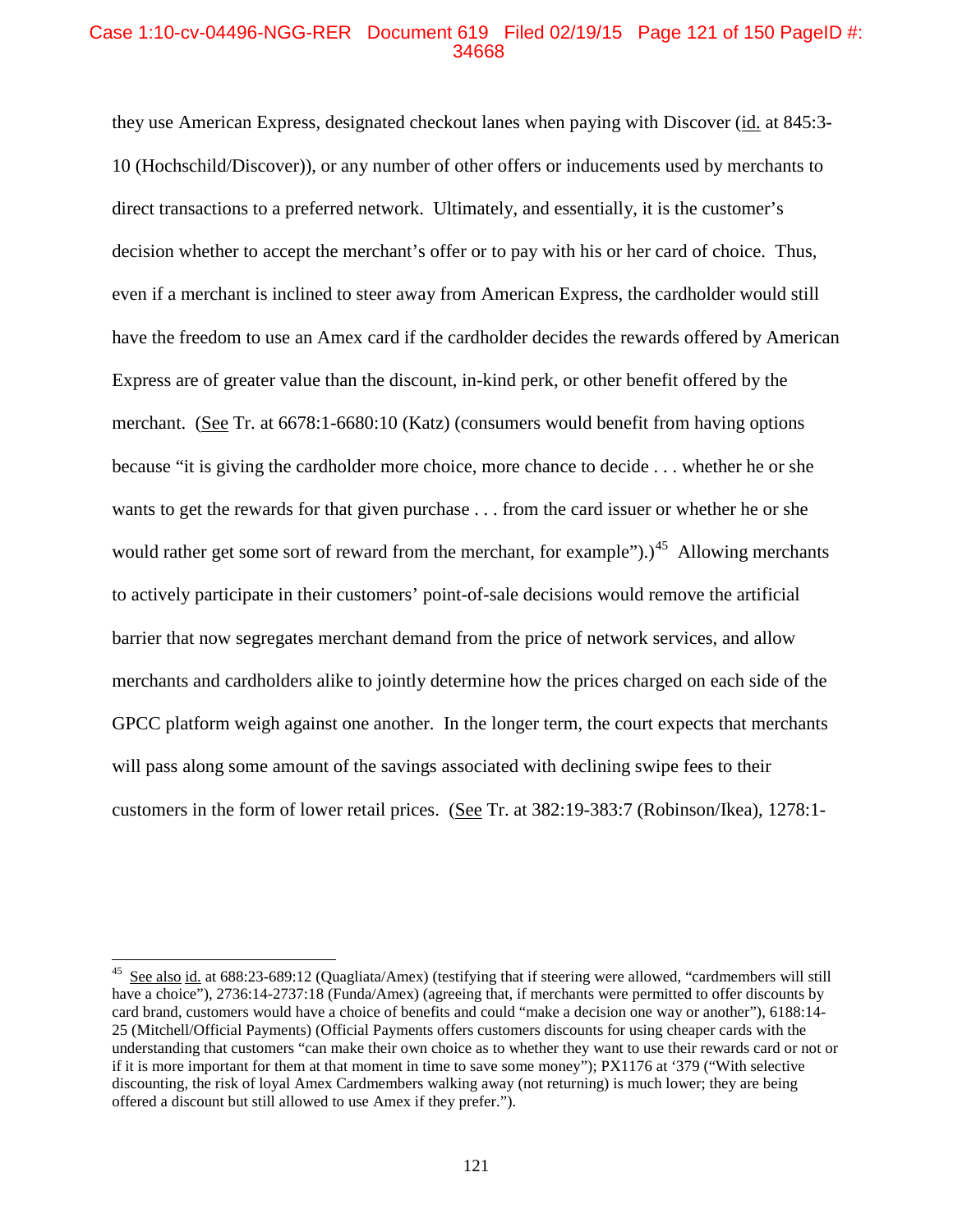they use American Express, designated checkout lanes when paying with Discover (id. at 845:3-10 (Hochschild/Discover)), or any number of other offers or inducements used by merchants to direct transactions to a preferred network. Ultimately, and essentially, it is the customer's decision whether to accept the merchant's offer or to pay with his or her card of choice. Thus, even if a merchant is inclined to steer away from American Express, the cardholder would still have the freedom to use an Amex card if the cardholder decides the rewards offered by American Express are of greater value than the discount, in-kind perk, or other benefit offered by the merchant. (See Tr. at 6678:1-6680:10 (Katz) (consumers would benefit from having options because "it is giving the cardholder more choice, more chance to decide . . . whether he or she wants to get the rewards for that given purchase . . . from the card issuer or whether he or she would rather get some sort of reward from the merchant, for example").)[45] Allowing merchants to actively participate in their customers' point-of-sale decisions would remove the artificial barrier that now segregates merchant demand from the price of network services, and allow merchants and cardholders alike to jointly determine how the prices charged on each side of the GPCC platform weigh against one another. In the longer term, the court expects that merchants will pass along some amount of the savings associated with declining swipe fees to their customers in the form of lower retail prices. (See Tr. at 382:19-383:7 (Robinson/Ikea), 1278:1-

---

[45] See also id. at 688:23-689:12 (Quagliata/Amex) (testifying that if steering were allowed, "cardmembers will still have a choice"), 2736:14-2737:18 (Funda/Amex) (agreeing that, if merchants were permitted to offer discounts by card brand, customers would have a choice of benefits and could "make a decision one way or another"), 6188:14-25 (Mitchell/Official Payments) (Official Payments offers customers discounts for using cheaper cards with the understanding that customers "can make their own choice as to whether they want to use their rewards card or not or if it is more important for them at that moment in time to save some money"); PX1176 at '379 ("With selective discounting, the risk of loyal Amex Cardmembers walking away (not returning) is much lower; they are being offered a discount but still allowed to use Amex if they prefer.").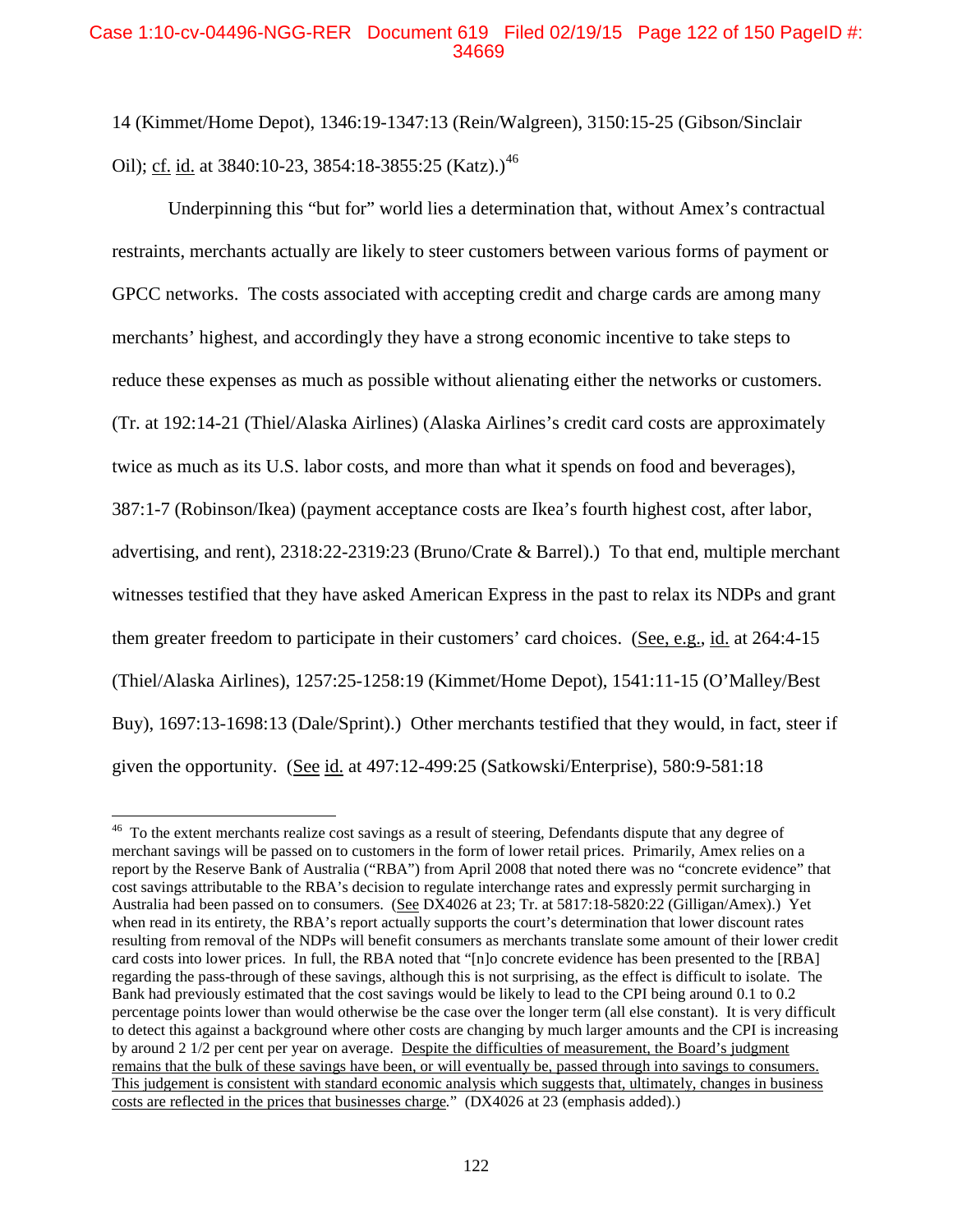14 (Kimmet/Home Depot), 1346:19-1347:13 (Rein/Walgreen), 3150:15-25 (Gibson/Sinclair Oil); cf. id. at 3840:10-23, 3854:18-3855:25 (Katz).)[46]

Underpinning this "but for" world lies a determination that, without Amex's contractual restraints, merchants actually are likely to steer customers between various forms of payment or GPCC networks. The costs associated with accepting credit and charge cards are among many merchants' highest, and accordingly they have a strong economic incentive to take steps to reduce these expenses as much as possible without alienating either the networks or customers. (Tr. at 192:14-21 (Thiel/Alaska Airlines) (Alaska Airlines's credit card costs are approximately twice as much as its U.S. labor costs, and more than what it spends on food and beverages), 387:1-7 (Robinson/Ikea) (payment acceptance costs are Ikea's fourth highest cost, after labor, advertising, and rent), 2318:22-2319:23 (Bruno/Crate & Barrel).) To that end, multiple merchant witnesses testified that they have asked American Express in the past to relax its NDPs and grant them greater freedom to participate in their customers' card choices. (See, e.g., id. at 264:4-15 (Thiel/Alaska Airlines), 1257:25-1258:19 (Kimmet/Home Depot), 1541:11-15 (O'Malley/Best Buy), 1697:13-1698:13 (Dale/Sprint).) Other merchants testified that they would, in fact, steer if given the opportunity. (See id. at 497:12-499:25 (Satkowski/Enterprise), 580:9-581:18

---

[46] To the extent merchants realize cost savings as a result of steering, Defendants dispute that any degree of merchant savings will be passed on to customers in the form of lower retail prices. Primarily, Amex relies on a report by the Reserve Bank of Australia ("RBA") from April 2008 that noted there was no "concrete evidence" that cost savings attributable to the RBA's decision to regulate interchange rates and expressly permit surcharging in Australia had been passed on to consumers. (See DX4026 at 23; Tr. at 5817:18-5820:22 (Gilligan/Amex).) Yet when read in its entirety, the RBA's report actually supports the court's determination that lower discount rates resulting from removal of the NDPs will benefit consumers as merchants translate some amount of their lower credit card costs into lower prices. In full, the RBA noted that "[n]o concrete evidence has been presented to the [RBA] regarding the pass-through of these savings, although this is not surprising, as the effect is difficult to isolate. The Bank had previously estimated that the cost savings would be likely to lead to the CPI being around 0.1 to 0.2 percentage points lower than would otherwise be the case over the longer term (all else constant). It is very difficult to detect this against a background where other costs are changing by much larger amounts and the CPI is increasing by around 2 1/2 per cent per year on average. Despite the difficulties of measurement, the Board's judgment remains that the bulk of these savings have been, or will eventually be, passed through into savings to consumers. This judgement is consistent with standard economic analysis which suggests that, ultimately, changes in business costs are reflected in the prices that businesses charge." (DX4026 at 23 (emphasis added).)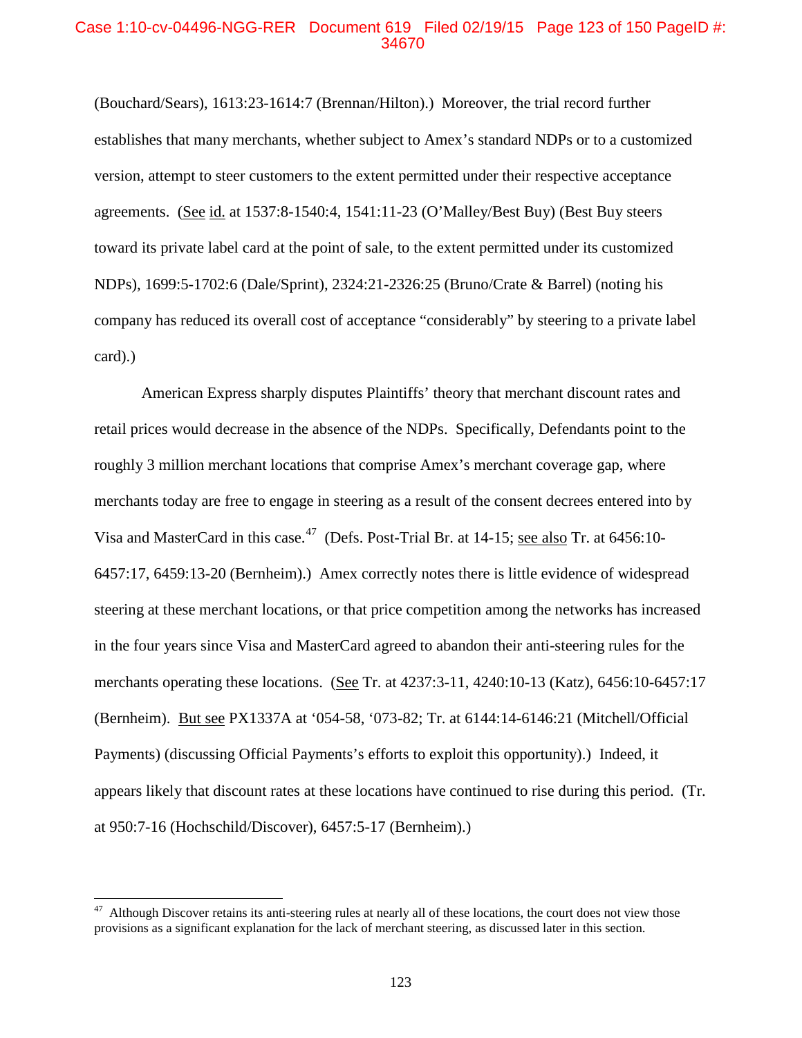(Bouchard/Sears), 1613:23-1614:7 (Brennan/Hilton).) Moreover, the trial record further establishes that many merchants, whether subject to Amex's standard NDPs or to a customized version, attempt to steer customers to the extent permitted under their respective acceptance agreements. (See id. at 1537:8-1540:4, 1541:11-23 (O'Malley/Best Buy) (Best Buy steers toward its private label card at the point of sale, to the extent permitted under its customized NDPs), 1699:5-1702:6 (Dale/Sprint), 2324:21-2326:25 (Bruno/Crate & Barrel) (noting his company has reduced its overall cost of acceptance "considerably" by steering to a private label card).)

American Express sharply disputes Plaintiffs' theory that merchant discount rates and retail prices would decrease in the absence of the NDPs. Specifically, Defendants point to the roughly 3 million merchant locations that comprise Amex's merchant coverage gap, where merchants today are free to engage in steering as a result of the consent decrees entered into by Visa and MasterCard in this case.[47] (Defs. Post-Trial Br. at 14-15; see also Tr. at 6456:10-6457:17, 6459:13-20 (Bernheim).) Amex correctly notes there is little evidence of widespread steering at these merchant locations, or that price competition among the networks has increased in the four years since Visa and MasterCard agreed to abandon their anti-steering rules for the merchants operating these locations. (See Tr. at 4237:3-11, 4240:10-13 (Katz), 6456:10-6457:17 (Bernheim). But see PX1337A at '054-58, '073-82; Tr. at 6144:14-6146:21 (Mitchell/Official Payments) (discussing Official Payments's efforts to exploit this opportunity).) Indeed, it appears likely that discount rates at these locations have continued to rise during this period. (Tr. at 950:7-16 (Hochschild/Discover), 6457:5-17 (Bernheim).)

[47] Although Discover retains its anti-steering rules at nearly all of these locations, the court does not view those provisions as a significant explanation for the lack of merchant steering, as discussed later in this section.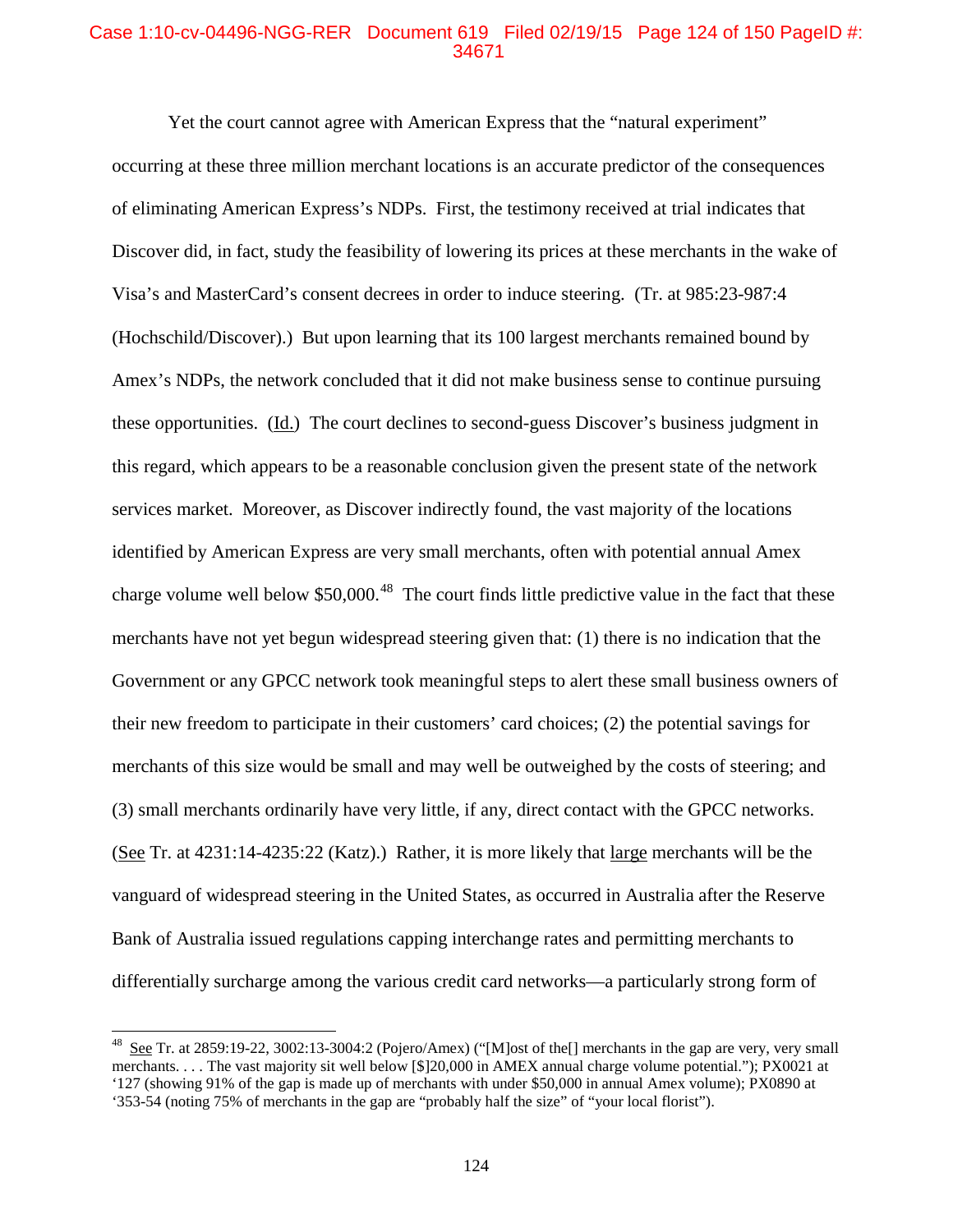Yet the court cannot agree with American Express that the "natural experiment" occurring at these three million merchant locations is an accurate predictor of the consequences of eliminating American Express's NDPs. First, the testimony received at trial indicates that Discover did, in fact, study the feasibility of lowering its prices at these merchants in the wake of Visa's and MasterCard's consent decrees in order to induce steering. (Tr. at 985:23-987:4 (Hochschild/Discover).) But upon learning that its 100 largest merchants remained bound by Amex's NDPs, the network concluded that it did not make business sense to continue pursuing these opportunities. (Id.) The court declines to second-guess Discover's business judgment in this regard, which appears to be a reasonable conclusion given the present state of the network services market. Moreover, as Discover indirectly found, the vast majority of the locations identified by American Express are very small merchants, often with potential annual Amex charge volume well below $50,000.[48] The court finds little predictive value in the fact that these merchants have not yet begun widespread steering given that: (1) there is no indication that the Government or any GPCC network took meaningful steps to alert these small business owners of their new freedom to participate in their customers' card choices; (2) the potential savings for merchants of this size would be small and may well be outweighed by the costs of steering; and (3) small merchants ordinarily have very little, if any, direct contact with the GPCC networks. (See Tr. at 4231:14-4235:22 (Katz).) Rather, it is more likely that large merchants will be the vanguard of widespread steering in the United States, as occurred in Australia after the Reserve Bank of Australia issued regulations capping interchange rates and permitting merchants to differentially surcharge among the various credit card networks—a particularly strong form of

---

[48] See Tr. at 2859:19-22, 3002:13-3004:2 (Pojero/Amex) ("[M]ost of the[] merchants in the gap are very, very small merchants. . . . The vast majority sit well below [$]20,000 in AMEX annual charge volume potential."); PX0021 at '127 (showing 91% of the gap is made up of merchants with under $50,000 in annual Amex volume); PX0890 at '353-54 (noting 75% of merchants in the gap are "probably half the size" of "your local florist").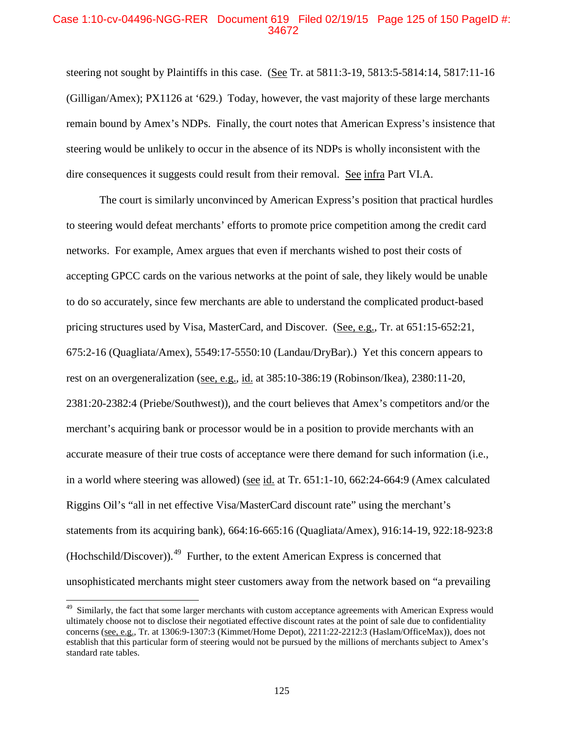steering not sought by Plaintiffs in this case. (See Tr. at 5811:3-19, 5813:5-5814:14, 5817:11-16 (Gilligan/Amex); PX1126 at '629.) Today, however, the vast majority of these large merchants remain bound by Amex's NDPs. Finally, the court notes that American Express's insistence that steering would be unlikely to occur in the absence of its NDPs is wholly inconsistent with the dire consequences it suggests could result from their removal. See infra Part VI.A.

The court is similarly unconvinced by American Express's position that practical hurdles to steering would defeat merchants' efforts to promote price competition among the credit card networks. For example, Amex argues that even if merchants wished to post their costs of accepting GPCC cards on the various networks at the point of sale, they likely would be unable to do so accurately, since few merchants are able to understand the complicated product-based pricing structures used by Visa, MasterCard, and Discover. (See, e.g., Tr. at 651:15-652:21, 675:2-16 (Quagliata/Amex), 5549:17-5550:10 (Landau/DryBar).) Yet this concern appears to rest on an overgeneralization (see, e.g., id. at 385:10-386:19 (Robinson/Ikea), 2380:11-20, 2381:20-2382:4 (Priebe/Southwest)), and the court believes that Amex's competitors and/or the merchant's acquiring bank or processor would be in a position to provide merchants with an accurate measure of their true costs of acceptance were there demand for such information (i.e., in a world where steering was allowed) (see id. at Tr. 651:1-10, 662:24-664:9 (Amex calculated Riggins Oil's "all in net effective Visa/MasterCard discount rate" using the merchant's statements from its acquiring bank), 664:16-665:16 (Quagliata/Amex), 916:14-19, 922:18-923:8 (Hochschild/Discover)).[49] Further, to the extent American Express is concerned that unsophisticated merchants might steer customers away from the network based on "a prevailing

---

[49] Similarly, the fact that some larger merchants with custom acceptance agreements with American Express would ultimately choose not to disclose their negotiated effective discount rates at the point of sale due to confidentiality concerns (see, e.g., Tr. at 1306:9-1307:3 (Kimmet/Home Depot), 2211:22-2212:3 (Haslam/OfficeMax)), does not establish that this particular form of steering would not be pursued by the millions of merchants subject to Amex's standard rate tables.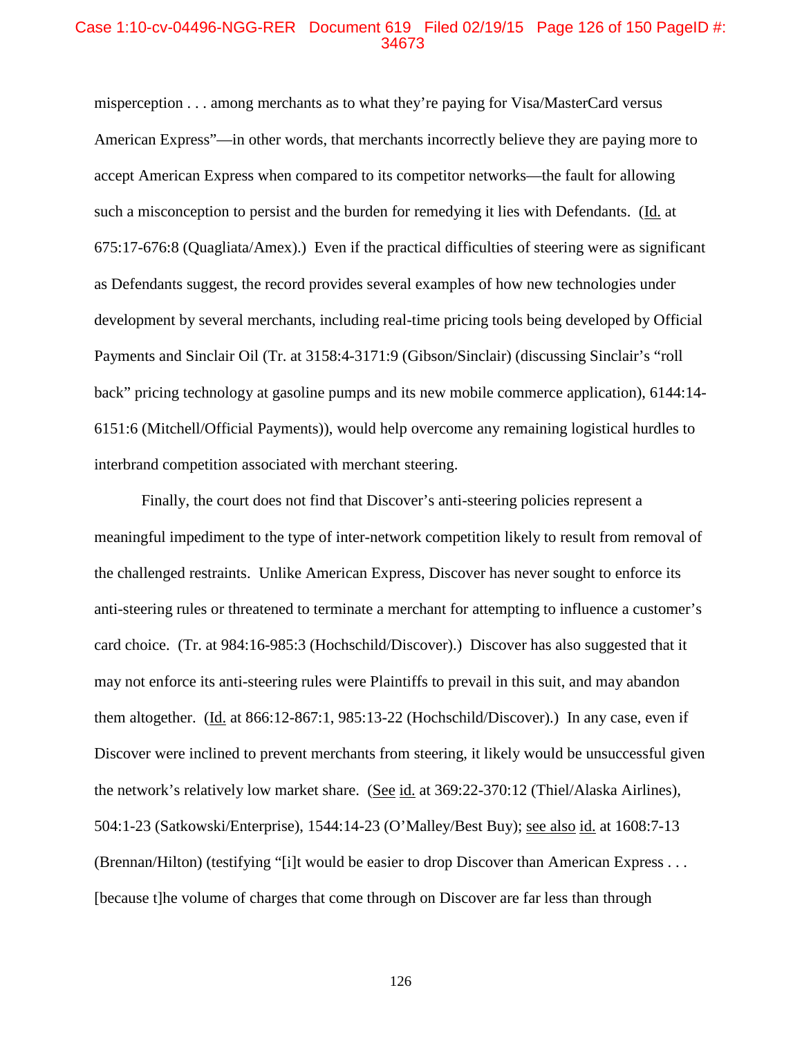misperception . . . among merchants as to what they're paying for Visa/MasterCard versus American Express"—in other words, that merchants incorrectly believe they are paying more to accept American Express when compared to its competitor networks—the fault for allowing such a misconception to persist and the burden for remedying it lies with Defendants. (Id. at 675:17-676:8 (Quagliata/Amex).) Even if the practical difficulties of steering were as significant as Defendants suggest, the record provides several examples of how new technologies under development by several merchants, including real-time pricing tools being developed by Official Payments and Sinclair Oil (Tr. at 3158:4-3171:9 (Gibson/Sinclair) (discussing Sinclair's "roll back" pricing technology at gasoline pumps and its new mobile commerce application), 6144:14-6151:6 (Mitchell/Official Payments)), would help overcome any remaining logistical hurdles to interbrand competition associated with merchant steering.

Finally, the court does not find that Discover's anti-steering policies represent a meaningful impediment to the type of inter-network competition likely to result from removal of the challenged restraints. Unlike American Express, Discover has never sought to enforce its anti-steering rules or threatened to terminate a merchant for attempting to influence a customer's card choice. (Tr. at 984:16-985:3 (Hochschild/Discover).) Discover has also suggested that it may not enforce its anti-steering rules were Plaintiffs to prevail in this suit, and may abandon them altogether. (Id. at 866:12-867:1, 985:13-22 (Hochschild/Discover).) In any case, even if Discover were inclined to prevent merchants from steering, it likely would be unsuccessful given the network's relatively low market share. (See id. at 369:22-370:12 (Thiel/Alaska Airlines), 504:1-23 (Satkowski/Enterprise), 1544:14-23 (O'Malley/Best Buy); see also id. at 1608:7-13 (Brennan/Hilton) (testifying "[i]t would be easier to drop Discover than American Express . . . [because t]he volume of charges that come through on Discover are far less than through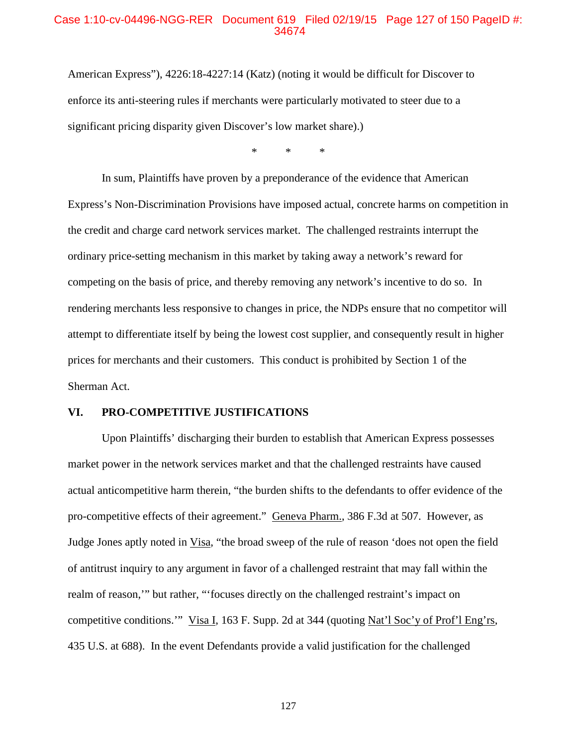American Express"), 4226:18-4227:14 (Katz) (noting it would be difficult for Discover to enforce its anti-steering rules if merchants were particularly motivated to steer due to a significant pricing disparity given Discover's low market share).)

\* \* \*

In sum, Plaintiffs have proven by a preponderance of the evidence that American Express's Non-Discrimination Provisions have imposed actual, concrete harms on competition in the credit and charge card network services market. The challenged restraints interrupt the ordinary price-setting mechanism in this market by taking away a network's reward for competing on the basis of price, and thereby removing any network's incentive to do so. In rendering merchants less responsive to changes in price, the NDPs ensure that no competitor will attempt to differentiate itself by being the lowest cost supplier, and consequently result in higher prices for merchants and their customers. This conduct is prohibited by Section 1 of the Sherman Act.

## VI. PRO-COMPETITIVE JUSTIFICATIONS

Upon Plaintiffs' discharging their burden to establish that American Express possesses market power in the network services market and that the challenged restraints have caused actual anticompetitive harm therein, "the burden shifts to the defendants to offer evidence of the pro-competitive effects of their agreement." Geneva Pharm., 386 F.3d at 507. However, as Judge Jones aptly noted in Visa, "the broad sweep of the rule of reason 'does not open the field of antitrust inquiry to any argument in favor of a challenged restraint that may fall within the realm of reason,'" but rather, "'focuses directly on the challenged restraint's impact on competitive conditions.'" Visa I, 163 F. Supp. 2d at 344 (quoting Nat'l Soc'y of Prof'l Eng'rs, 435 U.S. at 688). In the event Defendants provide a valid justification for the challenged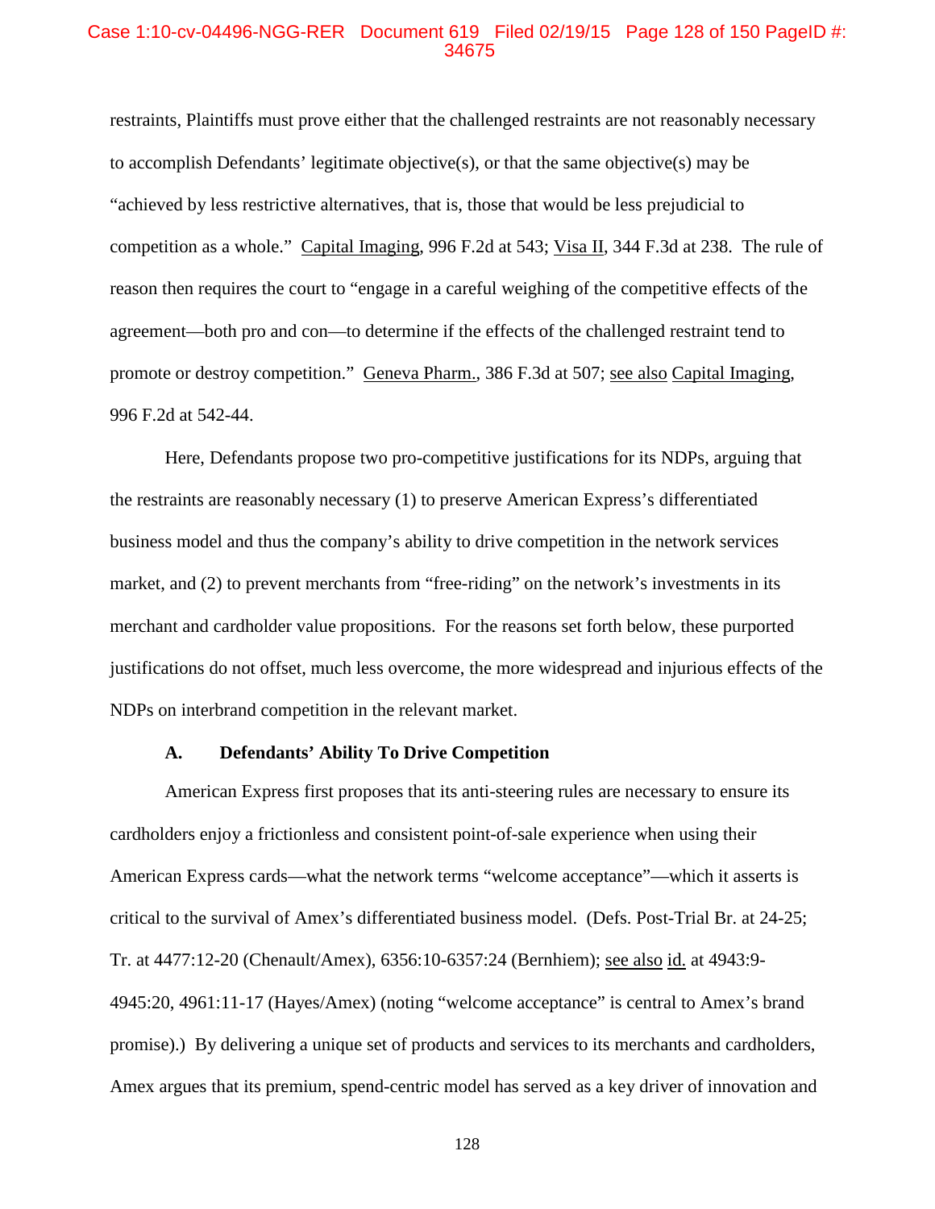restraints, Plaintiffs must prove either that the challenged restraints are not reasonably necessary to accomplish Defendants' legitimate objective(s), or that the same objective(s) may be "achieved by less restrictive alternatives, that is, those that would be less prejudicial to competition as a whole." Capital Imaging, 996 F.2d at 543; Visa II, 344 F.3d at 238. The rule of reason then requires the court to "engage in a careful weighing of the competitive effects of the agreement—both pro and con—to determine if the effects of the challenged restraint tend to promote or destroy competition." Geneva Pharm., 386 F.3d at 507; see also Capital Imaging, 996 F.2d at 542-44.

Here, Defendants propose two pro-competitive justifications for its NDPs, arguing that the restraints are reasonably necessary (1) to preserve American Express's differentiated business model and thus the company's ability to drive competition in the network services market, and (2) to prevent merchants from "free-riding" on the network's investments in its merchant and cardholder value propositions. For the reasons set forth below, these purported justifications do not offset, much less overcome, the more widespread and injurious effects of the NDPs on interbrand competition in the relevant market.

### A. Defendants' Ability To Drive Competition

American Express first proposes that its anti-steering rules are necessary to ensure its cardholders enjoy a frictionless and consistent point-of-sale experience when using their American Express cards—what the network terms "welcome acceptance"—which it asserts is critical to the survival of Amex's differentiated business model. (Defs. Post-Trial Br. at 24-25; Tr. at 4477:12-20 (Chenault/Amex), 6356:10-6357:24 (Bernhiem); see also id. at 4943:9-4945:20, 4961:11-17 (Hayes/Amex) (noting "welcome acceptance" is central to Amex's brand promise).) By delivering a unique set of products and services to its merchants and cardholders, Amex argues that its premium, spend-centric model has served as a key driver of innovation and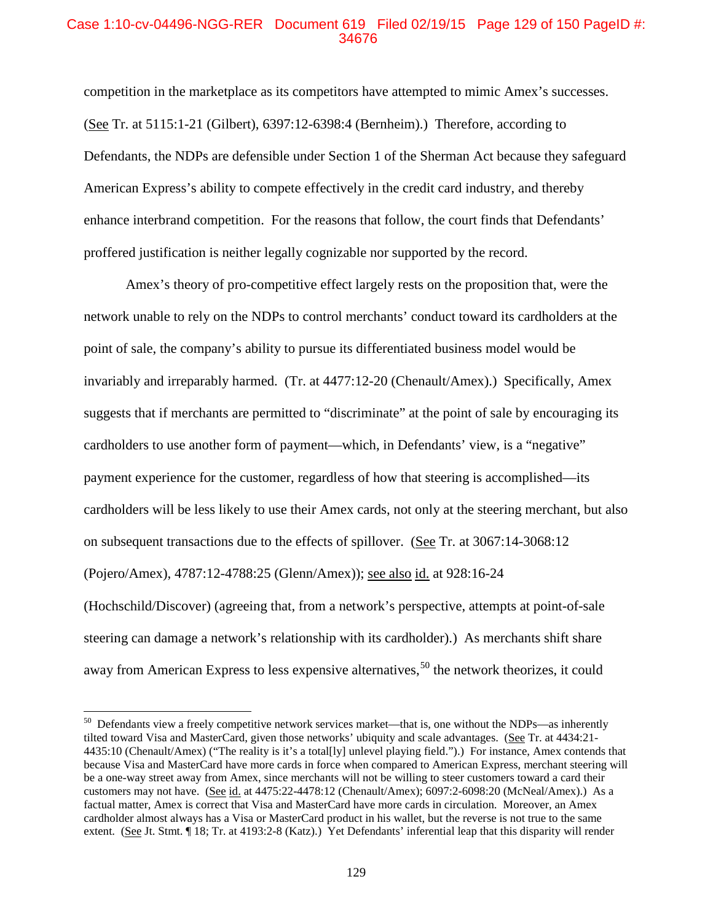competition in the marketplace as its competitors have attempted to mimic Amex's successes. (See Tr. at 5115:1-21 (Gilbert), 6397:12-6398:4 (Bernheim).) Therefore, according to Defendants, the NDPs are defensible under Section 1 of the Sherman Act because they safeguard American Express's ability to compete effectively in the credit card industry, and thereby enhance interbrand competition. For the reasons that follow, the court finds that Defendants' proffered justification is neither legally cognizable nor supported by the record.

Amex's theory of pro-competitive effect largely rests on the proposition that, were the network unable to rely on the NDPs to control merchants' conduct toward its cardholders at the point of sale, the company's ability to pursue its differentiated business model would be invariably and irreparably harmed. (Tr. at 4477:12-20 (Chenault/Amex).) Specifically, Amex suggests that if merchants are permitted to "discriminate" at the point of sale by encouraging its cardholders to use another form of payment—which, in Defendants' view, is a "negative" payment experience for the customer, regardless of how that steering is accomplished—its cardholders will be less likely to use their Amex cards, not only at the steering merchant, but also on subsequent transactions due to the effects of spillover. (See Tr. at 3067:14-3068:12 (Pojero/Amex), 4787:12-4788:25 (Glenn/Amex)); see also id. at 928:16-24 (Hochschild/Discover) (agreeing that, from a network's perspective, attempts at point-of-sale steering can damage a network's relationship with its cardholder).) As merchants shift share away from American Express to less expensive alternatives,[50] the network theorizes, it could

[50] Defendants view a freely competitive network services market—that is, one without the NDPs—as inherently tilted toward Visa and MasterCard, given those networks' ubiquity and scale advantages. (See Tr. at 4434:21-4435:10 (Chenault/Amex) ("The reality is it's a total[ly] unlevel playing field.").) For instance, Amex contends that because Visa and MasterCard have more cards in force when compared to American Express, merchant steering will be a one-way street away from Amex, since merchants will not be willing to steer customers toward a card their customers may not have. (See id. at 4475:22-4478:12 (Chenault/Amex); 6097:2-6098:20 (McNeal/Amex).) As a factual matter, Amex is correct that Visa and MasterCard have more cards in circulation. Moreover, an Amex cardholder almost always has a Visa or MasterCard product in his wallet, but the reverse is not true to the same extent. (See Jt. Stmt. ¶ 18; Tr. at 4193:2-8 (Katz).) Yet Defendants' inferential leap that this disparity will render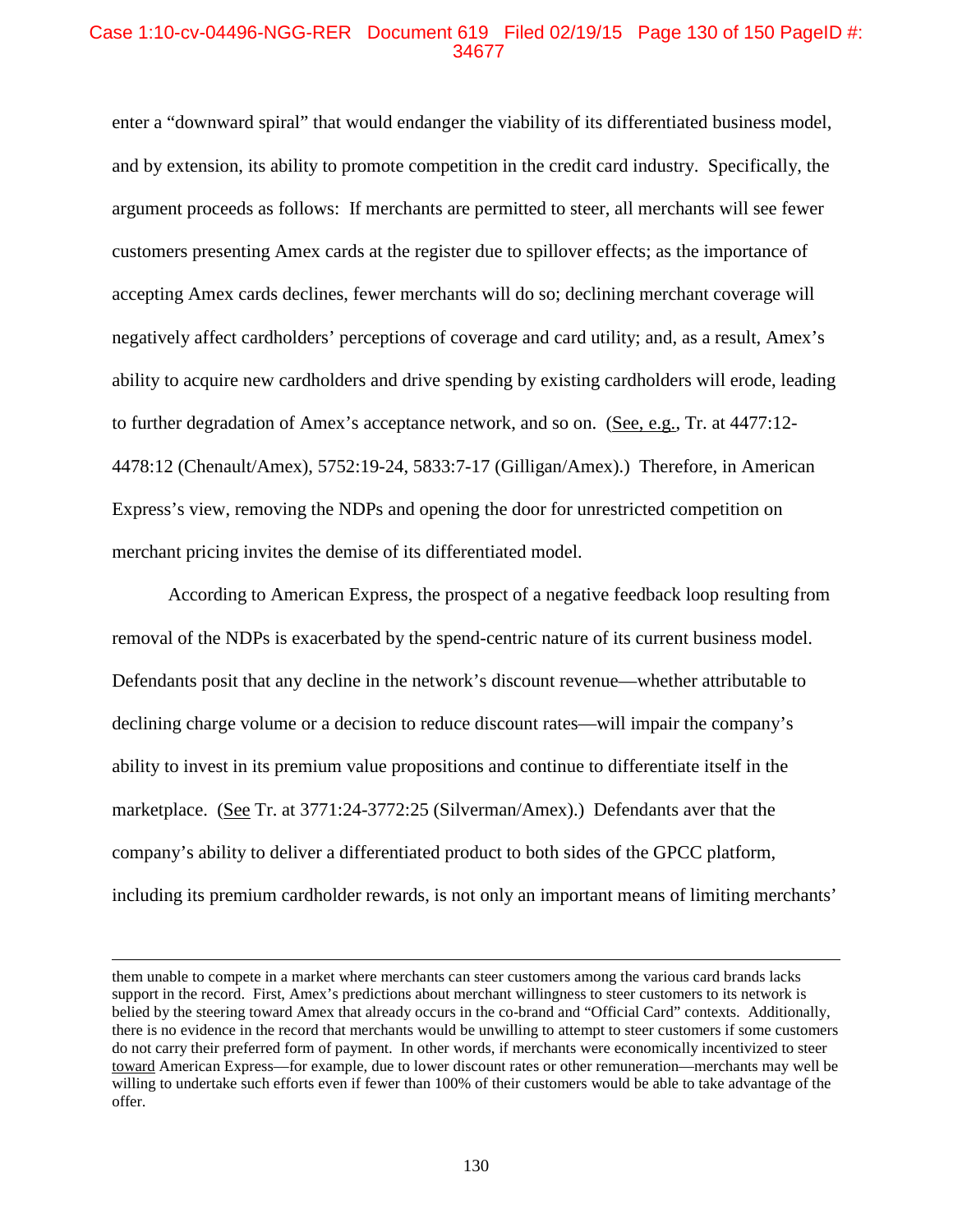enter a "downward spiral" that would endanger the viability of its differentiated business model, and by extension, its ability to promote competition in the credit card industry. Specifically, the argument proceeds as follows: If merchants are permitted to steer, all merchants will see fewer customers presenting Amex cards at the register due to spillover effects; as the importance of accepting Amex cards declines, fewer merchants will do so; declining merchant coverage will negatively affect cardholders' perceptions of coverage and card utility; and, as a result, Amex's ability to acquire new cardholders and drive spending by existing cardholders will erode, leading to further degradation of Amex's acceptance network, and so on. (See, e.g., Tr. at 4477:12-4478:12 (Chenault/Amex), 5752:19-24, 5833:7-17 (Gilligan/Amex).) Therefore, in American Express's view, removing the NDPs and opening the door for unrestricted competition on merchant pricing invites the demise of its differentiated model.

According to American Express, the prospect of a negative feedback loop resulting from removal of the NDPs is exacerbated by the spend-centric nature of its current business model. Defendants posit that any decline in the network's discount revenue—whether attributable to declining charge volume or a decision to reduce discount rates—will impair the company's ability to invest in its premium value propositions and continue to differentiate itself in the marketplace. (See Tr. at 3771:24-3772:25 (Silverman/Amex).) Defendants aver that the company's ability to deliver a differentiated product to both sides of the GPCC platform, including its premium cardholder rewards, is not only an important means of limiting merchants'

---

them unable to compete in a market where merchants can steer customers among the various card brands lacks support in the record. First, Amex's predictions about merchant willingness to steer customers to its network is belied by the steering toward Amex that already occurs in the co-brand and "Official Card" contexts. Additionally, there is no evidence in the record that merchants would be unwilling to attempt to steer customers if some customers do not carry their preferred form of payment. In other words, if merchants were economically incentivized to steer toward American Express—for example, due to lower discount rates or other remuneration—merchants may well be willing to undertake such efforts even if fewer than 100% of their customers would be able to take advantage of the offer.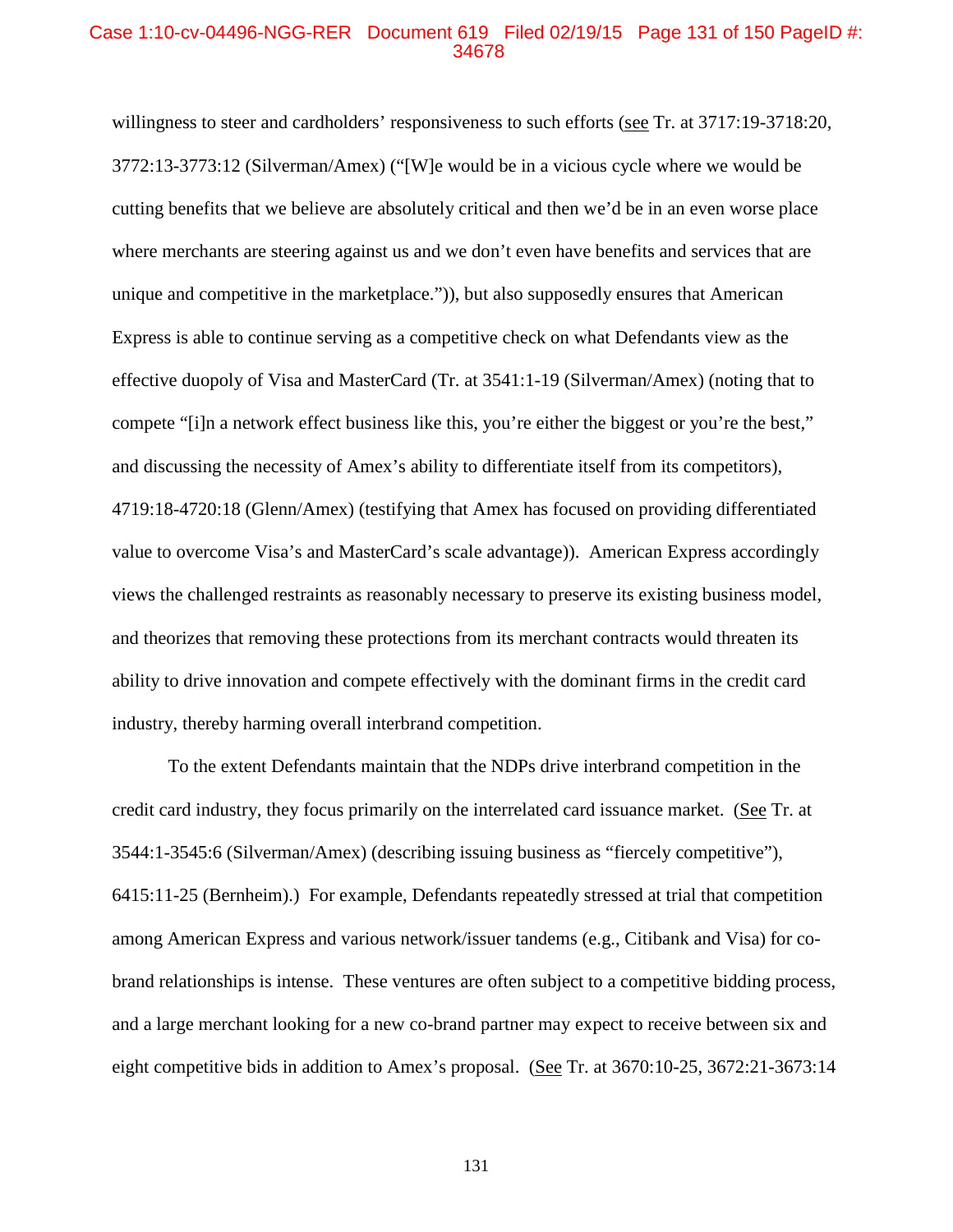willingness to steer and cardholders' responsiveness to such efforts (see Tr. at 3717:19-3718:20, 3772:13-3773:12 (Silverman/Amex) ("[W]e would be in a vicious cycle where we would be cutting benefits that we believe are absolutely critical and then we'd be in an even worse place where merchants are steering against us and we don't even have benefits and services that are unique and competitive in the marketplace.")), but also supposedly ensures that American Express is able to continue serving as a competitive check on what Defendants view as the effective duopoly of Visa and MasterCard (Tr. at 3541:1-19 (Silverman/Amex) (noting that to compete "[i]n a network effect business like this, you're either the biggest or you're the best," and discussing the necessity of Amex's ability to differentiate itself from its competitors), 4719:18-4720:18 (Glenn/Amex) (testifying that Amex has focused on providing differentiated value to overcome Visa's and MasterCard's scale advantage)). American Express accordingly views the challenged restraints as reasonably necessary to preserve its existing business model, and theorizes that removing these protections from its merchant contracts would threaten its ability to drive innovation and compete effectively with the dominant firms in the credit card industry, thereby harming overall interbrand competition.

To the extent Defendants maintain that the NDPs drive interbrand competition in the credit card industry, they focus primarily on the interrelated card issuance market. (See Tr. at 3544:1-3545:6 (Silverman/Amex) (describing issuing business as "fiercely competitive"), 6415:11-25 (Bernheim).) For example, Defendants repeatedly stressed at trial that competition among American Express and various network/issuer tandems (e.g., Citibank and Visa) for co-brand relationships is intense. These ventures are often subject to a competitive bidding process, and a large merchant looking for a new co-brand partner may expect to receive between six and eight competitive bids in addition to Amex's proposal. (See Tr. at 3670:10-25, 3672:21-3673:14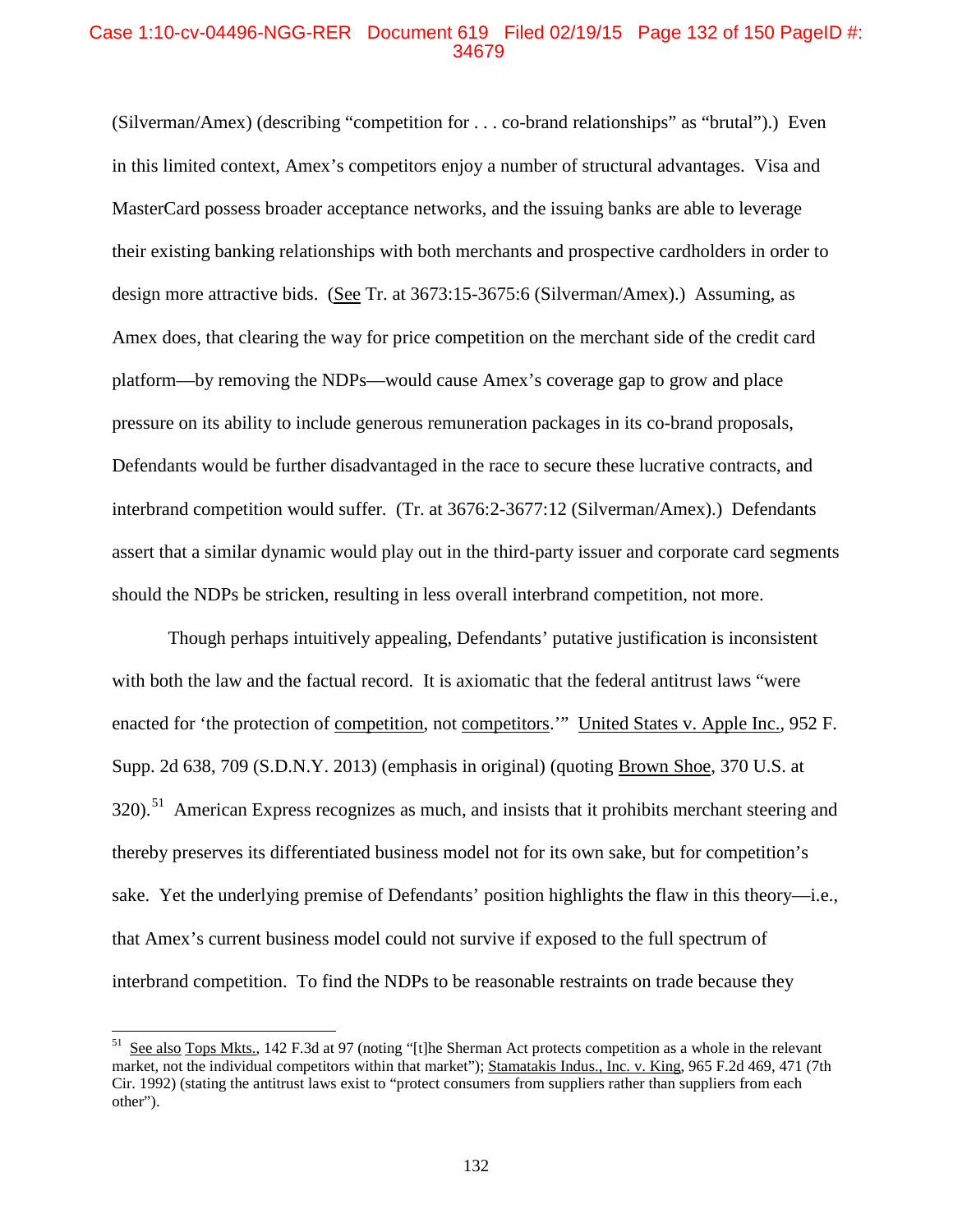(Silverman/Amex) (describing "competition for . . . co-brand relationships" as "brutal").) Even in this limited context, Amex's competitors enjoy a number of structural advantages. Visa and MasterCard possess broader acceptance networks, and the issuing banks are able to leverage their existing banking relationships with both merchants and prospective cardholders in order to design more attractive bids. (See Tr. at 3673:15-3675:6 (Silverman/Amex).) Assuming, as Amex does, that clearing the way for price competition on the merchant side of the credit card platform—by removing the NDPs—would cause Amex's coverage gap to grow and place pressure on its ability to include generous remuneration packages in its co-brand proposals, Defendants would be further disadvantaged in the race to secure these lucrative contracts, and interbrand competition would suffer. (Tr. at 3676:2-3677:12 (Silverman/Amex).) Defendants assert that a similar dynamic would play out in the third-party issuer and corporate card segments should the NDPs be stricken, resulting in less overall interbrand competition, not more.

Though perhaps intuitively appealing, Defendants' putative justification is inconsistent with both the law and the factual record. It is axiomatic that the federal antitrust laws "were enacted for 'the protection of competition, not competitors.'" United States v. Apple Inc., 952 F. Supp. 2d 638, 709 (S.D.N.Y. 2013) (emphasis in original) (quoting Brown Shoe, 370 U.S. at 320).[51] American Express recognizes as much, and insists that it prohibits merchant steering and thereby preserves its differentiated business model not for its own sake, but for competition's sake. Yet the underlying premise of Defendants' position highlights the flaw in this theory—i.e., that Amex's current business model could not survive if exposed to the full spectrum of interbrand competition. To find the NDPs to be reasonable restraints on trade because they

[51] See also Tops Mkts., 142 F.3d at 97 (noting "[t]he Sherman Act protects competition as a whole in the relevant market, not the individual competitors within that market"); Stamatakis Indus., Inc. v. King, 965 F.2d 469, 471 (7th Cir. 1992) (stating the antitrust laws exist to "protect consumers from suppliers rather than suppliers from each other").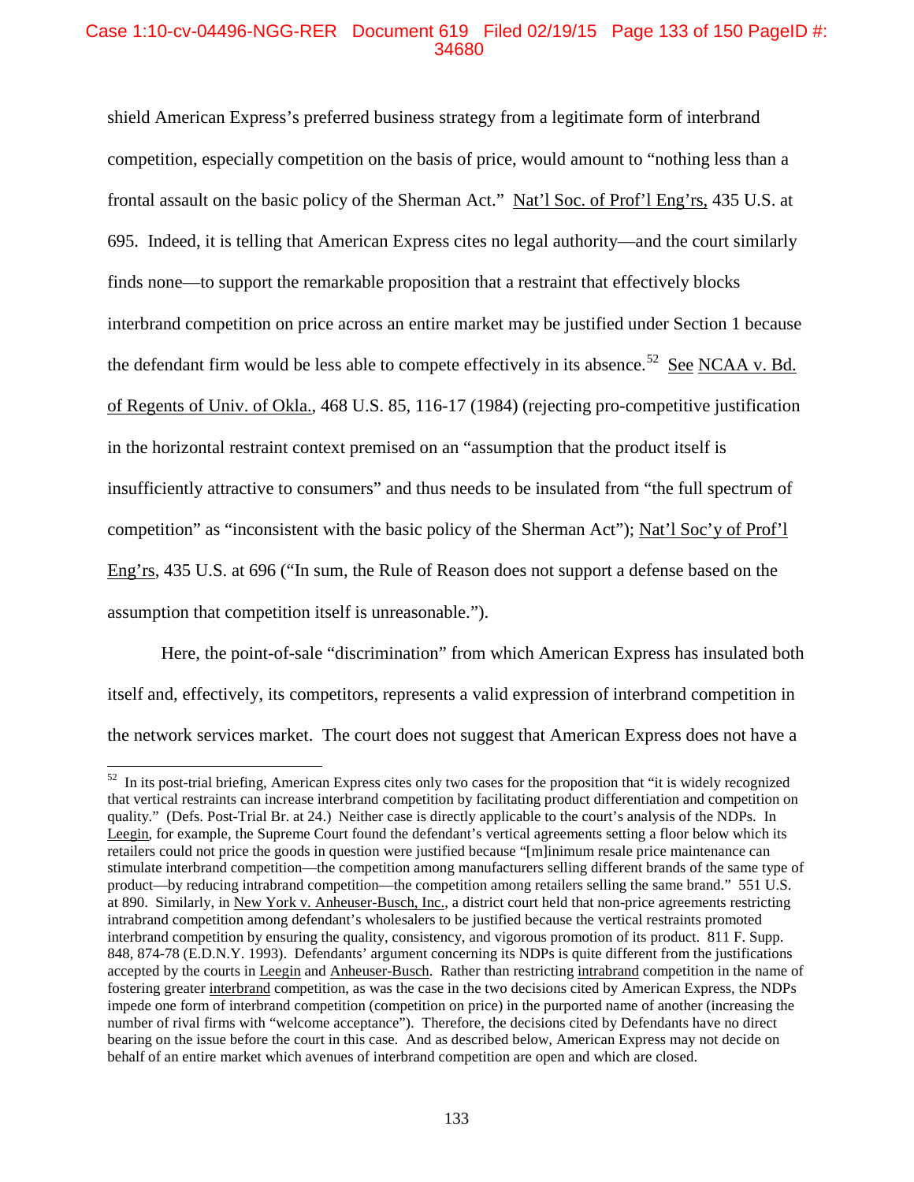shield American Express's preferred business strategy from a legitimate form of interbrand competition, especially competition on the basis of price, would amount to "nothing less than a frontal assault on the basic policy of the Sherman Act." Nat'l Soc. of Prof'l Eng'rs, 435 U.S. at 695. Indeed, it is telling that American Express cites no legal authority—and the court similarly finds none—to support the remarkable proposition that a restraint that effectively blocks interbrand competition on price across an entire market may be justified under Section 1 because the defendant firm would be less able to compete effectively in its absence.[52] See NCAA v. Bd. of Regents of Univ. of Okla., 468 U.S. 85, 116-17 (1984) (rejecting pro-competitive justification in the horizontal restraint context premised on an "assumption that the product itself is insufficiently attractive to consumers" and thus needs to be insulated from "the full spectrum of competition" as "inconsistent with the basic policy of the Sherman Act"); Nat'l Soc'y of Prof'l Eng'rs, 435 U.S. at 696 ("In sum, the Rule of Reason does not support a defense based on the assumption that competition itself is unreasonable.").

Here, the point-of-sale "discrimination" from which American Express has insulated both itself and, effectively, its competitors, represents a valid expression of interbrand competition in the network services market. The court does not suggest that American Express does not have a

[52] In its post-trial briefing, American Express cites only two cases for the proposition that "it is widely recognized that vertical restraints can increase interbrand competition by facilitating product differentiation and competition on quality." (Defs. Post-Trial Br. at 24.) Neither case is directly applicable to the court's analysis of the NDPs. In Leegin, for example, the Supreme Court found the defendant's vertical agreements setting a floor below which its retailers could not price the goods in question were justified because "[m]inimum resale price maintenance can stimulate interbrand competition—the competition among manufacturers selling different brands of the same type of product—by reducing intrabrand competition—the competition among retailers selling the same brand." 551 U.S. at 890. Similarly, in New York v. Anheuser-Busch, Inc., a district court held that non-price agreements restricting intrabrand competition among defendant's wholesalers to be justified because the vertical restraints promoted interbrand competition by ensuring the quality, consistency, and vigorous promotion of its product. 811 F. Supp. 848, 874-78 (E.D.N.Y. 1993). Defendants' argument concerning its NDPs is quite different from the justifications accepted by the courts in Leegin and Anheuser-Busch. Rather than restricting intrabrand competition in the name of fostering greater interbrand competition, as was the case in the two decisions cited by American Express, the NDPs impede one form of interbrand competition (competition on price) in the purported name of another (increasing the number of rival firms with "welcome acceptance"). Therefore, the decisions cited by Defendants have no direct bearing on the issue before the court in this case. And as described below, American Express may not decide on behalf of an entire market which avenues of interbrand competition are open and which are closed.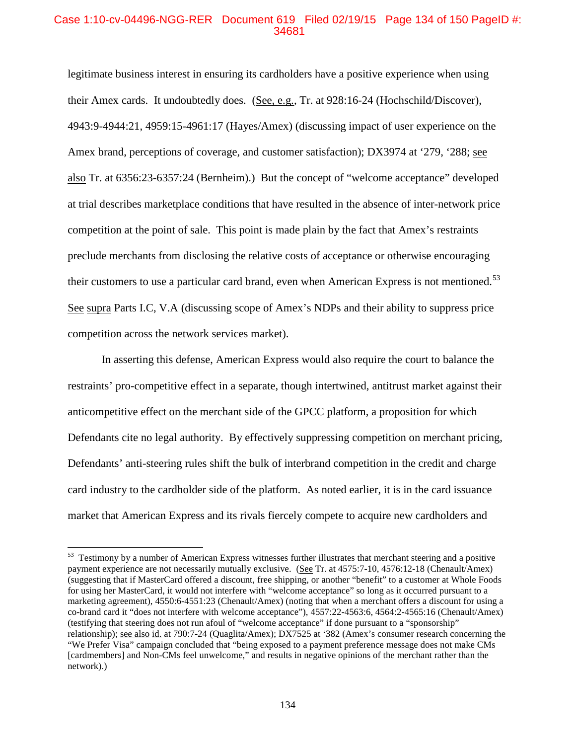legitimate business interest in ensuring its cardholders have a positive experience when using their Amex cards. It undoubtedly does. (See, e.g., Tr. at 928:16-24 (Hochschild/Discover), 4943:9-4944:21, 4959:15-4961:17 (Hayes/Amex) (discussing impact of user experience on the Amex brand, perceptions of coverage, and customer satisfaction); DX3974 at '279, '288; see also Tr. at 6356:23-6357:24 (Bernheim).) But the concept of "welcome acceptance" developed at trial describes marketplace conditions that have resulted in the absence of inter-network price competition at the point of sale. This point is made plain by the fact that Amex's restraints preclude merchants from disclosing the relative costs of acceptance or otherwise encouraging their customers to use a particular card brand, even when American Express is not mentioned.[53] See supra Parts I.C, V.A (discussing scope of Amex's NDPs and their ability to suppress price competition across the network services market).

In asserting this defense, American Express would also require the court to balance the restraints' pro-competitive effect in a separate, though intertwined, antitrust market against their anticompetitive effect on the merchant side of the GPCC platform, a proposition for which Defendants cite no legal authority. By effectively suppressing competition on merchant pricing, Defendants' anti-steering rules shift the bulk of interbrand competition in the credit and charge card industry to the cardholder side of the platform. As noted earlier, it is in the card issuance market that American Express and its rivals fiercely compete to acquire new cardholders and

[53] Testimony by a number of American Express witnesses further illustrates that merchant steering and a positive payment experience are not necessarily mutually exclusive. (See Tr. at 4575:7-10, 4576:12-18 (Chenault/Amex) (suggesting that if MasterCard offered a discount, free shipping, or another "benefit" to a customer at Whole Foods for using her MasterCard, it would not interfere with "welcome acceptance" so long as it occurred pursuant to a marketing agreement), 4550:6-4551:23 (Chenault/Amex) (noting that when a merchant offers a discount for using a co-brand card it "does not interfere with welcome acceptance"), 4557:22-4563:6, 4564:2-4565:16 (Chenault/Amex) (testifying that steering does not run afoul of "welcome acceptance" if done pursuant to a "sponsorship" relationship); see also id. at 790:7-24 (Quaglita/Amex); DX7525 at '382 (Amex's consumer research concerning the "We Prefer Visa" campaign concluded that "being exposed to a payment preference message does not make CMs [cardmembers] and Non-CMs feel unwelcome," and results in negative opinions of the merchant rather than the network).)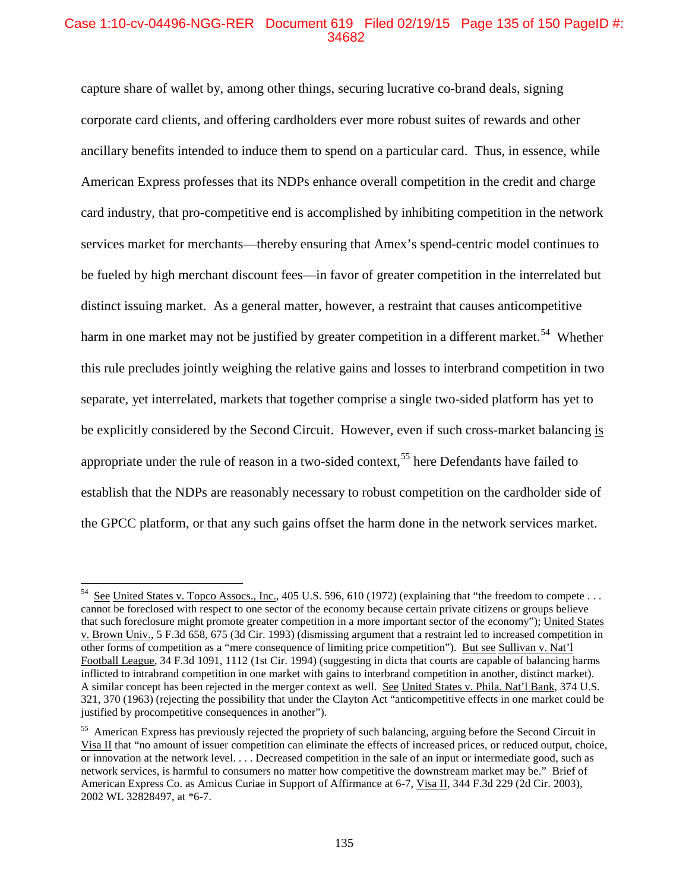capture share of wallet by, among other things, securing lucrative co-brand deals, signing corporate card clients, and offering cardholders ever more robust suites of rewards and other ancillary benefits intended to induce them to spend on a particular card. Thus, in essence, while American Express professes that its NDPs enhance overall competition in the credit and charge card industry, that pro-competitive end is accomplished by inhibiting competition in the network services market for merchants—thereby ensuring that Amex's spend-centric model continues to be fueled by high merchant discount fees—in favor of greater competition in the interrelated but distinct issuing market. As a general matter, however, a restraint that causes anticompetitive harm in one market may not be justified by greater competition in a different market.[54] Whether this rule precludes jointly weighing the relative gains and losses to interbrand competition in two separate, yet interrelated, markets that together comprise a single two-sided platform has yet to be explicitly considered by the Second Circuit. However, even if such cross-market balancing is appropriate under the rule of reason in a two-sided context,[55] here Defendants have failed to establish that the NDPs are reasonably necessary to robust competition on the cardholder side of the GPCC platform, or that any such gains offset the harm done in the network services market.

---

[54] See United States v. Topco Assocs., Inc., 405 U.S. 596, 610 (1972) (explaining that "the freedom to compete . . . cannot be foreclosed with respect to one sector of the economy because certain private citizens or groups believe that such foreclosure might promote greater competition in a more important sector of the economy"); United States v. Brown Univ., 5 F.3d 658, 675 (3d Cir. 1993) (dismissing argument that a restraint led to increased competition in other forms of competition as a "mere consequence of limiting price competition"). But see Sullivan v. Nat'l Football League, 34 F.3d 1091, 1112 (1st Cir. 1994) (suggesting in dicta that courts are capable of balancing harms inflicted to intrabrand competition in one market with gains to interbrand competition in another, distinct market). A similar concept has been rejected in the merger context as well. See United States v. Phila. Nat'l Bank, 374 U.S. 321, 370 (1963) (rejecting the possibility that under the Clayton Act "anticompetitive effects in one market could be justified by procompetitive consequences in another").

[55] American Express has previously rejected the propriety of such balancing, arguing before the Second Circuit in Visa II that "no amount of issuer competition can eliminate the effects of increased prices, or reduced output, choice, or innovation at the network level. . . . Decreased competition in the sale of an input or intermediate good, such as network services, is harmful to consumers no matter how competitive the downstream market may be." Brief of American Express Co. as Amicus Curiae in Support of Affirmance at 6-7, Visa II, 344 F.3d 229 (2d Cir. 2003), 2002 WL 32828497, at *6-7.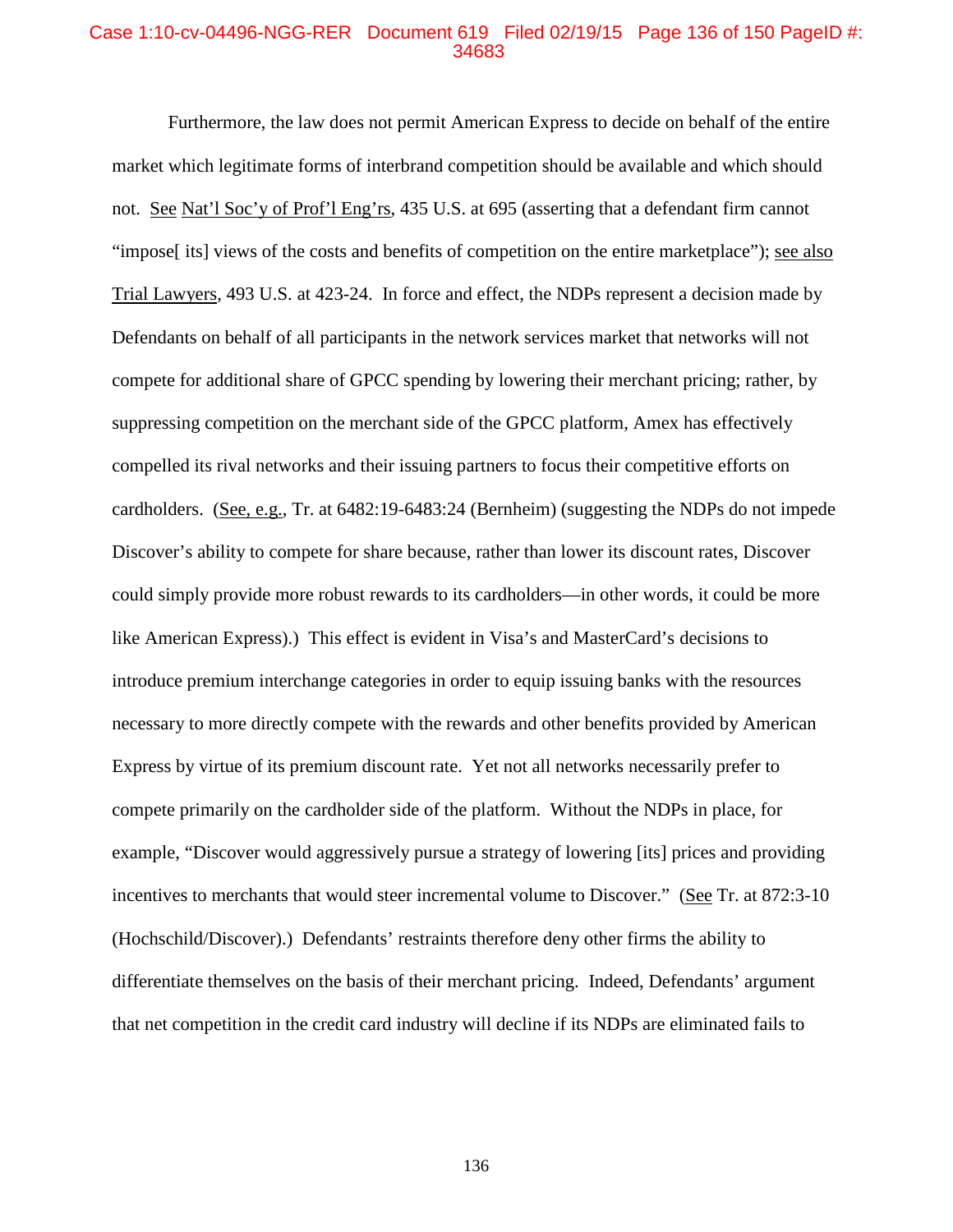Furthermore, the law does not permit American Express to decide on behalf of the entire market which legitimate forms of interbrand competition should be available and which should not. See Nat'l Soc'y of Prof'l Eng'rs, 435 U.S. at 695 (asserting that a defendant firm cannot "impose[ its] views of the costs and benefits of competition on the entire marketplace"); see also Trial Lawyers, 493 U.S. at 423-24. In force and effect, the NDPs represent a decision made by Defendants on behalf of all participants in the network services market that networks will not compete for additional share of GPCC spending by lowering their merchant pricing; rather, by suppressing competition on the merchant side of the GPCC platform, Amex has effectively compelled its rival networks and their issuing partners to focus their competitive efforts on cardholders. (See, e.g., Tr. at 6482:19-6483:24 (Bernheim) (suggesting the NDPs do not impede Discover's ability to compete for share because, rather than lower its discount rates, Discover could simply provide more robust rewards to its cardholders—in other words, it could be more like American Express).) This effect is evident in Visa's and MasterCard's decisions to introduce premium interchange categories in order to equip issuing banks with the resources necessary to more directly compete with the rewards and other benefits provided by American Express by virtue of its premium discount rate. Yet not all networks necessarily prefer to compete primarily on the cardholder side of the platform. Without the NDPs in place, for example, "Discover would aggressively pursue a strategy of lowering [its] prices and providing incentives to merchants that would steer incremental volume to Discover." (See Tr. at 872:3-10 (Hochschild/Discover).) Defendants' restraints therefore deny other firms the ability to differentiate themselves on the basis of their merchant pricing. Indeed, Defendants' argument that net competition in the credit card industry will decline if its NDPs are eliminated fails to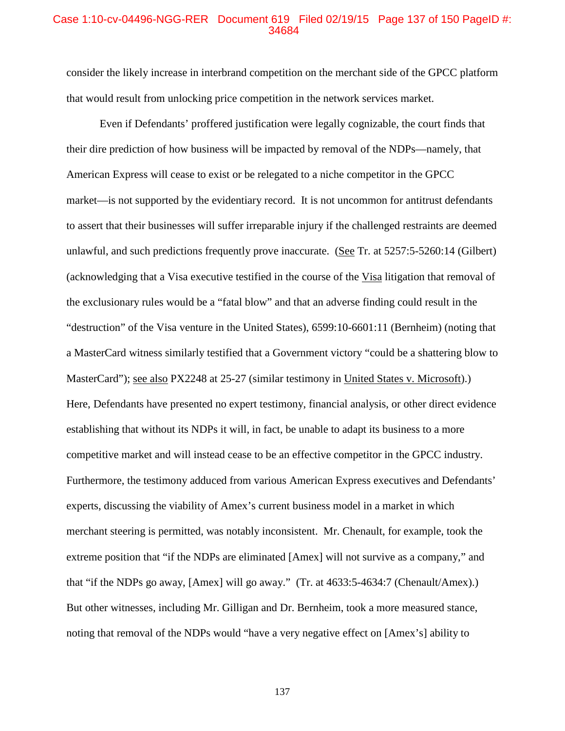consider the likely increase in interbrand competition on the merchant side of the GPCC platform that would result from unlocking price competition in the network services market.

Even if Defendants' proffered justification were legally cognizable, the court finds that their dire prediction of how business will be impacted by removal of the NDPs—namely, that American Express will cease to exist or be relegated to a niche competitor in the GPCC market—is not supported by the evidentiary record. It is not uncommon for antitrust defendants to assert that their businesses will suffer irreparable injury if the challenged restraints are deemed unlawful, and such predictions frequently prove inaccurate. (See Tr. at 5257:5-5260:14 (Gilbert) (acknowledging that a Visa executive testified in the course of the Visa litigation that removal of the exclusionary rules would be a "fatal blow" and that an adverse finding could result in the "destruction" of the Visa venture in the United States), 6599:10-6601:11 (Bernheim) (noting that a MasterCard witness similarly testified that a Government victory "could be a shattering blow to MasterCard"); see also PX2248 at 25-27 (similar testimony in United States v. Microsoft).) Here, Defendants have presented no expert testimony, financial analysis, or other direct evidence establishing that without its NDPs it will, in fact, be unable to adapt its business to a more competitive market and will instead cease to be an effective competitor in the GPCC industry. Furthermore, the testimony adduced from various American Express executives and Defendants' experts, discussing the viability of Amex's current business model in a market in which merchant steering is permitted, was notably inconsistent. Mr. Chenault, for example, took the extreme position that "if the NDPs are eliminated [Amex] will not survive as a company," and that "if the NDPs go away, [Amex] will go away." (Tr. at 4633:5-4634:7 (Chenault/Amex).) But other witnesses, including Mr. Gilligan and Dr. Bernheim, took a more measured stance, noting that removal of the NDPs would "have a very negative effect on [Amex's] ability to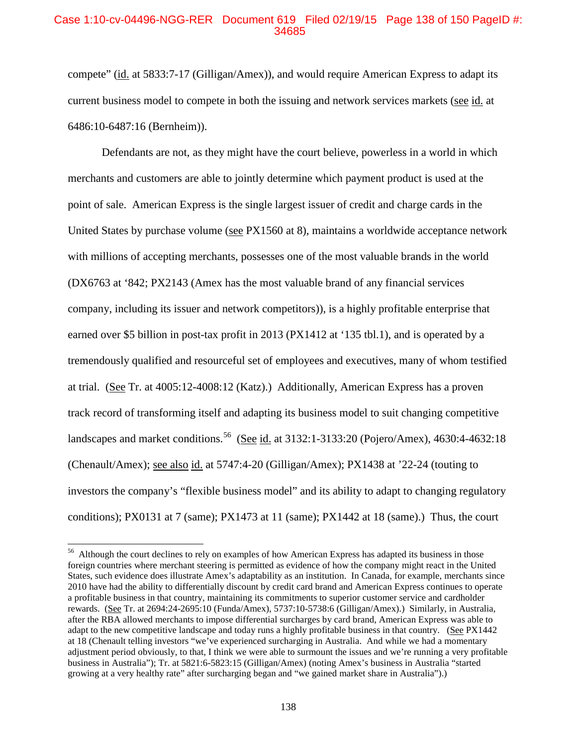compete" (id. at 5833:7-17 (Gilligan/Amex)), and would require American Express to adapt its current business model to compete in both the issuing and network services markets (see id. at 6486:10-6487:16 (Bernheim)).

Defendants are not, as they might have the court believe, powerless in a world in which merchants and customers are able to jointly determine which payment product is used at the point of sale. American Express is the single largest issuer of credit and charge cards in the United States by purchase volume (see PX1560 at 8), maintains a worldwide acceptance network with millions of accepting merchants, possesses one of the most valuable brands in the world (DX6763 at '842; PX2143 (Amex has the most valuable brand of any financial services company, including its issuer and network competitors)), is a highly profitable enterprise that earned over $5 billion in post-tax profit in 2013 (PX1412 at '135 tbl.1), and is operated by a tremendously qualified and resourceful set of employees and executives, many of whom testified at trial. (See Tr. at 4005:12-4008:12 (Katz).) Additionally, American Express has a proven track record of transforming itself and adapting its business model to suit changing competitive landscapes and market conditions.[56] (See id. at 3132:1-3133:20 (Pojero/Amex), 4630:4-4632:18 (Chenault/Amex); see also id. at 5747:4-20 (Gilligan/Amex); PX1438 at '22-24 (touting to investors the company's "flexible business model" and its ability to adapt to changing regulatory conditions); PX0131 at 7 (same); PX1473 at 11 (same); PX1442 at 18 (same).) Thus, the court

[56] Although the court declines to rely on examples of how American Express has adapted its business in those foreign countries where merchant steering is permitted as evidence of how the company might react in the United States, such evidence does illustrate Amex's adaptability as an institution. In Canada, for example, merchants since 2010 have had the ability to differentially discount by credit card brand and American Express continues to operate a profitable business in that country, maintaining its commitments to superior customer service and cardholder rewards. (See Tr. at 2694:24-2695:10 (Funda/Amex), 5737:10-5738:6 (Gilligan/Amex).) Similarly, in Australia, after the RBA allowed merchants to impose differential surcharges by card brand, American Express was able to adapt to the new competitive landscape and today runs a highly profitable business in that country. (See PX1442 at 18 (Chenault telling investors "we've experienced surcharging in Australia. And while we had a momentary adjustment period obviously, to that, I think we were able to surmount the issues and we're running a very profitable business in Australia"); Tr. at 5821:6-5823:15 (Gilligan/Amex) (noting Amex's business in Australia "started growing at a very healthy rate" after surcharging began and "we gained market share in Australia").)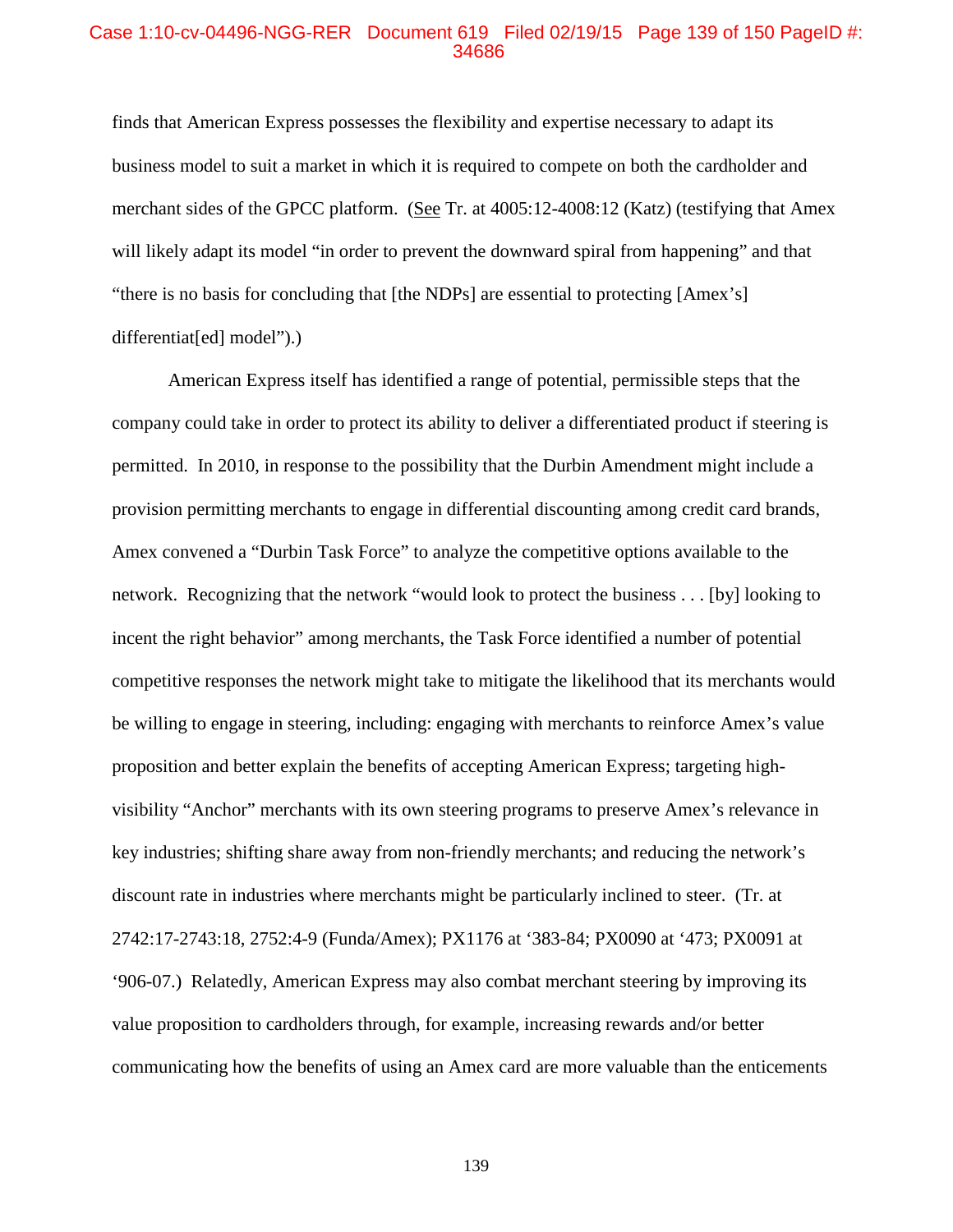finds that American Express possesses the flexibility and expertise necessary to adapt its business model to suit a market in which it is required to compete on both the cardholder and merchant sides of the GPCC platform. (See Tr. at 4005:12-4008:12 (Katz) (testifying that Amex will likely adapt its model "in order to prevent the downward spiral from happening" and that "there is no basis for concluding that [the NDPs] are essential to protecting [Amex's] differentiat[ed] model").)

American Express itself has identified a range of potential, permissible steps that the company could take in order to protect its ability to deliver a differentiated product if steering is permitted. In 2010, in response to the possibility that the Durbin Amendment might include a provision permitting merchants to engage in differential discounting among credit card brands, Amex convened a "Durbin Task Force" to analyze the competitive options available to the network. Recognizing that the network "would look to protect the business . . . [by] looking to incent the right behavior" among merchants, the Task Force identified a number of potential competitive responses the network might take to mitigate the likelihood that its merchants would be willing to engage in steering, including: engaging with merchants to reinforce Amex's value proposition and better explain the benefits of accepting American Express; targeting high-visibility "Anchor" merchants with its own steering programs to preserve Amex's relevance in key industries; shifting share away from non-friendly merchants; and reducing the network's discount rate in industries where merchants might be particularly inclined to steer. (Tr. at 2742:17-2743:18, 2752:4-9 (Funda/Amex); PX1176 at '383-84; PX0090 at '473; PX0091 at '906-07.) Relatedly, American Express may also combat merchant steering by improving its value proposition to cardholders through, for example, increasing rewards and/or better communicating how the benefits of using an Amex card are more valuable than the enticements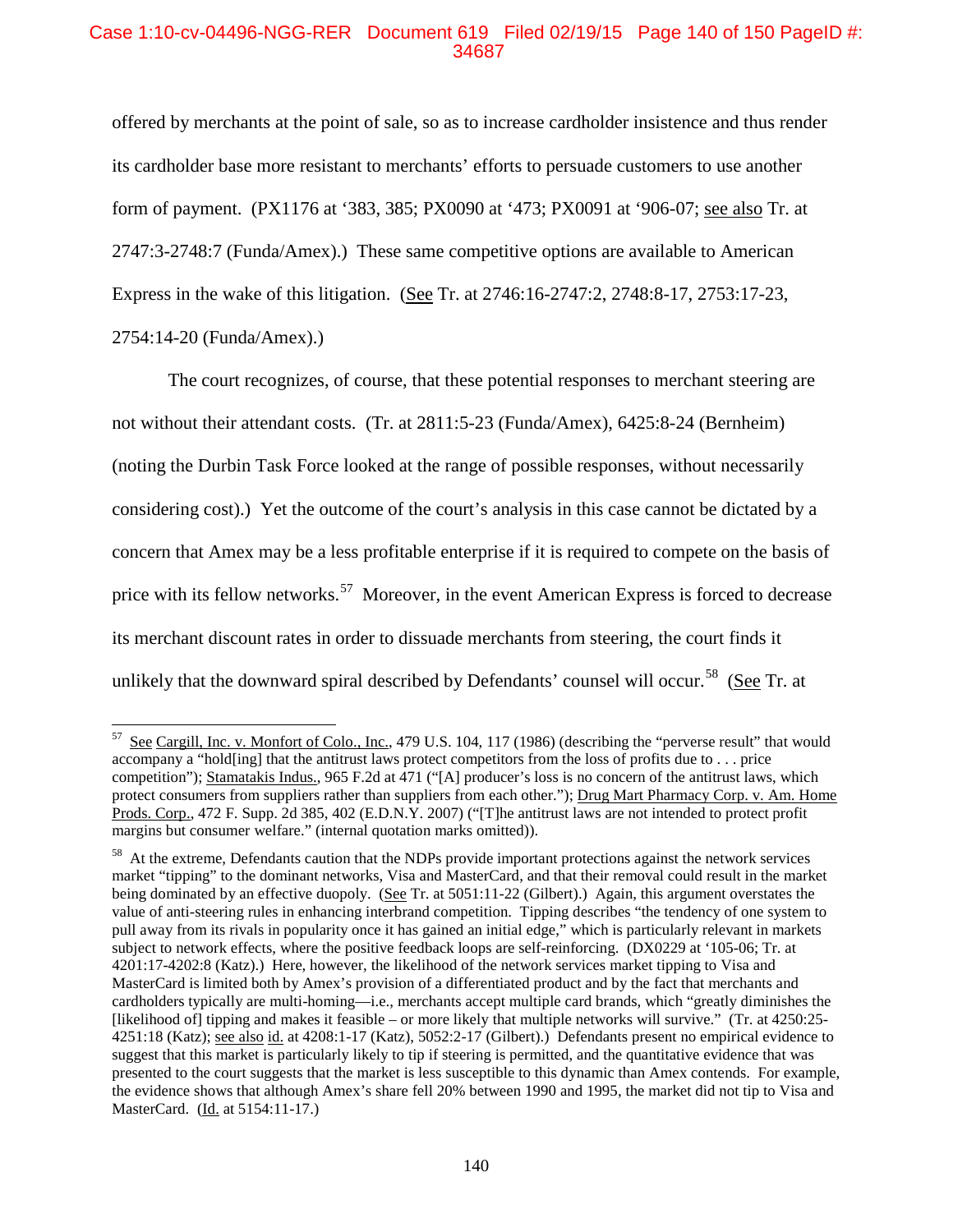offered by merchants at the point of sale, so as to increase cardholder insistence and thus render its cardholder base more resistant to merchants' efforts to persuade customers to use another form of payment. (PX1176 at '383, 385; PX0090 at '473; PX0091 at '906-07; see also Tr. at 2747:3-2748:7 (Funda/Amex).) These same competitive options are available to American Express in the wake of this litigation. (See Tr. at 2746:16-2747:2, 2748:8-17, 2753:17-23, 2754:14-20 (Funda/Amex).)

The court recognizes, of course, that these potential responses to merchant steering are not without their attendant costs. (Tr. at 2811:5-23 (Funda/Amex), 6425:8-24 (Bernheim) (noting the Durbin Task Force looked at the range of possible responses, without necessarily considering cost).) Yet the outcome of the court's analysis in this case cannot be dictated by a concern that Amex may be a less profitable enterprise if it is required to compete on the basis of price with its fellow networks.[57] Moreover, in the event American Express is forced to decrease its merchant discount rates in order to dissuade merchants from steering, the court finds it unlikely that the downward spiral described by Defendants' counsel will occur.[58] (See Tr. at

---

[57] See Cargill, Inc. v. Monfort of Colo., Inc., 479 U.S. 104, 117 (1986) (describing the "perverse result" that would accompany a "hold[ing] that the antitrust laws protect competitors from the loss of profits due to . . . price competition"); Stamatakis Indus., 965 F.2d at 471 ("[A] producer's loss is no concern of the antitrust laws, which protect consumers from suppliers rather than suppliers from each other."); Drug Mart Pharmacy Corp. v. Am. Home Prods. Corp., 472 F. Supp. 2d 385, 402 (E.D.N.Y. 2007) ("[T]he antitrust laws are not intended to protect profit margins but consumer welfare." (internal quotation marks omitted)).

[58] At the extreme, Defendants caution that the NDPs provide important protections against the network services market "tipping" to the dominant networks, Visa and MasterCard, and that their removal could result in the market being dominated by an effective duopoly. (See Tr. at 5051:11-22 (Gilbert).) Again, this argument overstates the value of anti-steering rules in enhancing interbrand competition. Tipping describes "the tendency of one system to pull away from its rivals in popularity once it has gained an initial edge," which is particularly relevant in markets subject to network effects, where the positive feedback loops are self-reinforcing. (DX0229 at '105-06; Tr. at 4201:17-4202:8 (Katz).) Here, however, the likelihood of the network services market tipping to Visa and MasterCard is limited both by Amex's provision of a differentiated product and by the fact that merchants and cardholders typically are multi-homing—i.e., merchants accept multiple card brands, which "greatly diminishes the [likelihood of] tipping and makes it feasible – or more likely that multiple networks will survive." (Tr. at 4250:25-4251:18 (Katz); see also id. at 4208:1-17 (Katz), 5052:2-17 (Gilbert).) Defendants present no empirical evidence to suggest that this market is particularly likely to tip if steering is permitted, and the quantitative evidence that was presented to the court suggests that the market is less susceptible to this dynamic than Amex contends. For example, the evidence shows that although Amex's share fell 20% between 1990 and 1995, the market did not tip to Visa and MasterCard. (Id. at 5154:11-17.)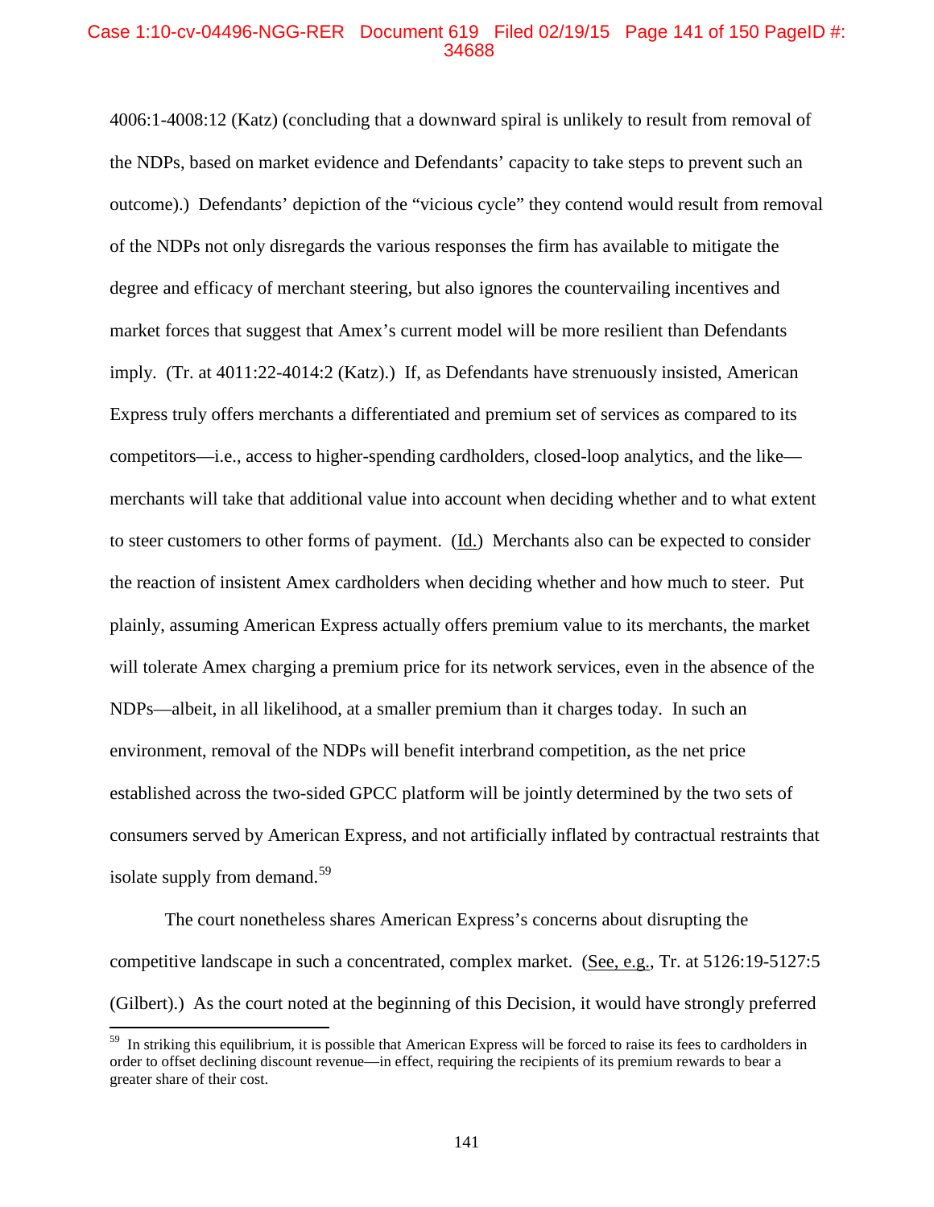4006:1-4008:12 (Katz) (concluding that a downward spiral is unlikely to result from removal of the NDPs, based on market evidence and Defendants' capacity to take steps to prevent such an outcome).) Defendants' depiction of the "vicious cycle" they contend would result from removal of the NDPs not only disregards the various responses the firm has available to mitigate the degree and efficacy of merchant steering, but also ignores the countervailing incentives and market forces that suggest that Amex's current model will be more resilient than Defendants imply. (Tr. at 4011:22-4014:2 (Katz).) If, as Defendants have strenuously insisted, American Express truly offers merchants a differentiated and premium set of services as compared to its competitors—i.e., access to higher-spending cardholders, closed-loop analytics, and the like—merchants will take that additional value into account when deciding whether and to what extent to steer customers to other forms of payment. (Id.) Merchants also can be expected to consider the reaction of insistent Amex cardholders when deciding whether and how much to steer. Put plainly, assuming American Express actually offers premium value to its merchants, the market will tolerate Amex charging a premium price for its network services, even in the absence of the NDPs—albeit, in all likelihood, at a smaller premium than it charges today. In such an environment, removal of the NDPs will benefit interbrand competition, as the net price established across the two-sided GPCC platform will be jointly determined by the two sets of consumers served by American Express, and not artificially inflated by contractual restraints that isolate supply from demand.[59]

The court nonetheless shares American Express's concerns about disrupting the competitive landscape in such a concentrated, complex market. (See, e.g., Tr. at 5126:19-5127:5 (Gilbert).) As the court noted at the beginning of this Decision, it would have strongly preferred

[59] In striking this equilibrium, it is possible that American Express will be forced to raise its fees to cardholders in order to offset declining discount revenue—in effect, requiring the recipients of its premium rewards to bear a greater share of their cost.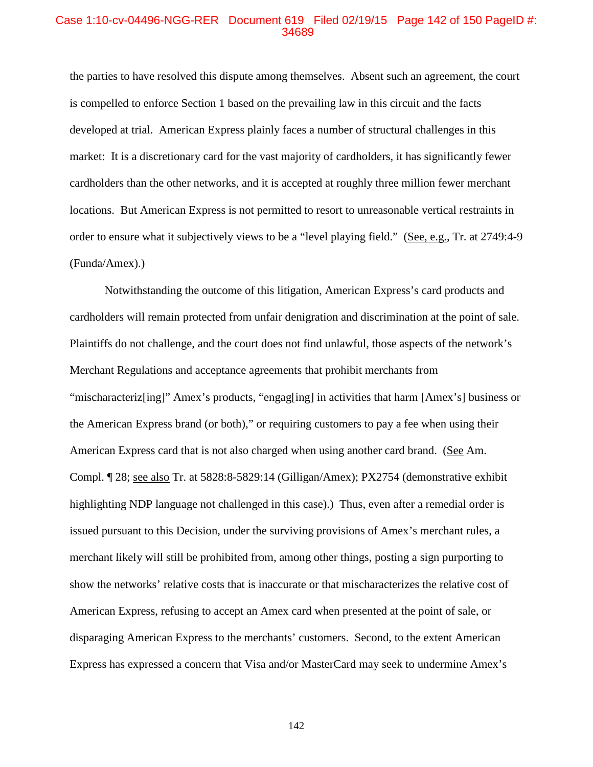the parties to have resolved this dispute among themselves. Absent such an agreement, the court is compelled to enforce Section 1 based on the prevailing law in this circuit and the facts developed at trial. American Express plainly faces a number of structural challenges in this market: It is a discretionary card for the vast majority of cardholders, it has significantly fewer cardholders than the other networks, and it is accepted at roughly three million fewer merchant locations. But American Express is not permitted to resort to unreasonable vertical restraints in order to ensure what it subjectively views to be a "level playing field." (See, e.g., Tr. at 2749:4-9 (Funda/Amex).)

Notwithstanding the outcome of this litigation, American Express's card products and cardholders will remain protected from unfair denigration and discrimination at the point of sale. Plaintiffs do not challenge, and the court does not find unlawful, those aspects of the network's Merchant Regulations and acceptance agreements that prohibit merchants from "mischaracteriz[ing]" Amex's products, "engag[ing] in activities that harm [Amex's] business or the American Express brand (or both)," or requiring customers to pay a fee when using their American Express card that is not also charged when using another card brand. (See Am. Compl. ¶ 28; see also Tr. at 5828:8-5829:14 (Gilligan/Amex); PX2754 (demonstrative exhibit highlighting NDP language not challenged in this case).) Thus, even after a remedial order is issued pursuant to this Decision, under the surviving provisions of Amex's merchant rules, a merchant likely will still be prohibited from, among other things, posting a sign purporting to show the networks' relative costs that is inaccurate or that mischaracterizes the relative cost of American Express, refusing to accept an Amex card when presented at the point of sale, or disparaging American Express to the merchants' customers. Second, to the extent American Express has expressed a concern that Visa and/or MasterCard may seek to undermine Amex's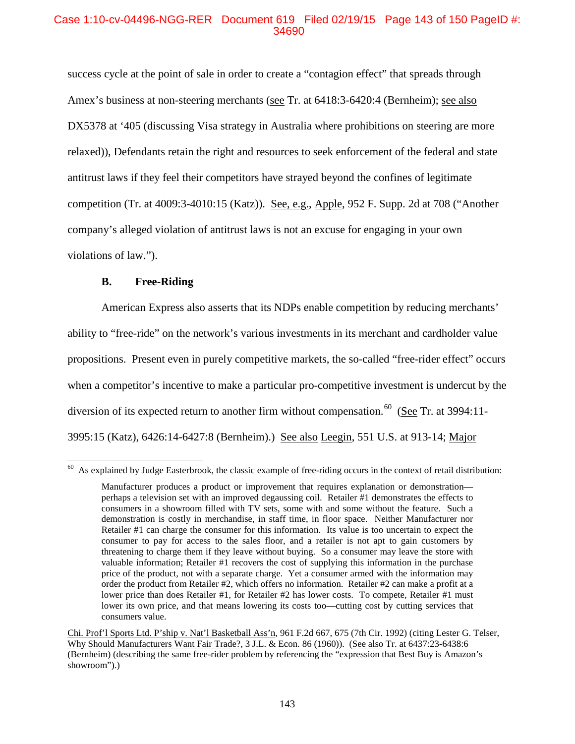success cycle at the point of sale in order to create a "contagion effect" that spreads through Amex's business at non-steering merchants (see Tr. at 6418:3-6420:4 (Bernheim); see also DX5378 at '405 (discussing Visa strategy in Australia where prohibitions on steering are more relaxed)), Defendants retain the right and resources to seek enforcement of the federal and state antitrust laws if they feel their competitors have strayed beyond the confines of legitimate competition (Tr. at 4009:3-4010:15 (Katz)). See, e.g., Apple, 952 F. Supp. 2d at 708 ("Another company's alleged violation of antitrust laws is not an excuse for engaging in your own violations of law.").

### B. Free-Riding

American Express also asserts that its NDPs enable competition by reducing merchants' ability to "free-ride" on the network's various investments in its merchant and cardholder value propositions. Present even in purely competitive markets, the so-called "free-rider effect" occurs when a competitor's incentive to make a particular pro-competitive investment is undercut by the diversion of its expected return to another firm without compensation.[60] (See Tr. at 3994:11-3995:15 (Katz), 6426:14-6427:8 (Bernheim).) See also Leegin, 551 U.S. at 913-14; Major

---

[60] As explained by Judge Easterbrook, the classic example of free-riding occurs in the context of retail distribution:

> Manufacturer produces a product or improvement that requires explanation or demonstration—perhaps a television set with an improved degaussing coil. Retailer #1 demonstrates the effects to consumers in a showroom filled with TV sets, some with and some without the feature. Such a demonstration is costly in merchandise, in staff time, in floor space. Neither Manufacturer nor Retailer #1 can charge the consumer for this information. Its value is too uncertain to expect the consumer to pay for access to the sales floor, and a retailer is not apt to gain customers by threatening to charge them if they leave without buying. So a consumer may leave the store with valuable information; Retailer #1 recovers the cost of supplying this information in the purchase price of the product, not with a separate charge. Yet a consumer armed with the information may order the product from Retailer #2, which offers no information. Retailer #2 can make a profit at a lower price than does Retailer #1, for Retailer #2 has lower costs. To compete, Retailer #1 must lower its own price, and that means lowering its costs too—cutting cost by cutting services that consumers value.

Chi. Prof'l Sports Ltd. P'ship v. Nat'l Basketball Ass'n, 961 F.2d 667, 675 (7th Cir. 1992) (citing Lester G. Telser, Why Should Manufacturers Want Fair Trade?, 3 J.L. & Econ. 86 (1960)). (See also Tr. at 6437:23-6438:6 (Bernheim) (describing the same free-rider problem by referencing the "expression that Best Buy is Amazon's showroom").)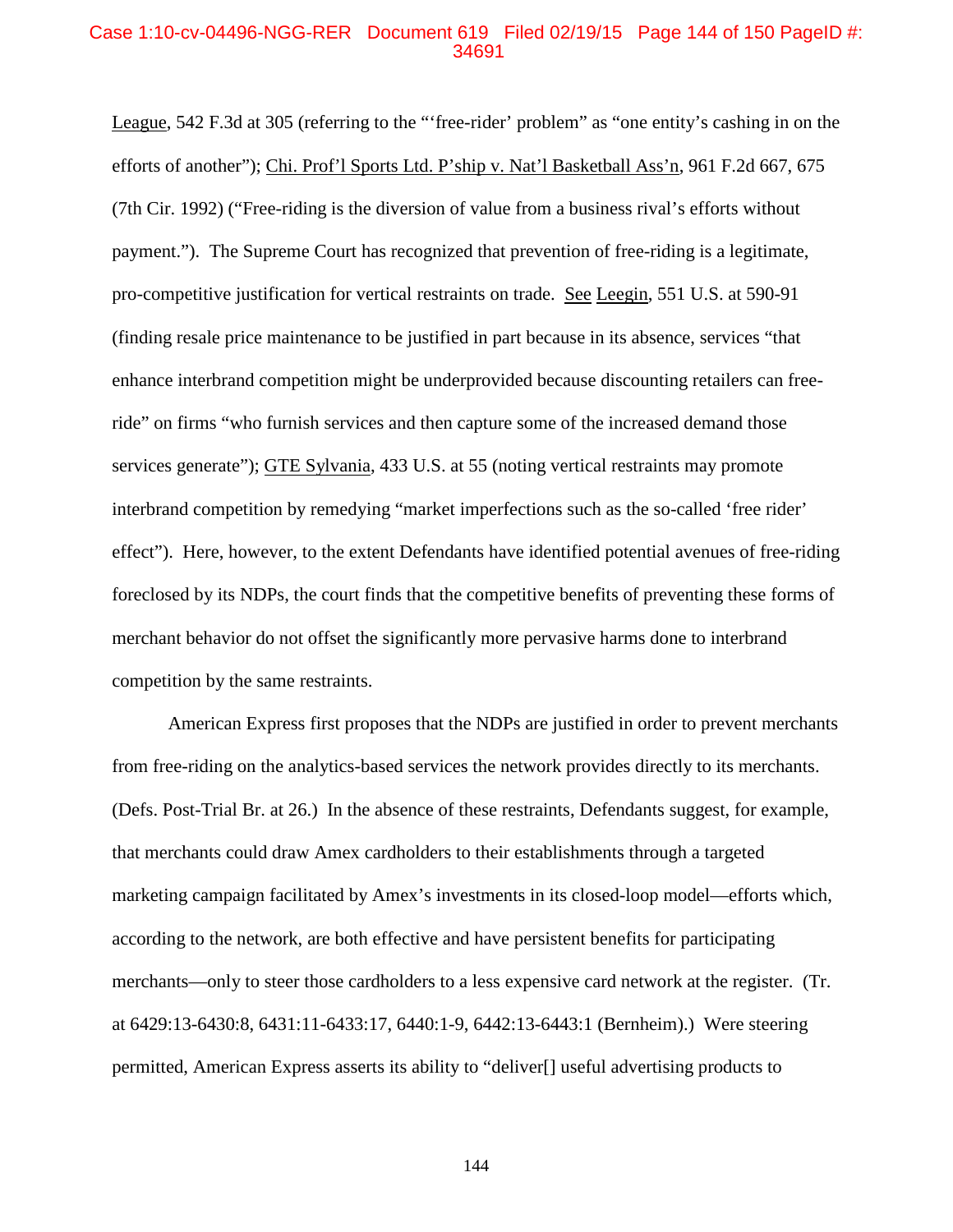League, 542 F.3d at 305 (referring to the "'free-rider' problem" as "one entity's cashing in on the efforts of another"); Chi. Prof'l Sports Ltd. P'ship v. Nat'l Basketball Ass'n, 961 F.2d 667, 675 (7th Cir. 1992) ("Free-riding is the diversion of value from a business rival's efforts without payment."). The Supreme Court has recognized that prevention of free-riding is a legitimate, pro-competitive justification for vertical restraints on trade. See Leegin, 551 U.S. at 590-91 (finding resale price maintenance to be justified in part because in its absence, services "that enhance interbrand competition might be underprovided because discounting retailers can free-ride" on firms "who furnish services and then capture some of the increased demand those services generate"); GTE Sylvania, 433 U.S. at 55 (noting vertical restraints may promote interbrand competition by remedying "market imperfections such as the so-called 'free rider' effect"). Here, however, to the extent Defendants have identified potential avenues of free-riding foreclosed by its NDPs, the court finds that the competitive benefits of preventing these forms of merchant behavior do not offset the significantly more pervasive harms done to interbrand competition by the same restraints.

American Express first proposes that the NDPs are justified in order to prevent merchants from free-riding on the analytics-based services the network provides directly to its merchants. (Defs. Post-Trial Br. at 26.) In the absence of these restraints, Defendants suggest, for example, that merchants could draw Amex cardholders to their establishments through a targeted marketing campaign facilitated by Amex's investments in its closed-loop model—efforts which, according to the network, are both effective and have persistent benefits for participating merchants—only to steer those cardholders to a less expensive card network at the register. (Tr. at 6429:13-6430:8, 6431:11-6433:17, 6440:1-9, 6442:13-6443:1 (Bernheim).) Were steering permitted, American Express asserts its ability to "deliver[] useful advertising products to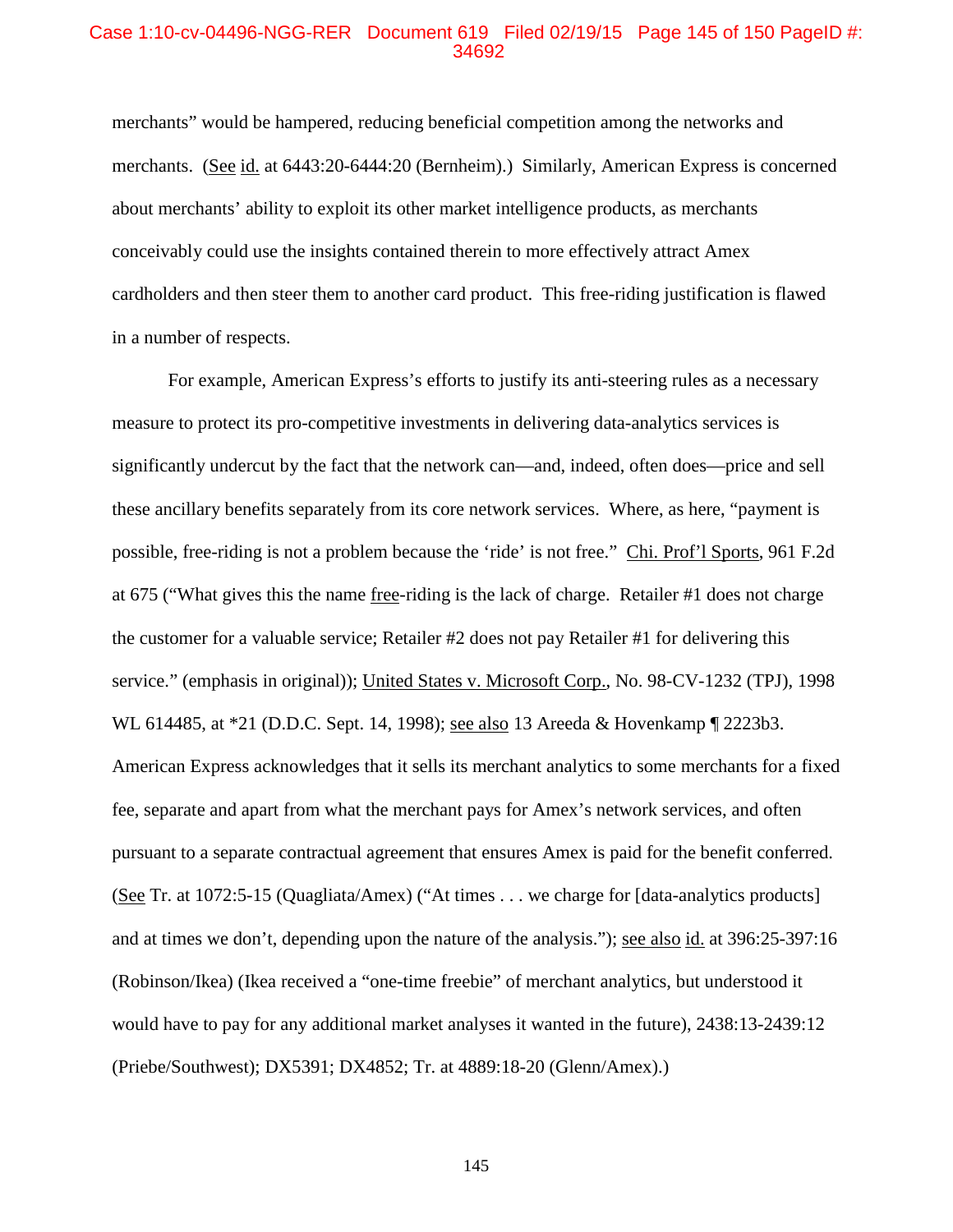merchants" would be hampered, reducing beneficial competition among the networks and merchants. (See id. at 6443:20-6444:20 (Bernheim).) Similarly, American Express is concerned about merchants' ability to exploit its other market intelligence products, as merchants conceivably could use the insights contained therein to more effectively attract Amex cardholders and then steer them to another card product. This free-riding justification is flawed in a number of respects.

For example, American Express's efforts to justify its anti-steering rules as a necessary measure to protect its pro-competitive investments in delivering data-analytics services is significantly undercut by the fact that the network can—and, indeed, often does—price and sell these ancillary benefits separately from its core network services. Where, as here, "payment is possible, free-riding is not a problem because the 'ride' is not free." Chi. Prof'l Sports, 961 F.2d at 675 ("What gives this the name free-riding is the lack of charge. Retailer #1 does not charge the customer for a valuable service; Retailer #2 does not pay Retailer #1 for delivering this service." (emphasis in original)); United States v. Microsoft Corp., No. 98-CV-1232 (TPJ), 1998 WL 614485, at *21 (D.D.C. Sept. 14, 1998); see also 13 Areeda & Hovenkamp ¶ 2223b3. American Express acknowledges that it sells its merchant analytics to some merchants for a fixed fee, separate and apart from what the merchant pays for Amex's network services, and often pursuant to a separate contractual agreement that ensures Amex is paid for the benefit conferred. (See Tr. at 1072:5-15 (Quagliata/Amex) ("At times . . . we charge for [data-analytics products] and at times we don't, depending upon the nature of the analysis."); see also id. at 396:25-397:16 (Robinson/Ikea) (Ikea received a "one-time freebie" of merchant analytics, but understood it would have to pay for any additional market analyses it wanted in the future), 2438:13-2439:12 (Priebe/Southwest); DX5391; DX4852; Tr. at 4889:18-20 (Glenn/Amex).)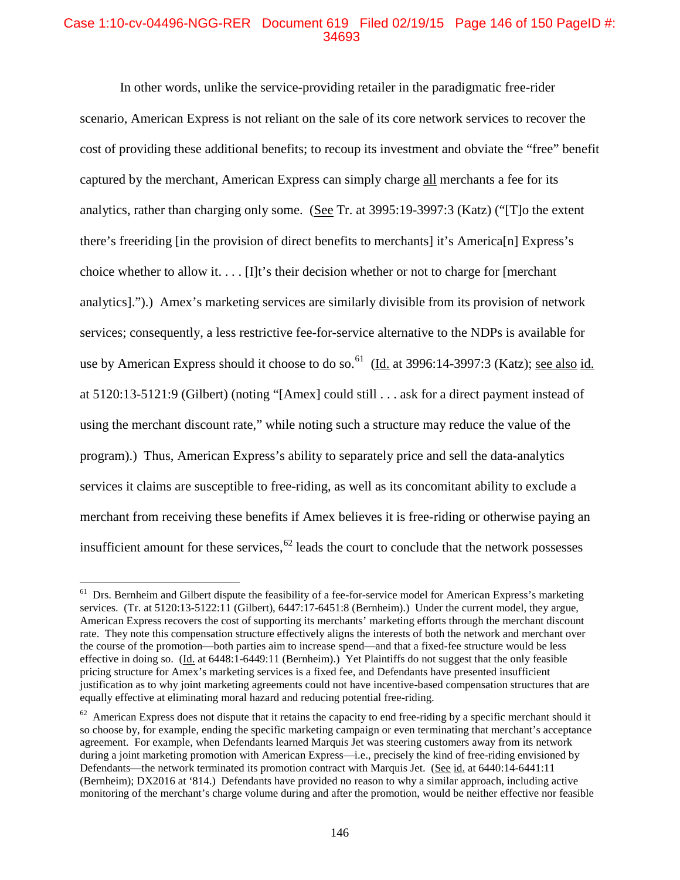In other words, unlike the service-providing retailer in the paradigmatic free-rider scenario, American Express is not reliant on the sale of its core network services to recover the cost of providing these additional benefits; to recoup its investment and obviate the "free" benefit captured by the merchant, American Express can simply charge all merchants a fee for its analytics, rather than charging only some. (See Tr. at 3995:19-3997:3 (Katz) ("[T]o the extent there's freeriding [in the provision of direct benefits to merchants] it's America[n] Express's choice whether to allow it. . . . [I]t's their decision whether or not to charge for [merchant analytics].").) Amex's marketing services are similarly divisible from its provision of network services; consequently, a less restrictive fee-for-service alternative to the NDPs is available for use by American Express should it choose to do so.[61] (Id. at 3996:14-3997:3 (Katz); see also id. at 5120:13-5121:9 (Gilbert) (noting "[Amex] could still . . . ask for a direct payment instead of using the merchant discount rate," while noting such a structure may reduce the value of the program).) Thus, American Express's ability to separately price and sell the data-analytics services it claims are susceptible to free-riding, as well as its concomitant ability to exclude a merchant from receiving these benefits if Amex believes it is free-riding or otherwise paying an insufficient amount for these services,[62] leads the court to conclude that the network possesses

[61] Drs. Bernheim and Gilbert dispute the feasibility of a fee-for-service model for American Express's marketing services. (Tr. at 5120:13-5122:11 (Gilbert), 6447:17-6451:8 (Bernheim).) Under the current model, they argue, American Express recovers the cost of supporting its merchants' marketing efforts through the merchant discount rate. They note this compensation structure effectively aligns the interests of both the network and merchant over the course of the promotion—both parties aim to increase spend—and that a fixed-fee structure would be less effective in doing so. (Id. at 6448:1-6449:11 (Bernheim).) Yet Plaintiffs do not suggest that the only feasible pricing structure for Amex's marketing services is a fixed fee, and Defendants have presented insufficient justification as to why joint marketing agreements could not have incentive-based compensation structures that are equally effective at eliminating moral hazard and reducing potential free-riding.

[62] American Express does not dispute that it retains the capacity to end free-riding by a specific merchant should it so choose by, for example, ending the specific marketing campaign or even terminating that merchant's acceptance agreement. For example, when Defendants learned Marquis Jet was steering customers away from its network during a joint marketing promotion with American Express—i.e., precisely the kind of free-riding envisioned by Defendants—the network terminated its promotion contract with Marquis Jet. (See id. at 6440:14-6441:11 (Bernheim); DX2016 at '814.) Defendants have provided no reason to why a similar approach, including active monitoring of the merchant's charge volume during and after the promotion, would be neither effective nor feasible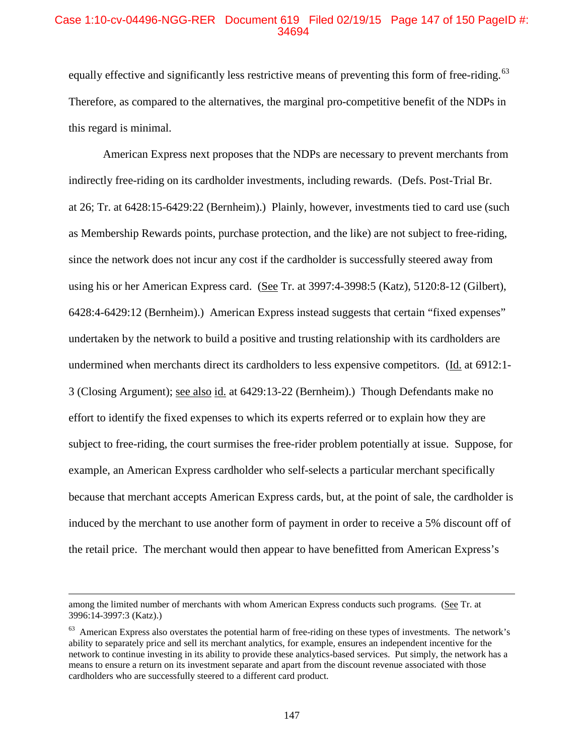equally effective and significantly less restrictive means of preventing this form of free-riding.[63] Therefore, as compared to the alternatives, the marginal pro-competitive benefit of the NDPs in this regard is minimal.

American Express next proposes that the NDPs are necessary to prevent merchants from indirectly free-riding on its cardholder investments, including rewards. (Defs. Post-Trial Br. at 26; Tr. at 6428:15-6429:22 (Bernheim).) Plainly, however, investments tied to card use (such as Membership Rewards points, purchase protection, and the like) are not subject to free-riding, since the network does not incur any cost if the cardholder is successfully steered away from using his or her American Express card. (See Tr. at 3997:4-3998:5 (Katz), 5120:8-12 (Gilbert), 6428:4-6429:12 (Bernheim).) American Express instead suggests that certain "fixed expenses" undertaken by the network to build a positive and trusting relationship with its cardholders are undermined when merchants direct its cardholders to less expensive competitors. (Id. at 6912:1-3 (Closing Argument); see also id. at 6429:13-22 (Bernheim).) Though Defendants make no effort to identify the fixed expenses to which its experts referred or to explain how they are subject to free-riding, the court surmises the free-rider problem potentially at issue. Suppose, for example, an American Express cardholder who self-selects a particular merchant specifically because that merchant accepts American Express cards, but, at the point of sale, the cardholder is induced by the merchant to use another form of payment in order to receive a 5% discount off of the retail price. The merchant would then appear to have benefitted from American Express's

---

among the limited number of merchants with whom American Express conducts such programs. (See Tr. at 3996:14-3997:3 (Katz).)

[63] American Express also overstates the potential harm of free-riding on these types of investments. The network's ability to separately price and sell its merchant analytics, for example, ensures an independent incentive for the network to continue investing in its ability to provide these analytics-based services. Put simply, the network has a means to ensure a return on its investment separate and apart from the discount revenue associated with those cardholders who are successfully steered to a different card product.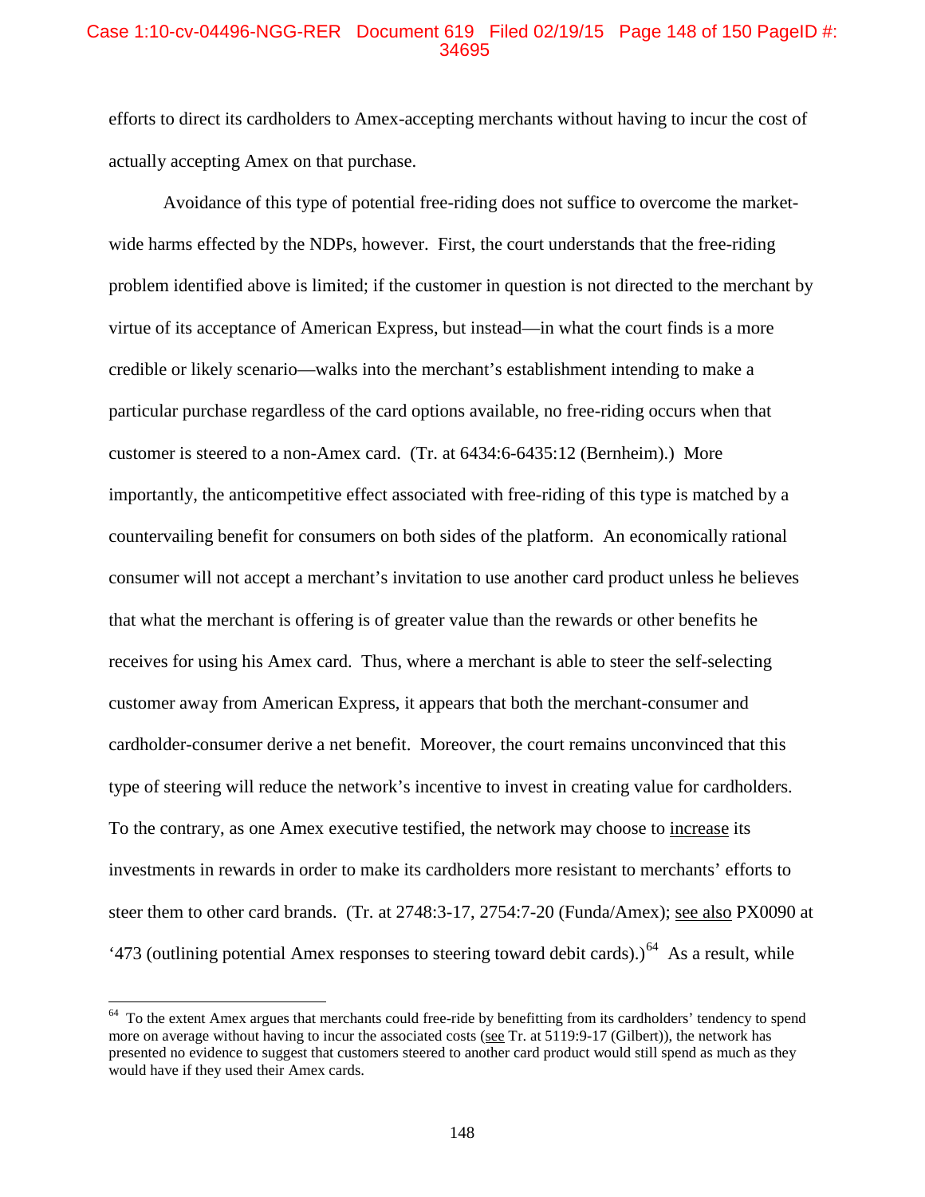efforts to direct its cardholders to Amex-accepting merchants without having to incur the cost of actually accepting Amex on that purchase.

Avoidance of this type of potential free-riding does not suffice to overcome the market-wide harms effected by the NDPs, however. First, the court understands that the free-riding problem identified above is limited; if the customer in question is not directed to the merchant by virtue of its acceptance of American Express, but instead—in what the court finds is a more credible or likely scenario—walks into the merchant's establishment intending to make a particular purchase regardless of the card options available, no free-riding occurs when that customer is steered to a non-Amex card. (Tr. at 6434:6-6435:12 (Bernheim).) More importantly, the anticompetitive effect associated with free-riding of this type is matched by a countervailing benefit for consumers on both sides of the platform. An economically rational consumer will not accept a merchant's invitation to use another card product unless he believes that what the merchant is offering is of greater value than the rewards or other benefits he receives for using his Amex card. Thus, where a merchant is able to steer the self-selecting customer away from American Express, it appears that both the merchant-consumer and cardholder-consumer derive a net benefit. Moreover, the court remains unconvinced that this type of steering will reduce the network's incentive to invest in creating value for cardholders. To the contrary, as one Amex executive testified, the network may choose to increase its investments in rewards in order to make its cardholders more resistant to merchants' efforts to steer them to other card brands. (Tr. at 2748:3-17, 2754:7-20 (Funda/Amex); see also PX0090 at '473 (outlining potential Amex responses to steering toward debit cards).)[64] As a result, while

[64] To the extent Amex argues that merchants could free-ride by benefitting from its cardholders' tendency to spend more on average without having to incur the associated costs (see Tr. at 5119:9-17 (Gilbert)), the network has presented no evidence to suggest that customers steered to another card product would still spend as much as they would have if they used their Amex cards.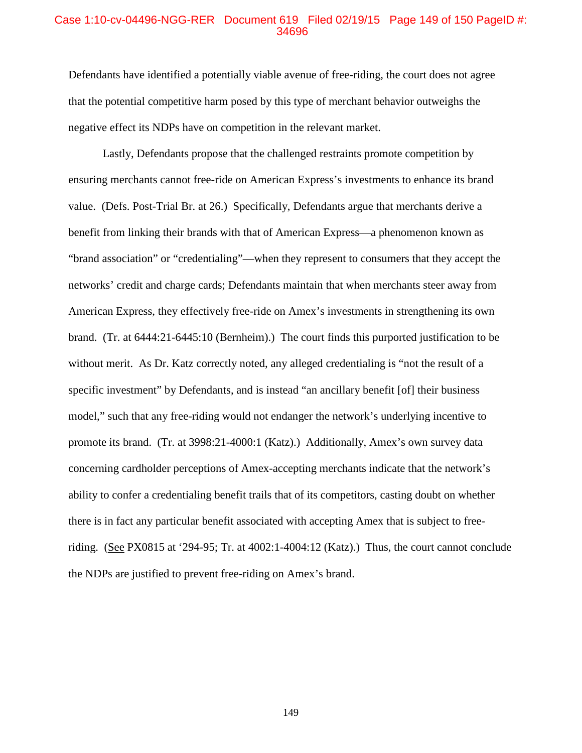Defendants have identified a potentially viable avenue of free-riding, the court does not agree that the potential competitive harm posed by this type of merchant behavior outweighs the negative effect its NDPs have on competition in the relevant market.

Lastly, Defendants propose that the challenged restraints promote competition by ensuring merchants cannot free-ride on American Express's investments to enhance its brand value. (Defs. Post-Trial Br. at 26.) Specifically, Defendants argue that merchants derive a benefit from linking their brands with that of American Express—a phenomenon known as "brand association" or "credentialing"—when they represent to consumers that they accept the networks' credit and charge cards; Defendants maintain that when merchants steer away from American Express, they effectively free-ride on Amex's investments in strengthening its own brand. (Tr. at 6444:21-6445:10 (Bernheim).) The court finds this purported justification to be without merit. As Dr. Katz correctly noted, any alleged credentialing is "not the result of a specific investment" by Defendants, and is instead "an ancillary benefit [of] their business model," such that any free-riding would not endanger the network's underlying incentive to promote its brand. (Tr. at 3998:21-4000:1 (Katz).) Additionally, Amex's own survey data concerning cardholder perceptions of Amex-accepting merchants indicate that the network's ability to confer a credentialing benefit trails that of its competitors, casting doubt on whether there is in fact any particular benefit associated with accepting Amex that is subject to free-riding. (See PX0815 at '294-95; Tr. at 4002:1-4004:12 (Katz).) Thus, the court cannot conclude the NDPs are justified to prevent free-riding on Amex's brand.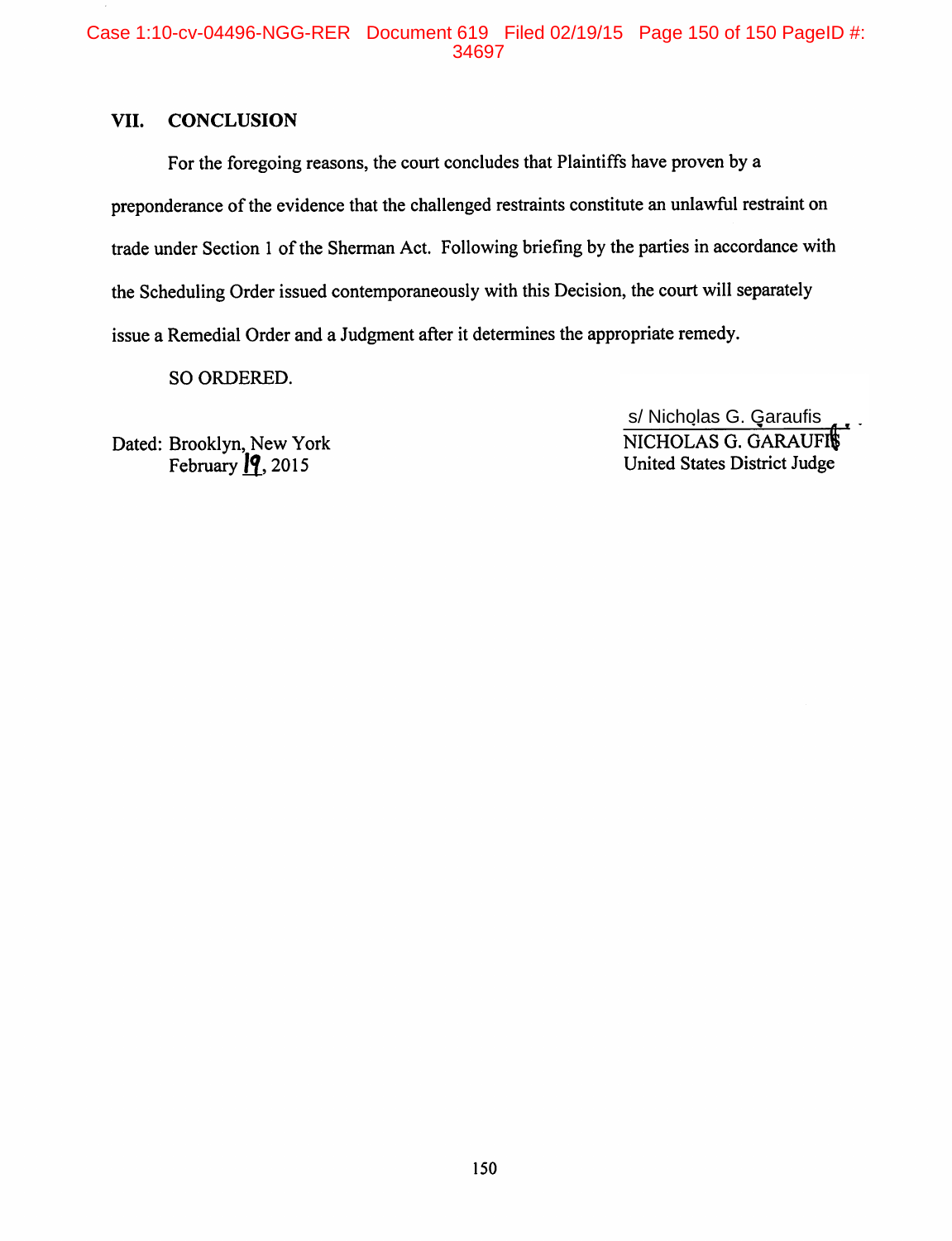## VII. CONCLUSION

For the foregoing reasons, the court concludes that Plaintiffs have proven by a preponderance of the evidence that the challenged restraints constitute an unlawful restraint on trade under Section 1 of the Sherman Act. Following briefing by the parties in accordance with the Scheduling Order issued contemporaneously with this Decision, the court will separately issue a Remedial Order and a Judgment after it determines the appropriate remedy.

SO ORDERED.

s/ Nicholas G. Garaufis
NICHOLAS G. GARAUFIS
United States District Judge

Dated: Brooklyn, New York
February 19, 2015